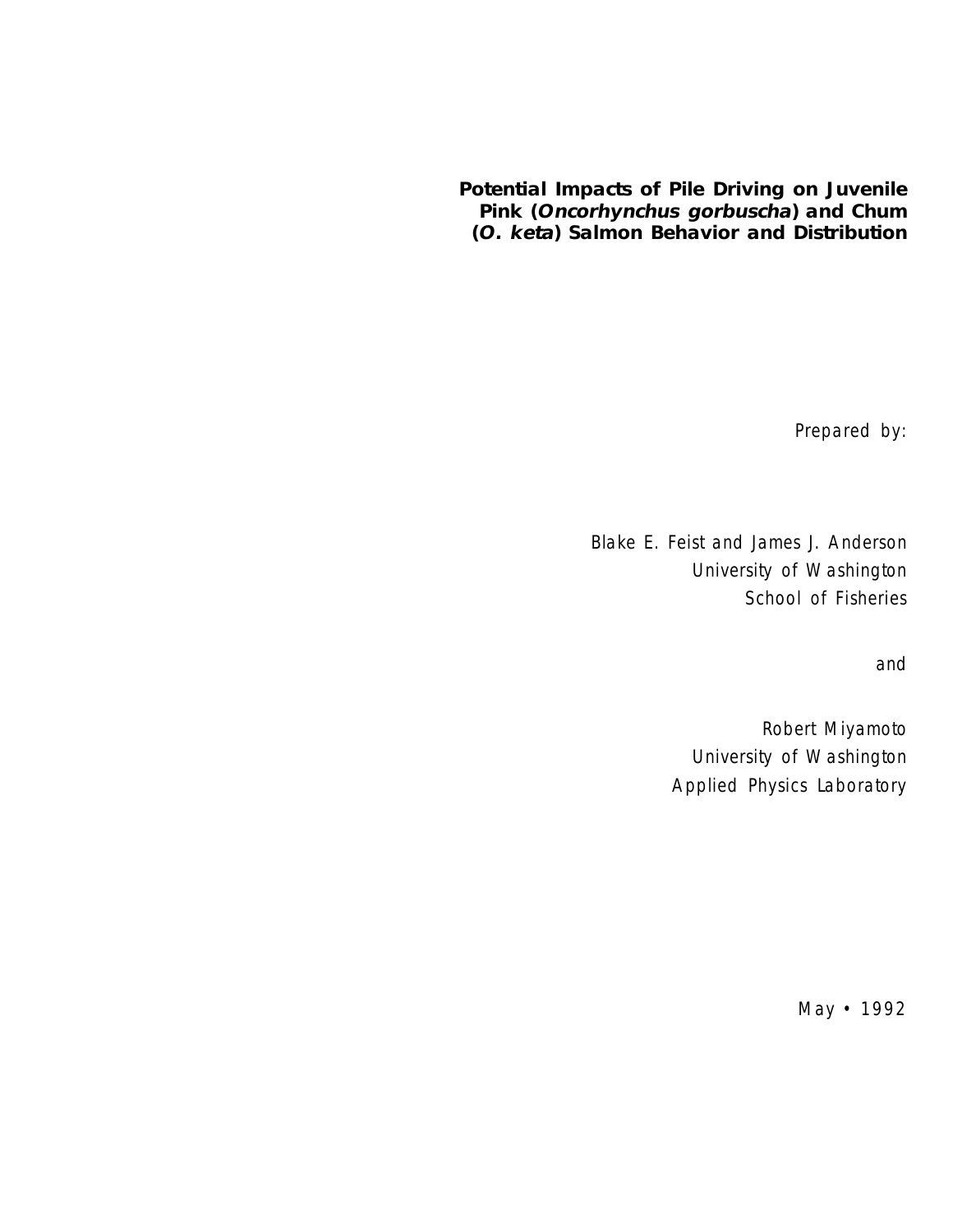# Potential Impacts of Pile Driving on Juvenile Pink (*Oncorhynchus gorbuscha*) and Chum (*O. keta*) Salmon Behavior and Distribution

Prepared by:

Blake E. Feist and James J. Anderson
University of Washington
School of Fisheries

and

Robert Miyamoto
University of Washington
Applied Physics Laboratory

May • 1992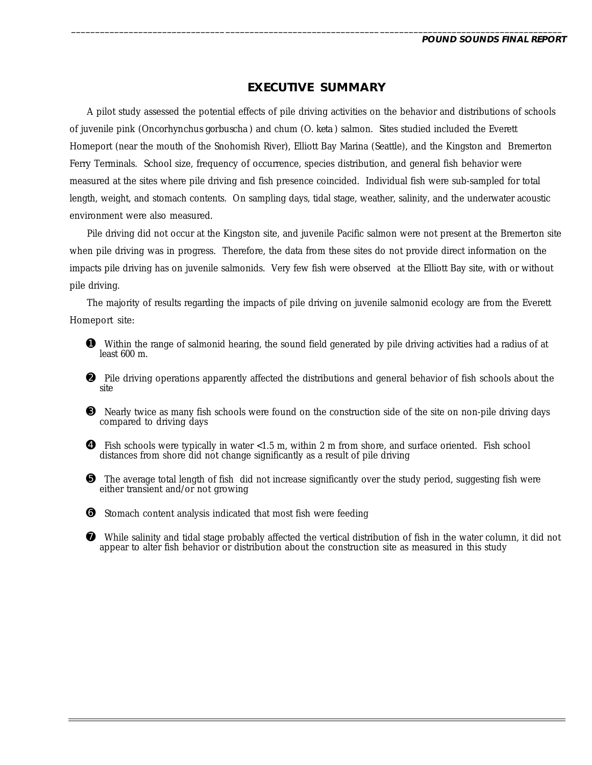## EXECUTIVE SUMMARY

A pilot study assessed the potential effects of pile driving activities on the behavior and distributions of schools of juvenile pink (*Oncorhynchus gorbuscha*) and chum (*O. keta*) salmon. Sites studied included the Everett Homeport (near the mouth of the Snohomish River), Elliott Bay Marina (Seattle), and the Kingston and Bremerton Ferry Terminals. School size, frequency of occurrence, species distribution, and general fish behavior were measured at the sites where pile driving and fish presence coincided. Individual fish were sub-sampled for total length, weight, and stomach contents. On sampling days, tidal stage, weather, salinity, and the underwater acoustic environment were also measured.

Pile driving did not occur at the Kingston site, and juvenile Pacific salmon were not present at the Bremerton site when pile driving was in progress. Therefore, the data from these sites do not provide direct information on the impacts pile driving has on juvenile salmonids. Very few fish were observed at the Elliott Bay site, with or without pile driving.

The majority of results regarding the impacts of pile driving on juvenile salmonid ecology are from the Everett Homeport site:

❶ Within the range of salmonid hearing, the sound field generated by pile driving activities had a radius of at least 600 m.

❷ Pile driving operations apparently affected the distributions and general behavior of fish schools about the site

❸ Nearly twice as many fish schools were found on the construction side of the site on non-pile driving days compared to driving days

❹ Fish schools were typically in water <1.5 m, within 2 m from shore, and surface oriented. Fish school distances from shore did not change significantly as a result of pile driving

❺ The average total length of fish did not increase significantly over the study period, suggesting fish were either transient and/or not growing

❻ Stomach content analysis indicated that most fish were feeding

❼ While salinity and tidal stage probably affected the vertical distribution of fish in the water column, it did not appear to alter fish behavior or distribution about the construction site as measured in this study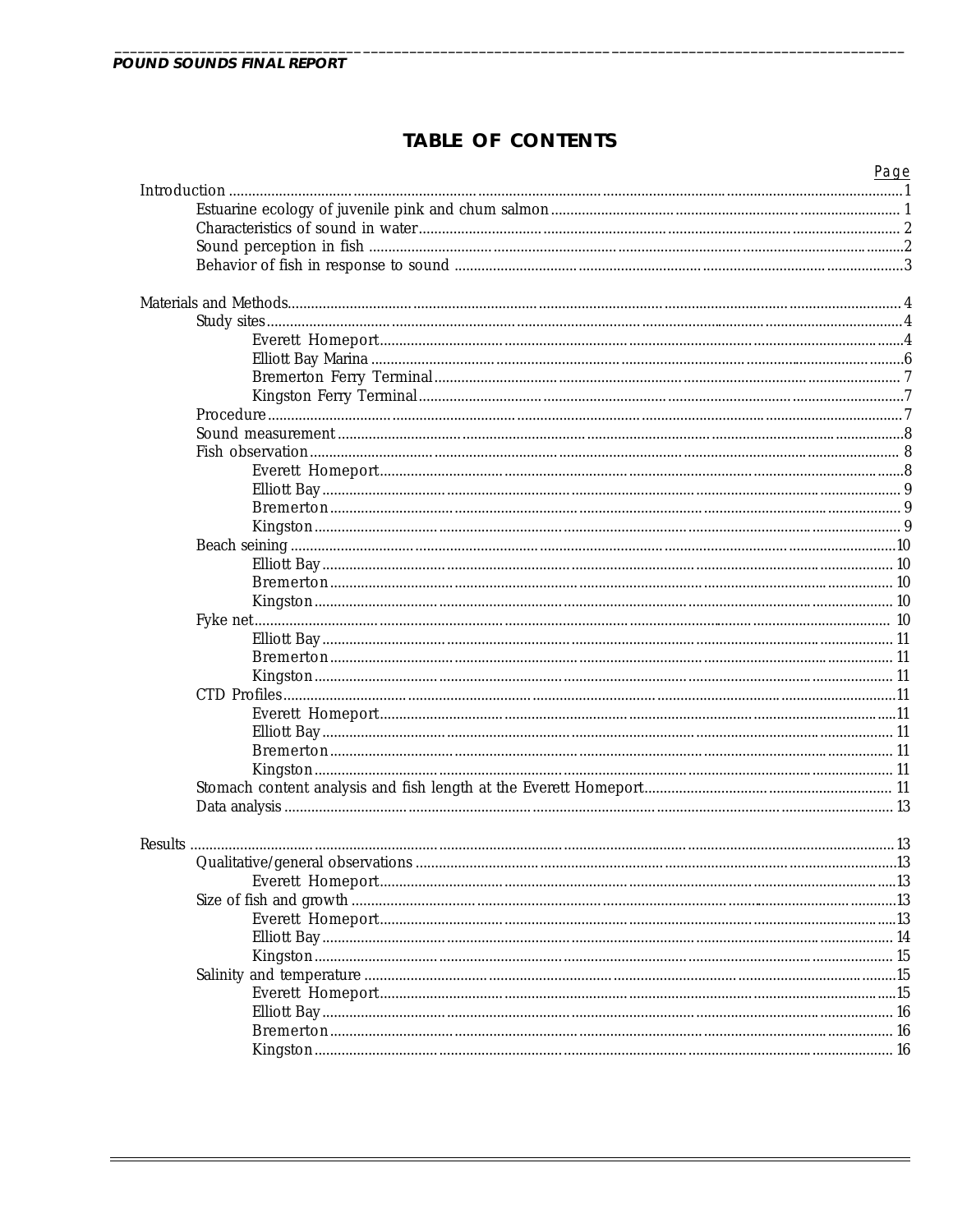# TABLE OF CONTENTS

| | Page |
|---|---|
| Introduction | 1 |
| Estuarine ecology of juvenile pink and chum salmon | 1 |
| Characteristics of sound in water | 2 |
| Sound perception in fish | 2 |
| Behavior of fish in response to sound | 3 |
| Materials and Methods | 4 |
| Study sites | 4 |
| Everett Homeport | 4 |
| Elliott Bay Marina | 6 |
| Bremerton Ferry Terminal | 7 |
| Kingston Ferry Terminal | 7 |
| Procedure | 7 |
| Sound measurement | 8 |
| Fish observation | 8 |
| Everett Homeport | 8 |
| Elliott Bay | 9 |
| Bremerton | 9 |
| Kingston | 9 |
| Beach seining | 10 |
| Elliott Bay | 10 |
| Bremerton | 10 |
| Kingston | 10 |
| Fyke net | 10 |
| Elliott Bay | 11 |
| Bremerton | 11 |
| Kingston | 11 |
| CTD Profiles | 11 |
| Everett Homeport | 11 |
| Elliott Bay | 11 |
| Bremerton | 11 |
| Kingston | 11 |
| Stomach content analysis and fish length at the Everett Homeport | 11 |
| Data analysis | 13 |
| Results | 13 |
| Qualitative/general observations | 13 |
| Everett Homeport | 13 |
| Size of fish and growth | 13 |
| Everett Homeport | 13 |
| Elliott Bay | 14 |
| Kingston | 15 |
| Salinity and temperature | 15 |
| Everett Homeport | 15 |
| Elliott Bay | 16 |
| Bremerton | 16 |
| Kingston | 16 |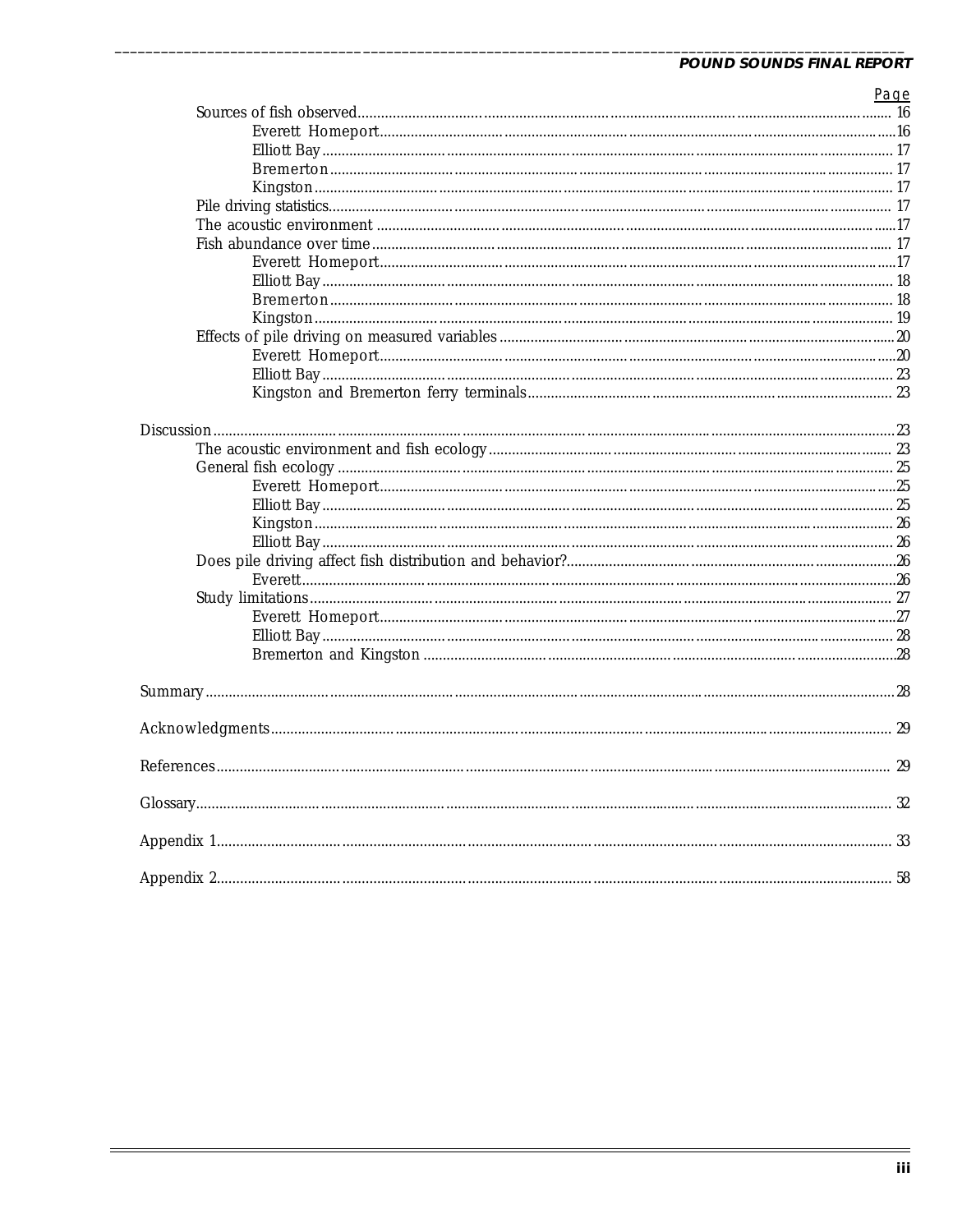| | Page |
|---|---|
| Sources of fish observed | 16 |
| Everett Homeport | 16 |
| Elliott Bay | 17 |
| Bremerton | 17 |
| Kingston | 17 |
| Pile driving statistics | 17 |
| The acoustic environment | 17 |
| Fish abundance over time | 17 |
| Everett Homeport | 17 |
| Elliott Bay | 18 |
| Bremerton | 18 |
| Kingston | 19 |
| Effects of pile driving on measured variables | 20 |
| Everett Homeport | 20 |
| Elliott Bay | 23 |
| Kingston and Bremerton ferry terminals | 23 |
| Discussion | 23 |
| The acoustic environment and fish ecology | 23 |
| General fish ecology | 25 |
| Everett Homeport | 25 |
| Elliott Bay | 25 |
| Kingston | 26 |
| Elliott Bay | 26 |
| Does pile driving affect fish distribution and behavior? | 26 |
| Everett | 26 |
| Study limitations | 27 |
| Everett Homeport | 27 |
| Elliott Bay | 28 |
| Bremerton and Kingston | 28 |
| Summary | 28 |
| Acknowledgments | 29 |
| References | 29 |
| Glossary | 32 |
| Appendix 1 | 33 |
| Appendix 2 | 58 |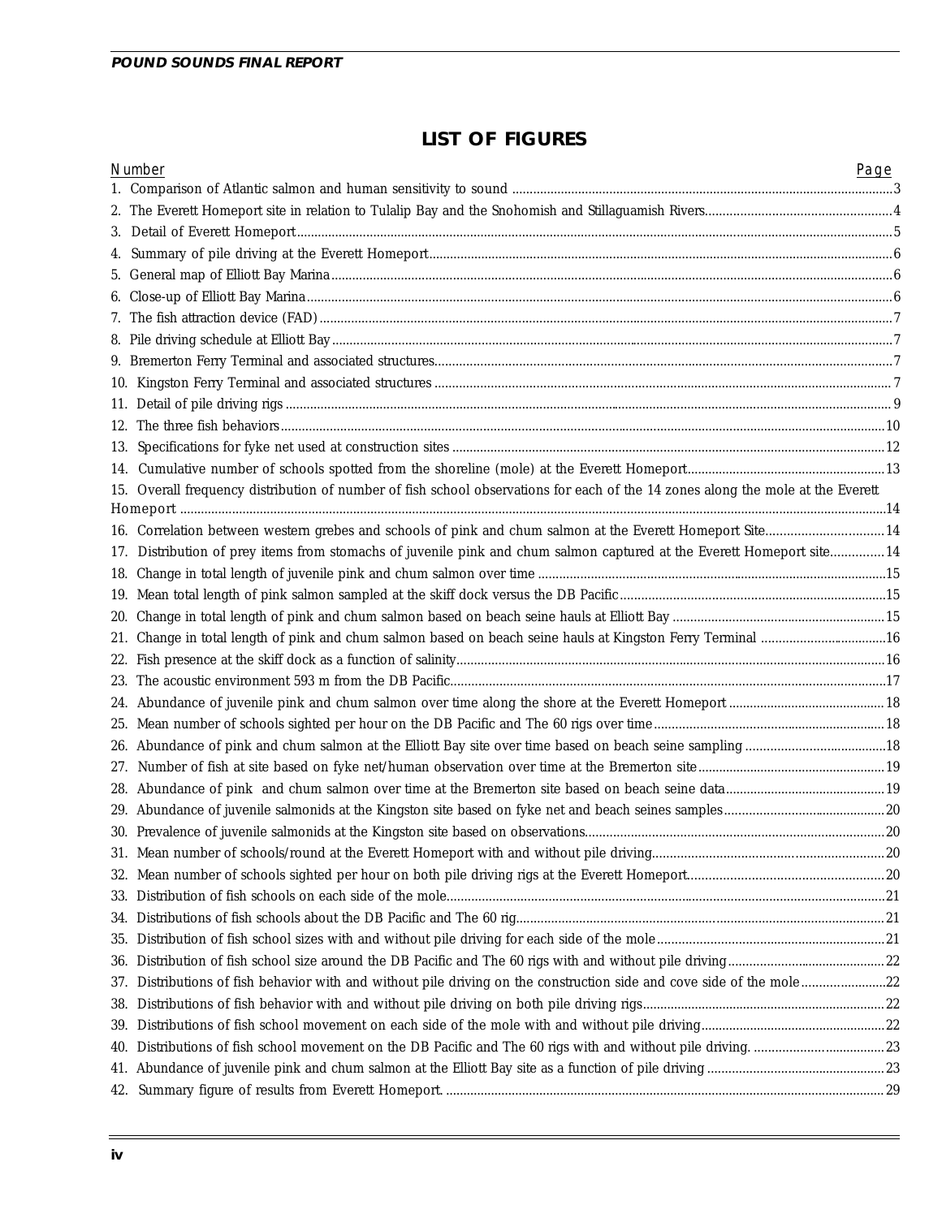# LIST OF FIGURES

| Number | Page |
|---|---|
| 1. Comparison of Atlantic salmon and human sensitivity to sound | 3 |
| 2. The Everett Homeport site in relation to Tulalip Bay and the Snohomish and Stillaguamish Rivers | 4 |
| 3. Detail of Everett Homeport | 5 |
| 4. Summary of pile driving at the Everett Homeport | 6 |
| 5. General map of Elliott Bay Marina | 6 |
| 6. Close-up of Elliott Bay Marina | 6 |
| 7. The fish attraction device (FAD) | 7 |
| 8. Pile driving schedule at Elliott Bay | 7 |
| 9. Bremerton Ferry Terminal and associated structures | 7 |
| 10. Kingston Ferry Terminal and associated structures | 7 |
| 11. Detail of pile driving rigs | 9 |
| 12. The three fish behaviors | 10 |
| 13. Specifications for fyke net used at construction sites | 12 |
| 14. Cumulative number of schools spotted from the shoreline (mole) at the Everett Homeport | 13 |
| 15. Overall frequency distribution of number of fish school observations for each of the 14 zones along the mole at the Everett Homeport | 14 |
| 16. Correlation between western grebes and schools of pink and chum salmon at the Everett Homeport Site | 14 |
| 17. Distribution of prey items from stomachs of juvenile pink and chum salmon captured at the Everett Homeport site | 14 |
| 18. Change in total length of juvenile pink and chum salmon over time | 15 |
| 19. Mean total length of pink salmon sampled at the skiff dock versus the DB Pacific | 15 |
| 20. Change in total length of pink and chum salmon based on beach seine hauls at Elliott Bay | 15 |
| 21. Change in total length of pink and chum salmon based on beach seine hauls at Kingston Ferry Terminal | 16 |
| 22. Fish presence at the skiff dock as a function of salinity | 16 |
| 23. The acoustic environment 593 m from the DB Pacific | 17 |
| 24. Abundance of juvenile pink and chum salmon over time along the shore at the Everett Homeport | 18 |
| 25. Mean number of schools sighted per hour on the DB Pacific and The 60 rigs over time | 18 |
| 26. Abundance of pink and chum salmon at the Elliott Bay site over time based on beach seine sampling | 18 |
| 27. Number of fish at site based on fyke net/human observation over time at the Bremerton site | 19 |
| 28. Abundance of pink and chum salmon over time at the Bremerton site based on beach seine data | 19 |
| 29. Abundance of juvenile salmonids at the Kingston site based on fyke net and beach seines samples | 20 |
| 30. Prevalence of juvenile salmonids at the Kingston site based on observations | 20 |
| 31. Mean number of schools/round at the Everett Homeport with and without pile driving | 20 |
| 32. Mean number of schools sighted per hour on both pile driving rigs at the Everett Homeport | 20 |
| 33. Distribution of fish schools on each side of the mole | 21 |
| 34. Distributions of fish schools about the DB Pacific and The 60 rig | 21 |
| 35. Distribution of fish school sizes with and without pile driving for each side of the mole | 21 |
| 36. Distribution of fish school size around the DB Pacific and The 60 rigs with and without pile driving | 22 |
| 37. Distributions of fish behavior with and without pile driving on the construction side and cove side of the mole | 22 |
| 38. Distributions of fish behavior with and without pile driving on both pile driving rigs | 22 |
| 39. Distributions of fish school movement on each side of the mole with and without pile driving | 22 |
| 40. Distributions of fish school movement on the DB Pacific and The 60 rigs with and without pile driving. | 23 |
| 41. Abundance of juvenile pink and chum salmon at the Elliott Bay site as a function of pile driving | 23 |
| 42. Summary figure of results from Everett Homeport. | 29 |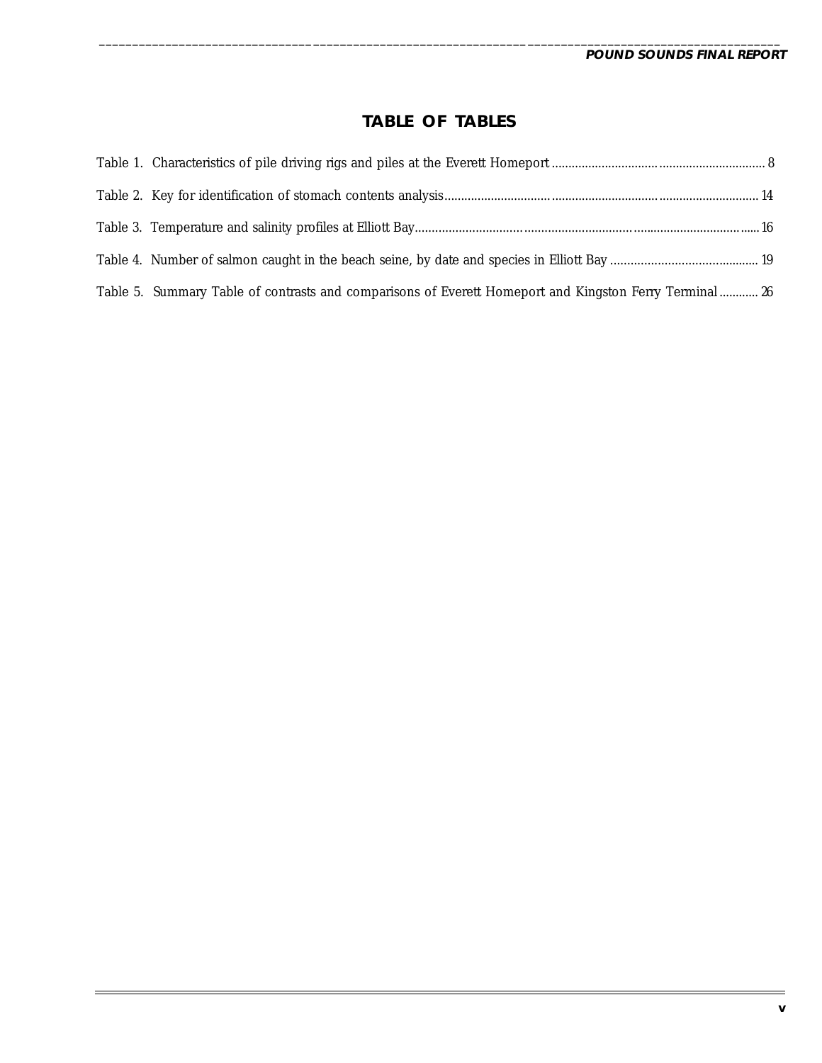# TABLE OF TABLES

Table 1. Characteristics of pile driving rigs and piles at the Everett Homeport ................................................................ 8

Table 2. Key for identification of stomach contents analysis ................................................................................................ 14

Table 3. Temperature and salinity profiles at Elliott Bay ....................................................................................................... 16

Table 4. Number of salmon caught in the beach seine, by date and species in Elliott Bay ............................................ 19

Table 5. Summary Table of contrasts and comparisons of Everett Homeport and Kingston Ferry Terminal ............ 26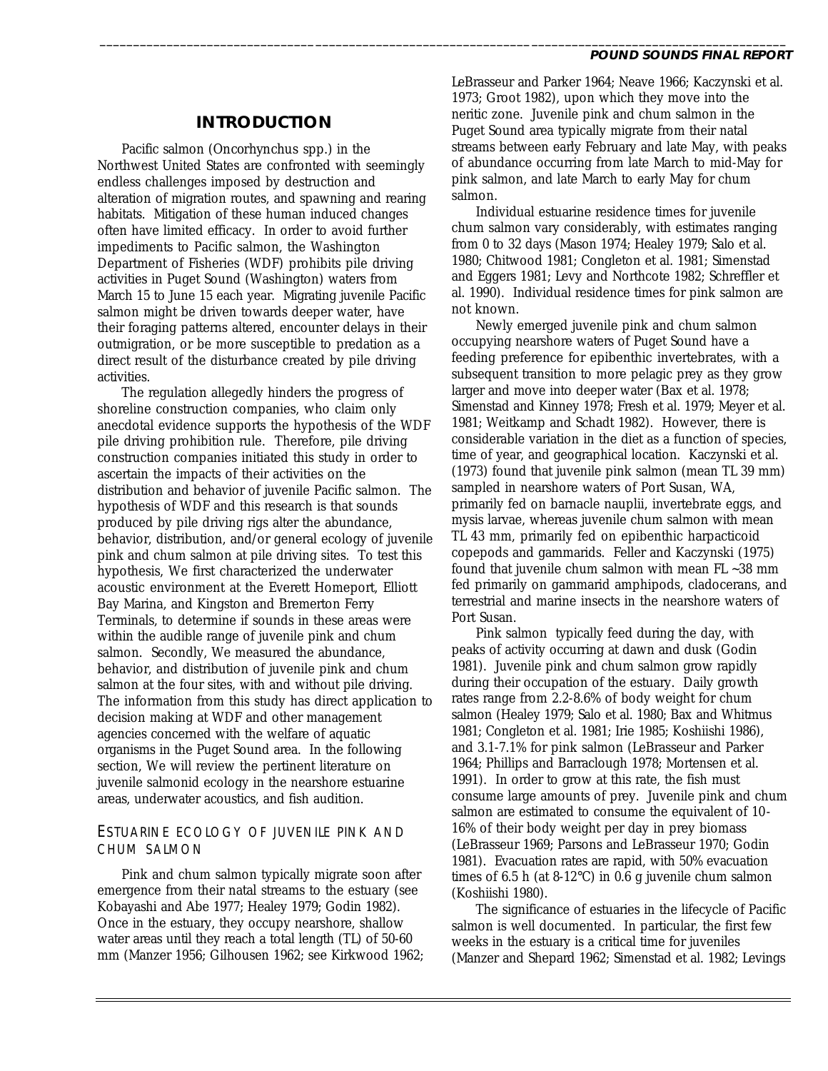# INTRODUCTION

Pacific salmon (Oncorhynchus spp.) in the Northwest United States are confronted with seemingly endless challenges imposed by destruction and alteration of migration routes, and spawning and rearing habitats. Mitigation of these human induced changes often have limited efficacy. In order to avoid further impediments to Pacific salmon, the Washington Department of Fisheries (WDF) prohibits pile driving activities in Puget Sound (Washington) waters from March 15 to June 15 each year. Migrating juvenile Pacific salmon might be driven towards deeper water, have their foraging patterns altered, encounter delays in their outmigration, or be more susceptible to predation as a direct result of the disturbance created by pile driving activities.

The regulation allegedly hinders the progress of shoreline construction companies, who claim only anecdotal evidence supports the hypothesis of the WDF pile driving prohibition rule. Therefore, pile driving construction companies initiated this study in order to ascertain the impacts of their activities on the distribution and behavior of juvenile Pacific salmon. The hypothesis of WDF and this research is that sounds produced by pile driving rigs alter the abundance, behavior, distribution, and/or general ecology of juvenile pink and chum salmon at pile driving sites. To test this hypothesis, We first characterized the underwater acoustic environment at the Everett Homeport, Elliott Bay Marina, and Kingston and Bremerton Ferry Terminals, to determine if sounds in these areas were within the audible range of juvenile pink and chum salmon. Secondly, We measured the abundance, behavior, and distribution of juvenile pink and chum salmon at the four sites, with and without pile driving. The information from this study has direct application to decision making at WDF and other management agencies concerned with the welfare of aquatic organisms in the Puget Sound area. In the following section, We will review the pertinent literature on juvenile salmonid ecology in the nearshore estuarine areas, underwater acoustics, and fish audition.

## ESTUARINE ECOLOGY OF JUVENILE PINK AND CHUM SALMON

Pink and chum salmon typically migrate soon after emergence from their natal streams to the estuary (see Kobayashi and Abe 1977; Healey 1979; Godin 1982). Once in the estuary, they occupy nearshore, shallow water areas until they reach a total length (TL) of 50-60 mm (Manzer 1956; Gilhousen 1962; see Kirkwood 1962; LeBrasseur and Parker 1964; Neave 1966; Kaczynski et al. 1973; Groot 1982), upon which they move into the neritic zone. Juvenile pink and chum salmon in the Puget Sound area typically migrate from their natal streams between early February and late May, with peaks of abundance occurring from late March to mid-May for pink salmon, and late March to early May for chum salmon.

Individual estuarine residence times for juvenile chum salmon vary considerably, with estimates ranging from 0 to 32 days (Mason 1974; Healey 1979; Salo et al. 1980; Chitwood 1981; Congleton et al. 1981; Simenstad and Eggers 1981; Levy and Northcote 1982; Schreffler et al. 1990). Individual residence times for pink salmon are not known.

Newly emerged juvenile pink and chum salmon occupying nearshore waters of Puget Sound have a feeding preference for epibenthic invertebrates, with a subsequent transition to more pelagic prey as they grow larger and move into deeper water (Bax et al. 1978; Simenstad and Kinney 1978; Fresh et al. 1979; Meyer et al. 1981; Weitkamp and Schadt 1982). However, there is considerable variation in the diet as a function of species, time of year, and geographical location. Kaczynski et al. (1973) found that juvenile pink salmon (mean TL 39 mm) sampled in nearshore waters of Port Susan, WA, primarily fed on barnacle nauplii, invertebrate eggs, and mysis larvae, whereas juvenile chum salmon with mean TL 43 mm, primarily fed on epibenthic harpacticoid copepods and gammarids. Feller and Kaczynski (1975) found that juvenile chum salmon with mean FL ~38 mm fed primarily on gammarid amphipods, cladocerans, and terrestrial and marine insects in the nearshore waters of Port Susan.

Pink salmon typically feed during the day, with peaks of activity occurring at dawn and dusk (Godin 1981). Juvenile pink and chum salmon grow rapidly during their occupation of the estuary. Daily growth rates range from 2.2-8.6% of body weight for chum salmon (Healey 1979; Salo et al. 1980; Bax and Whitmus 1981; Congleton et al. 1981; Irie 1985; Koshiishi 1986), and 3.1-7.1% for pink salmon (LeBrasseur and Parker 1964; Phillips and Barraclough 1978; Mortensen et al. 1991). In order to grow at this rate, the fish must consume large amounts of prey. Juvenile pink and chum salmon are estimated to consume the equivalent of 10-16% of their body weight per day in prey biomass (LeBrasseur 1969; Parsons and LeBrasseur 1970; Godin 1981). Evacuation rates are rapid, with 50% evacuation times of 6.5 h (at 8-12°C) in 0.6 g juvenile chum salmon (Koshiishi 1980).

The significance of estuaries in the lifecycle of Pacific salmon is well documented. In particular, the first few weeks in the estuary is a critical time for juveniles (Manzer and Shepard 1962; Simenstad et al. 1982; Levings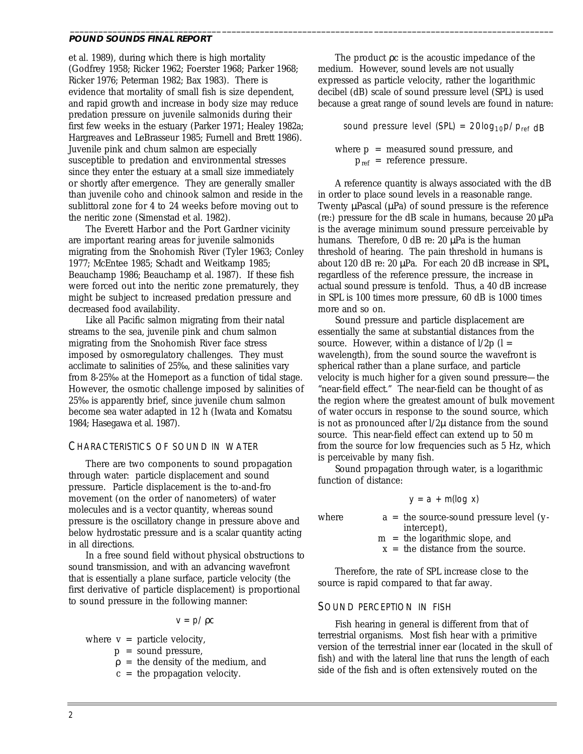et al. 1989), during which there is high mortality (Godfrey 1958; Ricker 1962; Foerster 1968; Parker 1968; Ricker 1976; Peterman 1982; Bax 1983). There is evidence that mortality of small fish is size dependent, and rapid growth and increase in body size may reduce predation pressure on juvenile salmonids during their first few weeks in the estuary (Parker 1971; Healey 1982a; Hargreaves and LeBrasseur 1985; Furnell and Brett 1986). Juvenile pink and chum salmon are especially susceptible to predation and environmental stresses since they enter the estuary at a small size immediately or shortly after emergence. They are generally smaller than juvenile coho and chinook salmon and reside in the sublittoral zone for 4 to 24 weeks before moving out to the neritic zone (Simenstad et al. 1982).

The Everett Harbor and the Port Gardner vicinity are important rearing areas for juvenile salmonids migrating from the Snohomish River (Tyler 1963; Conley 1977; McEntee 1985; Schadt and Weitkamp 1985; Beauchamp 1986; Beauchamp et al. 1987). If these fish were forced out into the neritic zone prematurely, they might be subject to increased predation pressure and decreased food availability.

Like all Pacific salmon migrating from their natal streams to the sea, juvenile pink and chum salmon migrating from the Snohomish River face stress imposed by osmoregulatory challenges. They must acclimate to salinities of 25‰, and these salinities vary from 8-25‰ at the Homeport as a function of tidal stage. However, the osmotic challenge imposed by salinities of 25‰ is apparently brief, since juvenile chum salmon become sea water adapted in 12 h (Iwata and Komatsu 1984; Hasegawa et al. 1987).

## CHARACTERISTICS OF SOUND IN WATER

There are two components to sound propagation through water: particle displacement and sound pressure. Particle displacement is the to-and-fro movement (on the order of nanometers) of water molecules and is a vector quantity, whereas sound pressure is the oscillatory change in pressure above and below hydrostatic pressure and is a scalar quantity acting in all directions.

In a free sound field without physical obstructions to sound transmission, and with an advancing wavefront that is essentially a plane surface, particle velocity (the first derivative of particle displacement) is proportional to sound pressure in the following manner:

$$v = p/\rho c$$

where $v$ = particle velocity,
$p$ = sound pressure,
$\rho$ = the density of the medium, and
$c$ = the propagation velocity.

The product $\rho c$ is the acoustic impedance of the medium. However, sound levels are not usually expressed as particle velocity, rather the logarithmic decibel (dB) scale of sound pressure level (SPL) is used because a great range of sound levels are found in nature:

$$\text{sound pressure level (SPL)} = 20\log_{10} p/p_{ref} \text{ dB}$$

where $p$ = measured sound pressure, and
$p_{ref}$ = reference pressure.

A reference quantity is always associated with the dB in order to place sound levels in a reasonable range. Twenty µPascal (µPa) of sound pressure is the reference (re:) pressure for the dB scale in humans, because 20 µPa is the average minimum sound pressure perceivable by humans. Therefore, 0 dB re: 20 µPa is the human threshold of hearing. The pain threshold in humans is about 120 dB re: 20 µPa. For each 20 dB increase in SPL, regardless of the reference pressure, the increase in actual sound pressure is tenfold. Thus, a 40 dB increase in SPL is 100 times more pressure, 60 dB is 1000 times more and so on.

Sound pressure and particle displacement are essentially the same at substantial distances from the source. However, within a distance of l/2p (l = wavelength), from the sound source the wavefront is spherical rather than a plane surface, and particle velocity is much higher for a given sound pressure—the "near-field effect." The near-field can be thought of as the region where the greatest amount of bulk movement of water occurs in response to the sound source, which is not as pronounced after l/2µ distance from the sound source. This near-field effect can extend up to 50 m from the source for low frequencies such as 5 Hz, which is perceivable by many fish.

Sound propagation through water, is a logarithmic function of distance:

$$y = a + m(\log x)$$

where $a$ = the source-sound pressure level (y-intercept),
$m$ = the logarithmic slope, and
$x$ = the distance from the source.

Therefore, the rate of SPL increase close to the source is rapid compared to that far away.

## SOUND PERCEPTION IN FISH

Fish hearing in general is different from that of terrestrial organisms. Most fish hear with a primitive version of the terrestrial inner ear (located in the skull of fish) and with the lateral line that runs the length of each side of the fish and is often extensively routed on the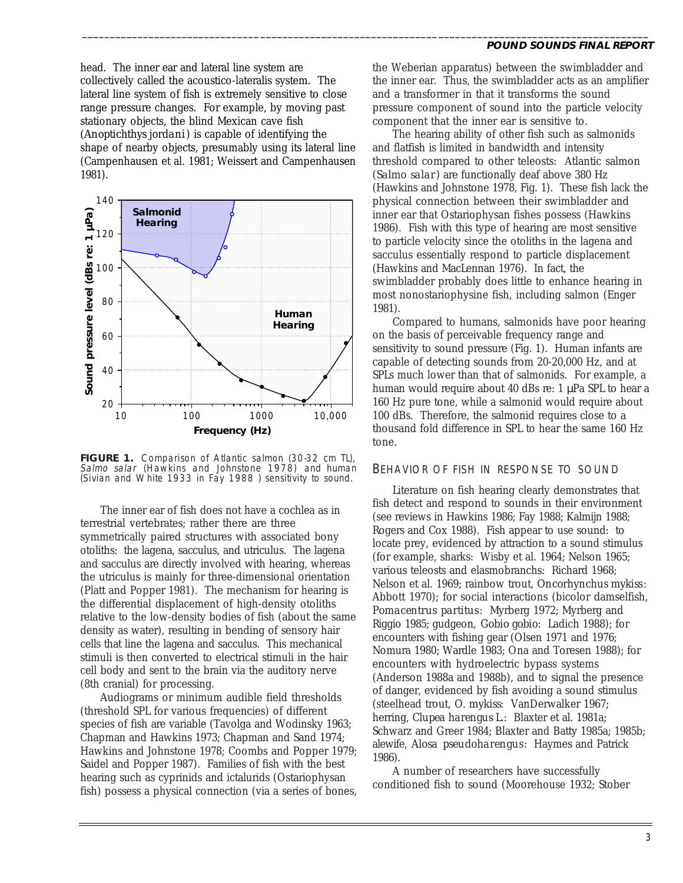head. The inner ear and lateral line system are collectively called the acoustico-lateralis system. The lateral line system of fish is extremely sensitive to close range pressure changes. For example, by moving past stationary objects, the blind Mexican cave fish (*Anoptichthys jordani*) is capable of identifying the shape of nearby objects, presumably using its lateral line (Campenhausen et al. 1981; Weissert and Campenhausen 1981).

**FIGURE 1.** Comparison of Atlantic salmon (30-32 cm TL), *Salmo salar* (Hawkins and Johnstone 1978) and human (Sivian and White 1933 in Fay 1988 ) sensitivity to sound.

The inner ear of fish does not have a cochlea as in terrestrial vertebrates; rather there are three symmetrically paired structures with associated bony otoliths: the lagena, sacculus, and utriculus. The lagena and sacculus are directly involved with hearing, whereas the utriculus is mainly for three-dimensional orientation (Platt and Popper 1981). The mechanism for hearing is the differential displacement of high-density otoliths relative to the low-density bodies of fish (about the same density as water), resulting in bending of sensory hair cells that line the lagena and sacculus. This mechanical stimuli is then converted to electrical stimuli in the hair cell body and sent to the brain via the auditory nerve (8th cranial) for processing.

Audiograms or minimum audible field thresholds (threshold SPL for various frequencies) of different species of fish are variable (Tavolga and Wodinsky 1963; Chapman and Hawkins 1973; Chapman and Sand 1974; Hawkins and Johnstone 1978; Coombs and Popper 1979; Saidel and Popper 1987). Families of fish with the best hearing such as cyprinids and ictalurids (Ostariophysan fish) possess a physical connection (via a series of bones, the Weberian apparatus) between the swimbladder and the inner ear. Thus, the swimbladder acts as an amplifier and a transformer in that it transforms the sound pressure component of sound into the particle velocity component that the inner ear is sensitive to.

The hearing ability of other fish such as salmonids and flatfish is limited in bandwidth and intensity threshold compared to other teleosts: Atlantic salmon (*Salmo salar*) are functionally deaf above 380 Hz (Hawkins and Johnstone 1978, Fig. 1). These fish lack the physical connection between their swimbladder and inner ear that Ostariophysan fishes possess (Hawkins 1986). Fish with this type of hearing are most sensitive to particle velocity since the otoliths in the lagena and sacculus essentially respond to particle displacement (Hawkins and MacLennan 1976). In fact, the swimbladder probably does little to enhance hearing in most nonostariophysine fish, including salmon (Enger 1981).

Compared to humans, salmonids have poor hearing on the basis of perceivable frequency range and sensitivity to sound pressure (Fig. 1). Human infants are capable of detecting sounds from 20-20,000 Hz, and at SPLs much lower than that of salmonids. For example, a human would require about 40 dBs re: 1 µPa SPL to hear a 160 Hz pure tone, while a salmonid would require about 100 dBs. Therefore, the salmonid requires close to a thousand fold difference in SPL to hear the same 160 Hz tone.

## Behavior of Fish in Response to Sound

Literature on fish hearing clearly demonstrates that fish detect and respond to sounds in their environment (see reviews in Hawkins 1986; Fay 1988; Kalmijn 1988; Rogers and Cox 1988). Fish appear to use sound: to locate prey, evidenced by attraction to a sound stimulus (for example, sharks: Wisby et al. 1964; Nelson 1965; various teleosts and elasmobranchs: Richard 1968; Nelson et al. 1969; rainbow trout, *Oncorhynchus mykiss*: Abbott 1970); for social interactions (bicolor damselfish, *Pomacentrus partitus*: Myrberg 1972; Myrberg and Riggio 1985; gudgeon, *Gobio gobio*: Ladich 1988); for encounters with fishing gear (Olsen 1971 and 1976; Nomura 1980; Wardle 1983; Ona and Toresen 1988); for encounters with hydroelectric bypass systems (Anderson 1988a and 1988b), and to signal the presence of danger, evidenced by fish avoiding a sound stimulus (steelhead trout, *O. mykiss*: VanDerwalker 1967; herring, *Clupea harengus* L.: Blaxter et al. 1981a; Schwarz and Greer 1984; Blaxter and Batty 1985a; 1985b; alewife, *Alosa pseudoharengus*: Haymes and Patrick 1986).

A number of researchers have successfully conditioned fish to sound (Moorehouse 1932; Stober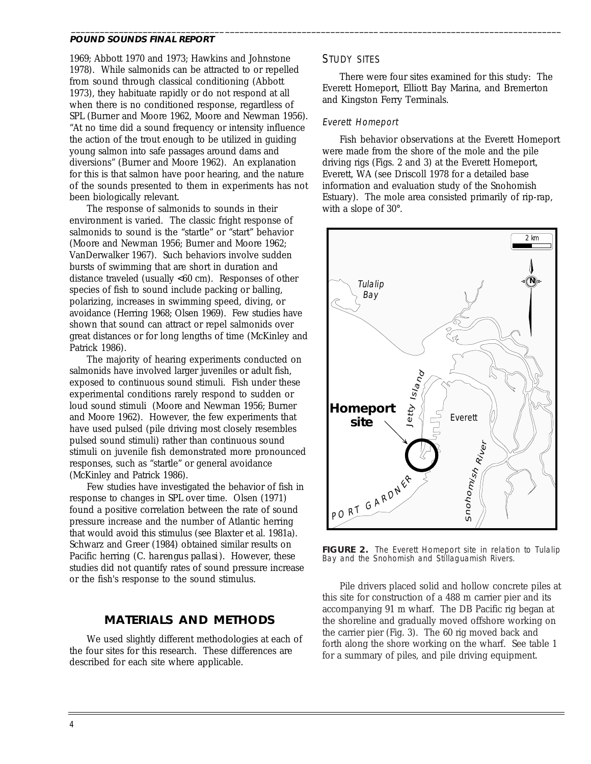1969; Abbott 1970 and 1973; Hawkins and Johnstone 1978). While salmonids can be attracted to or repelled from sound through classical conditioning (Abbott 1973), they habituate rapidly or do not respond at all when there is no conditioned response, regardless of SPL (Burner and Moore 1962, Moore and Newman 1956). "At no time did a sound frequency or intensity influence the action of the trout enough to be utilized in guiding young salmon into safe passages around dams and diversions" (Burner and Moore 1962). An explanation for this is that salmon have poor hearing, and the nature of the sounds presented to them in experiments has not been biologically relevant.

The response of salmonids to sounds in their environment is varied. The classic fright response of salmonids to sound is the "startle" or "start" behavior (Moore and Newman 1956; Burner and Moore 1962; VanDerwalker 1967). Such behaviors involve sudden bursts of swimming that are short in duration and distance traveled (usually <60 cm). Responses of other species of fish to sound include packing or balling, polarizing, increases in swimming speed, diving, or avoidance (Herring 1968; Olsen 1969). Few studies have shown that sound can attract or repel salmonids over great distances or for long lengths of time (McKinley and Patrick 1986).

The majority of hearing experiments conducted on salmonids have involved larger juveniles or adult fish, exposed to continuous sound stimuli. Fish under these experimental conditions rarely respond to sudden or loud sound stimuli (Moore and Newman 1956; Burner and Moore 1962). However, the few experiments that have used pulsed (pile driving most closely resembles pulsed sound stimuli) rather than continuous sound stimuli on juvenile fish demonstrated more pronounced responses, such as "startle" or general avoidance (McKinley and Patrick 1986).

Few studies have investigated the behavior of fish in response to changes in SPL over time. Olsen (1971) found a positive correlation between the rate of sound pressure increase and the number of Atlantic herring that would avoid this stimulus (see Blaxter et al. 1981a). Schwarz and Greer (1984) obtained similar results on Pacific herring (*C. harengus pallasi*). However, these studies did not quantify rates of sound pressure increase or the fish's response to the sound stimulus.

## MATERIALS AND METHODS

We used slightly different methodologies at each of the four sites for this research. These differences are described for each site where applicable.

### STUDY SITES

There were four sites examined for this study: The Everett Homeport, Elliott Bay Marina, and Bremerton and Kingston Ferry Terminals.

#### *Everett Homeport*

Fish behavior observations at the Everett Homeport were made from the shore of the mole and the pile driving rigs (Figs. 2 and 3) at the Everett Homeport, Everett, WA (see Driscoll 1978 for a detailed base information and evaluation study of the Snohomish Estuary). The mole area consisted primarily of rip-rap, with a slope of 30°.

**FIGURE 2.** The Everett Homeport site in relation to Tulalip Bay and the Snohomish and Stillaguamish Rivers.

Pile drivers placed solid and hollow concrete piles at this site for construction of a 488 m carrier pier and its accompanying 91 m wharf. The DB Pacific rig began at the shoreline and gradually moved offshore working on the carrier pier (Fig. 3). The 60 rig moved back and forth along the shore working on the wharf. See table 1 for a summary of piles, and pile driving equipment.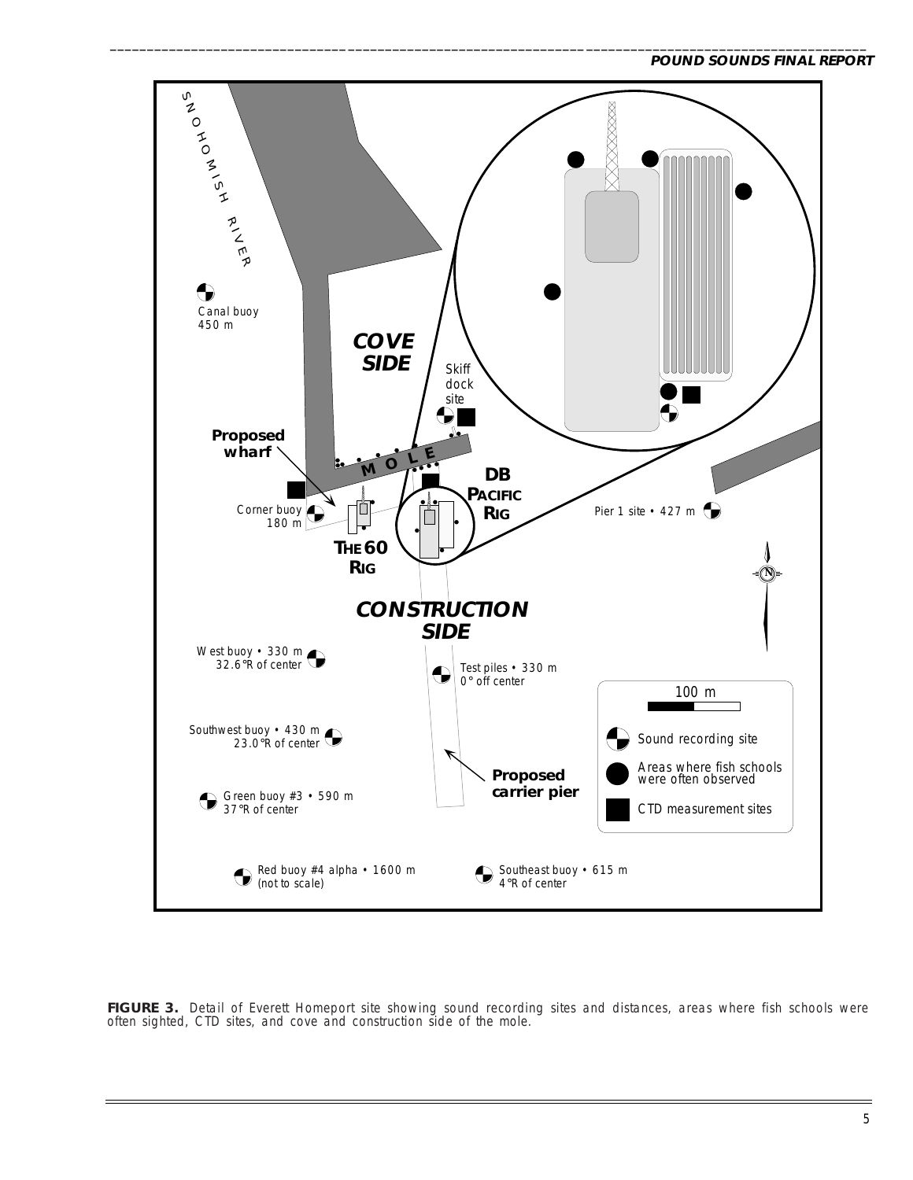SNOHOMISH RIVER

Canal buoy
450 m

COVE SIDE

Skiff dock site

Proposed wharf

MOLE

DB PACIFIC RIG

Pier 1 site • 427 m

Corner buoy
180 m

THE 60 RIG

CONSTRUCTION SIDE

West buoy • 330 m
32.6°R of center

Test piles • 330 m
0° off center

Southwest buoy • 430 m
23.0°R of center

Green buoy #3 • 590 m
37°R of center

Proposed carrier pier

100 m

Sound recording site

Areas where fish schools were often observed

CTD measurement sites

Red buoy #4 alpha • 1600 m
(not to scale)

Southeast buoy • 615 m
4°R of center

**FIGURE 3.** *Detail of Everett Homeport site showing sound recording sites and distances, areas where fish schools were often sighted, CTD sites, and cove and construction side of the mole.*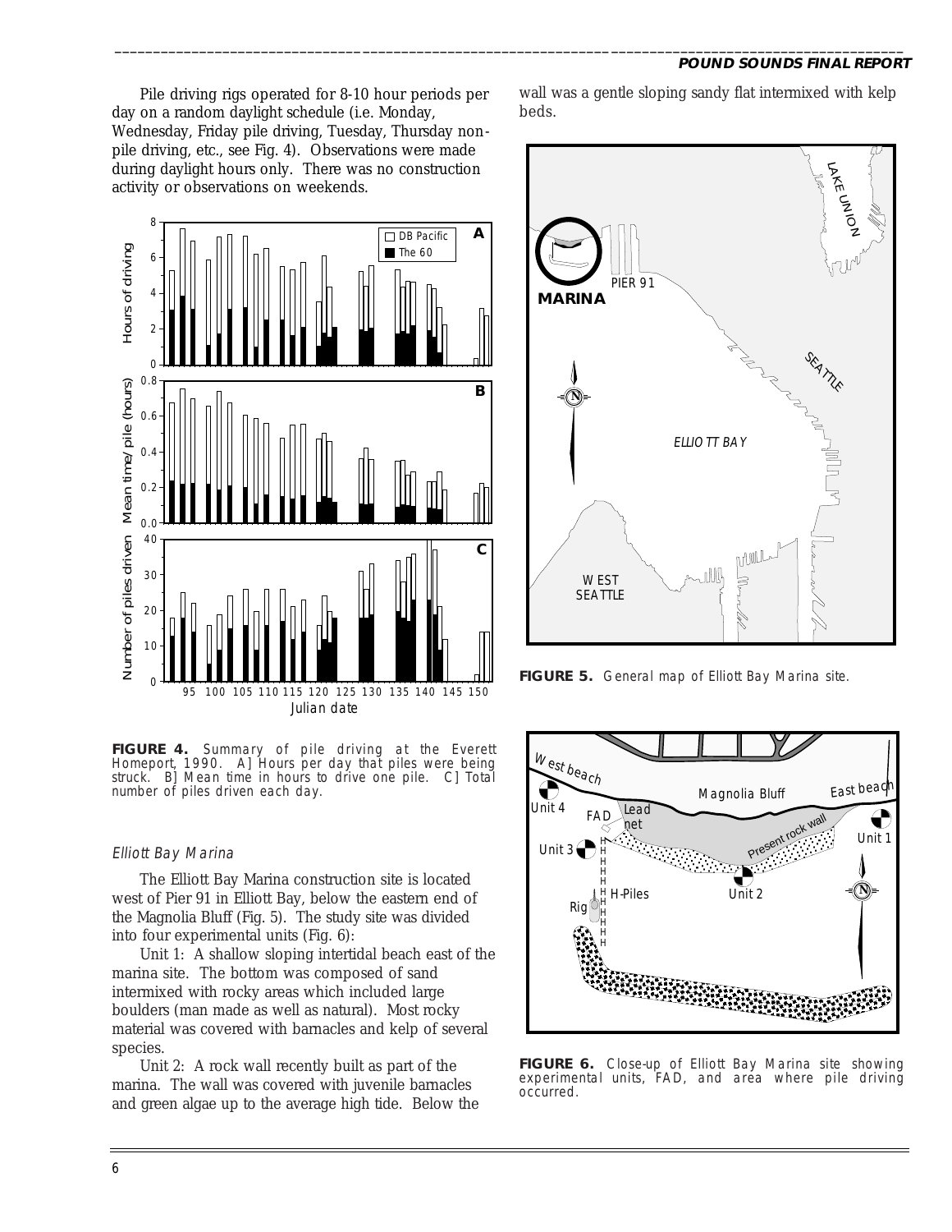Pile driving rigs operated for 8-10 hour periods per day on a random daylight schedule (i.e. Monday, Wednesday, Friday pile driving, Tuesday, Thursday non-pile driving, etc., see Fig. 4). Observations were made during daylight hours only. There was no construction activity or observations on weekends.

**FIGURE 4.** Summary of pile driving at the Everett Homeport, 1990. A] Hours per day that piles were being struck. B] Mean time in hours to drive one pile. C] Total number of piles driven each day.

### *Elliott Bay Marina*

The Elliott Bay Marina construction site is located west of Pier 91 in Elliott Bay, below the eastern end of the Magnolia Bluff (Fig. 5). The study site was divided into four experimental units (Fig. 6):

Unit 1: A shallow sloping intertidal beach east of the marina site. The bottom was composed of sand intermixed with rocky areas which included large boulders (man made as well as natural). Most rocky material was covered with barnacles and kelp of several species.

Unit 2: A rock wall recently built as part of the marina. The wall was covered with juvenile barnacles and green algae up to the average high tide. Below the wall was a gentle sloping sandy flat intermixed with kelp beds.

**FIGURE 5.** General map of Elliott Bay Marina site.

**FIGURE 6.** Close-up of Elliott Bay Marina site showing experimental units, FAD, and area where pile driving occurred.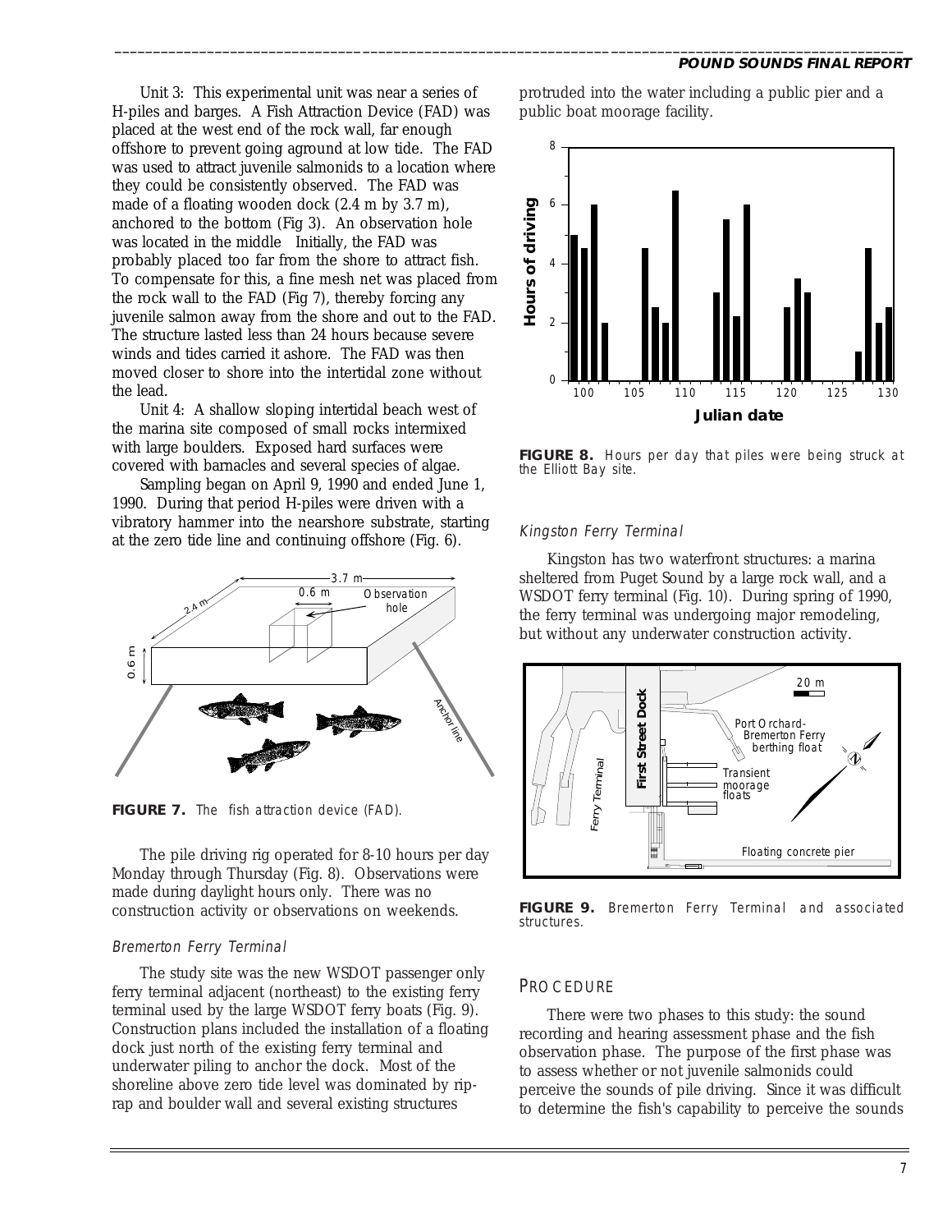Unit 3: This experimental unit was near a series of H-piles and barges. A Fish Attraction Device (FAD) was placed at the west end of the rock wall, far enough offshore to prevent going aground at low tide. The FAD was used to attract juvenile salmonids to a location where they could be consistently observed. The FAD was made of a floating wooden dock (2.4 m by 3.7 m), anchored to the bottom (Fig 3). An observation hole was located in the middle Initially, the FAD was probably placed too far from the shore to attract fish. To compensate for this, a fine mesh net was placed from the rock wall to the FAD (Fig 7), thereby forcing any juvenile salmon away from the shore and out to the FAD. The structure lasted less than 24 hours because severe winds and tides carried it ashore. The FAD was then moved closer to shore into the intertidal zone without the lead.

Unit 4: A shallow sloping intertidal beach west of the marina site composed of small rocks intermixed with large boulders. Exposed hard surfaces were covered with barnacles and several species of algae.

Sampling began on April 9, 1990 and ended June 1, 1990. During that period H-piles were driven with a vibratory hammer into the nearshore substrate, starting at the zero tide line and continuing offshore (Fig. 6).

**FIGURE 7.** The fish attraction device (FAD).

The pile driving rig operated for 8-10 hours per day Monday through Thursday (Fig. 8). Observations were made during daylight hours only. There was no construction activity or observations on weekends.

### *Bremerton Ferry Terminal*

The study site was the new WSDOT passenger only ferry terminal adjacent (northeast) to the existing ferry terminal used by the large WSDOT ferry boats (Fig. 9). Construction plans included the installation of a floating dock just north of the existing ferry terminal and underwater piling to anchor the dock. Most of the shoreline above zero tide level was dominated by rip-rap and boulder wall and several existing structures protruded into the water including a public pier and a public boat moorage facility.

**FIGURE 8.** Hours per day that piles were being struck at the Elliott Bay site.

### *Kingston Ferry Terminal*

Kingston has two waterfront structures: a marina sheltered from Puget Sound by a large rock wall, and a WSDOT ferry terminal (Fig. 10). During spring of 1990, the ferry terminal was undergoing major remodeling, but without any underwater construction activity.

**FIGURE 9.** Bremerton Ferry Terminal and associated structures.

## PROCEDURE

There were two phases to this study: the sound recording and hearing assessment phase and the fish observation phase. The purpose of the first phase was to assess whether or not juvenile salmonids could perceive the sounds of pile driving. Since it was difficult to determine the fish's capability to perceive the sounds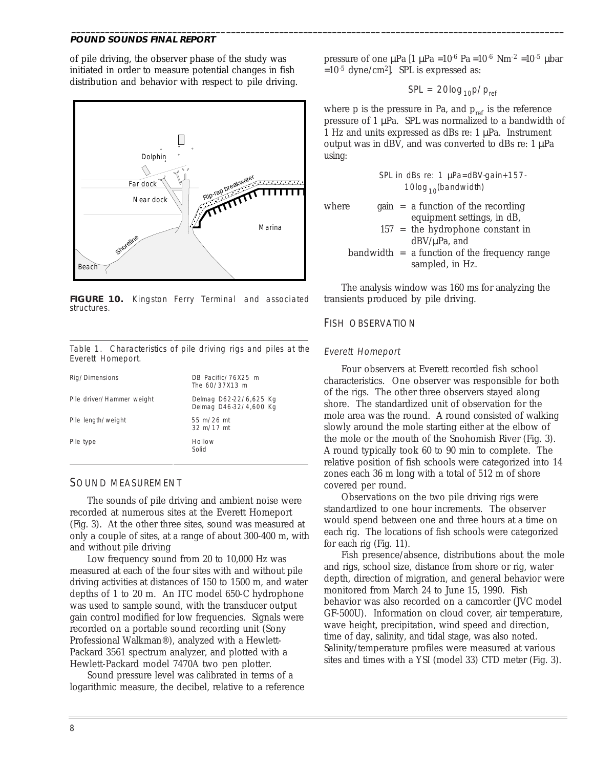of pile driving, the observer phase of the study was initiated in order to measure potential changes in fish distribution and behavior with respect to pile driving.

**FIGURE 10.** Kingston Ferry Terminal and associated structures.

Table 1. Characteristics of pile driving rigs and piles at the Everett Homeport.

| | |
|---|---|
| Rig/Dimensions | DB Pacific/76X25 m<br>The 60/37X13 m |
| Pile driver/Hammer weight | Delmag D62-22/6,625 Kg<br>Delmag D46-32/4,600 Kg |
| Pile length/weight | 55 m/26 mt<br>32 m/17 mt |
| Pile type | Hollow<br>Solid |

## SOUND MEASUREMENT

The sounds of pile driving and ambient noise were recorded at numerous sites at the Everett Homeport (Fig. 3). At the other three sites, sound was measured at only a couple of sites, at a range of about 300-400 m, with and without pile driving

Low frequency sound from 20 to 10,000 Hz was measured at each of the four sites with and without pile driving activities at distances of 150 to 1500 m, and water depths of 1 to 20 m. An ITC model 650-C hydrophone was used to sample sound, with the transducer output gain control modified for low frequencies. Signals were recorded on a portable sound recording unit (Sony Professional Walkman®), analyzed with a Hewlett-Packard 3561 spectrum analyzer, and plotted with a Hewlett-Packard model 7470A two pen plotter.

Sound pressure level was calibrated in terms of a logarithmic measure, the decibel, relative to a reference pressure of one µPa [1 µPa $=10^{-6}$ Pa $=10^{-6}$ $Nm^{-2}$ $=10^{-5}$ µbar $=10^{-5}$ dyne/$cm^2$]. SPL is expressed as:

$$SPL = 20\log_{10} p/p_{ref}$$

where p is the pressure in Pa, and $p_{ref}$ is the reference pressure of 1 µPa. SPL was normalized to a bandwidth of 1 Hz and units expressed as dBs re: 1 µPa. Instrument output was in dBV, and was converted to dBs re: 1 µPa using:

$$\text{SPL in dBs re: 1 µPa} = \text{dBV} - \text{gain} + 157 - 10\log_{10}(\text{bandwidth})$$

where
- gain = a function of the recording equipment settings, in dB,
- 157 = the hydrophone constant in dBV/µPa, and
- bandwidth = a function of the frequency range sampled, in Hz.

The analysis window was 160 ms for analyzing the transients produced by pile driving.

## FISH OBSERVATION

### *Everett Homeport*

Four observers at Everett recorded fish school characteristics. One observer was responsible for both of the rigs. The other three observers stayed along shore. The standardized unit of observation for the mole area was the round. A round consisted of walking slowly around the mole starting either at the elbow of the mole or the mouth of the Snohomish River (Fig. 3). A round typically took 60 to 90 min to complete. The relative position of fish schools were categorized into 14 zones each 36 m long with a total of 512 m of shore covered per round.

Observations on the two pile driving rigs were standardized to one hour increments. The observer would spend between one and three hours at a time on each rig. The locations of fish schools were categorized for each rig (Fig. 11).

Fish presence/absence, distributions about the mole and rigs, school size, distance from shore or rig, water depth, direction of migration, and general behavior were monitored from March 24 to June 15, 1990. Fish behavior was also recorded on a camcorder (JVC model GF-500U). Information on cloud cover, air temperature, wave height, precipitation, wind speed and direction, time of day, salinity, and tidal stage, was also noted. Salinity/temperature profiles were measured at various sites and times with a YSI (model 33) CTD meter (Fig. 3).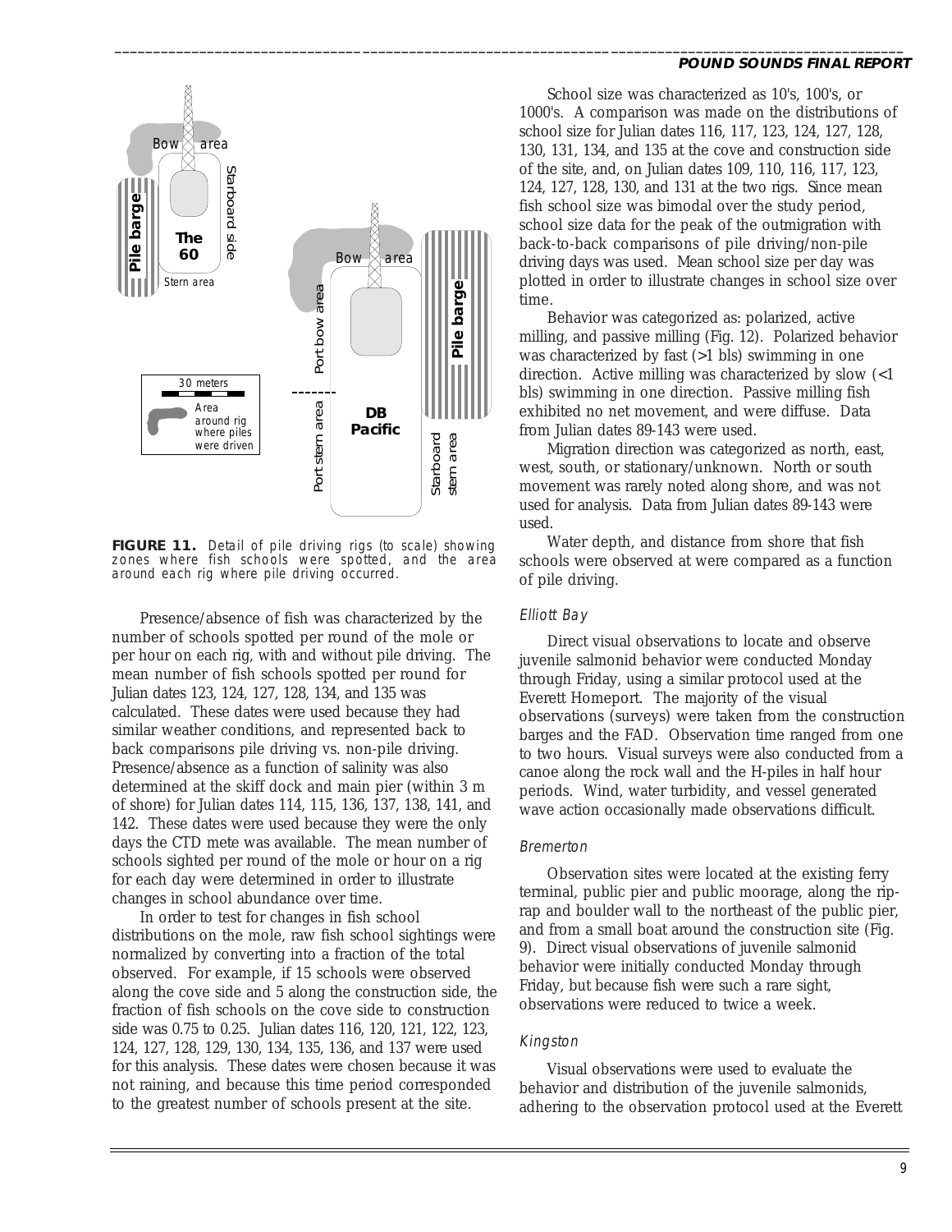**FIGURE 11.** *Detail of pile driving rigs (to scale) showing zones where fish schools were spotted, and the area around each rig where pile driving occurred.*

Presence/absence of fish was characterized by the number of schools spotted per round of the mole or per hour on each rig, with and without pile driving. The mean number of fish schools spotted per round for Julian dates 123, 124, 127, 128, 134, and 135 was calculated. These dates were used because they had similar weather conditions, and represented back to back comparisons pile driving vs. non-pile driving. Presence/absence as a function of salinity was also determined at the skiff dock and main pier (within 3 m of shore) for Julian dates 114, 115, 136, 137, 138, 141, and 142. These dates were used because they were the only days the CTD mete was available. The mean number of schools sighted per round of the mole or hour on a rig for each day were determined in order to illustrate changes in school abundance over time.

In order to test for changes in fish school distributions on the mole, raw fish school sightings were normalized by converting into a fraction of the total observed. For example, if 15 schools were observed along the cove side and 5 along the construction side, the fraction of fish schools on the cove side to construction side was 0.75 to 0.25. Julian dates 116, 120, 121, 122, 123, 124, 127, 128, 129, 130, 134, 135, 136, and 137 were used for this analysis. These dates were chosen because it was not raining, and because this time period corresponded to the greatest number of schools present at the site.

School size was characterized as 10's, 100's, or 1000's. A comparison was made on the distributions of school size for Julian dates 116, 117, 123, 124, 127, 128, 130, 131, 134, and 135 at the cove and construction side of the site, and, on Julian dates 109, 110, 116, 117, 123, 124, 127, 128, 130, and 131 at the two rigs. Since mean fish school size was bimodal over the study period, school size data for the peak of the outmigration with back-to-back comparisons of pile driving/non-pile driving days was used. Mean school size per day was plotted in order to illustrate changes in school size over time.

Behavior was categorized as: polarized, active milling, and passive milling (Fig. 12). Polarized behavior was characterized by fast (>1 bls) swimming in one direction. Active milling was characterized by slow (<1 bls) swimming in one direction. Passive milling fish exhibited no net movement, and were diffuse. Data from Julian dates 89-143 were used.

Migration direction was categorized as north, east, west, south, or stationary/unknown. North or south movement was rarely noted along shore, and was not used for analysis. Data from Julian dates 89-143 were used.

Water depth, and distance from shore that fish schools were observed at were compared as a function of pile driving.

### *Elliott Bay*

Direct visual observations to locate and observe juvenile salmonid behavior were conducted Monday through Friday, using a similar protocol used at the Everett Homeport. The majority of the visual observations (surveys) were taken from the construction barges and the FAD. Observation time ranged from one to two hours. Visual surveys were also conducted from a canoe along the rock wall and the H-piles in half hour periods. Wind, water turbidity, and vessel generated wave action occasionally made observations difficult.

### *Bremerton*

Observation sites were located at the existing ferry terminal, public pier and public moorage, along the rip-rap and boulder wall to the northeast of the public pier, and from a small boat around the construction site (Fig. 9). Direct visual observations of juvenile salmonid behavior were initially conducted Monday through Friday, but because fish were such a rare sight, observations were reduced to twice a week.

### *Kingston*

Visual observations were used to evaluate the behavior and distribution of the juvenile salmonids, adhering to the observation protocol used at the Everett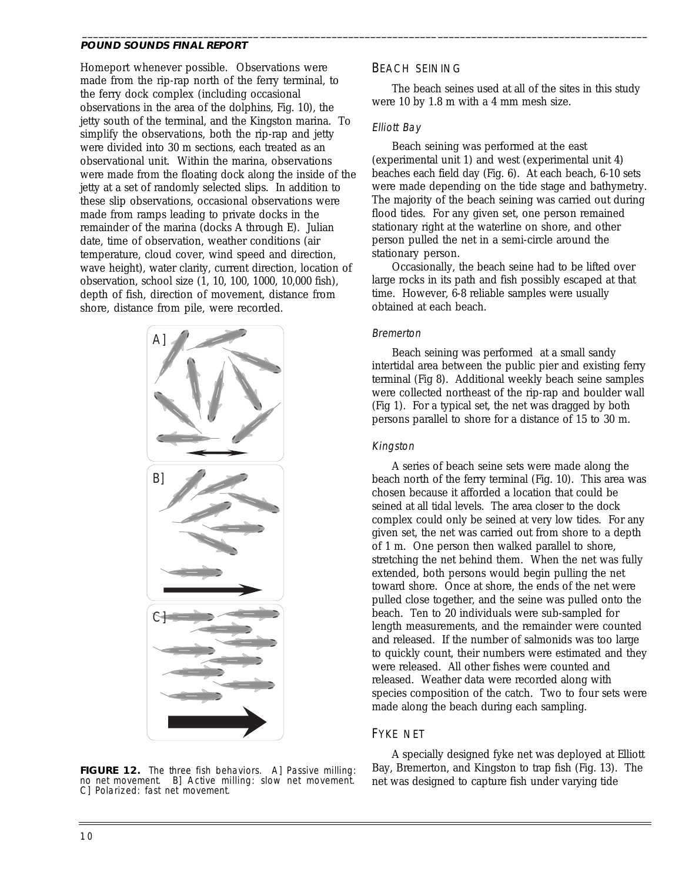Homeport whenever possible. Observations were made from the rip-rap north of the ferry terminal, to the ferry dock complex (including occasional observations in the area of the dolphins, Fig. 10), the jetty south of the terminal, and the Kingston marina. To simplify the observations, both the rip-rap and jetty were divided into 30 m sections, each treated as an observational unit. Within the marina, observations were made from the floating dock along the inside of the jetty at a set of randomly selected slips. In addition to these slip observations, occasional observations were made from ramps leading to private docks in the remainder of the marina (docks A through E). Julian date, time of observation, weather conditions (air temperature, cloud cover, wind speed and direction, wave height), water clarity, current direction, location of observation, school size (1, 10, 100, 1000, 10,000 fish), depth of fish, direction of movement, distance from shore, distance from pile, were recorded.

**FIGURE 12.** The three fish behaviors. A] Passive milling: no net movement. B] Active milling: slow net movement. C] Polarized: fast net movement.

## BEACH SEINING

The beach seines used at all of the sites in this study were 10 by 1.8 m with a 4 mm mesh size.

### *Elliott Bay*

Beach seining was performed at the east (experimental unit 1) and west (experimental unit 4) beaches each field day (Fig. 6). At each beach, 6-10 sets were made depending on the tide stage and bathymetry. The majority of the beach seining was carried out during flood tides. For any given set, one person remained stationary right at the waterline on shore, and other person pulled the net in a semi-circle around the stationary person.

Occasionally, the beach seine had to be lifted over large rocks in its path and fish possibly escaped at that time. However, 6-8 reliable samples were usually obtained at each beach.

### *Bremerton*

Beach seining was performed at a small sandy intertidal area between the public pier and existing ferry terminal (Fig 8). Additional weekly beach seine samples were collected northeast of the rip-rap and boulder wall (Fig 1). For a typical set, the net was dragged by both persons parallel to shore for a distance of 15 to 30 m.

### *Kingston*

A series of beach seine sets were made along the beach north of the ferry terminal (Fig. 10). This area was chosen because it afforded a location that could be seined at all tidal levels. The area closer to the dock complex could only be seined at very low tides. For any given set, the net was carried out from shore to a depth of 1 m. One person then walked parallel to shore, stretching the net behind them. When the net was fully extended, both persons would begin pulling the net toward shore. Once at shore, the ends of the net were pulled close together, and the seine was pulled onto the beach. Ten to 20 individuals were sub-sampled for length measurements, and the remainder were counted and released. If the number of salmonids was too large to quickly count, their numbers were estimated and they were released. All other fishes were counted and released. Weather data were recorded along with species composition of the catch. Two to four sets were made along the beach during each sampling.

## FYKE NET

A specially designed fyke net was deployed at Elliott Bay, Bremerton, and Kingston to trap fish (Fig. 13). The net was designed to capture fish under varying tide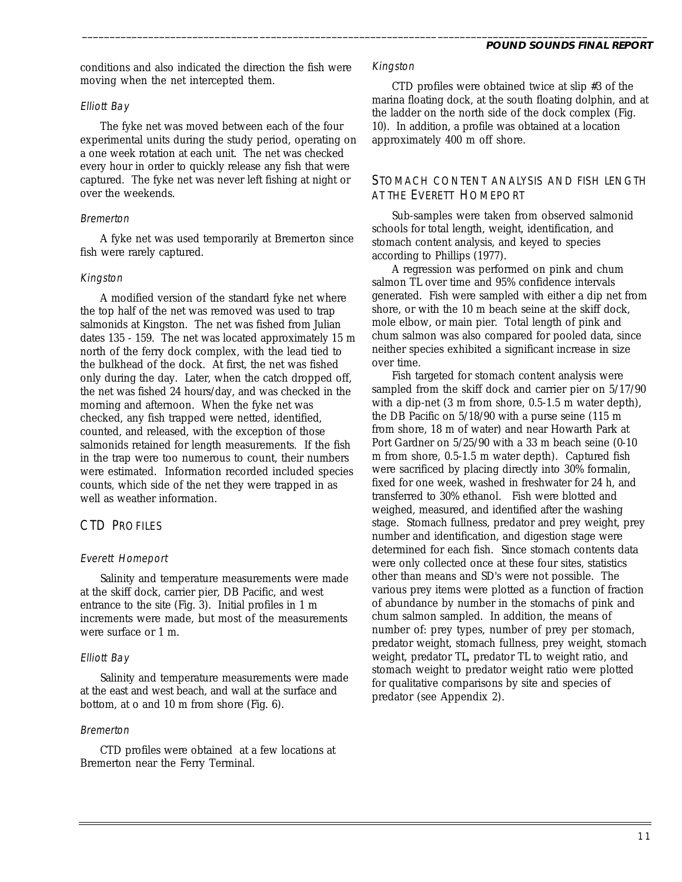conditions and also indicated the direction the fish were moving when the net intercepted them.

#### *Elliott Bay*

The fyke net was moved between each of the four experimental units during the study period, operating on a one week rotation at each unit. The net was checked every hour in order to quickly release any fish that were captured. The fyke net was never left fishing at night or over the weekends.

#### *Bremerton*

A fyke net was used temporarily at Bremerton since fish were rarely captured.

#### *Kingston*

A modified version of the standard fyke net where the top half of the net was removed was used to trap salmonids at Kingston. The net was fished from Julian dates 135 - 159. The net was located approximately 15 m north of the ferry dock complex, with the lead tied to the bulkhead of the dock. At first, the net was fished only during the day. Later, when the catch dropped off, the net was fished 24 hours/day, and was checked in the morning and afternoon. When the fyke net was checked, any fish trapped were netted, identified, counted, and released, with the exception of those salmonids retained for length measurements. If the fish in the trap were too numerous to count, their numbers were estimated. Information recorded included species counts, which side of the net they were trapped in as well as weather information.

## CTD PROFILES

#### *Everett Homeport*

Salinity and temperature measurements were made at the skiff dock, carrier pier, DB Pacific, and west entrance to the site (Fig. 3). Initial profiles in 1 m increments were made, but most of the measurements were surface or 1 m.

#### *Elliott Bay*

Salinity and temperature measurements were made at the east and west beach, and wall at the surface and bottom, at o and 10 m from shore (Fig. 6).

#### *Bremerton*

CTD profiles were obtained at a few locations at Bremerton near the Ferry Terminal.

#### *Kingston*

CTD profiles were obtained twice at slip #3 of the marina floating dock, at the south floating dolphin, and at the ladder on the north side of the dock complex (Fig. 10). In addition, a profile was obtained at a location approximately 400 m off shore.

## STOMACH CONTENT ANALYSIS AND FISH LENGTH AT THE EVERETT HOMEPORT

Sub-samples were taken from observed salmonid schools for total length, weight, identification, and stomach content analysis, and keyed to species according to Phillips (1977).

A regression was performed on pink and chum salmon TL over time and 95% confidence intervals generated. Fish were sampled with either a dip net from shore, or with the 10 m beach seine at the skiff dock, mole elbow, or main pier. Total length of pink and chum salmon was also compared for pooled data, since neither species exhibited a significant increase in size over time.

Fish targeted for stomach content analysis were sampled from the skiff dock and carrier pier on 5/17/90 with a dip-net (3 m from shore, 0.5-1.5 m water depth), the DB Pacific on 5/18/90 with a purse seine (115 m from shore, 18 m of water) and near Howarth Park at Port Gardner on 5/25/90 with a 33 m beach seine (0-10 m from shore, 0.5-1.5 m water depth). Captured fish were sacrificed by placing directly into 30% formalin, fixed for one week, washed in freshwater for 24 h, and transferred to 30% ethanol. Fish were blotted and weighed, measured, and identified after the washing stage. Stomach fullness, predator and prey weight, prey number and identification, and digestion stage were determined for each fish. Since stomach contents data were only collected once at these four sites, statistics other than means and SD's were not possible. The various prey items were plotted as a function of fraction of abundance by number in the stomachs of pink and chum salmon sampled. In addition, the means of number of: prey types, number of prey per stomach, predator weight, stomach fullness, prey weight, stomach weight, predator TL, predator TL to weight ratio, and stomach weight to predator weight ratio were plotted for qualitative comparisons by site and species of predator (see Appendix 2).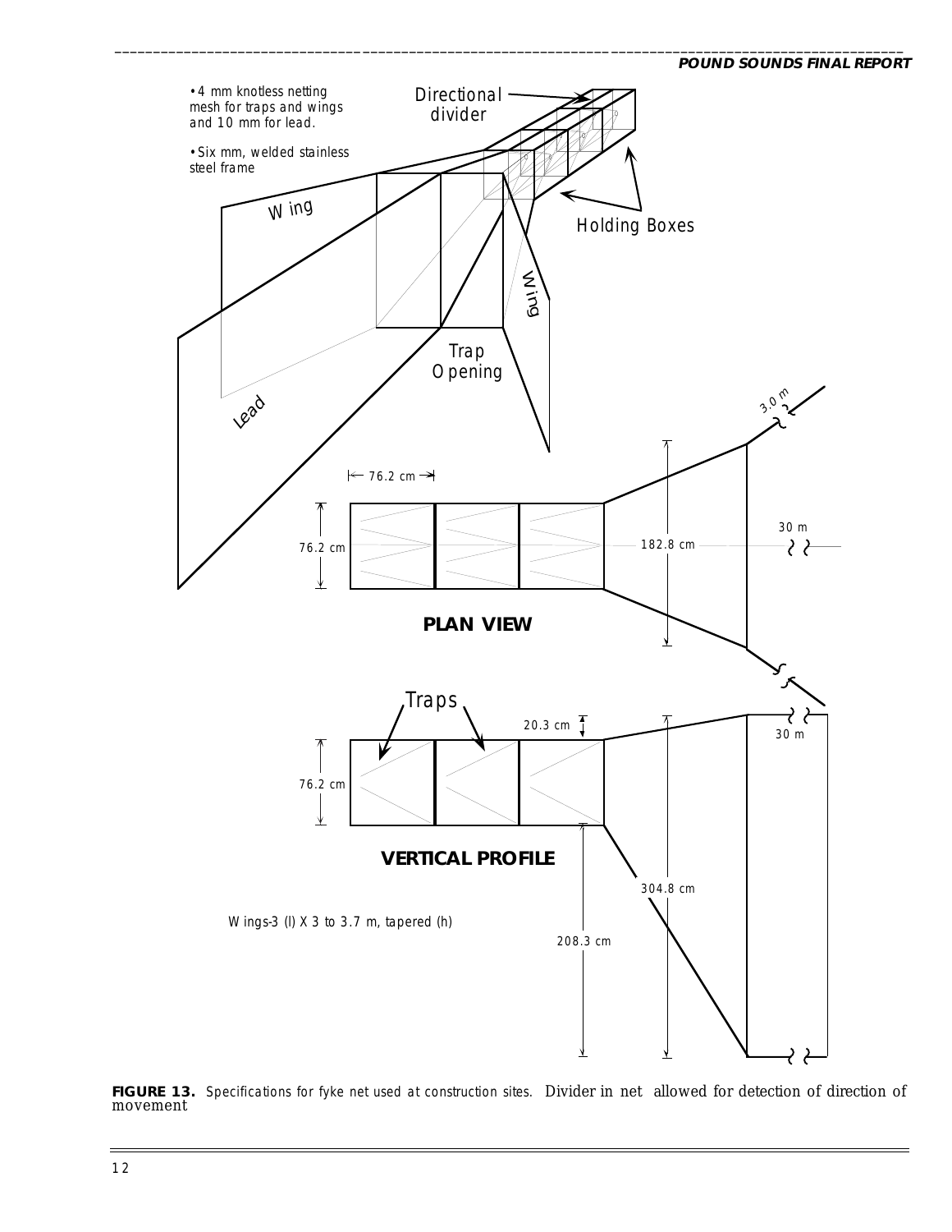• 4 mm knotless netting mesh for traps and wings and 10 mm for lead.

• Six mm, welded stainless steel frame

Directional divider

Holding Boxes

Wing

Wing

Trap Opening

Lead

3.0 m

76.2 cm

76.2 cm

182.8 cm

30 m

**PLAN VIEW**

Traps

20.3 cm

30 m

76.2 cm

304.8 cm

**VERTICAL PROFILE**

Wings-3 (l) X 3 to 3.7 m, tapered (h)

208.3 cm

**FIGURE 13.** Specifications for fyke net used at construction sites. Divider in net allowed for detection of direction of movement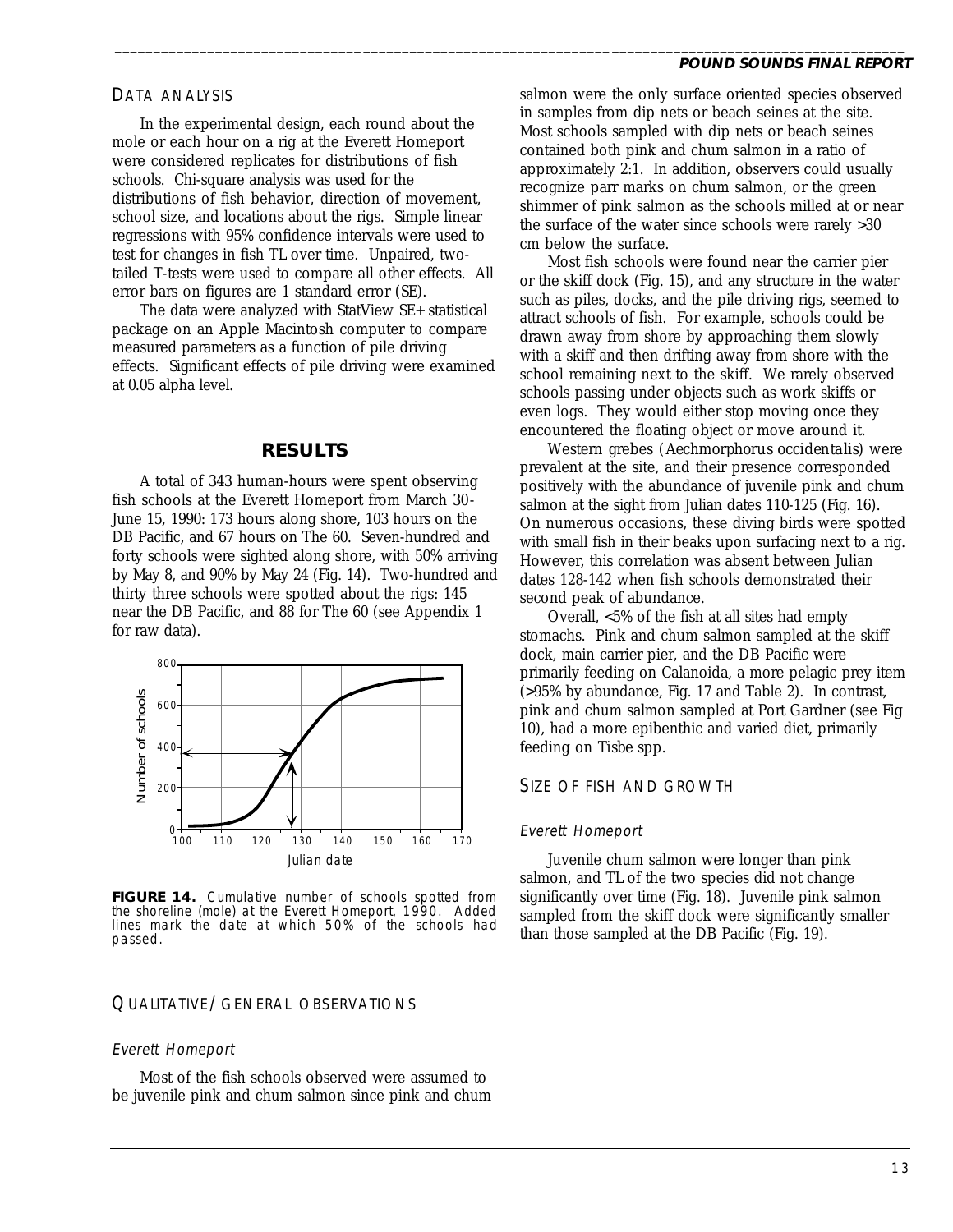## DATA ANALYSIS

In the experimental design, each round about the mole or each hour on a rig at the Everett Homeport were considered replicates for distributions of fish schools. Chi-square analysis was used for the distributions of fish behavior, direction of movement, school size, and locations about the rigs. Simple linear regressions with 95% confidence intervals were used to test for changes in fish TL over time. Unpaired, two-tailed T-tests were used to compare all other effects. All error bars on figures are 1 standard error (SE).

The data were analyzed with StatView SE+ statistical package on an Apple Macintosh computer to compare measured parameters as a function of pile driving effects. Significant effects of pile driving were examined at 0.05 alpha level.

# RESULTS

A total of 343 human-hours were spent observing fish schools at the Everett Homeport from March 30-June 15, 1990: 173 hours along shore, 103 hours on the DB Pacific, and 67 hours on The 60. Seven-hundred and forty schools were sighted along shore, with 50% arriving by May 8, and 90% by May 24 (Fig. 14). Two-hundred and thirty three schools were spotted about the rigs: 145 near the DB Pacific, and 88 for The 60 (see Appendix 1 for raw data).

**FIGURE 14.** Cumulative number of schools spotted from the shoreline (mole) at the Everett Homeport, 1990. Added lines mark the date at which 50% of the schools had passed.

## QUALITATIVE/GENERAL OBSERVATIONS

### *Everett Homeport*

Most of the fish schools observed were assumed to be juvenile pink and chum salmon since pink and chum salmon were the only surface oriented species observed in samples from dip nets or beach seines at the site. Most schools sampled with dip nets or beach seines contained both pink and chum salmon in a ratio of approximately 2:1. In addition, observers could usually recognize parr marks on chum salmon, or the green shimmer of pink salmon as the schools milled at or near the surface of the water since schools were rarely >30 cm below the surface.

Most fish schools were found near the carrier pier or the skiff dock (Fig. 15), and any structure in the water such as piles, docks, and the pile driving rigs, seemed to attract schools of fish. For example, schools could be drawn away from shore by approaching them slowly with a skiff and then drifting away from shore with the school remaining next to the skiff. We rarely observed schools passing under objects such as work skiffs or even logs. They would either stop moving once they encountered the floating object or move around it.

Western grebes (*Aechmorphorus occidentalis*) were prevalent at the site, and their presence corresponded positively with the abundance of juvenile pink and chum salmon at the sight from Julian dates 110-125 (Fig. 16). On numerous occasions, these diving birds were spotted with small fish in their beaks upon surfacing next to a rig. However, this correlation was absent between Julian dates 128-142 when fish schools demonstrated their second peak of abundance.

Overall, <5% of the fish at all sites had empty stomachs. Pink and chum salmon sampled at the skiff dock, main carrier pier, and the DB Pacific were primarily feeding on Calanoida, a more pelagic prey item (>95% by abundance, Fig. 17 and Table 2). In contrast, pink and chum salmon sampled at Port Gardner (see Fig 10), had a more epibenthic and varied diet, primarily feeding on Tisbe spp.

## SIZE OF FISH AND GROWTH

### *Everett Homeport*

Juvenile chum salmon were longer than pink salmon, and TL of the two species did not change significantly over time (Fig. 18). Juvenile pink salmon sampled from the skiff dock were significantly smaller than those sampled at the DB Pacific (Fig. 19).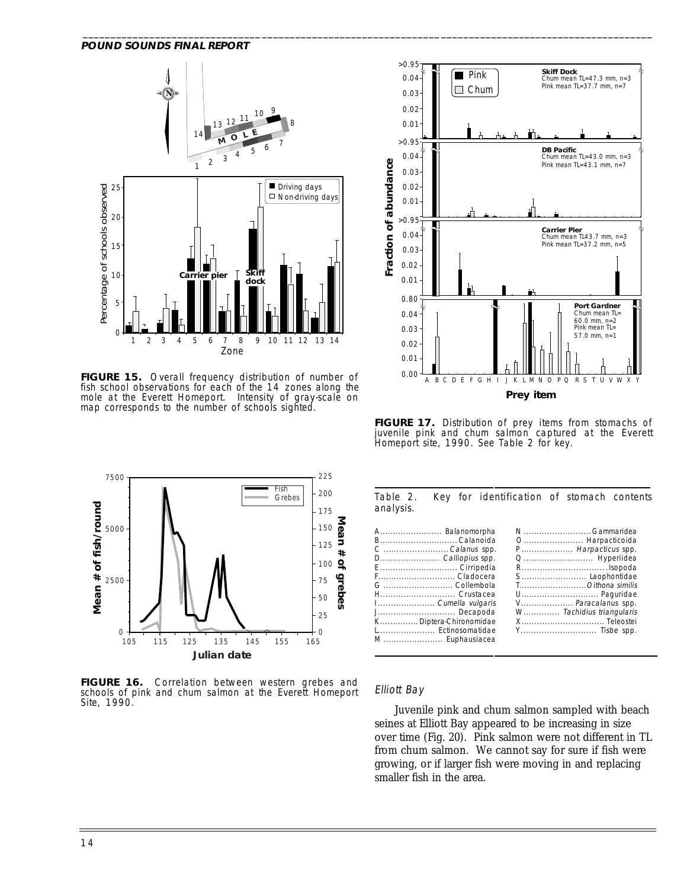**FIGURE 15.** Overall frequency distribution of number of fish school observations for each of the 14 zones along the mole at the Everett Homeport. Intensity of gray-scale on map corresponds to the number of schools sighted.

**FIGURE 16.** Correlation between western grebes and schools of pink and chum salmon at the Everett Homeport Site, 1990.

**FIGURE 17.** Distribution of prey items from stomachs of juvenile pink and chum salmon captured at the Everett Homeport site, 1990. See Table 2 for key.

Table 2. Key for identification of stomach contents analysis.

| | | | |
|---|---|---|---|
| A | Balanomorpha | N | Gammaridea |
| B | Calanoida | O | Harpacticoida |
| C | *Calanus* spp. | P | *Harpacticus* spp. |
| D | *Calliopius* spp. | Q | Hyperiidea |
| E | Cirripedia | R | Isopoda |
| F | Cladocera | S | Laophontidae |
| G | Collembola | T | *Oithona similis* |
| H | Crustacea | U | Paguridae |
| I | *Cumella vulgaris* | V | *Paracalanus* spp. |
| J | Decapoda | W | *Tachidius triangularis* |
| K | Diptera-Chironomidae | X | Teleostei |
| L | Ectinosomatidae | Y | *Tisbe* spp. |
| M | Euphausiacea | | |

### *Elliott Bay*

Juvenile pink and chum salmon sampled with beach seines at Elliott Bay appeared to be increasing in size over time (Fig. 20). Pink salmon were not different in TL from chum salmon. We cannot say for sure if fish were growing, or if larger fish were moving in and replacing smaller fish in the area.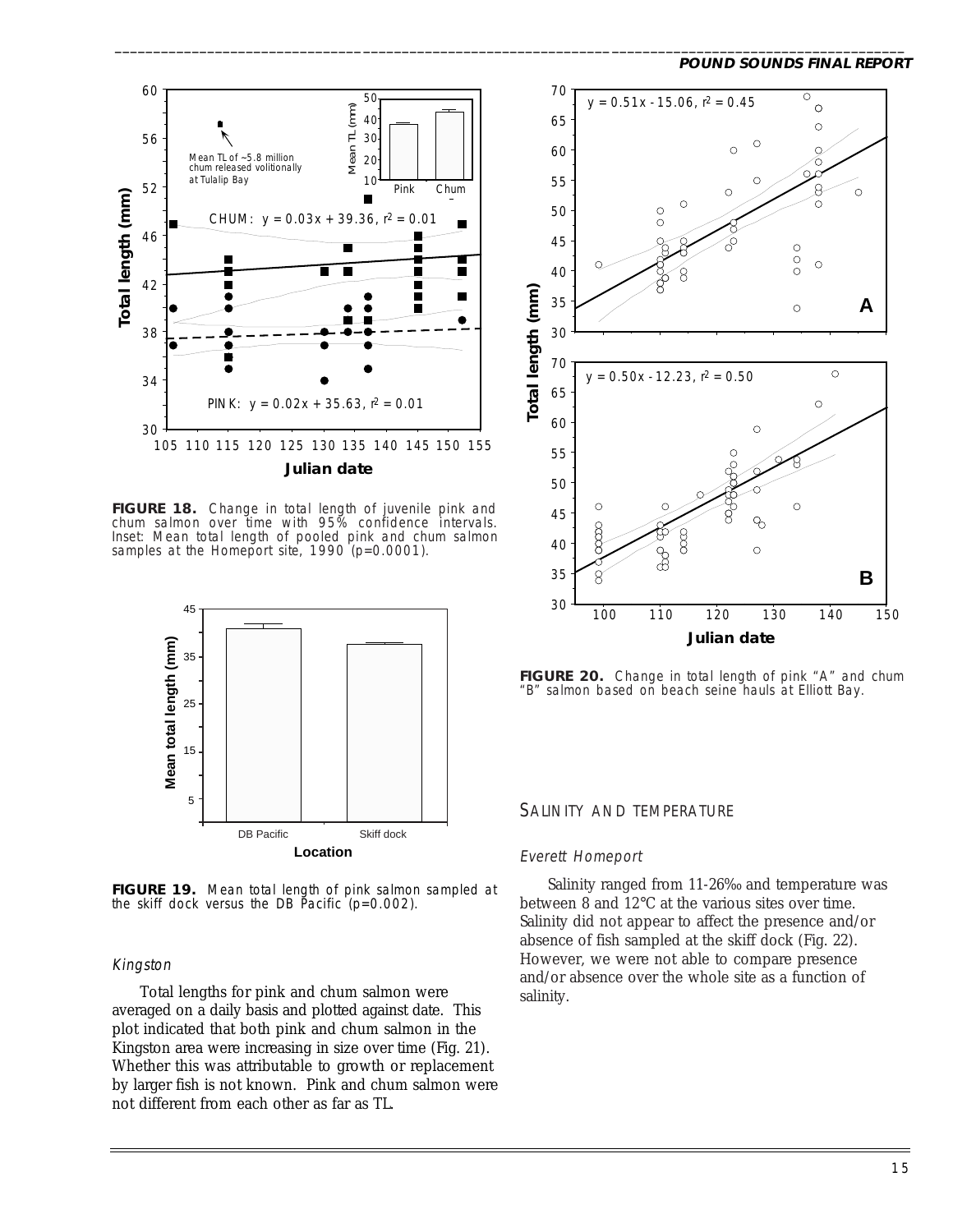FIGURE 18. Change in total length of juvenile pink and chum salmon over time with 95% confidence intervals. Inset: Mean total length of pooled pink and chum salmon samples at the Homeport site, 1990 ($p=0.0001$).

FIGURE 19. Mean total length of pink salmon sampled at the skiff dock versus the DB Pacific ($p=0.002$).

### *Kingston*

Total lengths for pink and chum salmon were averaged on a daily basis and plotted against date. This plot indicated that both pink and chum salmon in the Kingston area were increasing in size over time (Fig. 21). Whether this was attributable to growth or replacement by larger fish is not known. Pink and chum salmon were not different from each other as far as TL.

FIGURE 20. Change in total length of pink "A" and chum "B" salmon based on beach seine hauls at Elliott Bay.

## SALINITY AND TEMPERATURE

### *Everett Homeport*

Salinity ranged from 11-26‰ and temperature was between 8 and 12°C at the various sites over time. Salinity did not appear to affect the presence and/or absence of fish sampled at the skiff dock (Fig. 22). However, we were not able to compare presence and/or absence over the whole site as a function of salinity.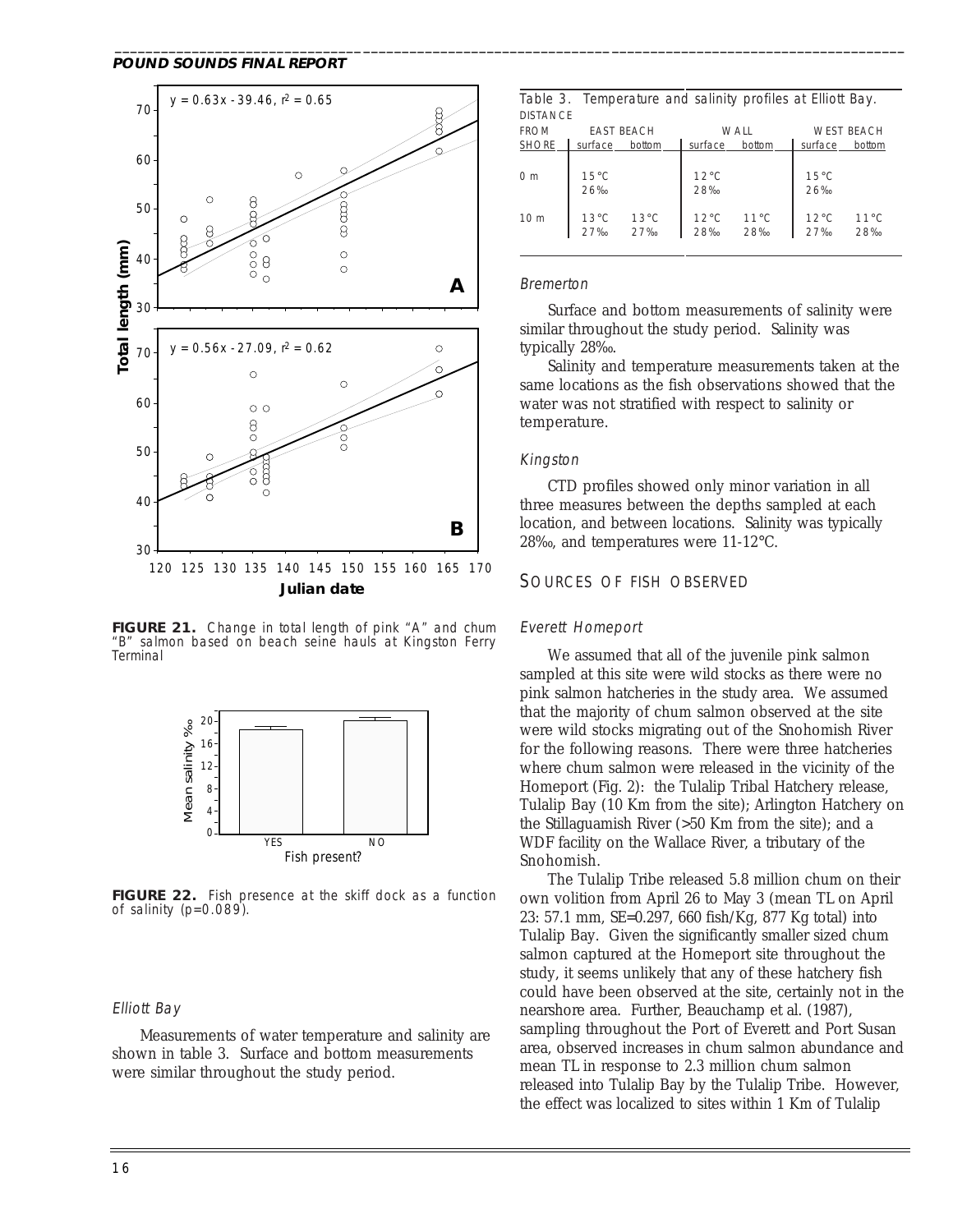FIGURE 21. Change in total length of pink "A" and chum "B" salmon based on beach seine hauls at Kingston Ferry Terminal

FIGURE 22. Fish presence at the skiff dock as a function of salinity (p=0.089).

### *Elliott Bay*

Measurements of water temperature and salinity are shown in table 3. Surface and bottom measurements were similar throughout the study period.

Table 3. Temperature and salinity profiles at Elliott Bay.

| DISTANCE FROM SHORE | EAST BEACH | | WALL | | WEST BEACH | |
|---|---|---|---|---|---|---|
| | surface | bottom | surface | bottom | surface | bottom |
| 0 m | 15°C 26‰ | | 12°C 28‰ | | 15°C 26‰ | |
| 10 m | 13°C 27‰ | 13°C 27‰ | 12°C 28‰ | 11°C 28‰ | 12°C 27‰ | 11°C 28‰ |

### *Bremerton*

Surface and bottom measurements of salinity were similar throughout the study period. Salinity was typically 28‰.

Salinity and temperature measurements taken at the same locations as the fish observations showed that the water was not stratified with respect to salinity or temperature.

### *Kingston*

CTD profiles showed only minor variation in all three measures between the depths sampled at each location, and between locations. Salinity was typically 28‰, and temperatures were 11-12°C.

## SOURCES OF FISH OBSERVED

### *Everett Homeport*

We assumed that all of the juvenile pink salmon sampled at this site were wild stocks as there were no pink salmon hatcheries in the study area. We assumed that the majority of chum salmon observed at the site were wild stocks migrating out of the Snohomish River for the following reasons. There were three hatcheries where chum salmon were released in the vicinity of the Homeport (Fig. 2): the Tulalip Tribal Hatchery release, Tulalip Bay (10 Km from the site); Arlington Hatchery on the Stillaguamish River (>50 Km from the site); and a WDF facility on the Wallace River, a tributary of the Snohomish.

The Tulalip Tribe released 5.8 million chum on their own volition from April 26 to May 3 (mean TL on April 23: 57.1 mm, SE=0.297, 660 fish/Kg, 877 Kg total) into Tulalip Bay. Given the significantly smaller sized chum salmon captured at the Homeport site throughout the study, it seems unlikely that any of these hatchery fish could have been observed at the site, certainly not in the nearshore area. Further, Beauchamp et al. (1987), sampling throughout the Port of Everett and Port Susan area, observed increases in chum salmon abundance and mean TL in response to 2.3 million chum salmon released into Tulalip Bay by the Tulalip Tribe. However, the effect was localized to sites within 1 Km of Tulalip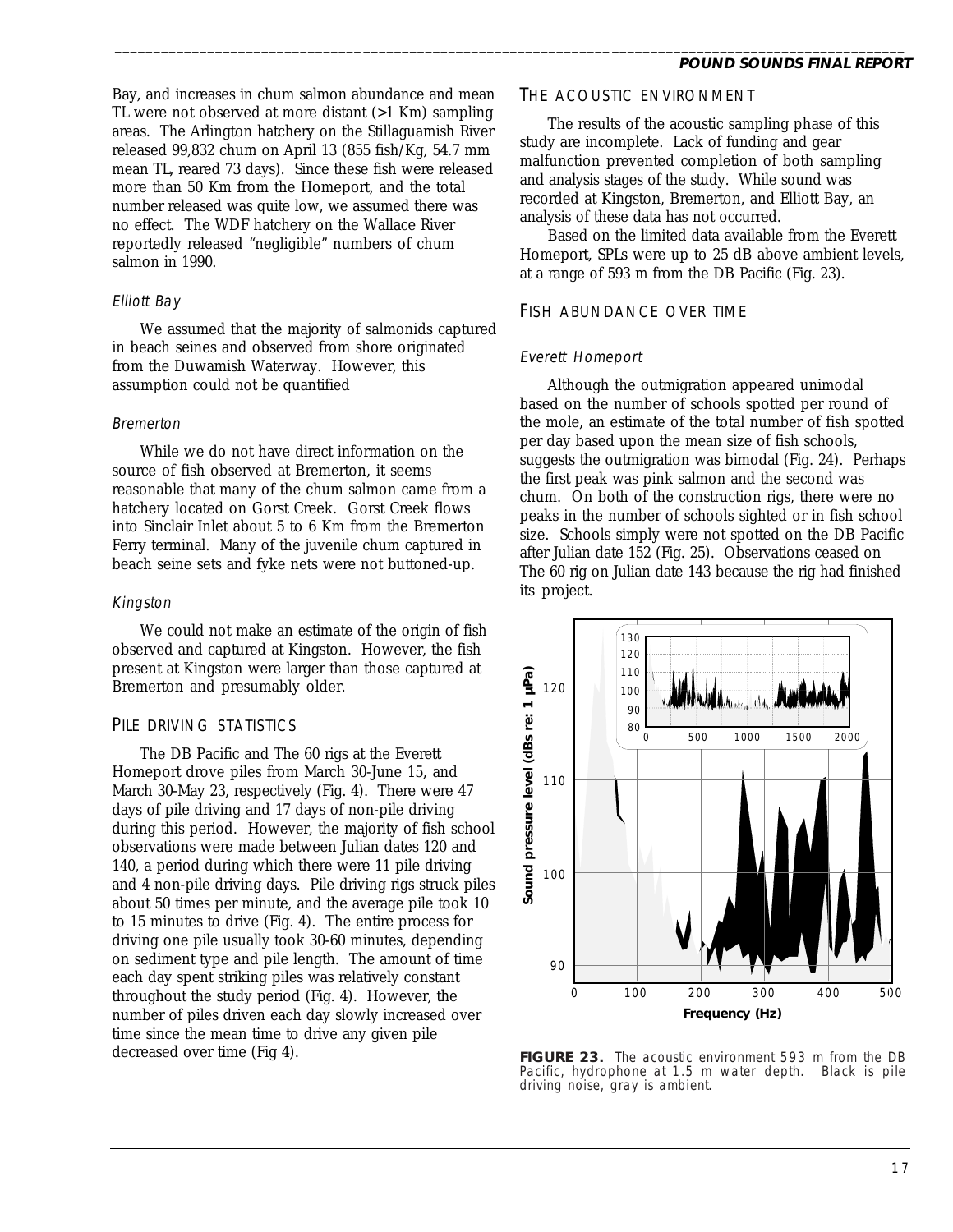Bay, and increases in chum salmon abundance and mean TL were not observed at more distant (>1 Km) sampling areas. The Arlington hatchery on the Stillaguamish River released 99,832 chum on April 13 (855 fish/Kg, 54.7 mm mean TL, reared 73 days). Since these fish were released more than 50 Km from the Homeport, and the total number released was quite low, we assumed there was no effect. The WDF hatchery on the Wallace River reportedly released "negligible" numbers of chum salmon in 1990.

### *Elliott Bay*

We assumed that the majority of salmonids captured in beach seines and observed from shore originated from the Duwamish Waterway. However, this assumption could not be quantified

### *Bremerton*

While we do not have direct information on the source of fish observed at Bremerton, it seems reasonable that many of the chum salmon came from a hatchery located on Gorst Creek. Gorst Creek flows into Sinclair Inlet about 5 to 6 Km from the Bremerton Ferry terminal. Many of the juvenile chum captured in beach seine sets and fyke nets were not buttoned-up.

### *Kingston*

We could not make an estimate of the origin of fish observed and captured at Kingston. However, the fish present at Kingston were larger than those captured at Bremerton and presumably older.

## PILE DRIVING STATISTICS

The DB Pacific and The 60 rigs at the Everett Homeport drove piles from March 30-June 15, and March 30-May 23, respectively (Fig. 4). There were 47 days of pile driving and 17 days of non-pile driving during this period. However, the majority of fish school observations were made between Julian dates 120 and 140, a period during which there were 11 pile driving and 4 non-pile driving days. Pile driving rigs struck piles about 50 times per minute, and the average pile took 10 to 15 minutes to drive (Fig. 4). The entire process for driving one pile usually took 30-60 minutes, depending on sediment type and pile length. The amount of time each day spent striking piles was relatively constant throughout the study period (Fig. 4). However, the number of piles driven each day slowly increased over time since the mean time to drive any given pile decreased over time (Fig 4).

## THE ACOUSTIC ENVIRONMENT

The results of the acoustic sampling phase of this study are incomplete. Lack of funding and gear malfunction prevented completion of both sampling and analysis stages of the study. While sound was recorded at Kingston, Bremerton, and Elliott Bay, an analysis of these data has not occurred.

Based on the limited data available from the Everett Homeport, SPLs were up to 25 dB above ambient levels, at a range of 593 m from the DB Pacific (Fig. 23).

## FISH ABUNDANCE OVER TIME

### *Everett Homeport*

Although the outmigration appeared unimodal based on the number of schools spotted per round of the mole, an estimate of the total number of fish spotted per day based upon the mean size of fish schools, suggests the outmigration was bimodal (Fig. 24). Perhaps the first peak was pink salmon and the second was chum. On both of the construction rigs, there were no peaks in the number of schools sighted or in fish school size. Schools simply were not spotted on the DB Pacific after Julian date 152 (Fig. 25). Observations ceased on The 60 rig on Julian date 143 because the rig had finished its project.

**FIGURE 23.** The acoustic environment 593 m from the DB Pacific, hydrophone at 1.5 m water depth. Black is pile driving noise, gray is ambient.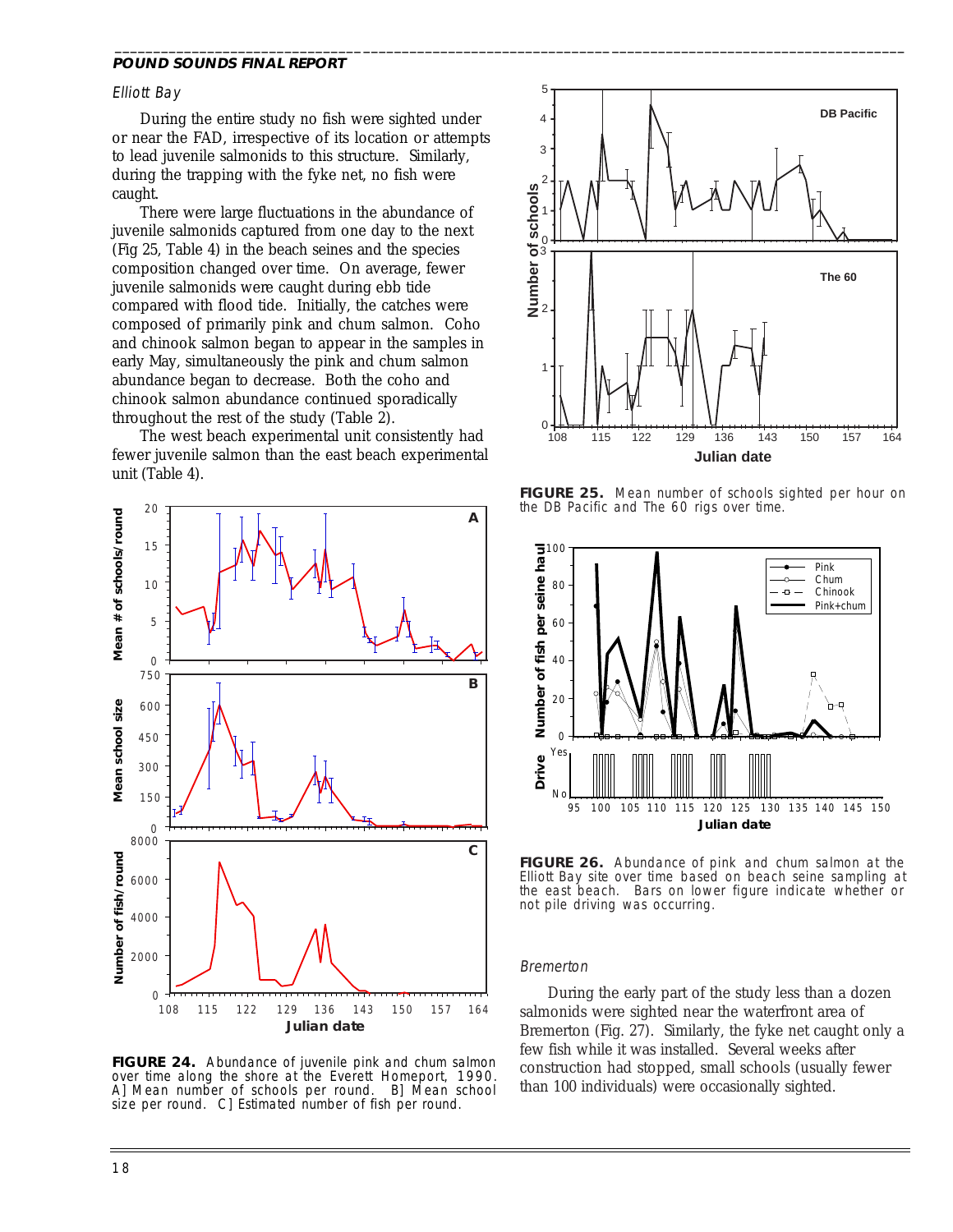### *Elliott Bay*

During the entire study no fish were sighted under or near the FAD, irrespective of its location or attempts to lead juvenile salmonids to this structure. Similarly, during the trapping with the fyke net, no fish were caught.

There were large fluctuations in the abundance of juvenile salmonids captured from one day to the next (Fig 25, Table 4) in the beach seines and the species composition changed over time. On average, fewer juvenile salmonids were caught during ebb tide compared with flood tide. Initially, the catches were composed of primarily pink and chum salmon. Coho and chinook salmon began to appear in the samples in early May, simultaneously the pink and chum salmon abundance began to decrease. Both the coho and chinook salmon abundance continued sporadically throughout the rest of the study (Table 2).

The west beach experimental unit consistently had fewer juvenile salmon than the east beach experimental unit (Table 4).

**FIGURE 24.** Abundance of juvenile pink and chum salmon over time along the shore at the Everett Homeport, 1990. A] Mean number of schools per round. B] Mean school size per round. C] Estimated number of fish per round.

**FIGURE 25.** Mean number of schools sighted per hour on the DB Pacific and The 60 rigs over time.

**FIGURE 26.** Abundance of pink and chum salmon at the Elliott Bay site over time based on beach seine sampling at the east beach. Bars on lower figure indicate whether or not pile driving was occurring.

### *Bremerton*

During the early part of the study less than a dozen salmonids were sighted near the waterfront area of Bremerton (Fig. 27). Similarly, the fyke net caught only a few fish while it was installed. Several weeks after construction had stopped, small schools (usually fewer than 100 individuals) were occasionally sighted.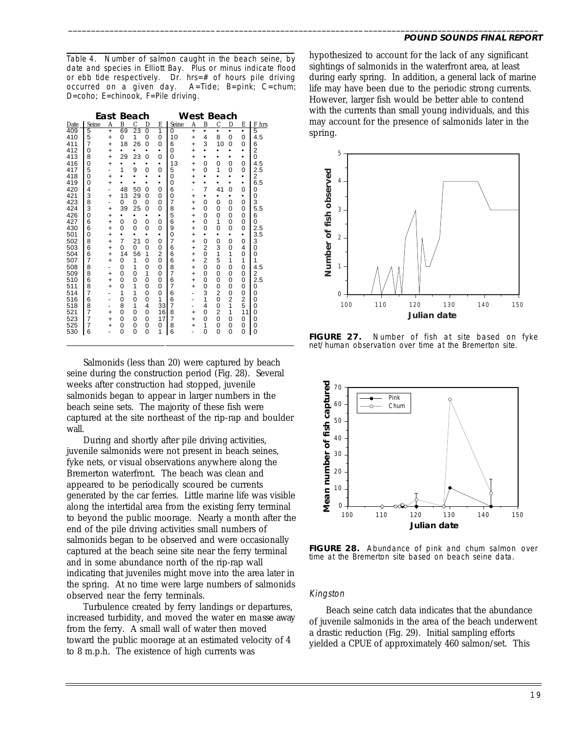Table 4. Number of salmon caught in the beach seine, by date and species in Elliott Bay. Plus or minus indicate flood or ebb tide respectively. Dr. hrs=# of hours pile driving occurred on a given day. A=Tide; B=pink; C=chum; D=coho; E=chinook, F=Pile driving.

| | East Beach | | | | | | West Beach | | | | | | |
|---|---|---|---|---|---|---|---|---|---|---|---|---|---|
| Date | Seine | A | B | C | D | E | Seine | A | B | C | D | E | F hrs |
| 409 | 5 | + | 69 | 23 | 0 | 1 | 0 | + | • | • | • | • | 5 |
| 410 | 5 | + | 0 | 1 | 0 | 0 | 10 | + | 4 | 8 | 0 | 0 | 4.5 |
| 411 | 7 | + | 18 | 26 | 0 | 0 | 6 | + | 3 | 10 | 0 | 0 | 6 |
| 412 | 0 | + | • | • | • | • | 0 | + | • | • | • | • | 2 |
| 413 | 8 | + | 29 | 23 | 0 | 0 | 0 | + | • | • | • | • | 0 |
| 416 | 0 | + | • | • | • | • | 13 | + | 0 | 0 | 0 | 0 | 4.5 |
| 417 | 5 | - | 1 | 9 | 0 | 0 | 5 | + | 0 | 1 | 0 | 0 | 2.5 |
| 418 | 0 | + | • | • | • | • | 0 | + | • | • | • | • | 2 |
| 419 | 0 | + | • | • | • | • | 0 | + | • | • | • | • | 6.5 |
| 420 | 4 | - | 48 | 50 | 0 | 0 | 6 | - | 7 | 41 | 0 | 0 | 0 |
| 421 | 3 | + | 13 | 29 | 0 | 0 | 0 | + | • | • | • | • | 0 |
| 423 | 8 | - | 0 | 0 | 0 | 0 | 7 | + | 0 | 0 | 0 | 0 | 3 |
| 424 | 3 | + | 39 | 25 | 0 | 0 | 8 | + | 0 | 0 | 0 | 0 | 5.5 |
| 426 | 0 | + | • | • | • | • | 5 | + | 0 | 0 | 0 | 0 | 6 |
| 427 | 6 | + | 0 | 0 | 0 | 0 | 6 | + | 0 | 1 | 0 | 0 | 0 |
| 430 | 6 | + | 0 | 0 | 0 | 0 | 9 | + | 0 | 0 | 0 | 0 | 2.5 |
| 501 | 0 | + | • | • | • | • | 0 | + | • | • | • | • | 3.5 |
| 502 | 8 | + | 7 | 21 | 0 | 0 | 7 | + | 0 | 0 | 0 | 0 | 3 |
| 503 | 6 | + | 0 | 0 | 0 | 0 | 6 | + | 2 | 3 | 0 | 4 | 0 |
| 504 | 6 | + | 14 | 56 | 1 | 2 | 6 | + | 0 | 1 | 1 | 0 | 0 |
| 507 | 7 | + | 0 | 1 | 0 | 0 | 6 | + | 2 | 5 | 1 | 1 | 1 |
| 508 | 8 | - | 0 | 1 | 0 | 0 | 8 | + | 0 | 0 | 0 | 0 | 4.5 |
| 509 | 8 | + | 0 | 0 | 1 | 0 | 7 | + | 0 | 0 | 0 | 0 | 2 |
| 510 | 6 | + | 0 | 0 | 0 | 0 | 6 | + | 0 | 0 | 0 | 0 | 2.5 |
| 511 | 8 | + | 0 | 1 | 0 | 0 | 7 | + | 0 | 0 | 0 | 0 | 0 |
| 514 | 7 | - | 1 | 1 | 0 | 0 | 6 | - | 3 | 2 | 0 | 0 | 0 |
| 516 | 6 | - | 0 | 0 | 0 | 1 | 6 | - | 1 | 0 | 2 | 2 | 0 |
| 518 | 8 | - | 8 | 1 | 4 | 33 | 7 | - | 4 | 0 | 1 | 5 | 0 |
| 521 | 7 | + | 0 | 0 | 0 | 16 | 8 | + | 0 | 2 | 1 | 11 | 0 |
| 523 | 7 | + | 0 | 0 | 0 | 17 | 7 | + | 0 | 0 | 0 | 0 | 0 |
| 525 | 7 | + | 0 | 0 | 0 | 0 | 8 | + | 1 | 0 | 0 | 0 | 0 |
| 530 | 6 | - | 0 | 0 | 0 | 1 | 6 | - | 0 | 0 | 0 | 0 | 0 |

Salmonids (less than 20) were captured by beach seine during the construction period (Fig. 28). Several weeks after construction had stopped, juvenile salmonids began to appear in larger numbers in the beach seine sets. The majority of these fish were captured at the site northeast of the rip-rap and boulder wall.

During and shortly after pile driving activities, juvenile salmonids were not present in beach seines, fyke nets, or visual observations anywhere along the Bremerton waterfront. The beach was clean and appeared to be periodically scoured be currents generated by the car ferries. Little marine life was visible along the intertidal area from the existing ferry terminal to beyond the public moorage. Nearly a month after the end of the pile driving activities small numbers of salmonids began to be observed and were occasionally captured at the beach seine site near the ferry terminal and in some abundance north of the rip-rap wall indicating that juveniles might move into the area later in the spring. At no time were large numbers of salmonids observed near the ferry terminals.

Turbulence created by ferry landings or departures, increased turbidity, and moved the water en masse away from the ferry. A small wall of water then moved toward the public moorage at an estimated velocity of 4 to 8 m.p.h. The existence of high currents was hypothesized to account for the lack of any significant sightings of salmonids in the waterfront area, at least during early spring. In addition, a general lack of marine life may have been due to the periodic strong currents. However, larger fish would be better able to contend with the currents than small young individuals, and this may account for the presence of salmonids later in the spring.

**FIGURE 27.** Number of fish at site based on fyke net/human observation over time at the Bremerton site.

**FIGURE 28.** Abundance of pink and chum salmon over time at the Bremerton site based on beach seine data.

### *Kingston*

Beach seine catch data indicates that the abundance of juvenile salmonids in the area of the beach underwent a drastic reduction (Fig. 29). Initial sampling efforts yielded a CPUE of approximately 460 salmon/set. This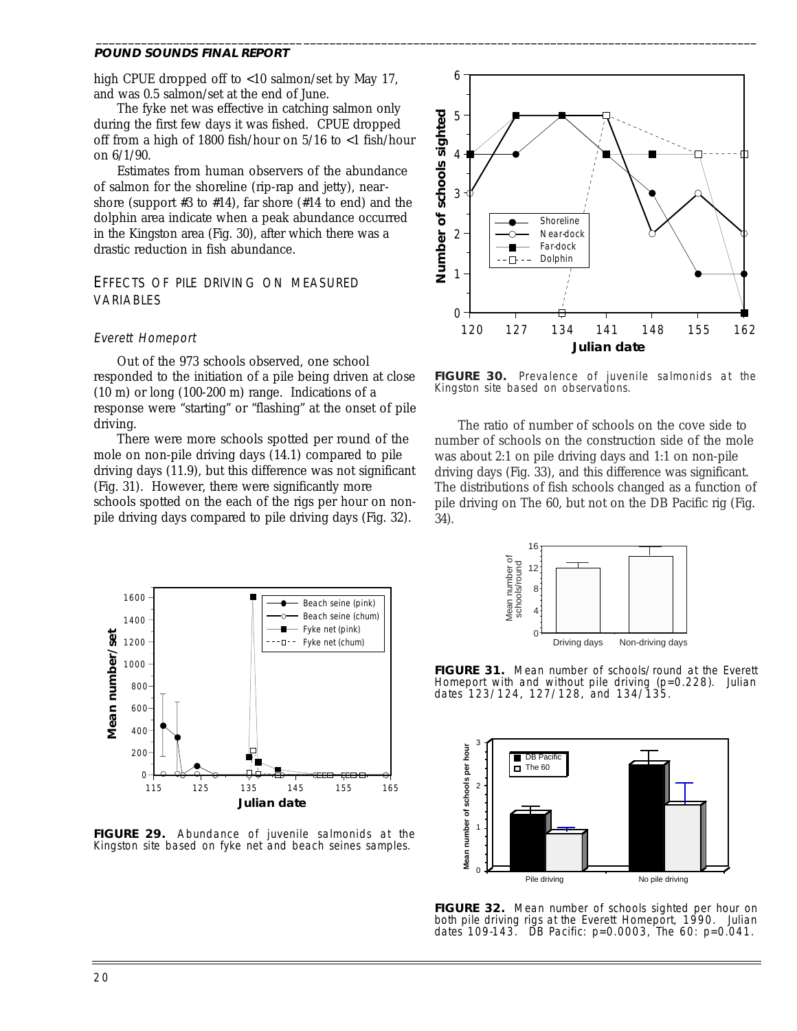high CPUE dropped off to <10 salmon/set by May 17, and was 0.5 salmon/set at the end of June.

The fyke net was effective in catching salmon only during the first few days it was fished. CPUE dropped off from a high of 1800 fish/hour on 5/16 to <1 fish/hour on 6/1/90.

Estimates from human observers of the abundance of salmon for the shoreline (rip-rap and jetty), near-shore (support #3 to #14), far shore (#14 to end) and the dolphin area indicate when a peak abundance occurred in the Kingston area (Fig. 30), after which there was a drastic reduction in fish abundance.

## EFFECTS OF PILE DRIVING ON MEASURED VARIABLES

### *Everett Homeport*

Out of the 973 schools observed, one school responded to the initiation of a pile being driven at close (10 m) or long (100-200 m) range. Indications of a response were "starting" or "flashing" at the onset of pile driving.

There were more schools spotted per round of the mole on non-pile driving days (14.1) compared to pile driving days (11.9), but this difference was not significant (Fig. 31). However, there were significantly more schools spotted on the each of the rigs per hour on non-pile driving days compared to pile driving days (Fig. 32).

**FIGURE 29.** Abundance of juvenile salmonids at the Kingston site based on fyke net and beach seines samples.

**FIGURE 30.** Prevalence of juvenile salmonids at the Kingston site based on observations.

The ratio of number of schools on the cove side to number of schools on the construction side of the mole was about 2:1 on pile driving days and 1:1 on non-pile driving days (Fig. 33), and this difference was significant. The distributions of fish schools changed as a function of pile driving on The 60, but not on the DB Pacific rig (Fig. 34).

**FIGURE 31.** Mean number of schools/round at the Everett Homeport with and without pile driving ($p=0.228$). Julian dates 123/124, 127/128, and 134/135.

**FIGURE 32.** Mean number of schools sighted per hour on both pile driving rigs at the Everett Homeport, 1990. Julian dates 109-143. DB Pacific: $p=0.0003$, The 60: $p=0.041$.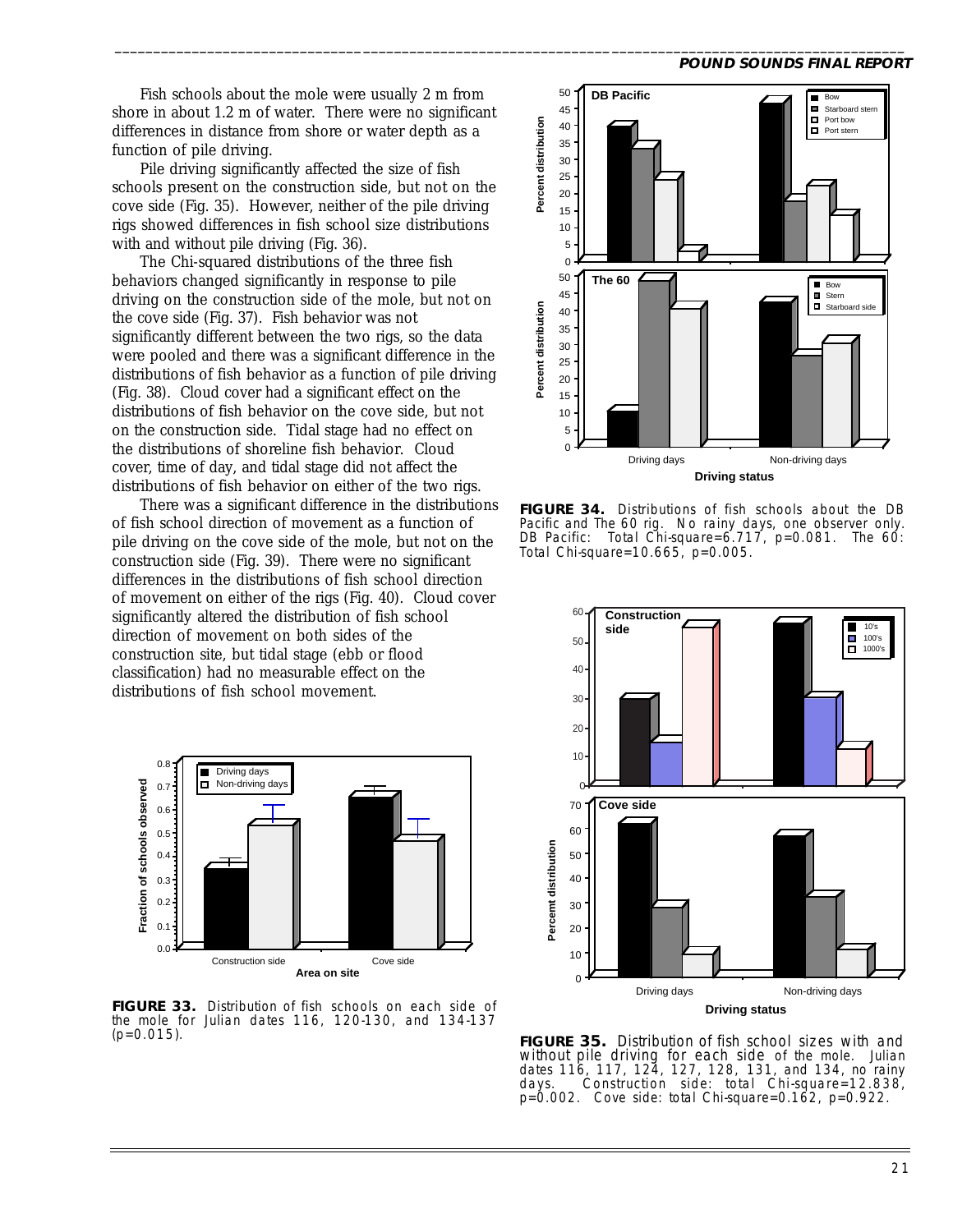Fish schools about the mole were usually 2 m from shore in about 1.2 m of water. There were no significant differences in distance from shore or water depth as a function of pile driving.

Pile driving significantly affected the size of fish schools present on the construction side, but not on the cove side (Fig. 35). However, neither of the pile driving rigs showed differences in fish school size distributions with and without pile driving (Fig. 36).

The Chi-squared distributions of the three fish behaviors changed significantly in response to pile driving on the construction side of the mole, but not on the cove side (Fig. 37). Fish behavior was not significantly different between the two rigs, so the data were pooled and there was a significant difference in the distributions of fish behavior as a function of pile driving (Fig. 38). Cloud cover had a significant effect on the distributions of fish behavior on the cove side, but not on the construction side. Tidal stage had no effect on the distributions of shoreline fish behavior. Cloud cover, time of day, and tidal stage did not affect the distributions of fish behavior on either of the two rigs.

There was a significant difference in the distributions of fish school direction of movement as a function of pile driving on the cove side of the mole, but not on the construction side (Fig. 39). There were no significant differences in the distributions of fish school direction of movement on either of the rigs (Fig. 40). Cloud cover significantly altered the distribution of fish school direction of movement on both sides of the construction site, but tidal stage (ebb or flood classification) had no measurable effect on the distributions of fish school movement.

**FIGURE 33.** Distribution of fish schools on each side of the mole for Julian dates 116, 120-130, and 134-137 ($p=0.015$).

**FIGURE 34.** Distributions of fish schools about the DB Pacific and The 60 rig. No rainy days, one observer only. DB Pacific: Total Chi-square=6.717, $p=0.081$. The 60: Total Chi-square=10.665, $p=0.005$.

**FIGURE 35.** Distribution of fish school sizes with and without pile driving for each side of the mole. Julian dates 116, 117, 124, 127, 128, 131, and 134, no rainy days. Construction side: total Chi-square=12.838, $p=0.002$. Cove side: total Chi-square=0.162, $p=0.922$.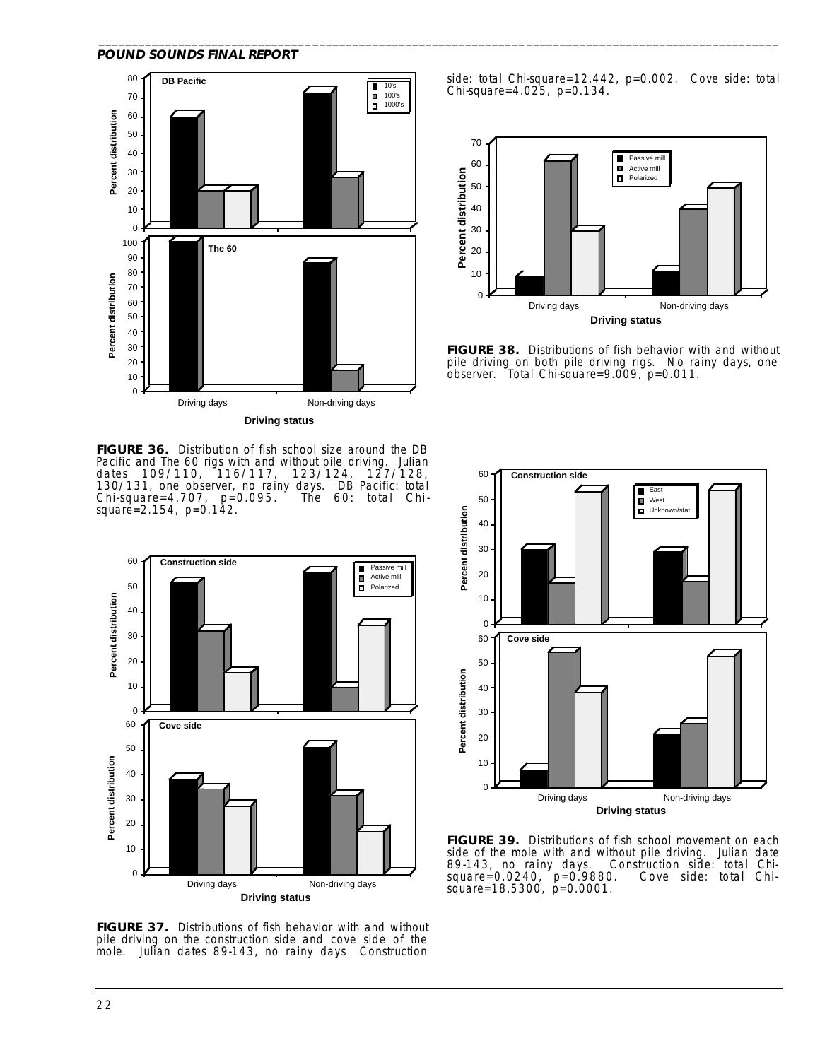FIGURE 36. Distribution of fish school size around the DB Pacific and The 60 rigs with and without pile driving. Julian dates 109/110, 116/117, 123/124, 127/128, 130/131, one observer, no rainy days. DB Pacific: total Chi-square=4.707, p=0.095. The 60: total Chi-square=2.154, p=0.142.

FIGURE 37. Distributions of fish behavior with and without pile driving on the construction side and cove side of the mole. Julian dates 89-143, no rainy days Construction side: total Chi-square=12.442, p=0.002. Cove side: total Chi-square=4.025, p=0.134.

FIGURE 38. Distributions of fish behavior with and without pile driving on both pile driving rigs. No rainy days, one observer. Total Chi-square=9.009, p=0.011.

FIGURE 39. Distributions of fish school movement on each side of the mole with and without pile driving. Julian date 89-143, no rainy days. Construction side: total Chi-square=0.0240, p=0.9880. Cove side: total Chi-square=18.5300, p=0.0001.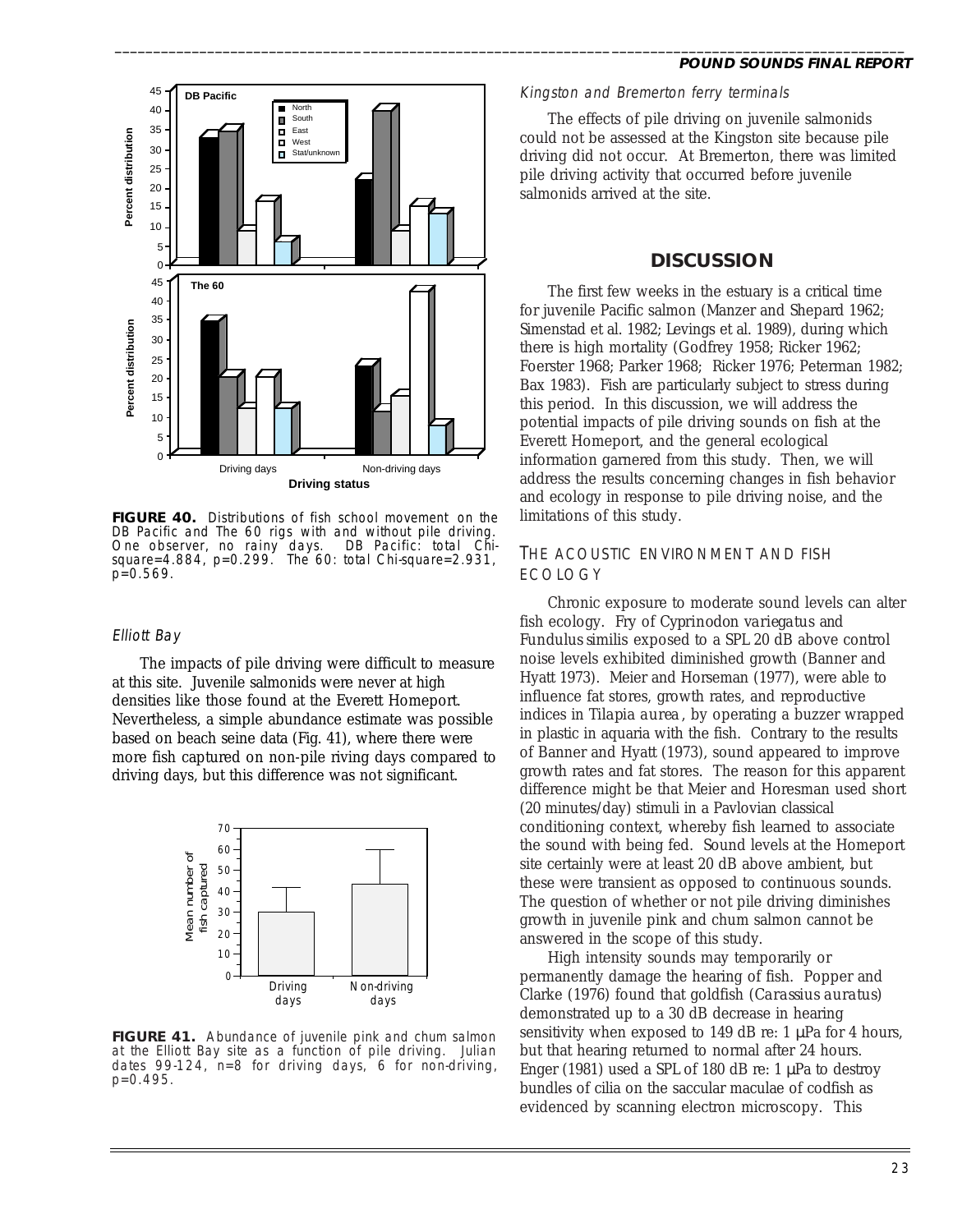FIGURE 40. Distributions of fish school movement on the DB Pacific and The 60 rigs with and without pile driving. One observer, no rainy days. DB Pacific: total Chi-square=4.884, p=0.299. The 60: total Chi-square=2.931, p=0.569.

### *Elliott Bay*

The impacts of pile driving were difficult to measure at this site. Juvenile salmonids were never at high densities like those found at the Everett Homeport. Nevertheless, a simple abundance estimate was possible based on beach seine data (Fig. 41), where there were more fish captured on non-pile riving days compared to driving days, but this difference was not significant.

FIGURE 41. Abundance of juvenile pink and chum salmon at the Elliott Bay site as a function of pile driving. Julian dates 99-124, n=8 for driving days, 6 for non-driving, p=0.495.

### *Kingston and Bremerton ferry terminals*

The effects of pile driving on juvenile salmonids could not be assessed at the Kingston site because pile driving did not occur. At Bremerton, there was limited pile driving activity that occurred before juvenile salmonids arrived at the site.

## DISCUSSION

The first few weeks in the estuary is a critical time for juvenile Pacific salmon (Manzer and Shepard 1962; Simenstad et al. 1982; Levings et al. 1989), during which there is high mortality (Godfrey 1958; Ricker 1962; Foerster 1968; Parker 1968; Ricker 1976; Peterman 1982; Bax 1983). Fish are particularly subject to stress during this period. In this discussion, we will address the potential impacts of pile driving sounds on fish at the Everett Homeport, and the general ecological information garnered from this study. Then, we will address the results concerning changes in fish behavior and ecology in response to pile driving noise, and the limitations of this study.

### THE ACOUSTIC ENVIRONMENT AND FISH ECOLOGY

Chronic exposure to moderate sound levels can alter fish ecology. Fry of *Cyprinodon variegatus* and *Fundulus similis* exposed to a SPL 20 dB above control noise levels exhibited diminished growth (Banner and Hyatt 1973). Meier and Horseman (1977), were able to influence fat stores, growth rates, and reproductive indices in *Tilapia aurea*, by operating a buzzer wrapped in plastic in aquaria with the fish. Contrary to the results of Banner and Hyatt (1973), sound appeared to improve growth rates and fat stores. The reason for this apparent difference might be that Meier and Horesman used short (20 minutes/day) stimuli in a Pavlovian classical conditioning context, whereby fish learned to associate the sound with being fed. Sound levels at the Homeport site certainly were at least 20 dB above ambient, but these were transient as opposed to continuous sounds. The question of whether or not pile driving diminishes growth in juvenile pink and chum salmon cannot be answered in the scope of this study.

High intensity sounds may temporarily or permanently damage the hearing of fish. Popper and Clarke (1976) found that goldfish (*Carassius auratus*) demonstrated up to a 30 dB decrease in hearing sensitivity when exposed to 149 dB re: 1 µPa for 4 hours, but that hearing returned to normal after 24 hours. Enger (1981) used a SPL of 180 dB re: 1 µPa to destroy bundles of cilia on the saccular maculae of codfish as evidenced by scanning electron microscopy. This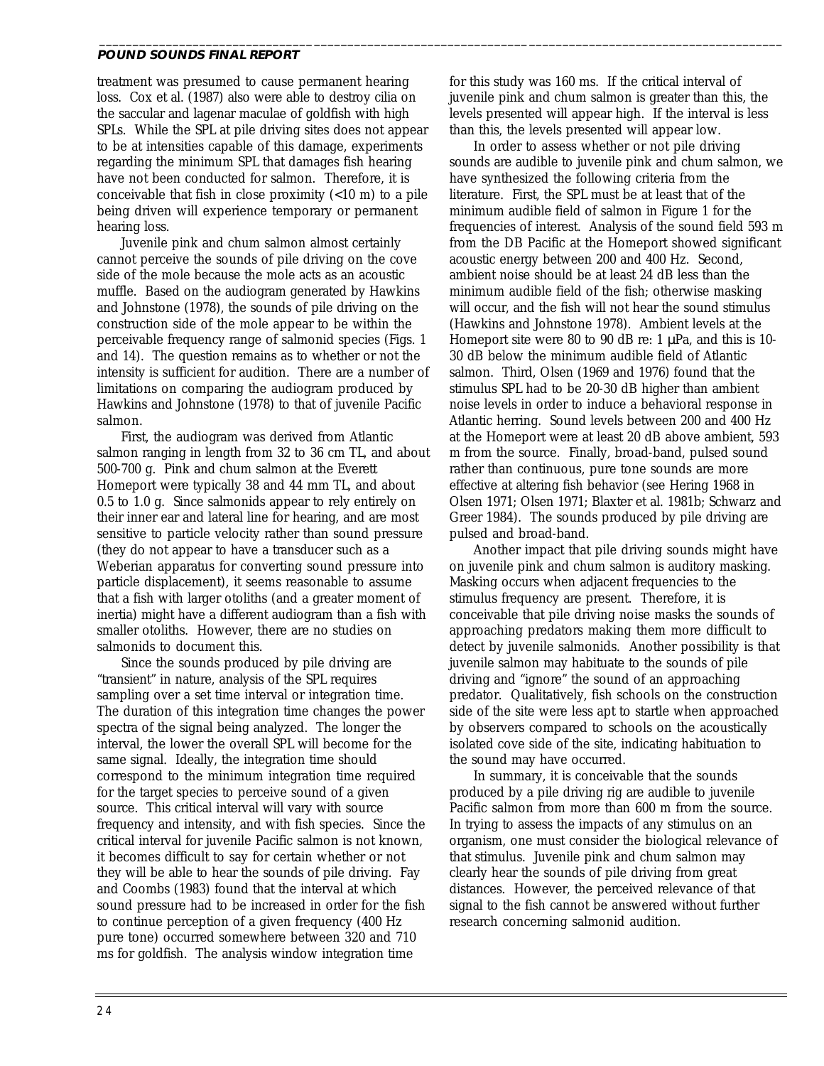treatment was presumed to cause permanent hearing loss. Cox et al. (1987) also were able to destroy cilia on the saccular and lagenar maculae of goldfish with high SPLs. While the SPL at pile driving sites does not appear to be at intensities capable of this damage, experiments regarding the minimum SPL that damages fish hearing have not been conducted for salmon. Therefore, it is conceivable that fish in close proximity (<10 m) to a pile being driven will experience temporary or permanent hearing loss.

Juvenile pink and chum salmon almost certainly cannot perceive the sounds of pile driving on the cove side of the mole because the mole acts as an acoustic muffle. Based on the audiogram generated by Hawkins and Johnstone (1978), the sounds of pile driving on the construction side of the mole appear to be within the perceivable frequency range of salmonid species (Figs. 1 and 14). The question remains as to whether or not the intensity is sufficient for audition. There are a number of limitations on comparing the audiogram produced by Hawkins and Johnstone (1978) to that of juvenile Pacific salmon.

First, the audiogram was derived from Atlantic salmon ranging in length from 32 to 36 cm TL, and about 500-700 g. Pink and chum salmon at the Everett Homeport were typically 38 and 44 mm TL, and about 0.5 to 1.0 g. Since salmonids appear to rely entirely on their inner ear and lateral line for hearing, and are most sensitive to particle velocity rather than sound pressure (they do not appear to have a transducer such as a Weberian apparatus for converting sound pressure into particle displacement), it seems reasonable to assume that a fish with larger otoliths (and a greater moment of inertia) might have a different audiogram than a fish with smaller otoliths. However, there are no studies on salmonids to document this.

Since the sounds produced by pile driving are "transient" in nature, analysis of the SPL requires sampling over a set time interval or integration time. The duration of this integration time changes the power spectra of the signal being analyzed. The longer the interval, the lower the overall SPL will become for the same signal. Ideally, the integration time should correspond to the minimum integration time required for the target species to perceive sound of a given source. This critical interval will vary with source frequency and intensity, and with fish species. Since the critical interval for juvenile Pacific salmon is not known, it becomes difficult to say for certain whether or not they will be able to hear the sounds of pile driving. Fay and Coombs (1983) found that the interval at which sound pressure had to be increased in order for the fish to continue perception of a given frequency (400 Hz pure tone) occurred somewhere between 320 and 710 ms for goldfish. The analysis window integration time for this study was 160 ms. If the critical interval of juvenile pink and chum salmon is greater than this, the levels presented will appear high. If the interval is less than this, the levels presented will appear low.

In order to assess whether or not pile driving sounds are audible to juvenile pink and chum salmon, we have synthesized the following criteria from the literature. First, the SPL must be at least that of the minimum audible field of salmon in Figure 1 for the frequencies of interest. Analysis of the sound field 593 m from the DB Pacific at the Homeport showed significant acoustic energy between 200 and 400 Hz. Second, ambient noise should be at least 24 dB less than the minimum audible field of the fish; otherwise masking will occur, and the fish will not hear the sound stimulus (Hawkins and Johnstone 1978). Ambient levels at the Homeport site were 80 to 90 dB re: 1 μPa, and this is 10-30 dB below the minimum audible field of Atlantic salmon. Third, Olsen (1969 and 1976) found that the stimulus SPL had to be 20-30 dB higher than ambient noise levels in order to induce a behavioral response in Atlantic herring. Sound levels between 200 and 400 Hz at the Homeport were at least 20 dB above ambient, 593 m from the source. Finally, broad-band, pulsed sound rather than continuous, pure tone sounds are more effective at altering fish behavior (see Hering 1968 in Olsen 1971; Olsen 1971; Blaxter et al. 1981b; Schwarz and Greer 1984). The sounds produced by pile driving are pulsed and broad-band.

Another impact that pile driving sounds might have on juvenile pink and chum salmon is auditory masking. Masking occurs when adjacent frequencies to the stimulus frequency are present. Therefore, it is conceivable that pile driving noise masks the sounds of approaching predators making them more difficult to detect by juvenile salmonids. Another possibility is that juvenile salmon may habituate to the sounds of pile driving and "ignore" the sound of an approaching predator. Qualitatively, fish schools on the construction side of the site were less apt to startle when approached by observers compared to schools on the acoustically isolated cove side of the site, indicating habituation to the sound may have occurred.

In summary, it is conceivable that the sounds produced by a pile driving rig are audible to juvenile Pacific salmon from more than 600 m from the source. In trying to assess the impacts of any stimulus on an organism, one must consider the biological relevance of that stimulus. Juvenile pink and chum salmon may clearly hear the sounds of pile driving from great distances. However, the perceived relevance of that signal to the fish cannot be answered without further research concerning salmonid audition.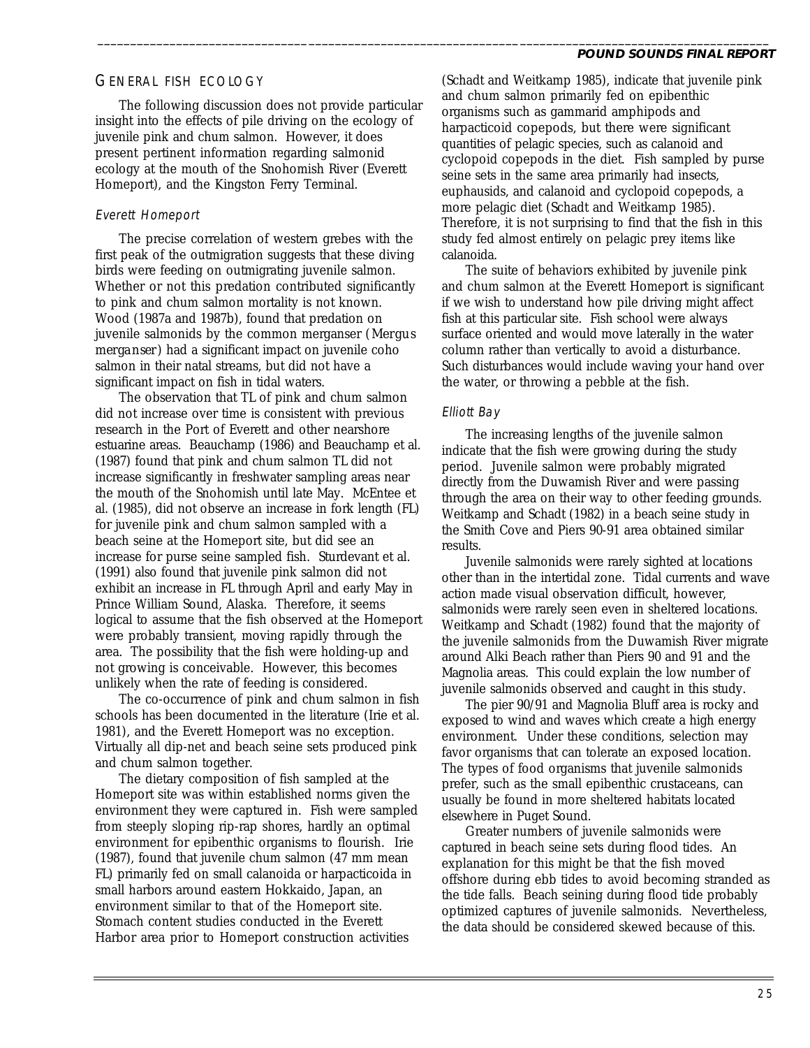## GENERAL FISH ECOLOGY

The following discussion does not provide particular insight into the effects of pile driving on the ecology of juvenile pink and chum salmon. However, it does present pertinent information regarding salmonid ecology at the mouth of the Snohomish River (Everett Homeport), and the Kingston Ferry Terminal.

### *Everett Homeport*

The precise correlation of western grebes with the first peak of the outmigration suggests that these diving birds were feeding on outmigrating juvenile salmon. Whether or not this predation contributed significantly to pink and chum salmon mortality is not known. Wood (1987a and 1987b), found that predation on juvenile salmonids by the common merganser (*Mergus merganser*) had a significant impact on juvenile coho salmon in their natal streams, but did not have a significant impact on fish in tidal waters.

The observation that TL of pink and chum salmon did not increase over time is consistent with previous research in the Port of Everett and other nearshore estuarine areas. Beauchamp (1986) and Beauchamp et al. (1987) found that pink and chum salmon TL did not increase significantly in freshwater sampling areas near the mouth of the Snohomish until late May. McEntee et al. (1985), did not observe an increase in fork length (FL) for juvenile pink and chum salmon sampled with a beach seine at the Homeport site, but did see an increase for purse seine sampled fish. Sturdevant et al. (1991) also found that juvenile pink salmon did not exhibit an increase in FL through April and early May in Prince William Sound, Alaska. Therefore, it seems logical to assume that the fish observed at the Homeport were probably transient, moving rapidly through the area. The possibility that the fish were holding-up and not growing is conceivable. However, this becomes unlikely when the rate of feeding is considered.

The co-occurrence of pink and chum salmon in fish schools has been documented in the literature (Irie et al. 1981), and the Everett Homeport was no exception. Virtually all dip-net and beach seine sets produced pink and chum salmon together.

The dietary composition of fish sampled at the Homeport site was within established norms given the environment they were captured in. Fish were sampled from steeply sloping rip-rap shores, hardly an optimal environment for epibenthic organisms to flourish. Irie (1987), found that juvenile chum salmon (47 mm mean FL) primarily fed on small calanoida or harpacticoida in small harbors around eastern Hokkaido, Japan, an environment similar to that of the Homeport site. Stomach content studies conducted in the Everett Harbor area prior to Homeport construction activities (Schadt and Weitkamp 1985), indicate that juvenile pink and chum salmon primarily fed on epibenthic organisms such as gammarid amphipods and harpacticoid copepods, but there were significant quantities of pelagic species, such as calanoid and cyclopoid copepods in the diet. Fish sampled by purse seine sets in the same area primarily had insects, euphausids, and calanoid and cyclopoid copepods, a more pelagic diet (Schadt and Weitkamp 1985). Therefore, it is not surprising to find that the fish in this study fed almost entirely on pelagic prey items like calanoida.

The suite of behaviors exhibited by juvenile pink and chum salmon at the Everett Homeport is significant if we wish to understand how pile driving might affect fish at this particular site. Fish school were always surface oriented and would move laterally in the water column rather than vertically to avoid a disturbance. Such disturbances would include waving your hand over the water, or throwing a pebble at the fish.

### *Elliott Bay*

The increasing lengths of the juvenile salmon indicate that the fish were growing during the study period. Juvenile salmon were probably migrated directly from the Duwamish River and were passing through the area on their way to other feeding grounds. Weitkamp and Schadt (1982) in a beach seine study in the Smith Cove and Piers 90-91 area obtained similar results.

Juvenile salmonids were rarely sighted at locations other than in the intertidal zone. Tidal currents and wave action made visual observation difficult, however, salmonids were rarely seen even in sheltered locations. Weitkamp and Schadt (1982) found that the majority of the juvenile salmonids from the Duwamish River migrate around Alki Beach rather than Piers 90 and 91 and the Magnolia areas. This could explain the low number of juvenile salmonids observed and caught in this study.

The pier 90/91 and Magnolia Bluff area is rocky and exposed to wind and waves which create a high energy environment. Under these conditions, selection may favor organisms that can tolerate an exposed location. The types of food organisms that juvenile salmonids prefer, such as the small epibenthic crustaceans, can usually be found in more sheltered habitats located elsewhere in Puget Sound.

Greater numbers of juvenile salmonids were captured in beach seine sets during flood tides. An explanation for this might be that the fish moved offshore during ebb tides to avoid becoming stranded as the tide falls. Beach seining during flood tide probably optimized captures of juvenile salmonids. Nevertheless, the data should be considered skewed because of this.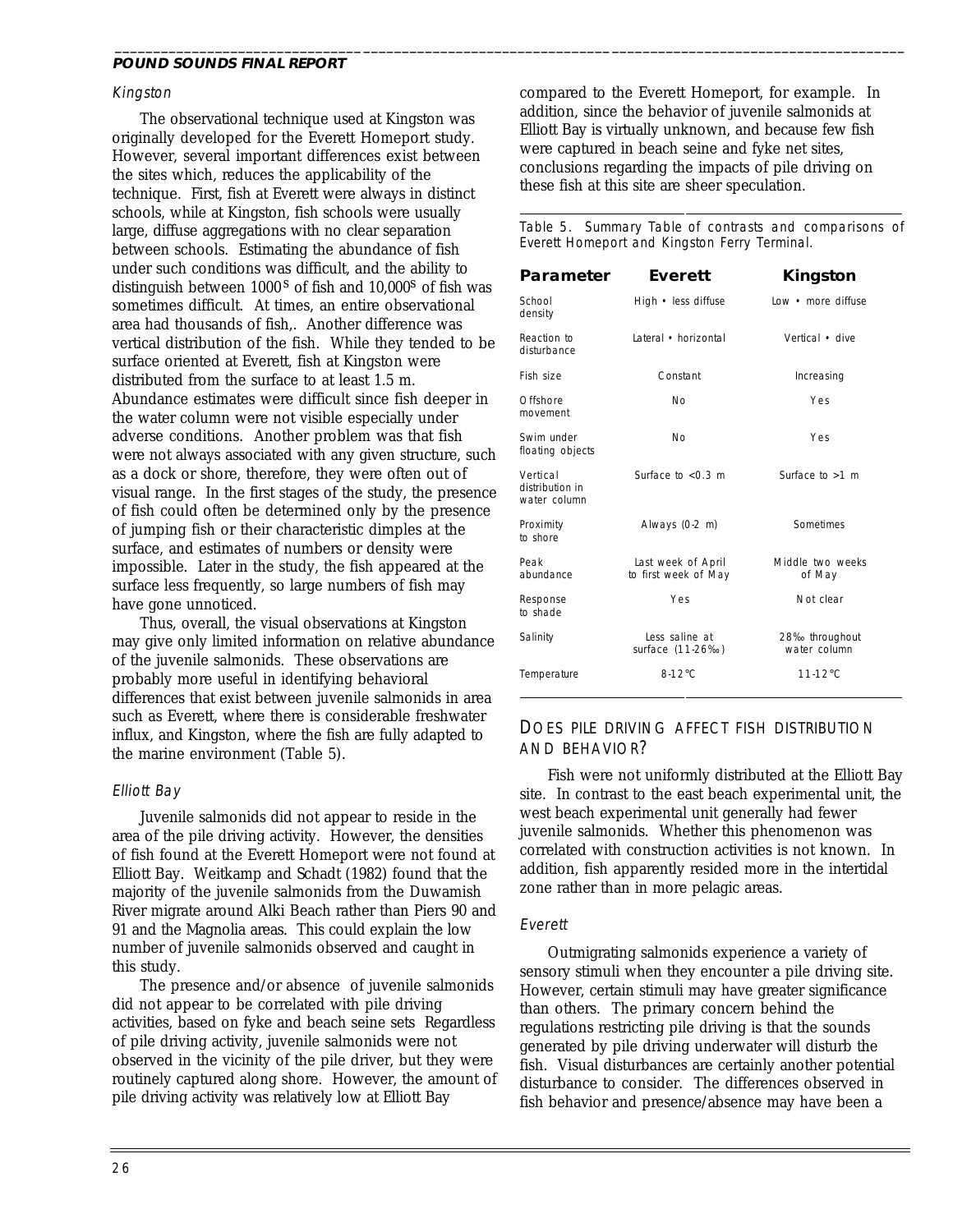### *Kingston*

The observational technique used at Kingston was originally developed for the Everett Homeport study. However, several important differences exist between the sites which, reduces the applicability of the technique. First, fish at Everett were always in distinct schools, while at Kingston, fish schools were usually large, diffuse aggregations with no clear separation between schools. Estimating the abundance of fish under such conditions was difficult, and the ability to distinguish between 1000$^{s}$ of fish and 10,000$^{s}$ of fish was sometimes difficult. At times, an entire observational area had thousands of fish,. Another difference was vertical distribution of the fish. While they tended to be surface oriented at Everett, fish at Kingston were distributed from the surface to at least 1.5 m. Abundance estimates were difficult since fish deeper in the water column were not visible especially under adverse conditions. Another problem was that fish were not always associated with any given structure, such as a dock or shore, therefore, they were often out of visual range. In the first stages of the study, the presence of fish could often be determined only by the presence of jumping fish or their characteristic dimples at the surface, and estimates of numbers or density were impossible. Later in the study, the fish appeared at the surface less frequently, so large numbers of fish may have gone unnoticed.

Thus, overall, the visual observations at Kingston may give only limited information on relative abundance of the juvenile salmonids. These observations are probably more useful in identifying behavioral differences that exist between juvenile salmonids in area such as Everett, where there is considerable freshwater influx, and Kingston, where the fish are fully adapted to the marine environment (Table 5).

### *Elliott Bay*

Juvenile salmonids did not appear to reside in the area of the pile driving activity. However, the densities of fish found at the Everett Homeport were not found at Elliott Bay. Weitkamp and Schadt (1982) found that the majority of the juvenile salmonids from the Duwamish River migrate around Alki Beach rather than Piers 90 and 91 and the Magnolia areas. This could explain the low number of juvenile salmonids observed and caught in this study.

The presence and/or absence of juvenile salmonids did not appear to be correlated with pile driving activities, based on fyke and beach seine sets Regardless of pile driving activity, juvenile salmonids were not observed in the vicinity of the pile driver, but they were routinely captured along shore. However, the amount of pile driving activity was relatively low at Elliott Bay compared to the Everett Homeport, for example. In addition, since the behavior of juvenile salmonids at Elliott Bay is virtually unknown, and because few fish were captured in beach seine and fyke net sites, conclusions regarding the impacts of pile driving on these fish at this site are sheer speculation.

Table 5. Summary Table of contrasts and comparisons of Everett Homeport and Kingston Ferry Terminal.

| Parameter | Everett | Kingston |
|---|---|---|
| School density | High • less diffuse | Low • more diffuse |
| Reaction to disturbance | Lateral • horizontal | Vertical • dive |
| Fish size | Constant | Increasing |
| Offshore movement | No | Yes |
| Swim under floating objects | No | Yes |
| Vertical distribution in water column | Surface to <0.3 m | Surface to >1 m |
| Proximity to shore | Always (0-2 m) | Sometimes |
| Peak abundance | Last week of April to first week of May | Middle two weeks of May |
| Response to shade | Yes | Not clear |
| Salinity | Less saline at surface (11-26‰) | 28‰ throughout water column |
| Temperature | 8-12°C | 11-12°C |

## DOES PILE DRIVING AFFECT FISH DISTRIBUTION AND BEHAVIOR?

Fish were not uniformly distributed at the Elliott Bay site. In contrast to the east beach experimental unit, the west beach experimental unit generally had fewer juvenile salmonids. Whether this phenomenon was correlated with construction activities is not known. In addition, fish apparently resided more in the intertidal zone rather than in more pelagic areas.

### *Everett*

Outmigrating salmonids experience a variety of sensory stimuli when they encounter a pile driving site. However, certain stimuli may have greater significance than others. The primary concern behind the regulations restricting pile driving is that the sounds generated by pile driving underwater will disturb the fish. Visual disturbances are certainly another potential disturbance to consider. The differences observed in fish behavior and presence/absence may have been a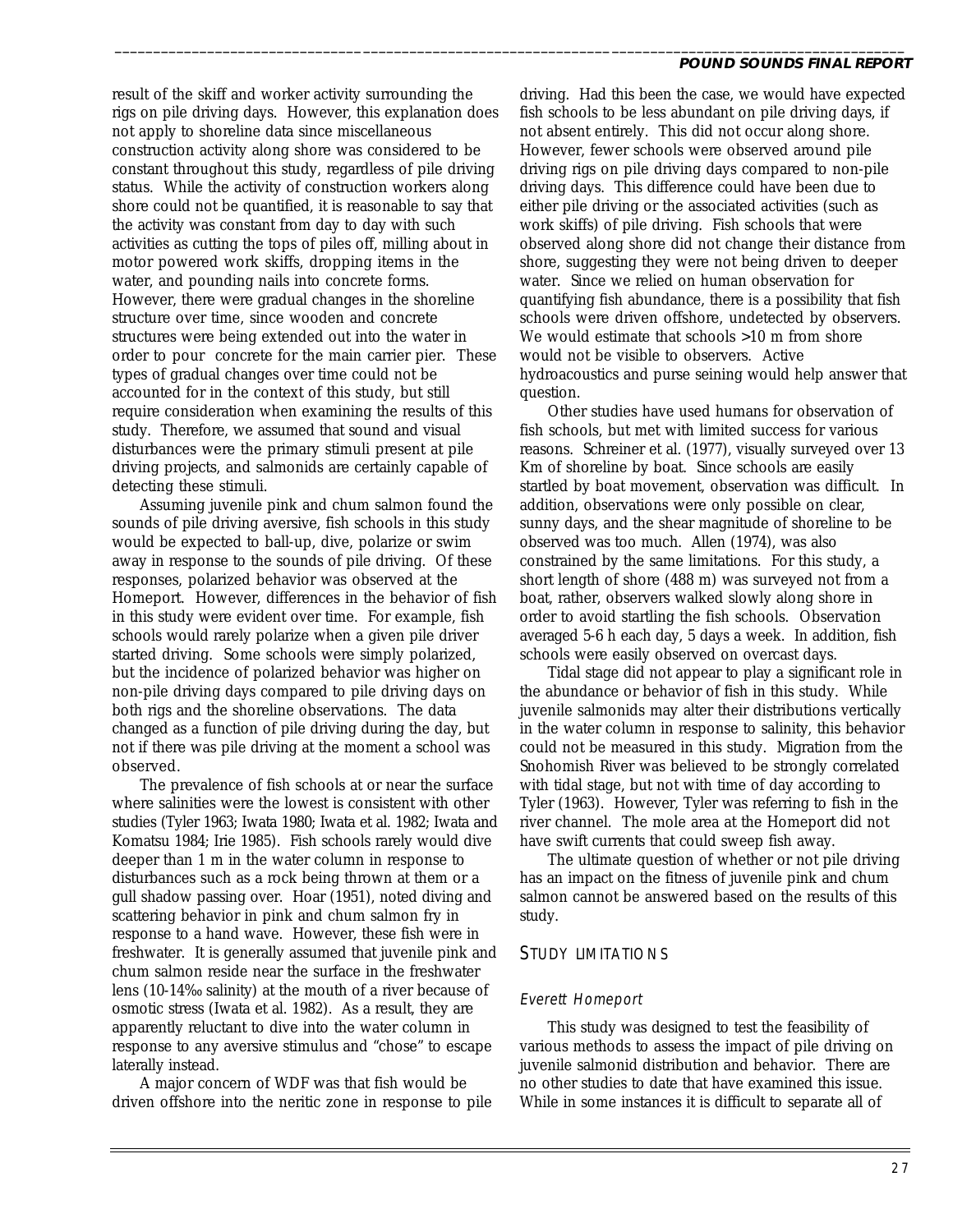result of the skiff and worker activity surrounding the rigs on pile driving days. However, this explanation does not apply to shoreline data since miscellaneous construction activity along shore was considered to be constant throughout this study, regardless of pile driving status. While the activity of construction workers along shore could not be quantified, it is reasonable to say that the activity was constant from day to day with such activities as cutting the tops of piles off, milling about in motor powered work skiffs, dropping items in the water, and pounding nails into concrete forms. However, there were gradual changes in the shoreline structure over time, since wooden and concrete structures were being extended out into the water in order to pour concrete for the main carrier pier. These types of gradual changes over time could not be accounted for in the context of this study, but still require consideration when examining the results of this study. Therefore, we assumed that sound and visual disturbances were the primary stimuli present at pile driving projects, and salmonids are certainly capable of detecting these stimuli.

Assuming juvenile pink and chum salmon found the sounds of pile driving aversive, fish schools in this study would be expected to ball-up, dive, polarize or swim away in response to the sounds of pile driving. Of these responses, polarized behavior was observed at the Homeport. However, differences in the behavior of fish in this study were evident over time. For example, fish schools would rarely polarize when a given pile driver started driving. Some schools were simply polarized, but the incidence of polarized behavior was higher on non-pile driving days compared to pile driving days on both rigs and the shoreline observations. The data changed as a function of pile driving during the day, but not if there was pile driving at the moment a school was observed.

The prevalence of fish schools at or near the surface where salinities were the lowest is consistent with other studies (Tyler 1963; Iwata 1980; Iwata et al. 1982; Iwata and Komatsu 1984; Irie 1985). Fish schools rarely would dive deeper than 1 m in the water column in response to disturbances such as a rock being thrown at them or a gull shadow passing over. Hoar (1951), noted diving and scattering behavior in pink and chum salmon fry in response to a hand wave. However, these fish were in freshwater. It is generally assumed that juvenile pink and chum salmon reside near the surface in the freshwater lens (10-14‰ salinity) at the mouth of a river because of osmotic stress (Iwata et al. 1982). As a result, they are apparently reluctant to dive into the water column in response to any aversive stimulus and "chose" to escape laterally instead.

A major concern of WDF was that fish would be driven offshore into the neritic zone in response to pile driving. Had this been the case, we would have expected fish schools to be less abundant on pile driving days, if not absent entirely. This did not occur along shore. However, fewer schools were observed around pile driving rigs on pile driving days compared to non-pile driving days. This difference could have been due to either pile driving or the associated activities (such as work skiffs) of pile driving. Fish schools that were observed along shore did not change their distance from shore, suggesting they were not being driven to deeper water. Since we relied on human observation for quantifying fish abundance, there is a possibility that fish schools were driven offshore, undetected by observers. We would estimate that schools >10 m from shore would not be visible to observers. Active hydroacoustics and purse seining would help answer that question.

Other studies have used humans for observation of fish schools, but met with limited success for various reasons. Schreiner et al. (1977), visually surveyed over 13 Km of shoreline by boat. Since schools are easily startled by boat movement, observation was difficult. In addition, observations were only possible on clear, sunny days, and the shear magnitude of shoreline to be observed was too much. Allen (1974), was also constrained by the same limitations. For this study, a short length of shore (488 m) was surveyed not from a boat, rather, observers walked slowly along shore in order to avoid startling the fish schools. Observation averaged 5-6 h each day, 5 days a week. In addition, fish schools were easily observed on overcast days.

Tidal stage did not appear to play a significant role in the abundance or behavior of fish in this study. While juvenile salmonids may alter their distributions vertically in the water column in response to salinity, this behavior could not be measured in this study. Migration from the Snohomish River was believed to be strongly correlated with tidal stage, but not with time of day according to Tyler (1963). However, Tyler was referring to fish in the river channel. The mole area at the Homeport did not have swift currents that could sweep fish away.

The ultimate question of whether or not pile driving has an impact on the fitness of juvenile pink and chum salmon cannot be answered based on the results of this study.

## STUDY LIMITATIONS

### *Everett Homeport*

This study was designed to test the feasibility of various methods to assess the impact of pile driving on juvenile salmonid distribution and behavior. There are no other studies to date that have examined this issue. While in some instances it is difficult to separate all of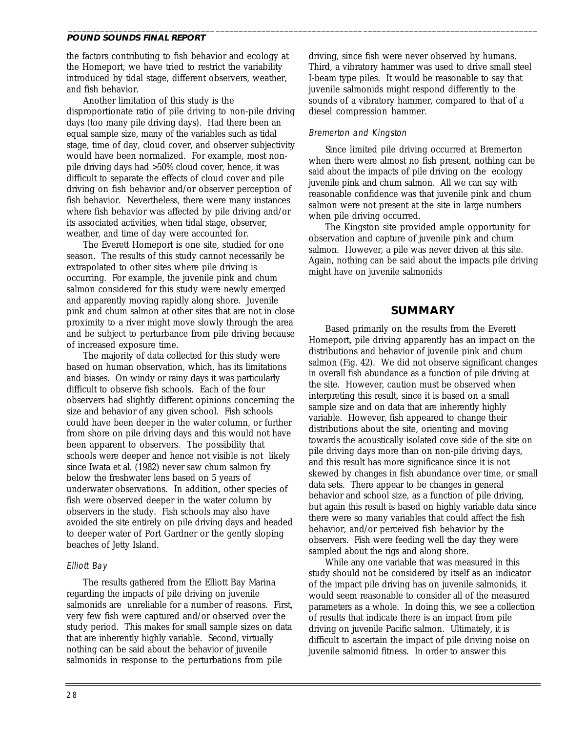the factors contributing to fish behavior and ecology at the Homeport, we have tried to restrict the variability introduced by tidal stage, different observers, weather, and fish behavior.

Another limitation of this study is the disproportionate ratio of pile driving to non-pile driving days (too many pile driving days). Had there been an equal sample size, many of the variables such as tidal stage, time of day, cloud cover, and observer subjectivity would have been normalized. For example, most non-pile driving days had >50% cloud cover, hence, it was difficult to separate the effects of cloud cover and pile driving on fish behavior and/or observer perception of fish behavior. Nevertheless, there were many instances where fish behavior was affected by pile driving and/or its associated activities, when tidal stage, observer, weather, and time of day were accounted for.

The Everett Homeport is one site, studied for one season. The results of this study cannot necessarily be extrapolated to other sites where pile driving is occurring. For example, the juvenile pink and chum salmon considered for this study were newly emerged and apparently moving rapidly along shore. Juvenile pink and chum salmon at other sites that are not in close proximity to a river might move slowly through the area and be subject to perturbance from pile driving because of increased exposure time.

The majority of data collected for this study were based on human observation, which, has its limitations and biases. On windy or rainy days it was particularly difficult to observe fish schools. Each of the four observers had slightly different opinions concerning the size and behavior of any given school. Fish schools could have been deeper in the water column, or further from shore on pile driving days and this would not have been apparent to observers. The possibility that schools were deeper and hence not visible is not likely since Iwata et al. (1982) never saw chum salmon fry below the freshwater lens based on 5 years of underwater observations. In addition, other species of fish were observed deeper in the water column by observers in the study. Fish schools may also have avoided the site entirely on pile driving days and headed to deeper water of Port Gardner or the gently sloping beaches of Jetty Island.

### *Elliott Bay*

The results gathered from the Elliott Bay Marina regarding the impacts of pile driving on juvenile salmonids are unreliable for a number of reasons. First, very few fish were captured and/or observed over the study period. This makes for small sample sizes on data that are inherently highly variable. Second, virtually nothing can be said about the behavior of juvenile salmonids in response to the perturbations from pile driving, since fish were never observed by humans. Third, a vibratory hammer was used to drive small steel I-beam type piles. It would be reasonable to say that juvenile salmonids might respond differently to the sounds of a vibratory hammer, compared to that of a diesel compression hammer.

### *Bremerton and Kingston*

Since limited pile driving occurred at Bremerton when there were almost no fish present, nothing can be said about the impacts of pile driving on the ecology juvenile pink and chum salmon. All we can say with reasonable confidence was that juvenile pink and chum salmon were not present at the site in large numbers when pile driving occurred.

The Kingston site provided ample opportunity for observation and capture of juvenile pink and chum salmon. However, a pile was never driven at this site. Again, nothing can be said about the impacts pile driving might have on juvenile salmonids

## SUMMARY

Based primarily on the results from the Everett Homeport, pile driving apparently has an impact on the distributions and behavior of juvenile pink and chum salmon (Fig. 42). We did not observe significant changes in overall fish abundance as a function of pile driving at the site. However, caution must be observed when interpreting this result, since it is based on a small sample size and on data that are inherently highly variable. However, fish appeared to change their distributions about the site, orienting and moving towards the acoustically isolated cove side of the site on pile driving days more than on non-pile driving days, and this result has more significance since it is not skewed by changes in fish abundance over time, or small data sets. There appear to be changes in general behavior and school size, as a function of pile driving, but again this result is based on highly variable data since there were so many variables that could affect the fish behavior, and/or perceived fish behavior by the observers. Fish were feeding well the day they were sampled about the rigs and along shore.

While any one variable that was measured in this study should not be considered by itself as an indicator of the impact pile driving has on juvenile salmonids, it would seem reasonable to consider all of the measured parameters as a whole. In doing this, we see a collection of results that indicate there is an impact from pile driving on juvenile Pacific salmon. Ultimately, it is difficult to ascertain the impact of pile driving noise on juvenile salmonid fitness. In order to answer this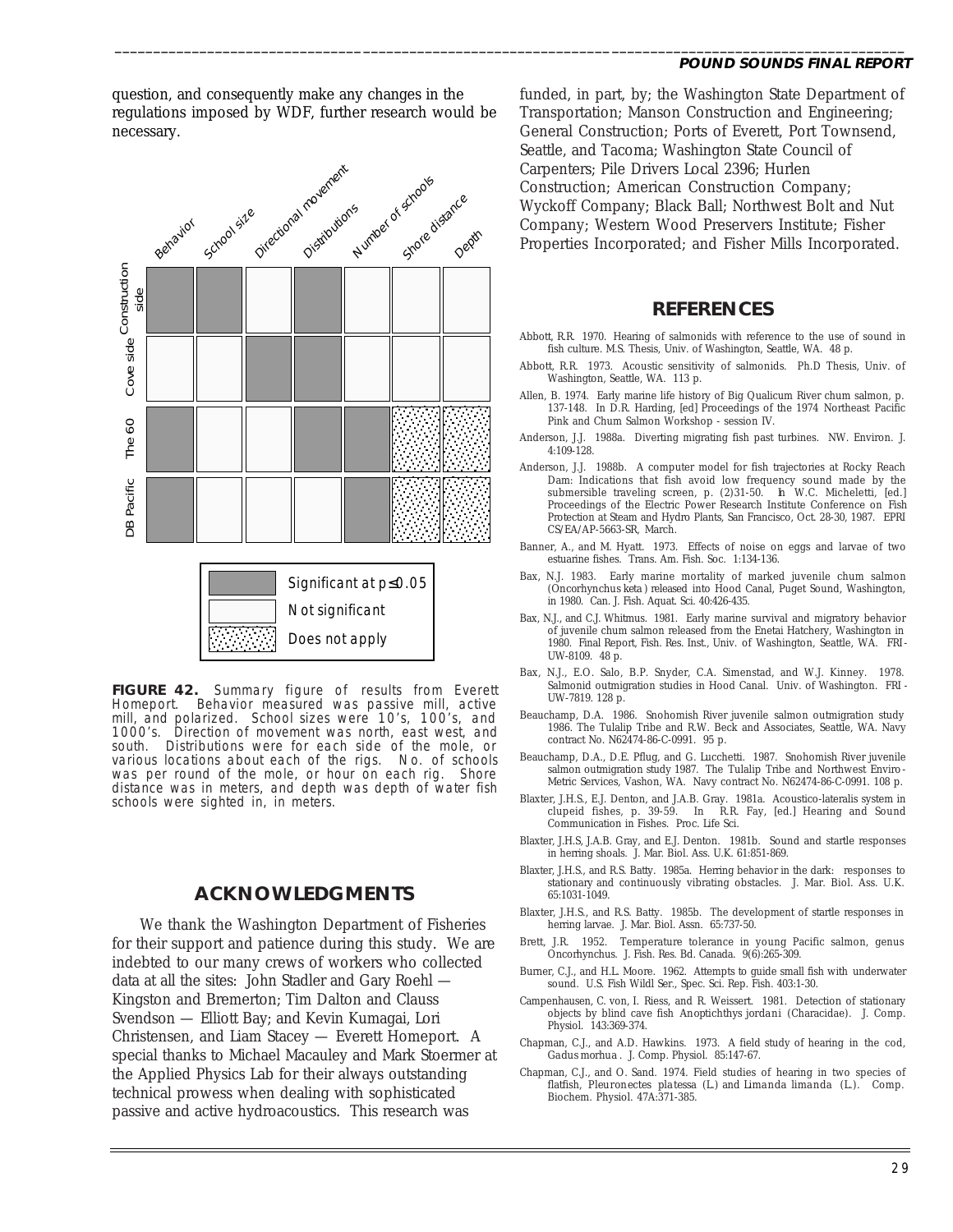question, and consequently make any changes in the regulations imposed by WDF, further research would be necessary.

| | Behavior | School size | Directional movement | Distributions | Number of schools | Shore distance | Depth |
|---|---|---|---|---|---|---|---|
| Construction side | Significant at $p \leq 0.05$ | Significant at $p \leq 0.05$ | Not significant | Significant at $p \leq 0.05$ | Not significant | Not significant | Not significant |
| Cove side | Not significant | Not significant | Significant at $p \leq 0.05$ | Significant at $p \leq 0.05$ | Not significant | Not significant | Not significant |
| The 60 | Significant at $p \leq 0.05$ | Not significant | Not significant | Significant at $p \leq 0.05$ | Significant at $p \leq 0.05$ | Does not apply | Does not apply |
| DB Pacific | Significant at $p \leq 0.05$ | Not significant | Not significant | Not significant | Significant at $p \leq 0.05$ | Does not apply | Does not apply |

**FIGURE 42.** Summary figure of results from Everett Homeport. Behavior measured was passive mill, active mill, and polarized. School sizes were 10's, 100's, and 1000's. Direction of movement was north, east west, and south. Distributions were for each side of the mole, or various locations about each of the rigs. No. of schools was per round of the mole, or hour on each rig. Shore distance was in meters, and depth was depth of water fish schools were sighted in, in meters.

## ACKNOWLEDGMENTS

We thank the Washington Department of Fisheries for their support and patience during this study. We are indebted to our many crews of workers who collected data at all the sites: John Stadler and Gary Roehl — Kingston and Bremerton; Tim Dalton and Clauss Svendson — Elliott Bay; and Kevin Kumagai, Lori Christensen, and Liam Stacey — Everett Homeport. A special thanks to Michael Macauley and Mark Stoermer at the Applied Physics Lab for their always outstanding technical prowess when dealing with sophisticated passive and active hydroacoustics. This research was funded, in part, by; the Washington State Department of Transportation; Manson Construction and Engineering; General Construction; Ports of Everett, Port Townsend, Seattle, and Tacoma; Washington State Council of Carpenters; Pile Drivers Local 2396; Hurlen Construction; American Construction Company; Wyckoff Company; Black Ball; Northwest Bolt and Nut Company; Western Wood Preservers Institute; Fisher Properties Incorporated; and Fisher Mills Incorporated.

## REFERENCES

Abbott, R.R. 1970. Hearing of salmonids with reference to the use of sound in fish culture. M.S. Thesis, Univ. of Washington, Seattle, WA. 48 p.

Abbott, R.R. 1973. Acoustic sensitivity of salmonids. Ph.D Thesis, Univ. of Washington, Seattle, WA. 113 p.

Allen, B. 1974. Early marine life history of Big Qualicum River chum salmon, p. 137-148. In D.R. Harding, [ed] Proceedings of the 1974 Northeast Pacific Pink and Chum Salmon Workshop - session IV.

Anderson, J.J. 1988a. Diverting migrating fish past turbines. NW. Environ. J. 4:109-128.

Anderson, J.J. 1988b. A computer model for fish trajectories at Rocky Reach Dam: Indications that fish avoid low frequency sound made by the submersible traveling screen, p. (2)31-50. In W.C. Micheletti, [ed.] Proceedings of the Electric Power Research Institute Conference on Fish Protection at Steam and Hydro Plants, San Francisco, Oct. 28-30, 1987. EPRI CS/EA/AP-5663-SR, March.

Banner, A., and M. Hyatt. 1973. Effects of noise on eggs and larvae of two estuarine fishes. Trans. Am. Fish. Soc. 1:134-136.

Bax, N.J. 1983. Early marine mortality of marked juvenile chum salmon (*Oncorhynchus keta*) released into Hood Canal, Puget Sound, Washington, in 1980. Can. J. Fish. Aquat. Sci. 40:426-435.

Bax, N.J., and C.J. Whitmus. 1981. Early marine survival and migratory behavior of juvenile chum salmon released from the Enetai Hatchery, Washington in 1980. Final Report, Fish. Res. Inst., Univ. of Washington, Seattle, WA. FRI-UW-8109. 48 p.

Bax, N.J., E.O. Salo, B.P. Snyder, C.A. Simenstad, and W.J. Kinney. 1978. Salmonid outmigration studies in Hood Canal. Univ. of Washington. FRI-UW-7819. 128 p.

Beauchamp, D.A. 1986. Snohomish River juvenile salmon outmigration study 1986. The Tulalip Tribe and R.W. Beck and Associates, Seattle, WA. Navy contract No. N62474-86-C-0991. 95 p.

Beauchamp, D.A., D.E. Pflug, and G. Lucchetti. 1987. Snohomish River juvenile salmon outmigration study 1987. The Tulalip Tribe and Northwest Enviro-Metric Services, Vashon, WA. Navy contract No. N62474-86-C-0991. 108 p.

Blaxter, J.H.S., E.J. Denton, and J.A.B. Gray. 1981a. Acoustico-lateralis system in clupeid fishes, p. 39-59. In R.R. Fay, [ed.] Hearing and Sound Communication in Fishes. Proc. Life Sci.

Blaxter, J.H.S, J.A.B. Gray, and E.J. Denton. 1981b. Sound and startle responses in herring shoals. J. Mar. Biol. Ass. U.K. 61:851-869.

Blaxter, J.H.S., and R.S. Batty. 1985a. Herring behavior in the dark: responses to stationary and continuously vibrating obstacles. J. Mar. Biol. Ass. U.K. 65:1031-1049.

Blaxter, J.H.S., and R.S. Batty. 1985b. The development of startle responses in herring larvae. J. Mar. Biol. Assn. 65:737-50.

Brett, J.R. 1952. Temperature tolerance in young Pacific salmon, genus *Oncorhynchus*. J. Fish. Res. Bd. Canada. 9(6):265-309.

Burner, C.J., and H.L. Moore. 1962. Attempts to guide small fish with underwater sound. U.S. Fish Wildl Ser., Spec. Sci. Rep. Fish. 403:1-30.

Campenhausen, C. von, I. Riess, and R. Weissert. 1981. Detection of stationary objects by blind cave fish *Anoptichthys jordani* (Characidae). J. Comp. Physiol. 143:369-374.

Chapman, C.J., and A.D. Hawkins. 1973. A field study of hearing in the cod, *Gadus morhua*. J. Comp. Physiol. 85:147-67.

Chapman, C.J., and O. Sand. 1974. Field studies of hearing in two species of flatfish, *Pleuronectes platessa* (L.) and *Limanda limanda* (L.). Comp. Biochem. Physiol. 47A:371-385.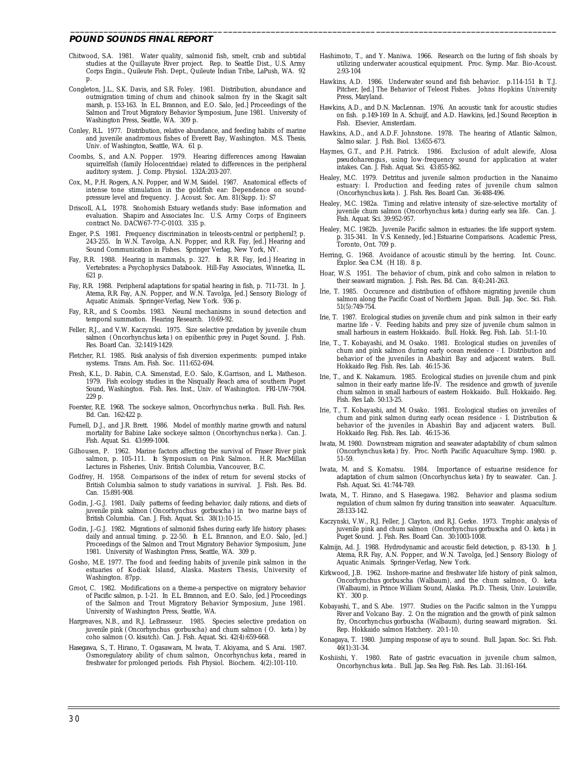Chitwood, S.A. 1981. Water quality, salmonid fish, smelt, crab and subtidal studies at the Quillayute River project. Rep. to Seattle Dist., U.S. Army Corps Engin., Quileute Fish. Dept., Quileute Indian Tribe, LaPush, WA. 92 p.

Congleton, J.L., S.K. Davis, and S.R. Foley. 1981. Distribution, abundance and outmigration timing of chum and chinook salmon fry in the Skagit salt marsh, p. 153-163. In E.L. Brannon, and E.O. Salo, [ed.] Proceedings of the Salmon and Trout Migratory Behavior Symposium, June 1981. University of Washington Press, Seattle, WA. 309 p.

Conley, R.L. 1977. Distribution, relative abundance, and feeding habits of marine and juvenile anadromous fishes of Everett Bay, Washington. M.S. Thesis, Univ. of Washington, Seattle, WA. 61 p.

Coombs, S., and A.N. Popper. 1979. Hearing differences among Hawaiian squirrelfish (family Holocentridae) related to differences in the peripheral auditory system. J. Comp. Physiol. 132A:203-207.

Cox, M., P.H. Rogers, A.N. Popper, and W.M. Saidel. 1987. Anatomical effects of intense tone stimulation in the goldfish ear: Dependence on sound-pressure level and frequency. J. Acoust. Soc. Am. 81(Supp. 1): S7

Driscoll, A.L. 1978. Snohomish Estuary wetlands study: Base information and evaluation. Shapiro and Associates Inc. U.S. Army Corps of Engineers contract No. DACW67-77-C-0103. 335 p.

Enger, P.S. 1981. Frequency discrimination in teleosts-central or peripheral?, p. 243-255. In W.N. Tavolga, A.N. Popper, and R.R. Fay, [ed.] Hearing and Sound Communication in Fishes. Springer Verlag, New York, NY.

Fay, R.R. 1988. Hearing in mammals, p. 327. In R.R. Fay, [ed.] Hearing in Vertebrates: a Psychophysics Databook. Hill-Fay Associates, Winnetka, IL. 621 p.

Fay, R.R. 1988. Peripheral adaptations for spatial hearing in fish, p. 711-731. In J. Atema, R.R. Fay, A.N. Popper, and W.N. Tavolga, [ed.] Sensory Biology of Aquatic Animals. Springer-Verlag, New York. 936 p.

Fay, R.R., and S. Coombs. 1983. Neural mechanisms in sound detection and temporal summation. Hearing Research. 10:69-92.

Feller, R.J., and V.W. Kaczynski. 1975. Size selective predation by juvenile chum salmon (*Oncorhynchus keta*) on epibenthic prey in Puget Sound. J. Fish. Res. Board Can. 32:1419-1429.

Fletcher, R.I. 1985. Risk analysis of fish diversion experiments: pumped intake systems. Trans. Am. Fish. Soc. 111:652-694.

Fresh, K.L., D. Rabin, C.A. Simenstad, E.O. Salo, K.Garrison, and L. Matheson. 1979. Fish ecology studies in the Nisqually Reach area of southern Puget Sound, Washington. Fish. Res. Inst., Univ. of Washington. FRI-UW-7904. 229 p.

Foerster, R.E. 1968. The sockeye salmon, *Oncorhynchus nerka*. Bull. Fish. Res. Bd. Can. 162:422 p.

Furnell, D.J., and J.R. Brett. 1986. Model of monthly marine growth and natural mortality for Babine Lake sockeye salmon (*Oncorhynchus nerka*). Can. J. Fish. Aquat. Sci. 43:999-1004.

Gilhousen, P. 1962. Marine factors affecting the survival of Fraser River pink salmon, p. 105-111. In Symposium on Pink Salmon. H.R. MacMillan Lectures in Fisheries, Univ. British Columbia, Vancouver, B.C.

Godfrey, H. 1958. Comparisons of the index of return for several stocks of British Columbia salmon to study variations in survival. J. Fish. Res. Bd. Can. 15:891-908.

Godin, J.-G.J. 1981. Daily patterns of feeding behavior, daily rations, and diets of juvenile pink salmon (*Oncorhynchus gorbuscha*) in two marine bays of British Columbia. Can. J. Fish. Aquat. Sci. 38(1):10-15.

Godin, J.-G.J. 1982. Migrations of salmonid fishes during early life history phases: daily and annual timing. p. 22-50. In E.L. Brannon, and E.O. Salo, [ed.] Proceedings of the Salmon and Trout Migratory Behavior Symposium, June 1981. University of Washington Press, Seattle, WA. 309 p.

Gosho, M.E. 1977. The food and feeding habits of juvenile pink salmon in the estuaries of Kodiak Island, Alaska. Masters Thesis, University of Washington. 87pp.

Groot, C. 1982. Modifications on a theme-a perspective on migratory behavior of Pacific salmon, p. 1-21. In E.L. Brannon, and E.O. Salo, [ed.] Proceedings of the Salmon and Trout Migratory Behavior Symposium, June 1981. University of Washington Press, Seattle, WA.

Hargreaves, N.B., and R.J. LeBrasseur. 1985. Species selective predation on juvenile pink (*Oncorhynchus gorbuscha*) and chum salmon (*O. keta*) by coho salmon (*O. kisutch*). Can. J. Fish. Aquat. Sci. 42(4):659-668.

Hasegawa, S., T. Hirano, T. Ogasawara, M. Iwata, T. Akiyama, and S. Arai. 1987. Osmoregulatory ability of chum salmon, *Oncorhynchus keta*, reared in freshwater for prolonged periods. Fish Physiol. Biochem. 4(2):101-110.

Hashimoto, T., and Y. Maniwa. 1966. Research on the luring of fish shoals by utilizing underwater acoustical equipment. Proc. Symp. Mar. Bio-Acoust. 2:93-104

Hawkins, A.D. 1986. Underwater sound and fish behavior. p.114-151 In T.J. Pitcher, [ed.] The Behavior of Teleost Fishes. Johns Hopkins University Press, Maryland.

Hawkins, A.D., and D.N. MacLennan. 1976. An acoustic tank for acoustic studies on fish. p.149-169 In A. Schuijf, and A.D. Hawkins, [ed.] Sound Reception in Fish. Elsevier, Amsterdam.

Hawkins, A.D., and A.D.F. Johnstone. 1978. The hearing of Atlantic Salmon, *Salmo salar*. J. Fish. Biol. 13:655-673.

Haymes, G.T., and P.H. Patrick. 1986. Exclusion of adult alewife, *Alosa pseudoharengus*, using low-frequency sound for application at water intakes. Can. J. Fish. Aquat. Sci. 43:855-862.

Healey, M.C. 1979. Detritus and juvenile salmon production in the Nanaimo estuary: I. Production and feeding rates of juvenile chum salmon (*Oncorhynchus keta*). J. Fish. Res. Board Can. 36:488-496.

Healey, M.C. 1982a. Timing and relative intensity of size-selective mortality of juvenile chum salmon (*Oncorhynchus keta*) during early sea life. Can. J. Fish. Aquat. Sci. 39:952-957.

Healey, M.C. 1982b. Juvenile Pacific salmon in estuaries: the life support system. p. 315-341. In V.S. Kennedy, [ed.] Estuarine Comparisons. Academic Press, Toronto, Ont. 709 p.

Herring, G. 1968. Avoidance of acoustic stimuli by the herring. Int. Counc. Explor. Sea C.M. (H 18). 8 p.

Hoar, W.S. 1951. The behavior of chum, pink and coho salmon in relation to their seaward migration. J. Fish. Res. Bd. Can. 8(4):241-263.

Irie, T. 1985. Occurence and distribution of offshore migrating juvenile chum salmon along the Pacific Coast of Northern Japan. Bull. Jap. Soc. Sci. Fish. 51(5):749-754.

Irie, T. 1987. Ecological studies on juvenile chum and pink salmon in their early marine life - V. Feeding habits and prey size of juvenile chum salmon in small harbours in eastern Hokkaido. Bull. Hokk. Reg. Fish. Lab. 51:1-10.

Irie, T., T. Kobayashi, and M. Osako. 1981. Ecological studies on juveniles of chum and pink salmon during early ocean residence - I. Distribution and behavior of the juveniles in Abashiri Bay and adjacent waters. Bull. Hokkaido Reg. Fish. Res. Lab. 46:15-36.

Irie, T., and K. Nakamura. 1985. Ecological studies on juvenile chum and pink salmon in their early marine life-IV. The residence and growth of juvenile chum salmon in small harbours of eastern Hokkaido. Bull. Hokkaido. Reg. Fish. Res Lab. 50:13-25.

Irie, T., T. Kobayashi, and M. Osako. 1981. Ecological studies on juveniles of chum and pink salmon during early ocean residence - I. Distribution & behavior of the juveniles in Abashiri Bay and adjacent waters. Bull. Hokkaido Reg. Fish. Res. Lab. 46:15-36.

Iwata, M. 1980. Downstream migration and seawater adaptability of chum salmon (*Oncorhynchus keta*) fry. Proc. North Pacific Aquaculture Symp. 1980. p. 51-59.

Iwata, M. and S. Komatsu. 1984. Importance of estuarine residence for adaptation of chum salmon (*Oncorhynchus keta*) fry to seawater. Can. J. Fish. Aquat. Sci. 41:744-749.

Iwata, M., T. Hirano, and S. Hasegawa. 1982. Behavior and plasma sodium regulation of chum salmon fry during transition into seawater. Aquaculture. 28:133-142.

Kaczynski, V.W., R.J. Feller, J. Clayton, and R.J. Gerke. 1973. Trophic analysis of juvenile pink and chum salmon (*Oncorhynchus gorbuscha* and *O. keta*) in Puget Sound. J. Fish. Res. Board Can. 30:1003-1008.

Kalmijn, Ad. J. 1988. Hydrodynamic and acoustic field detection, p. 83-130. In J. Atema, R.R. Fay, A.N. Popper, and W.N. Tavolga, [ed.] Sensory Biology of Aquatic Animals. Springer-Verlag, New York.

Kirkwood, J.B. 1962. Inshore-marine and freshwater life history of pink salmon, *Oncorhynchus gorbuscha* (Walbaum), and the chum salmon, *O. keta* (Walbaum), in Prince William Sound, Alaska. Ph.D. Thesis, Univ. Louisville, KY. 300 p.

Kobayashi, T., and S. Abe. 1977. Studies on the Pacific salmon in the Yurappu River and Volcano Bay. 2. On the migration and the growth of pink salmon fry, *Oncorhynchus gorbuscha* (Walbaum), during seaward migration. Sci. Rep. Hokkaido salmon Hatchery. 20:1-10.

Konagaya, T. 1980. Jumping response of ayu to sound. Bull. Japan. Soc. Sci. Fish. 46(1):31-34.

Koshiishi, Y. 1980. Rate of gastric evacuation in juvenile chum salmon, *Oncorhynchus keta*. Bull. Jap. Sea Reg. Fish. Res. Lab. 31:161-164.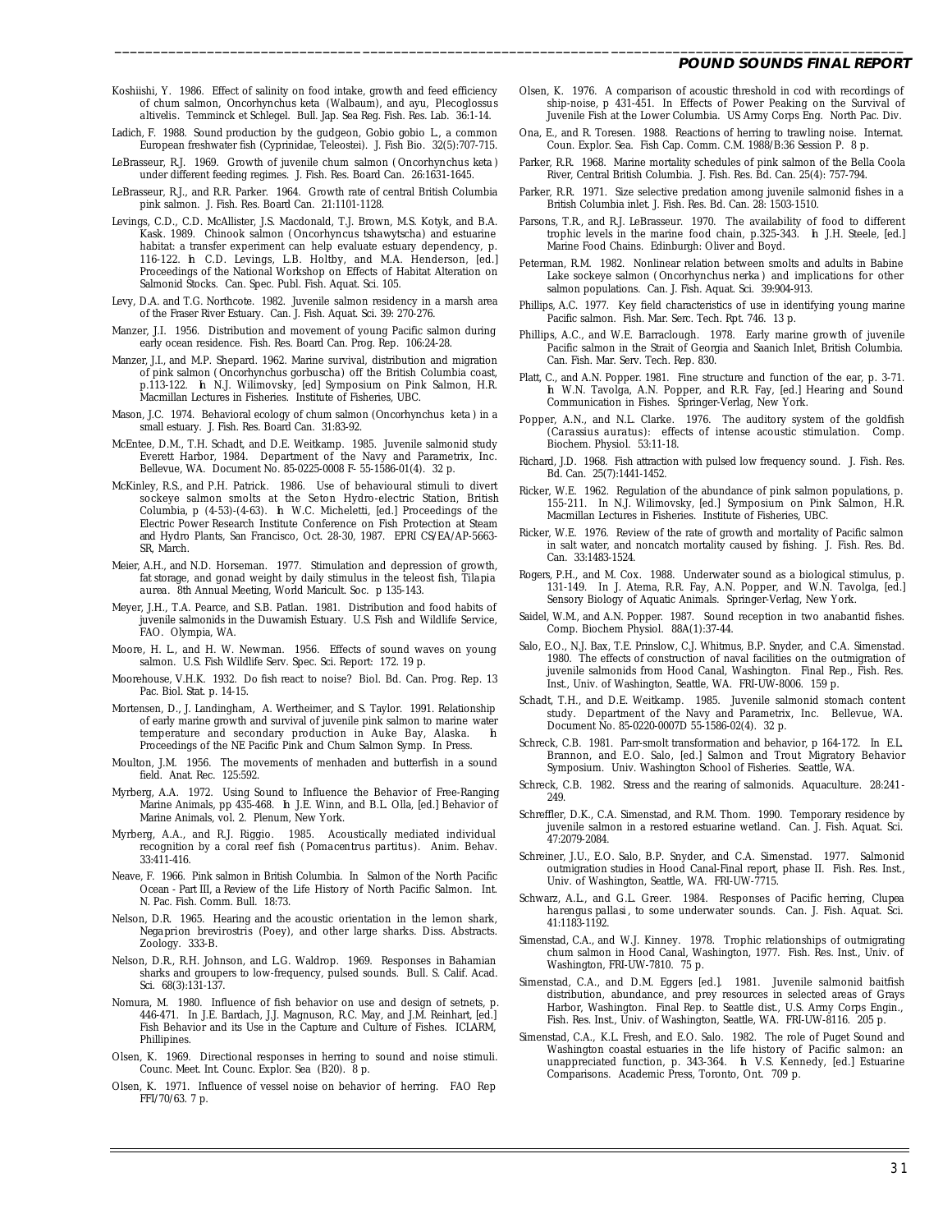Koshiishi, Y. 1986. Effect of salinity on food intake, growth and feed efficiency of chum salmon, *Oncorhynchus keta* (Walbaum), and ayu, *Plecoglossus altivelis*. Temminck et Schlegel. Bull. Jap. Sea Reg. Fish. Res. Lab. 36:1-14.

Ladich, F. 1988. Sound production by the gudgeon, *Gobio gobio* L., a common European freshwater fish (Cyprinidae, Teleostei). J. Fish Bio. 32(5):707-715.

LeBrasseur, R.J. 1969. Growth of juvenile chum salmon (*Oncorhynchus keta*) under different feeding regimes. J. Fish. Res. Board Can. 26:1631-1645.

LeBrasseur, R.J., and R.R. Parker. 1964. Growth rate of central British Columbia pink salmon. J. Fish. Res. Board Can. 21:1101-1128.

Levings, C.D., C.D. McAllister, J.S. Macdonald, T.J. Brown, M.S. Kotyk, and B.A. Kask. 1989. Chinook salmon (*Oncorhyncus tshawytscha*) and estuarine habitat: a transfer experiment can help evaluate estuary dependency, p. 116-122. *In* C.D. Levings, L.B. Holtby, and M.A. Henderson, [ed.] Proceedings of the National Workshop on Effects of Habitat Alteration on Salmonid Stocks. Can. Spec. Publ. Fish. Aquat. Sci. 105.

Levy, D.A. and T.G. Northcote. 1982. Juvenile salmon residency in a marsh area of the Fraser River Estuary. Can. J. Fish. Aquat. Sci. 39: 270-276.

Manzer, J.I. 1956. Distribution and movement of young Pacific salmon during early ocean residence. Fish. Res. Board Can. Prog. Rep. 106:24-28.

Manzer, J.I., and M.P. Shepard. 1962. Marine survival, distribution and migration of pink salmon (*Oncorhynchus gorbuscha*) off the British Columbia coast, p.113-122. *In* N.J. Wilimovsky, [ed] Symposium on Pink Salmon, H.R. Macmillan Lectures in Fisheries. Institute of Fisheries, UBC.

Mason, J.C. 1974. Behavioral ecology of chum salmon (*Oncorhynchus keta*) in a small estuary. J. Fish. Res. Board Can. 31:83-92.

McEntee, D.M., T.H. Schadt, and D.E. Weitkamp. 1985. Juvenile salmonid study Everett Harbor, 1984. Department of the Navy and Parametrix, Inc. Bellevue, WA. Document No. 85-0225-0008 F- 55-1586-01(4). 32 p.

McKinley, R.S., and P.H. Patrick. 1986. Use of behavioural stimuli to divert sockeye salmon smolts at the Seton Hydro-electric Station, British Columbia, p (4-53)-(4-63). *In* W.C. Micheletti, [ed.] Proceedings of the Electric Power Research Institute Conference on Fish Protection at Steam and Hydro Plants, San Francisco, Oct. 28-30, 1987. EPRI CS/EA/AP-5663-SR, March.

Meier, A.H., and N.D. Horseman. 1977. Stimulation and depression of growth, fat storage, and gonad weight by daily stimulus in the teleost fish, *Tilapia aurea*. 8th Annual Meeting, World Mariculat. Soc. p 135-143.

Meyer, J.H., T.A. Pearce, and S.B. Patlan. 1981. Distribution and food habits of juvenile salmonids in the Duwamish Estuary. U.S. Fish and Wildlife Service, FAO. Olympia, WA.

Moore, H. L., and H. W. Newman. 1956. Effects of sound waves on young salmon. U.S. Fish Wildlife Serv. Spec. Sci. Report: 172. 19 p.

Moorehouse, V.H.K. 1932. Do fish react to noise? Biol. Bd. Can. Prog. Rep. 13 Pac. Biol. Stat. p. 14-15.

Mortensen, D., J. Landingham, A. Wertheimer, and S. Taylor. 1991. Relationship of early marine growth and survival of juvenile pink salmon to marine water temperature and secondary production in Auke Bay, Alaska. *In* Proceedings of the NE Pacific Pink and Chum Salmon Symp. In Press.

Moulton, J.M. 1956. The movements of menhaden and butterfish in a sound field. Anat. Rec. 125:592.

Myrberg, A.A. 1972. Using Sound to Influence the Behavior of Free-Ranging Marine Animals, pp 435-468. *In* J.E. Winn, and B.L. Olla, [ed.] Behavior of Marine Animals, vol. 2. Plenum, New York.

Myrberg, A.A., and R.J. Riggio. 1985. Acoustically mediated individual recognition by a coral reef fish (*Pomacentrus partitus*). Anim. Behav. 33:411-416.

Neave, F. 1966. Pink salmon in British Columbia. In Salmon of the North Pacific Ocean - Part III, a Review of the Life History of North Pacific Salmon. Int. N. Pac. Fish. Comm. Bull. 18:73.

Nelson, D.R. 1965. Hearing and the acoustic orientation in the lemon shark, *Negaprion brevirostris* (Poey), and other large sharks. Diss. Abstracts. Zoology. 333-B.

Nelson, D.R., R.H. Johnson, and L.G. Waldrop. 1969. Responses in Bahamian sharks and groupers to low-frequency, pulsed sounds. Bull. S. Calif. Acad. Sci. 68(3):131-137.

Nomura, M. 1980. Influence of fish behavior on use and design of setnets, p. 446-471. In J.E. Bardach, J.J. Magnuson, R.C. May, and J.M. Reinhart, [ed.] Fish Behavior and its Use in the Capture and Culture of Fishes. ICLARM, Phillipines.

Olsen, K. 1969. Directional responses in herring to sound and noise stimuli. Counc. Meet. Int. Counc. Explor. Sea (B20). 8 p.

Olsen, K. 1971. Influence of vessel noise on behavior of herring. FAO Rep FFI/70/63. 7 p.

Olsen, K. 1976. A comparison of acoustic threshold in cod with recordings of ship-noise, p 431-451. In Effects of Power Peaking on the Survival of Juvenile Fish at the Lower Columbia. US Army Corps Eng. North Pac. Div.

Ona, E., and R. Toresen. 1988. Reactions of herring to trawling noise. Internat. Coun. Explor. Sea. Fish Cap. Comm. C.M. 1988/B:36 Session P. 8 p.

Parker, R.R. 1968. Marine mortality schedules of pink salmon of the Bella Coola River, Central British Columbia. J. Fish. Res. Bd. Can. 25(4): 757-794.

Parker, R.R. 1971. Size selective predation among juvenile salmonid fishes in a British Columbia inlet. J. Fish. Res. Bd. Can. 28: 1503-1510.

Parsons, T.R., and R.J. LeBrasseur. 1970. The availability of food to different trophic levels in the marine food chain, p.325-343. *In* J.H. Steele, [ed.] Marine Food Chains. Edinburgh: Oliver and Boyd.

Peterman, R.M. 1982. Nonlinear relation between smolts and adults in Babine Lake sockeye salmon (*Oncorhynchus nerka*) and implications for other salmon populations. Can. J. Fish. Aquat. Sci. 39:904-913.

Phillips, A.C. 1977. Key field characteristics of use in identifying young marine Pacific salmon. Fish. Mar. Serc. Tech. Rpt. 746. 13 p.

Phillips, A.C., and W.E. Barraclough. 1978. Early marine growth of juvenile Pacific salmon in the Strait of Georgia and Saanich Inlet, British Columbia. Can. Fish. Mar. Serv. Tech. Rep. 830.

Platt, C., and A.N. Popper. 1981. Fine structure and function of the ear, p. 3-71. *In* W.N. Tavolga, A.N. Popper, and R.R. Fay, [ed.] Hearing and Sound Communication in Fishes. Springer-Verlag, New York.

Popper, A.N., and N.L. Clarke. 1976. The auditory system of the goldfish (*Carassius auratus*): effects of intense acoustic stimulation. Comp. Biochem. Physiol. 53:11-18.

Richard, J.D. 1968. Fish attraction with pulsed low frequency sound. J. Fish. Res. Bd. Can. 25(7):1441-1452.

Ricker, W.E. 1962. Regulation of the abundance of pink salmon populations, p. 155-211. In N.J. Wilimovsky, [ed.] Symposium on Pink Salmon, H.R. Macmillan Lectures in Fisheries. Institute of Fisheries, UBC.

Ricker, W.E. 1976. Review of the rate of growth and mortality of Pacific salmon in salt water, and noncatch mortality caused by fishing. J. Fish. Res. Bd. Can. 33:1483-1524.

Rogers, P.H., and M. Cox. 1988. Underwater sound as a biological stimulus, p. 131-149. In J. Atema, R.R. Fay, A.N. Popper, and W.N. Tavolga, [ed.] Sensory Biology of Aquatic Animals. Springer-Verlag, New York.

Saidel, W.M., and A.N. Popper. 1987. Sound reception in two anabantid fishes. Comp. Biochem Physiol. 88A(1):37-44.

Salo, E.O., N.J. Bax, T.E. Prinslow, C.J. Whitmus, B.P. Snyder, and C.A. Simenstad. 1980. The effects of construction of naval facilities on the outmigration of juvenile salmonids from Hood Canal, Washington. Final Rep., Fish. Res. Inst., Univ. of Washington, Seattle, WA. FRI-UW-8006. 159 p.

Schadt, T.H., and D.E. Weitkamp. 1985. Juvenile salmonid stomach content study. Department of the Navy and Parametrix, Inc. Bellevue, WA. Document No. 85-0220-0007D 55-1586-02(4). 32 p.

Schreck, C.B. 1981. Parr-smolt transformation and behavior, p 164-172. In E.L. Brannon, and E.O. Salo, [ed.] Salmon and Trout Migratory Behavior Symposium. Univ. Washington School of Fisheries. Seattle, WA.

Schreck, C.B. 1982. Stress and the rearing of salmonids. Aquaculture. 28:241-249.

Schreffler, D.K., C.A. Simenstad, and R.M. Thom. 1990. Temporary residence by juvenile salmon in a restored estuarine wetland. Can. J. Fish. Aquat. Sci. 47:2079-2084.

Schreiner, J.U., E.O. Salo, B.P. Snyder, and C.A. Simenstad. 1977. Salmonid outmigration studies in Hood Canal-Final report, phase II. Fish. Res. Inst., Univ. of Washington, Seattle, WA. FRI-UW-7715.

Schwarz, A.L., and G.L. Greer. 1984. Responses of Pacific herring, *Clupea harengus pallasi*, to some underwater sounds. Can. J. Fish. Aquat. Sci. 41:1183-1192.

Simenstad, C.A., and W.J. Kinney. 1978. Trophic relationships of outmigrating chum salmon in Hood Canal, Washington, 1977. Fish. Res. Inst., Univ. of Washington, FRI-UW-7810. 75 p.

Simenstad, C.A., and D.M. Eggers [ed.]. 1981. Juvenile salmonid baitfish distribution, abundance, and prey resources in selected areas of Grays Harbor, Washington. Final Rep. to Seattle dist., U.S. Army Corps Engin., Fish. Res. Inst., Univ. of Washington, Seattle, WA. FRI-UW-8116. 205 p.

Simenstad, C.A., K.L. Fresh, and E.O. Salo. 1982. The role of Puget Sound and Washington coastal estuaries in the life history of Pacific salmon: an unappreciated function, p. 343-364. *In* V.S. Kennedy, [ed.] Estuarine Comparisons. Academic Press, Toronto, Ont. 709 p.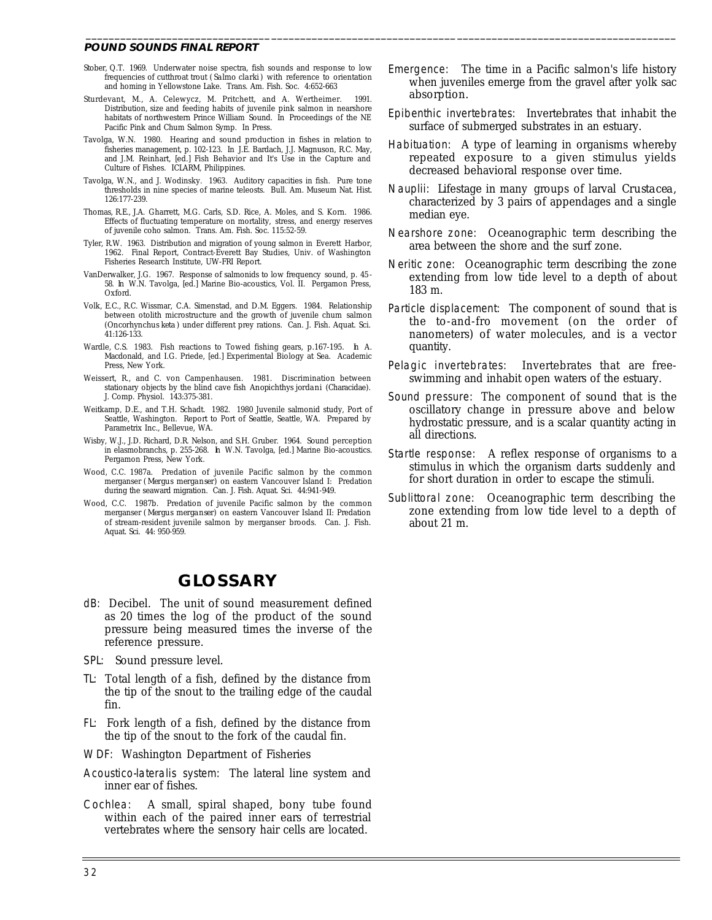Stober, Q.T. 1969. Underwater noise spectra, fish sounds and response to low frequencies of cutthroat trout (*Salmo clarki*) with reference to orientation and homing in Yellowstone Lake. Trans. Am. Fish. Soc. 4:652-663

Sturdevant, M., A. Celewycz, M. Pritchett, and A. Wertheimer. 1991. Distribution, size and feeding habits of juvenile pink salmon in nearshore habitats of northwestern Prince William Sound. In Proceedings of the NE Pacific Pink and Chum Salmon Symp. In Press.

Tavolga, W.N. 1980. Hearing and sound production in fishes in relation to fisheries management, p. 102-123. In J.E. Bardach, J.J. Magnuson, R.C. May, and J.M. Reinhart, [ed.] Fish Behavior and It's Use in the Capture and Culture of Fishes. ICLARM, Philippines.

Tavolga, W.N., and J. Wodinsky. 1963. Auditory capacities in fish. Pure tone thresholds in nine species of marine teleosts. Bull. Am. Museum Nat. Hist. 126:177-239.

Thomas, R.E., J.A. Gharrett, M.G. Carls, S.D. Rice, A. Moles, and S. Korn. 1986. Effects of fluctuating temperature on mortality, stress, and energy reserves of juvenile coho salmon. Trans. Am. Fish. Soc. 115:52-59.

Tyler, R.W. 1963. Distribution and migration of young salmon in Everett Harbor, 1962. Final Report, Contract-Everett Bay Studies, Univ. of Washington Fisheries Research Institute, UW-FRI Report.

VanDerwalker, J.G. 1967. Response of salmonids to low frequency sound, p. 45-58. In W.N. Tavolga, [ed.] Marine Bio-acoustics, Vol. II. Pergamon Press, Oxford.

Volk, E.C., R.C. Wissmar, C.A. Simenstad, and D.M. Eggers. 1984. Relationship between otolith microstructure and the growth of juvenile chum salmon (*Oncorhynchus keta*) under different prey rations. Can. J. Fish. Aquat. Sci. 41:126-133.

Wardle, C.S. 1983. Fish reactions to Towed fishing gears, p.167-195. In A. Macdonald, and I.G. Priede, [ed.] Experimental Biology at Sea. Academic Press, New York.

Weissert, R., and C. von Campenhausen. 1981. Discrimination between stationary objects by the blind cave fish *Anopichthys jordani* (Characidae). J. Comp. Physiol. 143:375-381.

Weitkamp, D.E., and T.H. Schadt. 1982. 1980 Juvenile salmonid study, Port of Seattle, Washington. Report to Port of Seattle, Seattle, WA. Prepared by Parametrix Inc., Bellevue, WA.

Wisby, W.J., J.D. Richard, D.R. Nelson, and S.H. Gruber. 1964. Sound perception in elasmobranchs, p. 255-268. In W.N. Tavolga, [ed.] Marine Bio-acoustics. Pergamon Press, New York.

Wood, C.C. 1987a. Predation of juvenile Pacific salmon by the common merganser (*Mergus merganser*) on eastern Vancouver Island I: Predation during the seaward migration. Can. J. Fish. Aquat. Sci. 44:941-949.

Wood, C.C. 1987b. Predation of juvenile Pacific salmon by the common merganser (*Mergus merganser*) on eastern Vancouver Island II: Predation of stream-resident juvenile salmon by merganser broods. Can. J. Fish. Aquat. Sci. 44: 950-959.

# GLOSSARY

dB: Decibel. The unit of sound measurement defined as 20 times the log of the product of the sound pressure being measured times the inverse of the reference pressure.

SPL: Sound pressure level.

TL: Total length of a fish, defined by the distance from the tip of the snout to the trailing edge of the caudal fin.

FL: Fork length of a fish, defined by the distance from the tip of the snout to the fork of the caudal fin.

WDF: Washington Department of Fisheries

Acoustico-lateralis system: The lateral line system and inner ear of fishes.

Cochlea: A small, spiral shaped, bony tube found within each of the paired inner ears of terrestrial vertebrates where the sensory hair cells are located.

Emergence: The time in a Pacific salmon's life history when juveniles emerge from the gravel after yolk sac absorption.

Epibenthic invertebrates: Invertebrates that inhabit the surface of submerged substrates in an estuary.

Habituation: A type of learning in organisms whereby repeated exposure to a given stimulus yields decreased behavioral response over time.

Nauplii: Lifestage in many groups of larval Crustacea, characterized by 3 pairs of appendages and a single median eye.

Nearshore zone: Oceanographic term describing the area between the shore and the surf zone.

Neritic zone: Oceanographic term describing the zone extending from low tide level to a depth of about 183 m.

Particle displacement: The component of sound that is the to-and-fro movement (on the order of nanometers) of water molecules, and is a vector quantity.

Pelagic invertebrates: Invertebrates that are free-swimming and inhabit open waters of the estuary.

Sound pressure: The component of sound that is the oscillatory change in pressure above and below hydrostatic pressure, and is a scalar quantity acting in all directions.

Startle response: A reflex response of organisms to a stimulus in which the organism darts suddenly and for short duration in order to escape the stimuli.

Sublittoral zone: Oceanographic term describing the zone extending from low tide level to a depth of about 21 m.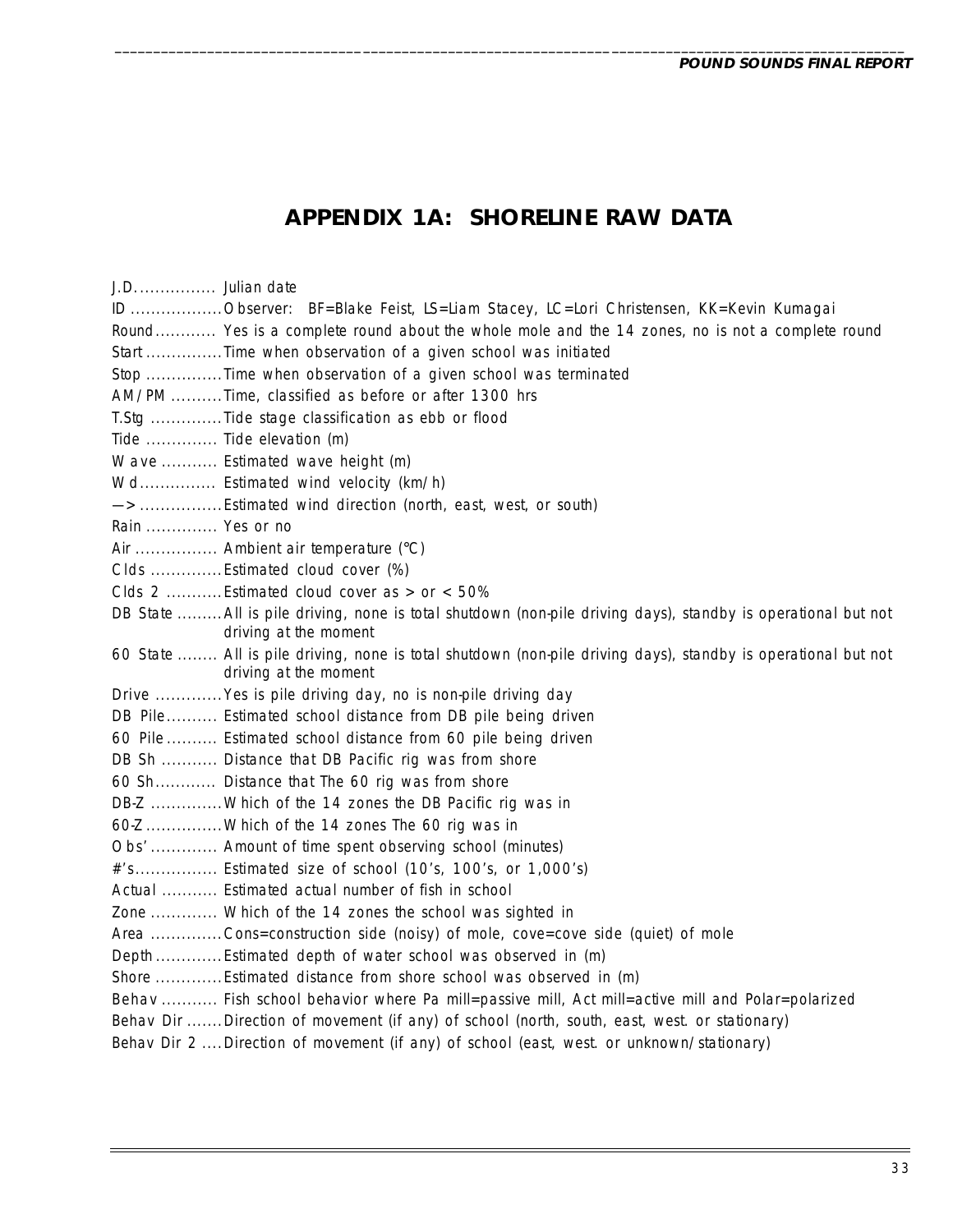# APPENDIX 1A: SHORELINE RAW DATA

J.D................ Julian date
ID .................. Observer: BF=Blake Feist, LS=Liam Stacey, LC=Lori Christensen, KK=Kevin Kumagai
Round............ Yes is a complete round about the whole mole and the 14 zones, no is not a complete round
Start ............... Time when observation of a given school was initiated
Stop ............... Time when observation of a given school was terminated
AM/PM .......... Time, classified as before or after 1300 hrs
T.Stg .............. Tide stage classification as ebb or flood
Tide .............. Tide elevation (m)
Wave ........... Estimated wave height (m)
Wd............... Estimated wind velocity (km/h)
—> ................ Estimated wind direction (north, east, west, or south)
Rain .............. Yes or no
Air ................ Ambient air temperature (°C)
Clds .............. Estimated cloud cover (%)
Clds 2 ........... Estimated cloud cover as > or < 50%
DB State ......... All is pile driving, none is total shutdown (non-pile driving days), standby is operational but not driving at the moment
60 State ........ All is pile driving, none is total shutdown (non-pile driving days), standby is operational but not driving at the moment
Drive ............. Yes is pile driving day, no is non-pile driving day
DB Pile.......... Estimated school distance from DB pile being driven
60 Pile.......... Estimated school distance from 60 pile being driven
DB Sh ........... Distance that DB Pacific rig was from shore
60 Sh............ Distance that The 60 rig was from shore
DB-Z ............. Which of the 14 zones the DB Pacific rig was in
60-Z ............... Which of the 14 zones The 60 rig was in
Obs' ............. Amount of time spent observing school (minutes)
#'s................ Estimated size of school (10's, 100's, or 1,000's)
Actual ........... Estimated actual number of fish in school
Zone ............. Which of the 14 zones the school was sighted in
Area ............. Cons=construction side (noisy) of mole, cove=cove side (quiet) of mole
Depth ............. Estimated depth of water school was observed in (m)
Shore ............. Estimated distance from shore school was observed in (m)
Behav ........... Fish school behavior where Pa mill=passive mill, Act mill=active mill and Polar=polarized
Behav Dir ....... Direction of movement (if any) of school (north, south, east, west. or stationary)
Behav Dir 2 .... Direction of movement (if any) of school (east, west. or unknown/stationary)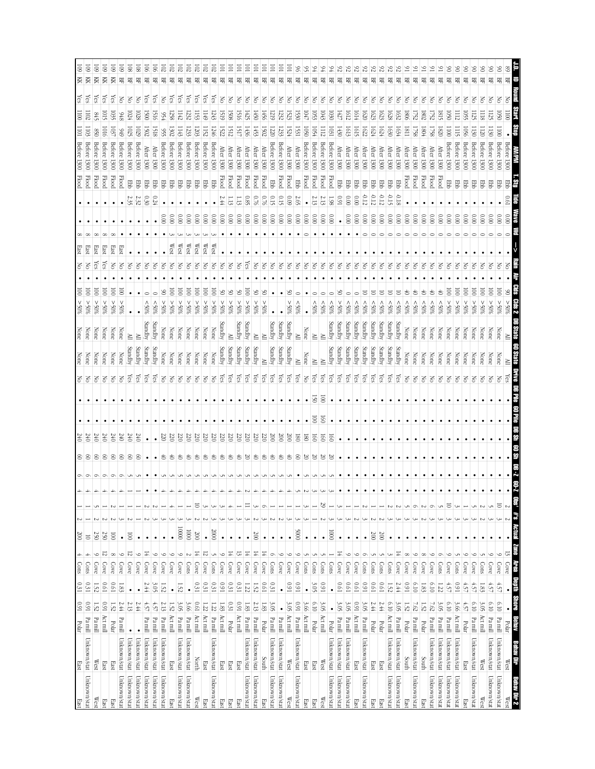| J.D. | ID | Round | Start | Stop | AM/PM | T. Stg | Tide | Wave | Wnd | -> | Rain | Air | Clds | Clds 2 | DB State | 60 State | Dryve | DB Pile | 60 Pile | DB Sh | 60 Sh | DB-Z | 60-Z | Obs' | #s | Actual | Zone | Area | Depth | Shore | Behav | Behav Dir | Behav Dir 2 |
|---|---|---|---|---|---|---|---|---|---|---|---|---|---|---|---|---|---|---|---|---|---|---|---|---|---|---|---|---|---|---|---|---|---|
| 89 | BF | No | 1100 | • | Before 1300 | Ebb | 0.61 | 0.00 | 0 | • | No | | 90 | >50% | All | All | Yes | • | • | • | • | • | • | 2 | 2 | • | 13 | Cove | • | • | Polar | West | West |
| 90 | BF | No | 1050 | 1101 | Before 1300 | Ebb | • | 0.00 | 0 | • | No | | 100 | >50% | None | None | No | • | • | • | • | • | • | 10 | 3 | • | 9 | Cove | 4.57 | 6.10 | Pa mill | Unknown/stat | Unknown/stat |
| 90 | BF | No | 1125 | 1130 | Before 1300 | Ebb | • | 0.00 | 0 | • | No | | 100 | >50% | None | None | No | • | • | • | • | • | • | 5 | 3 | • | 9 | Cove | 4.57 | 6.10 | Pa mill | Unknown/stat | Unknown/stat |
| 90 | BF | No | 1118 | 1120 | Before 1300 | Ebb | • | 0.00 | 0 | • | No | | 100 | >50% | None | None | No | • | • | • | • | • | • | 2 | 2 | • | 5 | Cons | 1.83 | 3.05 | Act mill | West | West |
| 90 | BF | No | 1125 | 1130 | Before 1300 | Ebb | • | 0.00 | 0 | • | No | | 100 | >50% | None | None | No | • | • | • | • | • | • | 2 | 3 | • | 9 | Cove | 4.57 | 6.10 | Pa mill | Unknown/stat | Unknown/stat |
| 90 | BF | No | 1125 | 1130 | Before 1300 | Ebb | • | 0.00 | 0 | • | No | | 100 | >50% | None | None | No | • | • | • | • | • | • | 1 | 3 | • | 9 | Cove | 4.57 | 4.57 | Polar | East | East |
| 90 | BF | No | 1055 | 1056 | Before 1300 | Ebb | • | 0.00 | 0 | • | No | | 100 | >50% | None | None | No | • | • | • | • | • | • | 5 | 3 | • | 5 | Cons | 0.91 | 3.66 | Pa mill | Unknown/stat | Unknown/stat |
| 90 | BF | No | 1112 | 1115 | Before 1300 | Ebb | • | 0.00 | 0 | • | No | | 100 | >50% | None | None | No | • | • | • | • | • | • | 3 | 3 | • | 9 | Cove | 4.57 | 3.66 | Act mill | Unknown/stat | Unknown/stat |
| 90 | BF | No | 1050 | 1100 | Before 1300 | Ebb | • | 0.00 | 0 | • | No | | 100 | >50% | None | None | No | • | • | • | • | • | • | 10 | 3 | • | 9 | Cove | 4.57 | 6.10 | Pa mill | Unknown/stat | Unknown/stat |
| 91 | BF | No | 1815 | 1820 | After 1300 | Flood | • | 0.00 | 0 | • | No | | 40 | <50% | None | None | No | • | • | • | • | • | • | 5 | 3 | • | 6 | Cove | 1.22 | 3.05 | Pa mill | Unknown/stat | Unknown/stat |
| 91 | BF | No | 1752 | 1758 | After 1300 | Flood | • | 0.00 | 0 | • | No | | 40 | <50% | None | None | No | • | • | • | • | • | • | 6 | 3 | • | 6 | Cons | 6.10 | 7.62 | Pa mill | Unknown/stat | Unknown/stat |
| 91 | BF | No | 1802 | 1804 | After 1300 | Flood | • | 0.00 | 0 | • | No | | 40 | <50% | None | None | No | • | • | • | • | • | • | 2 | 2 | • | 8 | Cove | 1.83 | 1.52 | Polar | South | East |
| 91 | BF | No | 1752 | 1758 | After 1300 | Flood | • | 0.00 | 0 | • | No | | 40 | <50% | None | None | No | • | • | • | • | • | • | 6 | 3 | • | 8 | Cove | 6.10 | 7.62 | Pa mill | Unknown/stat | Unknown/stat |
| 91 | BF | No | 1806 | 1811 | After 1300 | Flood | • | 0.00 | 0 | • | No | | 40 | <50% | None | None | No | • | • | • | • | • | • | 3 | 3 | • | 8 | Cove | 0.91 | 1.52 | Polar | South | East |
| 92 | BF | No | 1632 | 1634 | After 1300 | Ebb | -0.18 | 0.00 | 0 | • | No | | 10 | <50% | Standby | Standby | Yes | • | • | • | • | • | • | 2 | 3 | • | 14 | Cove | 2.44 | 3.05 | Act mill | Unknown/stat | Unknown/stat |
| 92 | BF | No | 1628 | 1630 | After 1300 | Ebb | -0.15 | 0.00 | 0 | • | No | | 10 | <50% | Standby | Standby | Yes | • | • | • | • | • | • | 2 | 3 | • | 3 | Cons | 1.52 | 6.10 | Act mill | Unknown/stat | Unknown/stat |
| 92 | BF | No | 1623 | 1624 | After 1300 | Ebb | -0.12 | 0.00 | 0 | • | No | | 10 | <50% | Standby | Standby | Yes | • | • | • | • | • | • | 1 | 2 | 200 | 5 | Cons | 0.61 | 2.44 | Polar | East | East |
| 92 | BF | No | 1623 | 1624 | After 1300 | Ebb | -0.12 | 0.00 | 0 | • | No | | 10 | <50% | Standby | Standby | Yes | • | • | • | • | • | • | 1 | 2 | • | 5 | Cons | 0.61 | 2.44 | Polar | East | East |
| 92 | BF | No | 1620 | 1622 | After 1300 | Ebb | -0.12 | 0.00 | 0 | • | No | | 10 | <50% | Standby | Standby | Yes | • | • | • | • | • | • | 2 | 3 | 200 | 6 | Cons | 0.91 | 3.05 | Pa mill | Unknown/stat | Unknown/stat |
| 92 | BF | No | 1614 | 1615 | After 1300 | Ebb | 0.00 | 0.00 | 0 | • | No | | 0 | <50% | Standby | Standby | Yes | • | • | • | • | • | • | 1 | 2 | • | 9 | Cove | 0.61 | 0.91 | Act mill | East | East |
| 92 | BF | No | 1612 | 1613 | After 1300 | Ebb | 0.00 | 0.00 | 0 | • | No | | 0 | <50% | Standby | Standby | Yes | • | • | • | • | • | • | 1 | 3 | • | 9 | Cove | 0.61 | 3.05 | Pa mill | Unknown/stat | Unknown/stat |
| 92 | BF | No | 1427 | 1430 | After 1300 | Ebb | 0.91 | • | • | • | No | | 50 | >50% | Standby | Standby | Yes | • | • | • | • | • | • | 3 | 3 | • | 14 | Cove | 0.61 | 3.05 | Pa mill | Unknown/stat | Unknown/stat |
| 94 | BF | No | 1030 | 1051 | Before 1300 | Flood | 1.98 | 0.00 | • | • | No | | 0 | <50% | Standby | Standby | Yes | • | • | 160 | 20 | 5 | 3 | 1 | 3 | 1000 | 1 | Cons | • | • | Polar | Unknown/stat | Unknown/stat |
| 94 | BF | No | 1043 | 1112 | Before 1300 | Flood | 2.13 | 0.00 | • | • | No | | 0 | <50% | All | All | Yes | 100 | 160 | 160 | 20 | 5 | 3 | 29 | 2 | • | 5 | Cons | 0.91 | 3.05 | Act mill | West | West |
| 94 | BF | No | 1053 | 1054 | Before 1300 | Flood | 2.13 | 0.00 | • | • | No | | 0 | <50% | All | All | Yes | 150 | 100 | 160 | 20 | 5 | 3 | 1 | 1 | • | 5 | Cons | 3.05 | 6.10 | Polar | East | East |
| 95 | BF | No | 1047 | 1050 | Before 1300 | Flood | • | 0.00 | 0 | • | No | | • | • | None | None | Yes | • | • | 180 | 20 | 5 | 2 | 3 | 3 | • | 5 | Cons | • | 3.66 | Polar | East | East |
| 96 | BF | No | 1530 | 1531 | After 1300 | Ebb | 2.65 | 0.00 | 0 | • | No | | 0 | <50% | All | All | Yes | • | • | 180 | 20 | • | 5 | 1 | 3 | 5000 | 9 | Cove | 0.91 | 0.91 | Pa mill | Unknown/stat | Unknown/stat |
| 101 | BF | No | 1523 | 1524 | After 1300 | Flood | 0.09 | 0.00 | 0 | • | No | | 50 | >50% | Standby | Standby | Yes | • | • | 200 | 40 | 5 | 4 | 1 | 3 | • | 9 | Cove | 0.91 | 3.05 | Act mill | West | West |
| 101 | BF | No | 1232 | 1233 | Before 1300 | Flood | 0.15 | 0.00 | 0 | • | No | | • | • | Standby | Standby | Yes | • | • | 200 | 40 | 5 | 4 | 1 | 2 | • | 6 | Cove | 0.31 | 3.05 | Pa mill | Unknown/stat | Unknown/stat |
| 101 | BF | No | 1219 | 1220 | Before 1300 | Ebb | 0.15 | 0.00 | 0 | • | No | | • | • | Standby | Standby | Yes | • | • | 200 | 40 | 5 | 4 | 1 | 1 | • | 5 | Cons | 0.31 | • | Pa mill | Unknown/stat | Unknown/stat |
| 101 | BF | No | 1456 | 1502 | After 1300 | Flood | 0.76 | 0.00 | 0 | • | No | | 50 | >50% | All | All | Yes | • | • | 220 | 40 | 5 | 4 | 6 | 3 | • | 14 | Cove | 0.61 | 1.83 | Polar | East | East |
| 101 | BF | No | 1450 | 1453 | After 1300 | Flood | 0.76 | 0.00 | 0 | • | No | | 50 | >50% | All | Standby | Yes | • | • | 220 | 40 | 5 | 4 | 3 | 2 | 200 | 14 | Cove | 1.52 | 2.13 | Pa mill | Unknown/stat | Unknown/stat |
| 101 | BF | No | 1425 | 1436 | After 1300 | Flood | 0.85 | 0.00 | 0 | • | Yes | | 100 | >50% | Standby | Standby | Yes | • | • | 220 | 20 | 2 | 4 | 11 | 3 | • | 14 | Cove | 1.22 | 1.83 | Pa mill | Unknown/stat | Unknown/stat |
| 101 | BF | No | 1516 | 1517 | After 1300 | Flood | 1.13 | 0.00 | 0 | • | No | | 50 | >50% | Standby | Standby | Yes | • | • | 220 | 40 | 5 | 4 | 1 | 3 | • | 13 | Cove | 0.31 | 0.91 | Act mill | East | East |
| 101 | BF | No | 1508 | 1512 | After 1300 | Flood | 1.13 | 0.00 | 0 | • | No | | 50 | >50% | All | Standby | Yes | • | • | 220 | 40 | 5 | 4 | 3 | 3 | • | 14 | Cove | 0.31 | 0.31 | Polar | East | East |
| 101 | BF | No | 1519 | 1522 | After 1300 | Flood | 2.44 | 0.00 | • | • | No | | 50 | >50% | Standby | Standby | Yes | • | • | 220 | 40 | 5 | 4 | 3 | 3 | • | 9 | Cove | 0.91 | 1.83 | Act mill | East | East |
| 102 | BF | Yes | 1243 | 1246 | Before 1300 | Ebb | • | 0.00 | 3 | West | No | | 100 | >50% | None | None | No | • | • | 220 | 40 | 5 | 4 | 3 | 3 | • | 5 | Cons | 0.31 | 1.22 | Pa mill | Unknown/stat | Unknown/stat |
| 102 | BF | Yes | 1149 | 1152 | Before 1300 | Ebb | • | 0.00 | 3 | West | No | | 100 | >50% | None | None | No | • | • | 220 | 40 | 5 | 4 | 3 | 2 | 2000 | 12 | Cons | 0.31 | 1.22 | Act mill | East | East |
| 102 | BF | Yes | 1153 | 1203 | Before 1300 | Ebb | • | 0.00 | 3 | West | No | | 100 | >50% | None | None | No | • | • | 220 | 40 | 5 | 4 | 10 | 3 | 200 | 14 | Cove | 0.31 | 0.61 | Act mill | North | West |
| 102 | BF | Yes | 1232 | 1235 | Before 1300 | Ebb | • | 0.00 | 3 | West | No | | 100 | >50% | None | None | No | • | • | 220 | 40 | 5 | 4 | 1 | 3 | 1000 | 2 | Cons | • | 3.66 | Pa mill | Unknown/stat | Unknown/stat |
| 102 | BF | Yes | 1142 | 1143 | Before 1300 | Ebb | • | 0.00 | 3 | West | No | | 100 | >50% | None | None | No | • | • | 220 | 40 | 5 | 4 | 1 | 3 | 10000 | 9 | Cove | 1.52 | 3.05 | Pa mill | Unknown/stat | Unknown/stat |
| 102 | BF | Yes | 1258 | 1302 | Before 1300 | Ebb | • | 0.00 | 3 | West | No | | 100 | >50% | None | None | No | • | • | 220 | 40 | 5 | 4 | 3 | 3 | • | 9 | Cove | • | 1.52 | Act mill | East | East |
| 102 | BF | No | 954 | 955 | Before 1300 | Ebb | • | 0.00 | • | • | No | | 90 | >50% | None | None | No | • | • | 220 | 40 | 5 | 4 | 4 | 3 | • | 9 | Cove | 1.52 | 2.13 | Pa mill | Unknown/stat | Unknown/stat |
| 106 | BF | Yes | 1516 | 1518 | After 1300 | Ebb | 0.24 | • | • | • | No | | 0 | <50% | Standby | Standby | Yes | • | • | • | • | 2 | 2 | 3 | 3 | • | 9 | Cove | 3.05 | 4.57 | Pa mill | Unknown/stat | Unknown/stat |
| 106 | BF | Yes | 1500 | 1502 | After 1300 | Ebb | 0.30 | • | • | • | No | | 0 | <50% | Standby | Standby | Yes | • | • | • | • | 2 | 2 | 1 | 1 | • | 14 | Cove | 2.44 | 4.57 | Pa mill | Unknown/stat | Unknown/stat |
| 108 | BF | No | 1028 | 1029 | Before 1300 | Ebb | 2.32 | • | • | • | No | | • | • | All | Standby | Yes | • | • | 240 | 60 | 5 | 1 | 1 | 1 | • | 9 | Cove | • | 2.44 | Pa mill | Unknown/stat | Unknown/stat |
| 108 | BF | No | 1024 | 1025 | Before 1300 | Ebb | 2.35 | • | • | • | No | | • | • | All | Standby | Yes | • | • | 240 | 60 | 5 | 1 | 1 | 2 | 100 | 12 | Cove | • | 2.13 | • | Unknown/stat | Unknown/stat |
| 109 | BF | No | 948 | 949 | Before 1300 | Flood | • | • | • | East | No | | 100 | >50% | None | None | No | • | • | 240 | 60 | 6 | 4 | 1 | 1 | • | 9 | Cove | 1.83 | 2.44 | Pa mill | Unknown/stat | Unknown/stat |
| 109 | KK | Yes | 1035 | 1037 | Before 1300 | Flood | • | • | 8 | East | No | | 100 | >50% | None | None | No | • | • | 240 | 60 | 6 | 4 | 2 | 2 | 100 | 8 | Cove | 0.61 | 1.52 | Polar | East | East |
| 109 | KK | Yes | 1015 | 1016 | Before 1300 | Flood | • | • | 8 | East | Yes | | 100 | >50% | None | None | No | • | • | 240 | 60 | 6 | 4 | 2 | 2 | 250 | 12 | Cove | 0.61 | 0.91 | Pa mill | East | East |
| 109 | KK | Yes | 845 | 850 | Before 1300 | Flood | • | • | 8 | East | Yes | | 100 | >50% | None | None | No | • | • | 240 | 60 | 6 | 4 | 5 | 2 | 250 | 9 | Cove | 1.52 | 1.52 | Pa mill | West | West |
| 109 | KK | Yes | 1102 | 1103 | Before 1300 | Flood | • | • | 8 | East | No | | 100 | >50% | None | None | No | • | • | 240 | 60 | 6 | 4 | 1 | 1 | 10 | 4 | Cons | 0.31 | 0.91 | Pa mill | Unknown/stat | East |
| 109 | KK | Yes | 1100 | 1101 | Before 1300 | Flood | • | • | 8 | East | No | | 100 | >50% | None | None | No | • | • | 240 | 60 | 6 | 4 | 1 | 2 | 200 | 4 | Cons | 0.31 | 0.91 | Polar | East | East |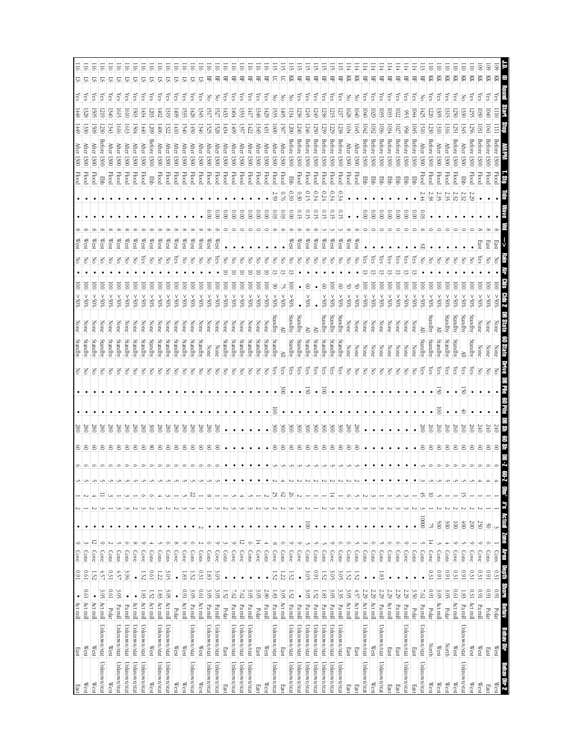| J.D. | ID | Round | Start | Stop | AM/PM | T. Stg | Tide | Wave | Wd | -> | Rain | Air | Clds | Clds 2 | DB State | 60 State | Drive | DB Pile | 60 Pile | DB Sh | 60 Sh | DB-Z | 60-Z | Obs' | #s | Actual | Zone | Area | Depth | Shore | Behav | Behav Dir | Behav Dir 2 |
|---|---|---|---|---|---|---|---|---|---|---|---|---|---|---|---|---|---|---|---|---|---|---|---|---|---|---|---|---|---|---|---|---|---|
| 109 | KK | Yes | 1110 | 1111 | Before 1300 | Flood | • | • | 8 | East | No | • | 100 | >50% | None | None | No | • | • | 240 | 60 | 6 | 4 | 1 | 1 | 3 | 1 | Cons | 0.31 | 0.91 | Polar | West | West |
| 109 | KK | Yes | 1040 | 1041 | Before 1300 | Flood | • | • | 8 | East | No | • | 100 | >50% | None | None | No | • | • | 240 | 60 | 6 | 4 | 1 | 1 | 50 | 6 | Cons | 0.91 | 0.91 | Polar | East | East |
| 109 | KK | Yes | 1030 | 1031 | Before 1300 | Flood | • | • | 8 | East | No | • | 100 | >50% | None | None | No | • | • | 240 | 60 | 6 | 4 | 2 | 1 | 250 | 9 | Cove | 0.31 | 0.91 | Pa mill | West | West |
| 110 | KK | Yes | 1255 | 1256 | Before 1300 | Flood | 2.29 | • | 0 | • | Yes | • | 100 | >50% | Standby | Standby | Yes | • | • | 260 | 60 | 6 | 5 | 1 | 2 | 200 | 9 | Cove | 0.31 | 0.31 | Act mill | West | West |
| 110 | KK | No | 1330 | 1345 | After 1300 | Ebb | 2.32 | • | 0 | • | No | • | 100 | >50% | Standby | Standby | Yes | 150 | 40 | 260 | 60 | 6 | 5 | 15 | 2 | 400 | 9 | Cove | 0.91 | 1.83 | Pa mill | Unknown/stat | Unknown/stat |
| 110 | KK | Yes | 1250 | 1251 | Before 1300 | Flood | 2.32 | • | 0 | • | No | • | 100 | >50% | Standby | All | Yes | • | • | 260 | 60 | 6 | 5 | 1 | 1 | 100 | 6 | Cove | 0.91 | 0.61 | Act mill | West | West |
| 110 | KK | Yes | 1315 | 1316 | After 1300 | Flood | 2.35 | • | 0 | • | No | • | 100 | >50% | Standby | Standby | Yes | • | • | 260 | 60 | 6 | 5 | 2 | 1 | 300 | 4 | Cons | 0.91 | 3.05 | Polar | North | West |
| 110 | KK | Yes | 1305 | 1310 | After 1300 | Flood | 2.35 | • | 0 | • | No | • | 100 | >50% | All | Standby | Yes | 150 | • | 260 | 60 | 6 | 5 | 5 | 2 | 500 | 5 | Cons | 0.91 | 3.05 | Act mill | West | West |
| 110 | KK | Yes | 1220 | 1230 | Before 1300 | Flood | 2.38 | • | 0 | • | No | • | 100 | >50% | Standby | Standby | Yes | • | 100 | 260 | 60 | 6 | 5 | 10 | 1 | 75 | 14 | Cove | 0.31 | 0.91 | Polar | North | West |
| 113 | BF | No | 1425 | 1510 | After 1300 | Flood | 2.44 | 0.03 | 8 | SE | No | • | 100 | >50% | All | Standby | Yes | • | • | 280 | 60 | 5 | 3 | 45 | 3 | 10000 | 5 | Cove | • | 7.62 | Pa mill | Unknown/stat | Unknown/stat |
| 114 | BF | Yes | 1044 | 1045 | Before 1300 | Ebb | • | 0.00 | 0 | • | Yes | 13 | 100 | >50% | None | None | No | • | • | • | • | 4 | 3 | 1 | 1 | • | 1 | Cons | • | 3.50 | Polar | East | East |
| 114 | BF | Yes | 955 | 958 | Before 1300 | Ebb | • | 0.00 | 0 | • | Yes | 13 | 100 | >50% | None | None | No | • | • | • | • | 5 | 3 | 3 | • | • | 3 | Cons | • | 2.29 | Polar | East | East |
| 114 | BF | Yes | 1022 | 1027 | Before 1300 | Ebb | • | 0.00 | 0 | • | Yes | 13 | 100 | >50% | None | None | No | • | • | • | • | 5 | 5 | 1 | • | • | 6 | Cons | • | 2.29 | Pa mill | East | East |
| 114 | BF | Yes | 1033 | 1034 | Before 1300 | Ebb | • | 0.00 | 0 | • | Yes | 13 | 100 | >50% | None | None | No | • | • | • | • | 5 | 1 | 2 | • | • | 6 | Cons | • | 2.29 | Act mill | East | East |
| 114 | BF | Yes | 1035 | 1036 | Before 1300 | Ebb | • | 0.00 | 0 | • | Yes | 13 | 100 | >50% | None | None | No | • | • | • | • | 5 | 1 | 1 | • | • | 5 | Cons | 1.83 | 2.29 | Pa mill | Unknown/stat | East |
| 114 | BF | Yes | 1029 | 1032 | Before 1300 | Ebb | • | 0.00 | 0 | • | Yes | 13 | 100 | >50% | None | None | No | • | • | • | • | 6 | 3 | 3 | • | • | 6 | Cons | • | 2.29 | Act mill | West | West |
| 114 | BF | Yes | 1040 | 1042 | Before 1300 | Ebb | • | 0.00 | 0 | • | Yes | 13 | 100 | >50% | None | None | No | • | • | • | • | 6 | 2 | 3 | • | • | 3 | Cons | • | 2.29 | Act mill | Unknown/stat | West |
| 114 | KK | No | 1640 | 1645 | After 1300 | Flood | • | • | 8 | West | No | • | 50 | >50% | None | None | No | • | • | 280 | 60 | 5 | 5 | 3 | • | • | 5 | Cons | 1.52 | 4.57 | Act mill | East | East |
| 114 | KK | Yes | 1628 | 1634 | After 1300 | Flood | • | • | 8 | West | No | • | 50 | >50% | None | None | No | • | • | 280 | 60 | 5 | 2 | 6 | 3 | • | 6 | Cons | • | 3.05 | Act mill | East | East |
| 115 | BF | Yes | 1237 | 1238 | Before 1300 | Flood | -0.34 | 0.15 | 3 | West | No | • | 60 | >50% | Standby | Standby | Yes | • | • | 300 | 60 | 5 | 2 | 1 | 2 | • | 6 | Cons | 3.05 | 3.35 | Pa mill | Unknown/stat | East |
| 115 | BF | Yes | 1215 | 1229 | Before 1300 | Flood | -0.34 | 0.15 | 3 | West | No | • | 100 | >50% | Standby | Standby | Yes | • | • | 300 | 60 | 5 | 2 | 14 | 3 | • | 9 | Cove | 3.05 | 3.05 | Pa mill | Unknown/stat | Unknown/stat |
| 115 | BF | Yes | 1238 | 1239 | Before 1300 | Flood | -0.24 | 0.15 | 3 | West | No | • | 60 | >50% | Standby | Standby | Yes | 100 | • | 300 | 60 | 5 | 2 | 1 | 2 | • | 5 | Cons | 1.52 | 1.83 | Pa mill | Unknown/stat | Unknown/stat |
| 115 | BF | Yes | 1249 | 1250 | Before 1300 | Flood | -0.34 | 0.15 | 8 | West | No | • | • | • | All | Standby | Yes | • | • | 300 | 60 | 5 | 2 | 1 | 1 | • | 5 | Cons | 0.91 | 1.52 | Pa mill | Unknown/stat | Unknown/stat |
| 115 | BF | Yes | 1245 | 1246 | Before 1300 | Flood | -0.15 | 0.15 | 8 | West | No | • | 60 | >50% | All | Standby | Yes | 150 | • | 300 | 60 | 5 | 2 | 1 | 2 | 100 | 5 | Cons | 3.05 | 3.05 | Pa mill | Unknown/stat | Unknown/stat |
| 115 | BF | Yes | 1240 | 1241 | Before 1300 | Flood | 0.30 | 0.15 | 8 | West | No | • | • | • | Standby | Standby | Yes | • | • | 300 | 60 | 5 | 2 | 2 | 3 | • | 9 | Cove | • | 1.52 | Pa mill | Unknown/stat | Unknown/stat |
| 115 | BF | Yes | 1238 | 1240 | Before 1300 | Ebb | -0.30 | 0.00 | 8 | West | No | 13 | 100 | >50% | Standby | Standby | Yes | • | • | 300 | 60 | 5 | 2 | 26 | 3 | • | 9 | Cove | 1.52 | 1.52 | Pa mill | Unknown/stat | Unknown/stat |
| 115 | KK | No | 1134 | 1200 | Before 1300 | Flood | 0.76 | 0.03 | 8 | West | No | 13 | 75 | >50% | All | All | Yes | 300 | • | 300 | 60 | 5 | 4 | 62 | 2 | • | 5 | Cove | 1.22 | 3.05 | Act mill | East | East |
| 115 | LC | No | 1405 | 1507 | After 1300 | Flood | 2.59 | 0.03 | 8 | • | No | 13 | 90 | >50% | Standby | Standby | Yes | • | 100 | 300 | 60 | 5 | 3 | 25 | 2 | • | 8 | Cove | 1.52 | 1.83 | Pa mill | Unknown/stat | Unknown/stat |
| 115 | LC | No | 1535 | 1600 | After 1300 | Flood | • | 0.00 | 0 | • | No | 10 | 100 | >50% | None | Standby | No | • | • | • | • | 5 | 2 | 1 | 1 | • | 4 | Cove | • | 2.80 | Pa mill | West | West |
| 116 | BF | Yes | 1429 | 1431 | After 1300 | Flood | • | 0.00 | 0 | • | No | 10 | 100 | >50% | None | Standby | No | • | • | • | • | 5 | 2 | 2 | • | • | 14 | Cove | • | 3.05 | Polar | East | East |
| 116 | BF | Yes | 1348 | 1349 | After 1300 | Flood | • | 0.00 | 0 | • | No | 10 | 100 | >50% | None | Standby | No | • | • | • | • | 5 | 3 | 3 | • | • | 6 | Cons | • | 3.05 | Pa mill | West | West |
| 116 | BF | Yes | 1417 | 1422 | After 1300 | Flood | • | 0.00 | 0 | • | No | 10 | 100 | >50% | None | Standby | No | • | • | • | • | 5 | 4 | 3 | • | • | 12 | Cove | • | 7.62 | Pa mill | Unknown/stat | Unknown/stat |
| 116 | BF | Yes | 1353 | 1357 | After 1300 | Flood | • | 0.00 | 0 | • | No | 10 | 100 | >50% | None | Standby | No | • | • | • | • | 5 | 5 | 3 | • | • | 9 | Cove | • | 7.62 | Pa mill | Unknown/stat | Unknown/stat |
| 116 | BF | Yes | 1404 | 1409 | After 1300 | Flood | • | 0.00 | 0 | • | No | 10 | 100 | >50% | None | Standby | No | • | • | 280 | 60 | 6 | 5 | 3 | • | • | 3 | Cons | • | 1.52 | Polar | East | East |
| 116 | BF | Yes | 1433 | 1434 | After 1300 | Flood | • | 0.00 | 0 | • | No | 10 | 100 | >50% | None | Standby | No | • | • | 280 | 60 | 6 | 1 | 3 | • | • | 9 | Cove | 3.05 | 3.05 | Pa mill | Unknown/stat | Unknown/stat |
| 116 | BF | No | 1527 | 1528 | After 1300 | Flood | • | 0.00 | 8 | West | Yes | • | 100 | >50% | None | None | No | • | • | 280 | 60 | 6 | 1 | 3 | • | • | 9 | Cove | • | 1.52 | Polar | East | East |
| 116 | BF | Yes | 1517 | 1525 | After 1300 | Flood | • | 0.00 | 8 | West | No | • | 100 | >50% | None | None | No | • | • | 280 | 60 | 6 | 8 | 3 | • | • | 2 | Cons | 0.31 | 3.05 | Pa mill | Unknown/stat | West |
| 116 | LS | No | 1345 | 1346 | After 1300 | Flood | • | • | 8 | West | No | • | 100 | >50% | None | Standby | No | • | • | 280 | 60 | 6 | 1 | 1 | 2 | • | 2 | Cons | 0.61 | 1.83 | Pa mill | Unknown/stat | West |
| 116 | LS | Yes | 1428 | 1450 | After 1300 | Flood | • | • | 8 | West | No | • | 100 | >50% | None | Standby | No | • | • | 280 | 60 | 6 | 5 | 22 | 3 | • | 6 | Cons | 1.52 | 3.05 | Pa mill | Unknown/stat | Unknown/stat |
| 116 | LS | Yes | 1535 | 1540 | After 1300 | Flood | • | • | 8 | West | No | • | 100 | >50% | None | Standby | No | • | • | 280 | 60 | 6 | 5 | 5 | 3 | • | 9 | Cove | 1.83 | 0.91 | Act mill | West | West |
| 116 | LS | Yes | 1409 | 1410 | After 1300 | Flood | • | • | 8 | West | Yes | • | 100 | >50% | None | Standby | No | • | • | 280 | 60 | 6 | 5 | 1 | 2 | • | 8 | Cove | • | • | Polar | West | West |
| 116 | LS | Yes | 1319 | 1322 | After 1300 | Flood | • | • | 8 | West | No | • | 100 | >50% | None | Standby | No | • | • | 280 | 60 | 6 | 5 | 2 | 3 | • | 5 | Cons | 3.05 | 3.05 | Act mill | Unknown/stat | Unknown/stat |
| 116 | LS | Yes | 1402 | 1406 | After 1300 | Flood | • | • | 8 | West | No | • | 100 | >50% | None | Standby | No | • | • | 280 | 60 | 6 | 5 | 4 | 3 | • | 6 | Cons | 1.22 | 1.83 | Act mill | Unknown/stat | Unknown/stat |
| 116 | LS | Yes | 1203 | 1209 | Before 1300 | Ebb | • | • | 8 | West | No | • | 100 | >50% | None | Standby | No | • | • | 300 | 60 | 6 | 5 | 6 | 2 | • | 4 | Cons | 0.61 | 1.52 | Act mill | West | West |
| 116 | LS | Yes | 1434 | 1440 | After 1300 | Flood | • | • | 8 | West | Yes | • | 100 | >50% | None | Standby | No | • | • | 280 | 60 | 6 | 5 | 6 | 3 | • | 9 | Cove | 1.52 | 1.83 | Act mill | Unknown/stat | Unknown/stat |
| 116 | LS | Yes | 1503 | 1504 | After 1300 | Flood | • | • | 8 | West | No | • | 100 | >50% | None | Standby | No | • | • | 280 | 60 | 6 | 5 | 1 | 2 | • | 8 | Cove | • | • | Act mill | Unknown/stat | Unknown/stat |
| 116 | LS | Yes | 1610 | 1613 | After 1300 | Flood | • | • | 8 | West | No | • | 100 | >50% | None | Standby | No | • | • | 280 | 60 | 6 | 5 | 1 | 3 | • | 6 | Cove | 3.96 | • | Pa mill | Unknown/stat | Unknown/stat |
| 116 | LS | Yes | 1615 | 1616 | After 1300 | Flood | • | • | 8 | West | No | • | 100 | >50% | None | Standby | No | • | • | 280 | 60 | 6 | 5 | 1 | 3 | • | 5 | Cons | 4.57 | 3.05 | Pa mill | Unknown/stat | Unknown/stat |
| 116 | LS | Yes | 1340 | 1343 | After 1300 | Flood | • | • | 8 | West | No | • | 100 | >50% | None | Standby | No | • | • | 280 | 60 | 6 | 5 | 3 | 1 | • | 2 | Cons | 0.31 | 0.61 | Polar | West | West |
| 116 | LS | Yes | 1219 | 1230 | Before 1300 | Ebb | • | • | 8 | West | No | • | 100 | >50% | None | Standby | No | • | • | 280 | 60 | 6 | 5 | 11 | 3 | • | 9 | Cove | 4.57 | 3.05 | Act mill | Unknown/stat | Unknown/stat |
| 116 | LS | Yes | 1505 | 1509 | After 1300 | Flood | • | • | 8 | West | No | • | 100 | >50% | None | Standby | No | • | • | 280 | 60 | 6 | 5 | 4 | 2 | • | 12 | Cove | 1.52 | • | Act mill | West | West |
| 116 | LS | Yes | 1328 | 1330 | After 1300 | Flood | • | • | 8 | West | No | • | 100 | >50% | None | Standby | No | • | • | 280 | 60 | 6 | 5 | 2 | 2 | • | 3 | Cons | 0.61 | 0.61 | Act mill | West | West |
| 116 | LS | Yes | 1448 | 1449 | After 1300 | Flood | • | • | 8 | West | No | • | 100 | >50% | None | Standby | No | • | • | 280 | 60 | 6 | 5 | 1 | 2 | • | 9 | Cove | 0.91 | • | Act mill | East | East |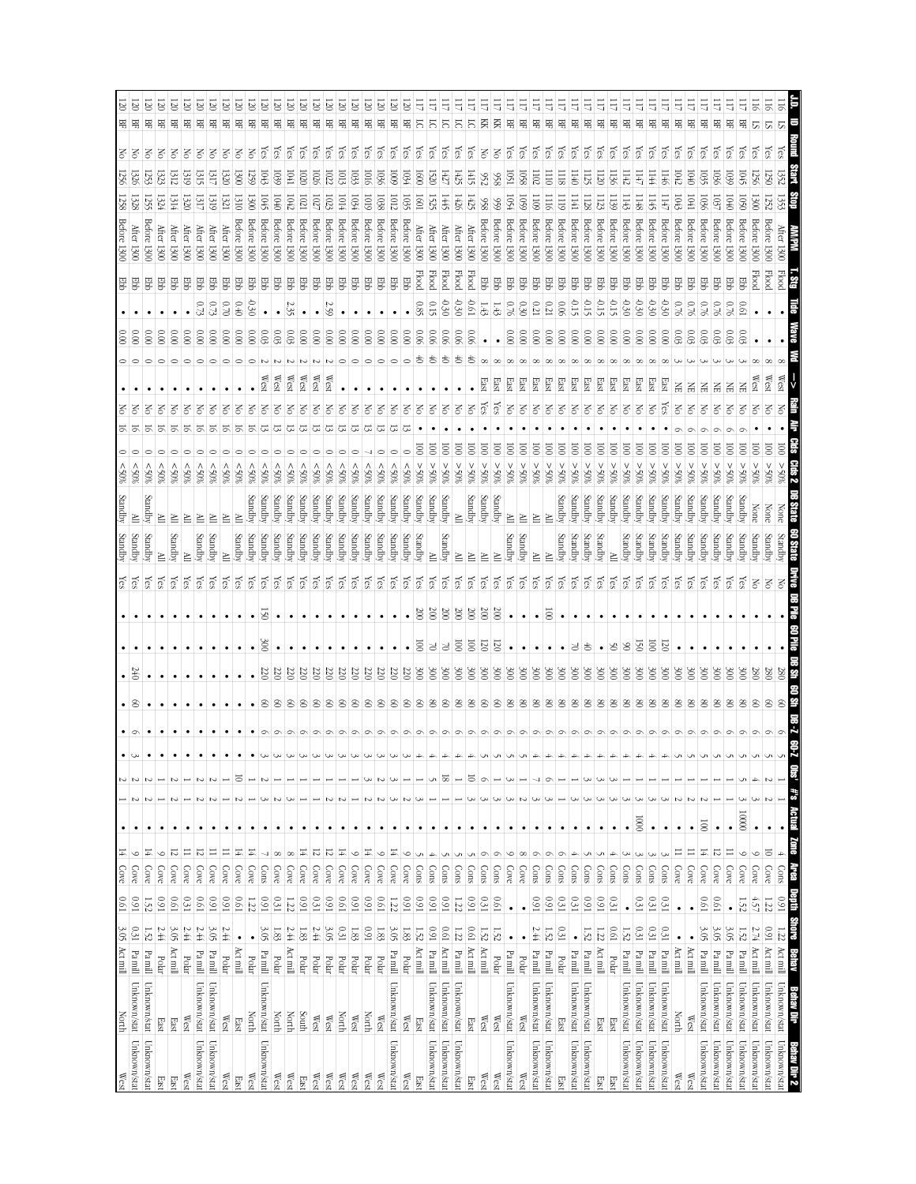| J.D. | ID | Round | Start | Stop | AM/PM | T. Stg | Tide | Wave | Wd | -> | Rain | Air | Clds | Clds 2 | DB State | 60 State | Drvg | DB Pile | 60 Pile | DB Sh | 60 Sh | DB-Z | 60-Z | Obs' | #s | Actual | Zone | Area | Depth | Shore | Behav | Behav Dir | Behav Dir 2 |
|---|---|---|---|---|---|---|---|---|---|---|---|---|---|---|---|---|---|---|---|---|---|---|---|---|---|---|---|---|---|---|---|---|---|
| 116 | LS | Yes | 1352 | 1353 | After 1300 | Flood | • | • | 8 | West | No | 16 | 100 | >50% | None | Standby | No | • | • | 280 | 60 | 6 | 5 | 1 | 1 | • | 4 | Cons | 0.91 | 1.22 | Act mill | Unknown/stat | Unknown/stat |
| 116 | LS | Yes | 1250 | 1252 | Before 1300 | Flood | • | • | 8 | West | No | 16 | 100 | >50% | None | Standby | No | • | • | 280 | 60 | 6 | 5 | 2 | 2 | • | 10 | Cove | 1.22 | 0.91 | Act mill | Unknown/stat | Unknown/stat |
| 116 | LS | Yes | 1256 | 1300 | Before 1300 | Flood | • | • | 8 | West | No | 16 | 100 | >50% | None | Standby | No | • | • | 280 | 60 | 6 | 5 | 4 | 3 | • | 9 | Cove | 4.57 | 2.74 | Act mill | Unknown/stat | Unknown/stat |
| 117 | BF | Yes | 1045 | 1050 | Before 1300 | Ebb | 0.61 | 0.03 | 3 | NE | No | 6 | 100 | >50% | Standby | Standby | Yes | • | • | 300 | 80 | 6 | 5 | 3 | 3 | 10000 | 9 | Cove | 1.52 | 1.52 | Pa mill | Unknown/stat | Unknown/stat |
| 117 | BF | Yes | 1040 | 1040 | Before 1300 | Ebb | 0.76 | 0.03 | 3 | NE | No | 6 | 100 | >50% | Standby | Standby | Yes | • | • | 300 | 80 | 6 | 5 | 1 | 1 | • | 11 | Cove | • | 3.05 | Pa mill | Unknown/stat | Unknown/stat |
| 117 | BF | Yes | 1039 | 1040 | Before 1300 | Ebb | 0.76 | 0.03 | 3 | NE | No | 6 | 100 | >50% | Standby | Standby | Yes | • | • | 300 | 80 | 6 | 5 | 1 | 1 | • | 12 | Cove | 0.61 | 3.05 | Pa mill | Unknown/stat | Unknown/stat |
| 117 | BF | Yes | 1036 | 1037 | Before 1300 | Ebb | 0.76 | 0.03 | 3 | NE | No | 6 | 100 | >50% | Standby | Standby | Yes | • | • | 300 | 80 | 6 | 5 | 1 | 1 | • | 14 | Cove | • | 3.05 | Pa mill | Unknown/stat | Unknown/stat |
| 117 | BF | Yes | 1035 | 1036 | Before 1300 | Ebb | 0.76 | 0.03 | 3 | NE | No | 6 | 100 | >50% | Standby | Standby | Yes | • | • | 300 | 80 | 6 | 5 | 2 | 1 | 100 | 14 | Cove | 0.61 | 3.05 | Pa mill | Unknown/stat | West |
| 117 | BF | Yes | 1040 | 1041 | Before 1300 | Ebb | 0.76 | 0.03 | 3 | NE | No | 6 | 100 | >50% | Standby | Standby | Yes | • | • | 300 | 80 | 6 | 5 | 1 | 1 | • | 11 | Cove | • | • | Act mill | West | West |
| 117 | BF | Yes | 1042 | 1043 | Before 1300 | Ebb | 0.76 | 0.03 | 3 | NE | No | 6 | 100 | >50% | Standby | Standby | Yes | • | • | 300 | 80 | 6 | 5 | 2 | 2 | • | 11 | Cove | • | • | Act mill | North | West |
| 117 | BF | Yes | 1146 | 1147 | Before 1300 | Ebb | -0.30 | 0.00 | 8 | East | Yes | • | 100 | >50% | Standby | Standby | Yes | • | • | 300 | 80 | 6 | 4 | 1 | 1 | • | 3 | Cons | 0.31 | 0.31 | Pa mill | Unknown/stat | Unknown/stat |
| 117 | BF | Yes | 1144 | 1145 | Before 1300 | Ebb | -0.30 | 0.00 | 8 | East | No | • | 100 | >50% | Standby | Standby | Yes | • | 120 | 300 | 80 | 6 | 4 | 1 | 1 | • | 3 | Cons | 0.31 | 0.31 | Pa mill | Unknown/stat | Unknown/stat |
| 117 | BF | Yes | 1147 | 1148 | Before 1300 | Ebb | -0.30 | 0.00 | 8 | East | No | • | 100 | >50% | Standby | Standby | Yes | • | 100 | 300 | 80 | 6 | 4 | 1 | 1 | • | 3 | Cons | 0.31 | 0.31 | Pa mill | Unknown/stat | Unknown/stat |
| 117 | BF | Yes | 1142 | 1143 | Before 1300 | Ebb | -0.30 | 0.00 | 8 | East | No | • | 100 | >50% | Standby | Standby | Yes | • | 150 | 300 | 80 | 6 | 4 | 1 | 1 | 1000 | 3 | Cons | 0.31 | 0.31 | Pa mill | Unknown/stat | Unknown/stat |
| 117 | BF | Yes | 1142 | 1143 | Before 1300 | Ebb | -0.15 | 0.00 | 8 | East | No | • | 100 | >50% | Standby | Standby | Yes | • | 90 | 300 | 80 | 6 | 4 | 3 | 3 | • | 3 | Cons | • | 1.52 | Pa mill | Unknown/stat | Unknown/stat |
| 117 | BF | Yes | 1136 | 1139 | Before 1300 | Ebb | -0.15 | 0.00 | 8 | East | No | • | 100 | >50% | All | Standby | Yes | • | 50 | 300 | 80 | 6 | 4 | 3 | 3 | • | 4 | Cons | 0.31 | 0.61 | Polar | East | East |
| 117 | BF | Yes | 1120 | 1123 | Before 1300 | Ebb | -0.15 | 0.00 | 8 | East | No | • | 100 | >50% | Standby | Standby | Yes | • | • | 300 | 80 | 6 | 4 | 3 | 3 | • | 5 | Cons | 0.91 | 1.22 | Act mill | East | East |
| 117 | BF | Yes | 1125 | 1128 | Before 1300 | Ebb | -0.15 | 0.00 | 8 | East | No | • | 100 | >50% | Standby | Standby | Yes | • | 40 | 300 | 80 | 6 | 4 | 3 | 3 | • | 4 | Cons | 0.91 | 1.52 | Pa mill | Unknown/stat | Unknown/stat |
| 117 | BF | Yes | 1140 | 1141 | Before 1300 | Ebb | -0.15 | 0.00 | 8 | East | No | • | 100 | >50% | Standby | Standby | Yes | • | 70 | 300 | 80 | 6 | 4 | 1 | 1 | • | 4 | Cons | 0.31 | • | Pa mill | Unknown/stat | Unknown/stat |
| 117 | BF | Yes | 1118 | 1119 | Before 1300 | Ebb | 0.06 | 0.00 | 8 | East | No | • | 100 | >50% | Standby | Standby | Yes | • | • | 300 | 80 | 6 | 4 | 1 | 1 | • | 6 | Cons | 0.31 | 0.31 | Polar | East | East |
| 117 | BF | Yes | 1110 | 1116 | Before 1300 | Ebb | 0.21 | 0.00 | 8 | East | No | • | 100 | >50% | All | All | Yes | 100 | • | 300 | 80 | 6 | 4 | 6 | 3 | • | 6 | Cons | 0.91 | 1.52 | Pa mill | Unknown/stat | Unknown/stat |
| 117 | BF | Yes | 1102 | 1109 | Before 1300 | Ebb | 0.21 | 0.00 | 8 | East | No | • | 100 | >50% | Standby | All | Yes | • | • | 300 | 80 | 6 | 4 | 7 | 3 | • | 6 | Cons | 0.91 | 2.44 | Pa mill | Unknown/stat | Unknown/stat |
| 117 | BF | Yes | 1058 | 1059 | Before 1300 | Ebb | 0.30 | 0.00 | 8 | East | No | • | 100 | >50% | All | Standby | Yes | • | • | 300 | 80 | 6 | 5 | 1 | 1 | • | 8 | Cove | • | • | Polar | West | West |
| 117 | BF | Yes | 1051 | 1054 | Before 1300 | Ebb | 0.76 | 0.00 | 8 | East | No | • | 100 | >50% | All | Standby | Yes | • | • | 300 | 80 | 6 | 5 | 2 | 2 | • | 9 | Cove | • | • | Pa mill | Unknown/stat | Unknown/stat |
| 117 | KK | No | 958 | 959 | Before 1300 | Ebb | 1.43 | 0.00 | 8 | East | Yes | • | 100 | >50% | Standby | All | Yes | 200 | 120 | 300 | 60 | 5 | 5 | 3 | 3 | • | 6 | Cons | 0.61 | 1.52 | Polar | West | West |
| 117 | KK | No | 952 | 958 | Before 1300 | Ebb | 1.43 | • | 8 | East | Yes | • | 100 | >50% | Standby | All | Yes | 200 | 120 | 300 | 60 | 5 | 5 | 6 | 3 | • | 6 | Cons | 0.61 | 1.52 | Act mill | West | West |
| 117 | LC | Yes | 1415 | 1425 | After 1300 | Flood | -0.61 | 0.06 | 40 | • | No | • | 100 | >50% | Standby | All | Yes | 200 | 100 | 300 | 80 | 6 | 4 | 10 | 3 | • | 5 | Cons | 0.91 | 0.61 | Act mill | East | East |
| 117 | LC | Yes | 1425 | 1426 | After 1300 | Flood | -0.30 | 0.06 | 40 | • | No | • | 100 | >50% | All | All | Yes | 200 | 100 | 300 | 60 | 6 | 4 | 1 | 1 | • | 5 | Cons | 1.22 | 1.22 | Pa mill | Unknown/stat | Unknown/stat |
| 117 | LC | Yes | 1427 | 1445 | After 1300 | Flood | -0.30 | 0.06 | 40 | • | No | • | 100 | >50% | Standby | All | Yes | 200 | 70 | 300 | 60 | 6 | 4 | 18 | 1 | • | 5 | Cons | 0.91 | 0.61 | Act mill | Unknown/stat | Unknown/stat |
| 117 | LC | Yes | 1520 | 1525 | After 1300 | Flood | 0.15 | 0.06 | 40 | • | No | • | 100 | >50% | Standby | All | Yes | 200 | 70 | 300 | 60 | 6 | 4 | 5 | 1 | • | 4 | Cons | 0.91 | 0.91 | Pa mill | Unknown/stat | Unknown/stat |
| 117 | LC | Yes | 1600 | 1601 | After 1300 | Flood | 0.85 | 0.06 | 40 | • | No | • | 100 | >50% | Standby | Standby | Yes | 200 | 100 | 300 | 60 | 6 | 4 | 1 | 1 | • | 5 | Cons | 0.91 | 1.52 | Act mill | East | East |
| 120 | BF | Yes | 1054 | 1055 | Before 1300 | Ebb | • | 0.00 | 0 | • | No | 13 | • | <50% | Standby | Standby | Yes | • | • | 220 | 60 | 6 | 3 | 2 | 1 | • | 9 | Cove | 0.91 | 1.83 | Polar | West | West |
| 120 | BF | Yes | 1009 | 1012 | Before 1300 | Ebb | • | 0.00 | 0 | • | No | 13 | 0 | <50% | Standby | Standby | Yes | • | • | 220 | 60 | 6 | 3 | 3 | 3 | • | 14 | Cove | 1.22 | 3.05 | Pa mill | Unknown/stat | Unknown/stat |
| 120 | BF | Yes | 1036 | 1038 | Before 1300 | Ebb | • | 0.00 | 0 | • | No | 13 | 2 | <50% | Standby | Standby | Yes | • | • | 220 | 60 | 6 | 3 | 2 | 2 | • | 9 | Cove | 0.61 | 1.83 | Polar | West | West |
| 120 | BF | Yes | 1016 | 1019 | Before 1300 | Ebb | • | 0.00 | 0 | • | No | 13 | 7 | <50% | Standby | Standby | Yes | • | • | 220 | 60 | 6 | 3 | 3 | 2 | • | 14 | Cove | 0.91 | 0.91 | Polar | North | West |
| 120 | BF | Yes | 1033 | 1034 | Before 1300 | Ebb | • | 0.00 | 0 | • | No | 13 | 0 | <50% | Standby | Standby | Yes | • | • | 220 | 60 | 6 | 3 | 1 | 1 | • | 9 | Cove | 0.91 | 1.83 | Polar | West | West |
| 120 | BF | Yes | 1013 | 1014 | Before 1300 | Ebb | • | 0.00 | 0 | • | No | 13 | 0 | <50% | Standby | Standby | Yes | • | • | 220 | 60 | 6 | 3 | 1 | 1 | • | 14 | Cove | 0.61 | 0.31 | Polar | North | West |
| 120 | BF | Yes | 1022 | 1023 | Before 1300 | Ebb | 2.59 | 0.00 | 2 | West | No | 13 | 0 | <50% | Standby | Standby | Yes | • | • | 220 | 60 | 6 | 3 | 2 | 1 | • | 12 | Cove | 0.91 | 3.05 | Pa mill | West | West |
| 120 | BF | Yes | 1026 | 1027 | Before 1300 | Ebb | • | 0.00 | 2 | West | No | 13 | 0 | <50% | Standby | Standby | Yes | • | • | 220 | 60 | 6 | 3 | 1 | 1 | • | 12 | Cove | 0.31 | 2.44 | Polar | West | West |
| 120 | BF | Yes | 1020 | 1021 | Before 1300 | Ebb | • | 0.03 | 2 | West | No | 13 | 0 | <50% | Standby | Standby | Yes | • | • | 220 | 60 | 6 | 3 | 1 | 1 | • | 14 | Cove | 0.91 | 1.83 | Polar | South | East |
| 120 | BF | Yes | 1041 | 1042 | Before 1300 | Ebb | 2.35 | 0.03 | 2 | West | No | 13 | 0 | <50% | Standby | Standby | Yes | • | • | 220 | 60 | 6 | 3 | 1 | 1 | • | 8 | Cove | 1.22 | 2.44 | Act mill | North | West |
| 120 | BF | Yes | 1039 | 1040 | Before 1300 | Ebb | • | 0.03 | 2 | West | No | 13 | 0 | <50% | Standby | Standby | Yes | • | • | 220 | 60 | 6 | 3 | 1 | 2 | • | 8 | Cove | 0.31 | 1.83 | Polar | North | West |
| 120 | BF | Yes | 1043 | 1045 | Before 1300 | Ebb | • | 0.03 | 2 | West | No | 13 | 0 | <50% | Standby | Standby | Yes | 150 | 300 | 220 | 60 | 6 | 3 | 2 | 2 | • | 7 | Cove | • | 3.05 | Pa mill | Unknown/stat | Unknown/stat |
| 120 | BF | No | 1259 | 1300 | Before 1300 | Ebb | -0.30 | 0.00 | 0 | • | No | 16 | 0 | <50% | Standby | Standby | Yes | • | • | • | 60 | 6 | 3 | 1 | 1 | • | 14 | Cove | 1.22 | • | Polar | North | West |
| 120 | BF | No | 1300 | 1310 | Before 1300 | Ebb | 0.40 | 0.00 | 0 | • | No | 16 | 0 | <50% | All | Standby | Yes | • | • | • | • | • | • | 10 | 2 | • | 14 | Cove | 0.61 | • | Act mill | East | East |
| 120 | BF | No | 1320 | 1321 | After 1300 | Ebb | 0.70 | 0.00 | 0 | • | No | 16 | 0 | <50% | All | All | Yes | • | • | • | • | • | • | 1 | 1 | • | 11 | Cove | 0.91 | 2.44 | Polar | West | West |
| 120 | BF | No | 1317 | 1319 | After 1300 | Ebb | 0.73 | 0.00 | 0 | • | No | 16 | 0 | <50% | All | Standby | Yes | • | • | • | • | • | • | 2 | 2 | • | 11 | Cove | 0.91 | 3.05 | Pa mill | Unknown/stat | Unknown/stat |
| 120 | BF | No | 1315 | 1317 | After 1300 | Ebb | 0.73 | 0.00 | 0 | • | No | 16 | 0 | <50% | All | Standby | Yes | • | • | • | • | • | • | 2 | 2 | • | 11 | Cove | 0.61 | 2.44 | Pa mill | Unknown/stat | Unknown/stat |
| 120 | BF | No | 1319 | 1320 | After 1300 | Ebb | • | 0.00 | 0 | • | No | 16 | 0 | <50% | All | All | Yes | • | • | • | • | • | • | 1 | 1 | • | 11 | Cove | 0.31 | 2.44 | Pa mill | Unknown/stat | West |
| 120 | BF | No | 1312 | 1314 | After 1300 | Ebb | • | 0.00 | 0 | • | No | 16 | 0 | <50% | All | Standby | Yes | • | • | • | • | • | • | 2 | 1 | • | 12 | Cove | 0.61 | 3.05 | Act mill | West | West |
| 120 | BF | No | 1323 | 1324 | After 1300 | Ebb | • | 0.00 | 0 | • | No | 16 | 0 | <50% | All | All | Yes | • | • | • | • | • | • | 2 | 1 | • | 9 | Cove | 0.91 | 2.44 | Polar | East | East |
| 120 | BF | No | 1253 | 1255 | Before 1300 | Ebb | • | 0.00 | 0 | • | No | 16 | 0 | <50% | Standby | Standby | Yes | • | • | • | • | • | • | 2 | 2 | • | 14 | Cove | 1.52 | 1.52 | Pa mill | Unknown/stat | East |
| 120 | BF | No | 1326 | 1328 | After 1300 | Ebb | • | 0.00 | 0 | • | No | 16 | 0 | <50% | All | Standby | Yes | • | • | 240 | 60 | 6 | 3 | 2 | 2 | • | 9 | Cove | 0.91 | 0.31 | Pa mill | Unknown/stat | Unknown/stat |
| 120 | BF | No | 1256 | 1258 | Before 1300 | Ebb | • | 0.00 | 0 | • | No | 16 | 0 | <50% | Standby | Standby | Yes | • | • | • | • | • | 3 | 2 | 1 | • | 14 | Cove | 0.61 | 3.05 | Act mill | North | West |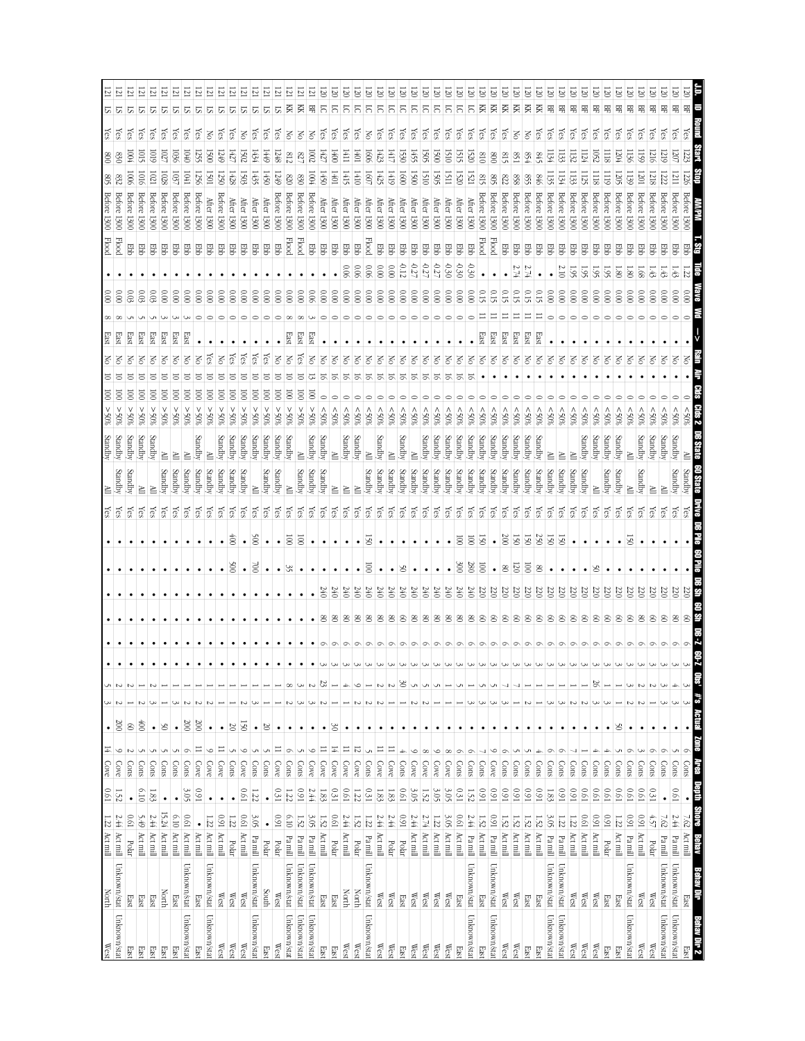| J.D. | ID | Round | Start | Stop | AM/PM | T. Stg | Tide | Wave | Wd | -> | Rain | Air | Clds | Clds 2 | DB State | 60 State | Drive | DB Pile | 60 Pile | DB Sh | 60 Sh | DB-Z | 60-Z | Obs' | #'s | Actual | Zone | Area | Depth | Shore | Behav | Behav Dir | Behav Dir 2 |
|---|---|---|---|---|---|---|---|---|---|---|---|---|---|---|---|---|---|---|---|---|---|---|---|---|---|---|---|---|---|---|---|---|---|
| 120 | BF | Yes | 1223 | 1226 | Before 1300 | Ebb | 1.22 | 0.00 | 0 | • | No | • | 0 | <50% | All | Standby | Yes | • | • | 220 | 60 | 6 | 3 | 3 | 3 | • | 6 | Cons | • | 7.62 | Act mill | East | East |
| 120 | BF | Yes | 1207 | 1211 | Before 1300 | Ebb | 1.43 | 0.00 | 0 | • | No | • | 0 | <50% | Standby | Standby | Yes | • | • | 220 | 60 | 6 | 3 | 4 | 3 | • | 5 | Cons | 0.61 | 2.44 | Pa mill | Unknown/stat | Unknown/stat |
| 120 | BF | Yes | 1219 | 1222 | Before 1300 | Ebb | 1.43 | 0.00 | 0 | • | No | • | 0 | <50% | Standby | All | Yes | • | • | 220 | 60 | 6 | 3 | 3 | 3 | • | 5 | Cons | • | 7.62 | Pa mill | Unknown/stat | Unknown/stat |
| 120 | BF | Yes | 1216 | 1218 | Before 1300 | Ebb | 1.43 | 0.00 | 0 | • | No | • | 0 | <50% | Standby | All | Yes | • | • | 220 | 60 | 6 | 3 | 2 | 1 | • | 6 | Cons | 0.61 | 4.57 | Polar | West | West |
| 120 | BF | Yes | 1159 | 1201 | Before 1300 | Ebb | 1.68 | 0.00 | 0 | • | No | • | 0 | <50% | Standby | Standby | Yes | • | • | 220 | 60 | 6 | 3 | 2 | 2 | • | 6 | Cons | 0.61 | 0.91 | Pa mill | West | West |
| 120 | BF | Yes | 1156 | 1159 | Before 1300 | Ebb | 1.80 | 0.00 | 0 | • | No | • | 0 | <50% | All | All | Yes | 150 | • | 220 | 60 | 6 | 3 | 2 | 2 | • | 5 | Cons | 0.61 | 0.91 | Pa mill | Unknown/stat | Unknown/stat |
| 120 | BF | Yes | 1204 | 1205 | Before 1300 | Ebb | 1.80 | 0.00 | 0 | • | No | • | 0 | <50% | Standby | Standby | Yes | • | • | 220 | 60 | 6 | 3 | 1 | 1 | 50 | 6 | Cons | 0.61 | 1.22 | Act mill | East | East |
| 120 | BF | Yes | 1118 | 1119 | Before 1300 | Ebb | 1.95 | 0.00 | 0 | • | No | • | 0 | <50% | Standby | Standby | Yes | • | • | 220 | 60 | 6 | 3 | 1 | 3 | • | 4 | Cons | 0.61 | 0.91 | Polar | East | East |
| 120 | BF | Yes | 1052 | 1118 | Before 1300 | Ebb | 1.95 | 0.00 | 0 | • | No | • | 0 | <50% | Standby | All | Yes | • | 50 | 220 | 60 | 6 | 3 | 26 | 3 | • | 4 | Cons | 0.61 | 0.91 | Act mill | West | West |
| 120 | BF | Yes | 1124 | 1125 | Before 1300 | Ebb | 1.95 | 0.00 | 0 | • | No | • | 0 | <50% | Standby | Standby | Yes | • | • | 220 | 60 | 6 | 3 | 2 | 1 | • | 7 | Cons | 0.91 | 0.61 | Act mill | West | West |
| 120 | BF | Yes | 1132 | 1133 | Before 1300 | Ebb | 1.95 | 0.00 | 0 | • | No | • | 0 | <50% | All | Standby | Yes | • | • | 220 | 60 | 6 | 3 | 1 | 2 | • | 1 | Cons | 0.91 | 1.22 | Act mill | West | West |
| 120 | BF | Yes | 1133 | 1134 | Before 1300 | Ebb | 2.10 | 0.00 | 0 | • | No | • | 0 | <50% | All | Standby | Yes | 150 | • | 220 | 60 | 6 | 3 | 1 | 3 | • | 6 | Cons | 0.91 | 1.22 | Pa mill | Unknown/stat | Unknown/stat |
| 120 | BF | Yes | 1134 | 1135 | Before 1300 | Ebb | • | 0.00 | 0 | • | No | • | 0 | <50% | Standby | Standby | Yes | 150 | • | 220 | 60 | 6 | 3 | 1 | 1 | • | 6 | Cons | 1.83 | 3.05 | Pa mill | Unknown/stat | Unknown/stat |
| 120 | KK | Yes | 845 | 846 | Before 1300 | Ebb | • | 0.15 | 11 | East | No | • | 0 | <50% | Standby | Standby | Yes | 250 | 80 | 220 | 60 | 6 | 3 | 1 | 1 | • | 4 | Cons | 0.91 | 1.52 | Act mill | East | East |
| 120 | KK | No | 854 | 855 | Before 1300 | Ebb | 2.74 | 0.15 | 11 | East | No | • | 0 | <50% | Standby | Standby | Yes | 150 | 100 | 220 | 60 | 6 | 3 | 2 | 1 | • | 5 | Cons | 0.91 | 1.52 | Act mill | East | East |
| 120 | KK | No | 851 | 858 | Before 1300 | Ebb | 2.74 | 0.15 | 11 | East | No | • | 0 | <50% | Standby | Standby | Yes | 150 | 120 | 220 | 60 | 6 | 3 | 1 | 1 | • | 6 | Cons | 0.91 | 1.52 | Act mill | West | West |
| 120 | KK | Yes | 815 | 822 | Before 1300 | Ebb | • | 0.15 | 11 | East | No | • | 0 | <50% | Standby | Standby | Yes | 200 | 80 | 220 | 60 | 6 | 3 | 7 | 1 | • | 6 | Cons | 0.91 | 1.52 | Act mill | West | West |
| 120 | KK | Yes | 800 | 805 | Before 1300 | Flood | • | 0.15 | 11 | East | No | • | 0 | <50% | Standby | Standby | Yes | • | • | 220 | 60 | 6 | 3 | 5 | 3 | • | 9 | Cove | 0.91 | 0.91 | Pa mill | Unknown/stat | Unknown/stat |
| 120 | KK | Yes | 810 | 815 | Before 1300 | Flood | • | 0.15 | 11 | East | No | • | 0 | <50% | Standby | Standby | Yes | 150 | 100 | 220 | 60 | 6 | 3 | 5 | 3 | • | 7 | Cons | 1.52 | 1.52 | Act mill | East | East |
| 120 | LC | Yes | 1521 | 1521 | After 1300 | Ebb | -0.30 | 0.00 | 0 | • | No | 16 | 0 | <50% | Standby | Standby | Yes | • | 280 | 240 | 80 | 6 | 3 | 1 | 3 | • | 6 | Cons | 1.52 | 2.44 | Pa mill | Unknown/stat | Unknown/stat |
| 120 | LC | Yes | 1515 | 1520 | After 1300 | Ebb | -0.30 | 0.00 | 0 | • | No | 16 | 0 | <50% | Standby | Standby | Yes | 100 | 300 | 240 | 80 | 6 | 3 | 5 | 1 | • | 6 | Cons | 0.31 | 0.61 | Act mill | East | East |
| 120 | LC | Yes | 1510 | 1511 | After 1300 | Ebb | -0.30 | 0.00 | 0 | • | No | 16 | 0 | <50% | Standby | Standby | Yes | • | • | 240 | 80 | 6 | 3 | 1 | 1 | • | 8 | Cons | 3.05 | 3.05 | Act mill | West | West |
| 120 | LC | Yes | 1500 | 1505 | After 1300 | Ebb | -0.27 | 0.00 | 0 | • | No | 16 | 0 | <50% | Standby | Standby | Yes | • | • | 240 | 80 | 6 | 3 | 5 | 1 | • | 9 | Cove | 3.05 | 1.22 | Act mill | West | West |
| 120 | LC | Yes | 1505 | 1510 | After 1300 | Ebb | -0.27 | 0.00 | 0 | • | No | 16 | 0 | <50% | Standby | Standby | Yes | • | • | 240 | 80 | 6 | 3 | 5 | 2 | • | 8 | Cove | 1.52 | 2.74 | Act mill | West | West |
| 120 | LC | Yes | 1455 | 1500 | After 1300 | Ebb | -0.27 | 0.00 | 0 | • | No | 16 | 0 | <50% | All | Standby | Yes | • | • | 240 | 80 | 6 | 3 | 5 | 2 | • | 9 | Cove | 3.05 | 2.44 | Act mill | West | West |
| 120 | LC | Yes | 1550 | 1600 | After 1300 | Ebb | -0.12 | 0.00 | 0 | • | No | 16 | 0 | <50% | Standby | Standby | Yes | • | 50 | 240 | 80 | 6 | 3 | 30 | 1 | • | 4 | Cons | 0.31 | 0.91 | Polar | East | East |
| 120 | LC | Yes | 1417 | 1419 | After 1300 | Ebb | 0.00 | 0.00 | 0 | • | No | 16 | 0 | <50% | All | Standby | Yes | • | • | 240 | 80 | 6 | 3 | 2 | 1 | • | 11 | Cove | 1.83 | 2.44 | Polar | West | West |
| 120 | LC | Yes | 1423 | 1425 | After 1300 | Ebb | 0.00 | 0.00 | 0 | • | No | 16 | 0 | <50% | Standby | Standby | Yes | • | • | 240 | 80 | 6 | 3 | 2 | 2 | • | 11 | Cove | 1.83 | 2.44 | Act mill | West | West |
| 120 | LC | No | 1606 | 1607 | After 1300 | Flood | 0.06 | 0.00 | 0 | • | No | 16 | 0 | <50% | All | Standby | Yes | 150 | 100 | 240 | 80 | 6 | 3 | 1 | 1 | • | 12 | Cove | 0.31 | 1.22 | Pa mill | Unknown/stat | Unknown/stat |
| 120 | LC | Yes | 1401 | 1410 | After 1300 | Ebb | 0.06 | 0.00 | 0 | • | No | 16 | 0 | <50% | Standby | All | Yes | • | • | 240 | 80 | 6 | 3 | 9 | 2 | • | 12 | Cove | 1.22 | 1.52 | Polar | North | West |
| 120 | LC | Yes | 1411 | 1415 | After 1300 | Ebb | 0.06 | 0.00 | 0 | • | No | 16 | 0 | <50% | Standby | All | Yes | • | • | 240 | 80 | 6 | 3 | 4 | 1 | • | 11 | Cove | 0.61 | 2.44 | Act mill | North | West |
| 120 | LC | Yes | 1400 | 1401 | After 1300 | Ebb | • | 0.00 | 0 | • | No | 16 | 0 | <50% | All | All | Yes | • | • | 240 | 80 | 6 | 3 | 1 | 1 | 30 | 14 | Cove | 0.31 | 0.61 | Polar | East | East |
| 120 | LC | Yes | 1427 | 1450 | After 1300 | Ebb | • | 0.00 | 0 | • | No | 16 | 0 | <50% | Standby | Standby | Yes | • | • | 240 | 80 | 6 | 3 | 23 | 2 | • | 11 | Cove | 1.83 | 1.52 | Act mill | East | East |
| 120 | BF | No | 1002 | 1004 | Before 1300 | Ebb | • | 0.06 | 3 | East | No | 13 | 100 | >50% | Standby | Standby | Yes | • | • | • | • | • | • | 2 | 3 | • | 9 | Cove | 2.44 | 3.05 | Pa mill | Unknown/stat | Unknown/stat |
| 121 | KK | No | 827 | 830 | Before 1300 | Flood | • | 0.00 | 8 | East | Yes | 10 | 100 | >50% | All | Standby | Yes | 100 | • | • | • | • | • | 3 | 3 | • | 5 | Cons | 0.91 | 1.52 | Pa mill | Unknown/stat | Unknown/stat |
| 121 | KK | No | 812 | 820 | Before 1300 | Flood | • | 0.00 | 8 | East | No | 10 | 100 | >50% | Standby | All | Yes | 100 | 35 | • | • | • | • | 8 | 2 | • | 6 | Cons | 1.22 | 6.10 | Pa mill | Unknown/stat | Unknown/stat |
| 121 | LS | Yes | 1248 | 1249 | Before 1300 | Ebb | • | 0.00 | 0 | • | No | 10 | 100 | >50% | Standby | Standby | Yes | • | • | • | • | • | • | 1 | 2 | • | 11 | Cove | 0.31 | 0.91 | Polar | West | West |
| 121 | LS | Yes | 1449 | 1450 | After 1300 | Ebb | • | 0.00 | 0 | • | Yes | 10 | 100 | >50% | Standby | Standby | Yes | • | • | • | • | • | • | 1 | 1 | 20 | 5 | Cons | • | • | Polar | South | East |
| 121 | LS | Yes | 1434 | 1435 | After 1300 | Ebb | • | 0.00 | 0 | • | Yes | 10 | 100 | >50% | Standby | All | Yes | 500 | 700 | • | • | • | • | 1 | 3 | • | 5 | Cons | 1.22 | 3.05 | Pa mill | Unknown/stat | Unknown/stat |
| 121 | LS | No | 1502 | 1503 | After 1300 | Ebb | • | 0.00 | 0 | • | Yes | 10 | 100 | >50% | Standby | Standby | Yes | • | • | • | • | • | • | 1 | 2 | 150 | 9 | Cove | 0.61 | 0.61 | Act mill | West | West |
| 121 | LS | Yes | 1427 | 1428 | After 1300 | Ebb | • | 0.00 | 0 | • | Yes | 10 | 100 | >50% | Standby | Standby | Yes | 400 | 500 | • | • | • | • | 1 | 1 | 20 | 5 | Cons | • | 1.22 | Polar | West | West |
| 121 | LS | Yes | 1249 | 1250 | Before 1300 | Ebb | • | 0.00 | 0 | • | No | 10 | 100 | >50% | Standby | Standby | Yes | • | • | • | • | • | • | 1 | 1 | • | 11 | Cove | • | 0.91 | Act mill | West | West |
| 121 | LS | No | 1500 | 1501 | After 1300 | Ebb | • | 0.00 | 0 | • | Yes | 10 | 100 | >50% | All | Standby | Yes | • | • | • | • | • | • | 1 | 2 | • | 9 | Cove | • | 1.22 | Act mill | Unknown/stat | Unknown/stat |
| 121 | LS | Yes | 1255 | 1256 | Before 1300 | Ebb | • | 0.00 | 0 | • | No | 10 | 100 | >50% | Standby | Standby | Yes | • | • | • | • | • | • | 2 | 2 | 200 | 11 | Cove | 0.91 | • | Act mill | East | East |
| 121 | LS | Yes | 1040 | 1041 | Before 1300 | Ebb | • | 0.00 | 3 | East | No | 10 | 100 | >50% | All | Standby | Yes | • | • | • | • | • | • | 1 | 2 | 200 | 6 | Cons | 3.05 | 0.61 | Act mill | Unknown/stat | Unknown/stat |
| 121 | LS | Yes | 1036 | 1037 | Before 1300 | Ebb | • | 0.00 | 3 | East | No | 10 | 100 | >50% | All | Standby | Yes | • | • | • | • | • | • | 1 | 1 | • | 5 | Cons | • | 6.10 | Act mill | East | East |
| 121 | LS | Yes | 1027 | 1028 | Before 1300 | Ebb | • | 0.00 | 3 | East | No | 10 | 100 | >50% | All | All | Yes | • | • | • | • | • | • | 1 | 1 | 50 | 5 | Cons | • | 15.24 | Act mill | North | East |
| 121 | LS | Yes | 1019 | 1021 | Before 1300 | Ebb | • | 0.03 | 5 | East | No | 10 | 100 | >50% | Standby | All | Yes | • | • | • | • | • | • | 2 | 3 | • | 5 | Cons | 1.83 | 2.44 | Act mill | East | East |
| 121 | LS | Yes | 1015 | 1016 | Before 1300 | Ebb | • | 0.03 | 5 | East | No | 10 | 100 | >50% | Standby | All | Yes | • | • | • | • | • | • | 1 | 2 | 400 | 5 | Cons | 6.10 | 5.49 | Act mill | East | East |
| 121 | LS | Yes | 1004 | 1006 | Before 1300 | Ebb | • | 0.03 | 5 | East | No | 10 | 100 | >50% | Standby | Standby | Yes | • | • | • | • | • | • | 1 | 1 | 60 | 5 | Cons | • | 0.61 | Polar | East | East |
| 121 | LS | Yes | 830 | 832 | Before 1300 | Flood | • | 0.00 | 8 | East | No | 10 | 100 | >50% | Standby | Standby | Yes | • | • | • | • | • | • | 2 | 2 | 200 | 9 | Cove | 1.52 | 2.44 | Act mill | Unknown/stat | Unknown/stat |
| 121 | LS | Yes | 800 | 805 | Before 1300 | Flood | • | 0.00 | 8 | East | No | 10 | 100 | >50% | Standby | All | Yes | • | • | • | • | • | • | 5 | 3 | • | 14 | Cove | 0.61 | 1.22 | Act mill | North | West |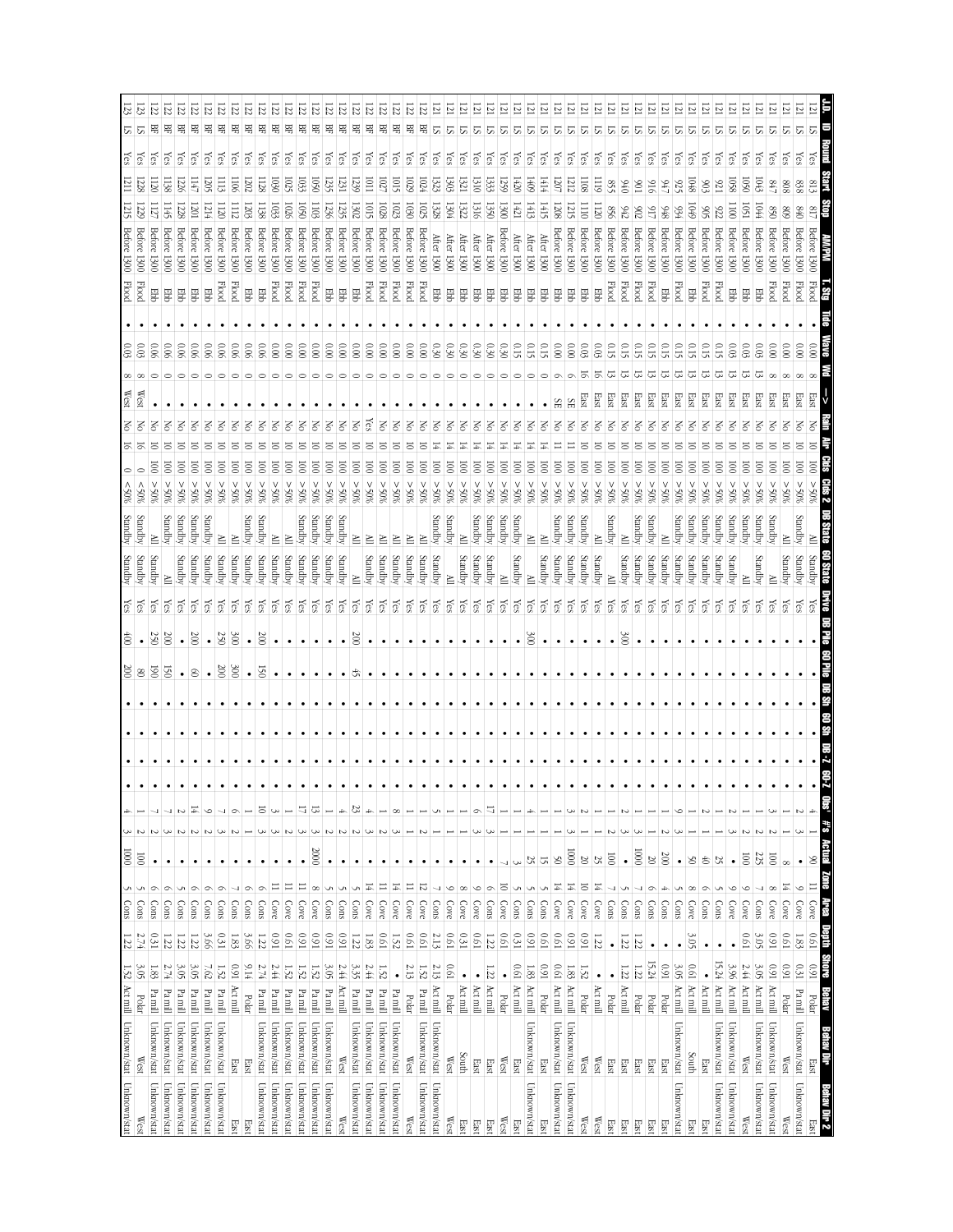| J.D. | ID | Round | Start | Stop | AM/PM | T. Stg | Tide | Wave | Wd | -> | Rain | Air | Clds | Clds 2 | DB State | 60 State | Drvw | DB Pile | 60 Pile | DB Sh | 60 Sh | DB-Z | 60-Z | Obs' | #s | Actual | Zone | Area | Depth | Shore | Behav | Behav Dir | Behav Dir 2 |
|---|---|---|---|---|---|---|---|---|---|---|---|---|---|---|---|---|---|---|---|---|---|---|---|---|---|---|---|---|---|---|---|---|---|
| 121 | LS | Yes | 813 | 817 | Before 1300 | Flood | • | 0.00 | 8 | East | No | 10 | 100 | >50% | All | Standby | Yes | • | • | • | • | • | • | 4 | 1 | 90 | 11 | Cove | 0.61 | 0.91 | Polar | East | East |
| 121 | LS | Yes | 838 | 840 | Before 1300 | Flood | • | 0.00 | 8 | East | No | 10 | 100 | >50% | Standby | Standby | Yes | • | • | • | • | • | • | 2 | 3 | • | 9 | Cove | 1.83 | 0.31 | Pa mill | Unknown/stat | Unknown/stat |
| 121 | LS | Yes | 808 | 809 | Before 1300 | Flood | • | 0.00 | 8 | East | No | 10 | 100 | >50% | All | Standby | Yes | • | • | • | • | • | • | 1 | 1 | 8 | 14 | Cove | 0.61 | 0.91 | Polar | West | West |
| 121 | LS | Yes | 847 | 850 | Before 1300 | Flood | • | 0.00 | 8 | East | No | 10 | 100 | >50% | Standby | All | Yes | • | • | • | • | • | • | 3 | 2 | 100 | 7 | Cove | 0.91 | 0.91 | Act mill | Unknown/stat | Unknown/stat |
| 121 | LS | Yes | 1043 | 1044 | Before 1300 | Ebb | • | 0.03 | 13 | East | No | 10 | 100 | >50% | Standby | Standby | Yes | • | • | • | • | • | • | 1 | 2 | 225 | 7 | Cove | 3.05 | 3.05 | Act mill | Unknown/stat | Unknown/stat |
| 121 | LS | Yes | 1050 | 1051 | Before 1300 | Ebb | • | 0.03 | 13 | East | No | 10 | 100 | >50% | Standby | All | Yes | • | • | • | • | • | • | 1 | 2 | 100 | 9 | Cove | 0.61 | 2.44 | Act mill | West | West |
| 121 | LS | Yes | 1058 | 1100 | Before 1300 | Ebb | • | 0.03 | 13 | East | No | 10 | 100 | >50% | Standby | Standby | Yes | • | • | • | • | • | • | 2 | 3 | • | 9 | Cove | • | 3.96 | Pa mill | Unknown/stat | Unknown/stat |
| 121 | LS | Yes | 921 | 922 | Before 1300 | Flood | • | 0.15 | 13 | East | No | 10 | 100 | >50% | Standby | Standby | Yes | • | • | • | • | • | • | 1 | 1 | 25 | 5 | Cons | • | 15.24 | Act mill | Unknown/stat | Unknown/stat |
| 121 | LS | Yes | 903 | 905 | Before 1300 | Flood | • | 0.15 | 13 | East | No | 10 | 100 | >50% | Standby | Standby | Yes | • | • | • | • | • | • | 2 | 1 | 40 | 6 | Cons | • | • | Act mill | East | East |
| 121 | LS | Yes | 1048 | 1049 | Before 1300 | Ebb | • | 0.15 | 13 | East | No | 10 | 100 | >50% | Standby | Standby | Yes | • | • | • | • | • | • | 1 | 1 | 50 | 8 | Cons | 3.05 | 0.61 | Act mill | South | East |
| 121 | LS | Yes | 925 | 934 | Before 1300 | Flood | • | 0.15 | 13 | East | No | 10 | 100 | >50% | Standby | Standby | Yes | • | • | • | • | • | • | 9 | 3 | • | 5 | Cons | • | 3.05 | Act mill | Unknown/stat | Unknown/stat |
| 121 | LS | Yes | 947 | 948 | Before 1300 | Ebb | • | 0.15 | 13 | East | No | 10 | 100 | >50% | All | All | Yes | • | • | • | • | • | • | 1 | 2 | 200 | 4 | Cons | • | 0.91 | Polar | East | East |
| 121 | LS | Yes | 916 | 917 | Before 1300 | Flood | • | 0.15 | 13 | East | No | 10 | 100 | >50% | Standby | Standby | Yes | • | • | • | • | • | • | 1 | 1 | 20 | 6 | Cons | • | 15.24 | Polar | East | East |
| 121 | LS | Yes | 901 | 902 | Before 1300 | Flood | • | 0.15 | 13 | East | No | 10 | 100 | >50% | Standby | Standby | Yes | • | • | • | • | • | • | 1 | 3 | 1000 | 7 | Cons | 1.22 | 1.22 | Polar | East | East |
| 121 | LS | Yes | 940 | 942 | Before 1300 | Flood | • | 0.15 | 13 | East | No | 10 | 100 | >50% | All | Standby | Yes | 300 | • | • | • | • | • | 2 | 3 | • | 5 | Cons | 1.22 | 1.22 | Act mill | East | East |
| 121 | LS | Yes | 855 | 856 | Before 1300 | Flood | • | 0.15 | 13 | East | No | 10 | 100 | >50% | Standby | All | Yes | • | • | • | • | • | • | 1 | 2 | 100 | 7 | Cons | • | • | Polar | East | East |
| 121 | LS | Yes | 1119 | 1120 | Before 1300 | Ebb | • | 0.03 | 16 | East | No | 10 | 100 | >50% | All | Standby | Yes | • | • | • | • | • | • | 1 | 1 | 25 | 10 | Cove | 1.22 | • | Act mill | West | West |
| 121 | LS | Yes | 1108 | 1110 | Before 1300 | Ebb | • | 0.03 | 16 | East | No | 10 | 100 | >50% | Standby | Standby | Yes | • | • | • | • | • | • | 2 | 1 | 20 | 12 | Cove | 0.91 | 1.52 | Polar | West | West |
| 121 | LS | Yes | 1212 | 1215 | Before 1300 | Ebb | • | 0.00 | 6 | SE | No | 11 | 100 | >50% | Standby | Standby | Yes | • | • | • | • | • | • | 3 | 3 | 1000 | 14 | Cove | 0.61 | 1.83 | Act mill | Unknown/stat | Unknown/stat |
| 121 | LS | Yes | 1207 | 1208 | Before 1300 | Ebb | • | 0.00 | 6 | SE | No | 11 | 100 | >50% | Standby | Standby | Yes | • | • | • | • | • | • | 1 | 1 | 50 | 14 | Cove | 0.61 | 0.61 | Act mill | Unknown/stat | Unknown/stat |
| 121 | LS | Yes | 1414 | 1415 | After 1300 | Ebb | • | 0.15 | 0 | • | No | 14 | 100 | >50% | All | Standby | Yes | • | • | • | • | • | • | 1 | 1 | 15 | 5 | Cons | 0.91 | 0.91 | Polar | East | East |
| 121 | LS | Yes | 1409 | 1413 | After 1300 | Ebb | • | 0.15 | 0 | • | No | 14 | 100 | >50% | All | All | Yes | 300 | • | • | • | • | • | 4 | 1 | 25 | 5 | Cons | 0.91 | 1.83 | Act mill | Unknown/stat | Unknown/stat |
| 121 | LS | Yes | 1420 | 1421 | After 1300 | Ebb | • | 0.15 | 0 | • | No | 14 | 100 | >50% | Standby | Standby | Yes | • | • | • | • | • | • | 1 | 1 | 3 | 5 | Cons | 0.31 | 0.61 | Act mill | East | East |
| 121 | LS | Yes | 1259 | 1300 | Before 1300 | Ebb | • | 0.30 | 0 | • | No | 14 | 100 | >50% | Standby | All | Yes | • | • | • | • | • | • | 1 | 1 | 7 | 10 | Cove | 0.61 | • | Polar | West | West |
| 121 | LS | Yes | 1333 | 1350 | After 1300 | Ebb | • | 0.30 | 0 | • | No | 14 | 100 | >50% | Standby | Standby | Yes | • | • | • | • | • | • | 17 | 3 | • | 6 | Cons | 1.22 | 1.22 | Act mill | East | East |
| 121 | LS | Yes | 1310 | 1316 | After 1300 | Ebb | • | 0.30 | 0 | • | No | 14 | 100 | >50% | Standby | Standby | Yes | • | • | • | • | • | • | 6 | 3 | • | 9 | Cove | 0.61 | • | Act mill | East | East |
| 121 | LS | Yes | 1321 | 1322 | After 1300 | Ebb | • | 0.30 | 0 | • | No | 14 | 100 | >50% | All | Standby | Yes | • | • | • | • | • | • | 1 | 1 | • | 8 | Cove | 0.31 | • | Act mill | South | East |
| 121 | LS | Yes | 1303 | 1304 | After 1300 | Ebb | • | 0.30 | 0 | • | No | 14 | 100 | >50% | Standby | All | Yes | • | • | • | • | • | • | 1 | 1 | • | 9 | Cove | 0.61 | 0.61 | Polar | West | West |
| 121 | LS | Yes | 1323 | 1328 | After 1300 | Ebb | • | 0.30 | 0 | • | No | 14 | 100 | >50% | Standby | Standby | Yes | • | • | • | • | • | • | 5 | 1 | • | 7 | Cons | 2.13 | 2.13 | Act mill | Unknown/stat | Unknown/stat |
| 122 | BF | Yes | 1024 | 1025 | Before 1300 | Flood | • | 0.00 | 0 | • | No | 10 | 100 | >50% | Standby | Standby | Yes | • | • | • | • | • | • | 1 | 2 | • | 12 | Cove | 0.61 | 1.52 | Pa mill | Unknown/stat | Unknown/stat |
| 122 | BF | Yes | 1029 | 1030 | Before 1300 | Flood | • | 0.00 | 0 | • | No | 10 | 100 | >50% | All | Standby | Yes | • | • | • | • | • | • | 1 | 1 | • | 11 | Cove | 0.61 | 2.13 | Polar | West | West |
| 122 | BF | Yes | 1015 | 1023 | Before 1300 | Flood | • | 0.00 | 0 | • | No | 10 | 100 | >50% | All | Standby | Yes | • | • | • | • | • | • | 8 | 3 | • | 14 | Cove | 1.52 | • | Pa mill | Unknown/stat | Unknown/stat |
| 122 | BF | Yes | 1027 | 1028 | Before 1300 | Flood | • | 0.00 | 0 | • | No | 10 | 100 | >50% | All | Standby | Yes | • | • | • | • | • | • | 1 | 2 | • | 11 | Cove | 0.61 | 1.52 | Pa mill | Unknown/stat | Unknown/stat |
| 122 | BF | Yes | 1011 | 1015 | Before 1300 | Flood | • | 0.00 | 0 | • | Yes | 10 | 100 | >50% | All | Standby | Yes | • | • | • | • | • | • | 4 | 3 | • | 14 | Cove | 1.83 | 2.44 | Pa mill | Unknown/stat | Unknown/stat |
| 122 | BF | Yes | 1239 | 1302 | Before 1300 | Ebb | • | 0.00 | 0 | • | No | 10 | 100 | >50% | All | All | Yes | 200 | 45 | • | • | • | • | 23 | 2 | • | 5 | Cons | 1.22 | 3.35 | Pa mill | Unknown/stat | Unknown/stat |
| 122 | BF | Yes | 1231 | 1235 | Before 1300 | Ebb | • | 0.00 | 0 | • | No | 10 | 100 | >50% | Standby | Standby | Yes | • | • | • | • | • | • | 4 | 2 | • | 5 | Cons | 0.91 | 2.44 | Act mill | West | West |
| 122 | BF | Yes | 1235 | 1236 | Before 1300 | Ebb | • | 0.00 | 0 | • | No | 10 | 100 | >50% | Standby | Standby | Yes | • | • | • | • | • | • | 1 | 2 | • | 5 | Cons | 0.91 | 3.05 | Pa mill | Unknown/stat | Unknown/stat |
| 122 | BF | Yes | 1050 | 1103 | Before 1300 | Flood | • | 0.00 | 0 | • | No | 10 | 100 | >50% | Standby | Standby | Yes | • | • | • | • | • | • | 13 | 3 | 2000 | 8 | Cove | 0.91 | 1.52 | Pa mill | Unknown/stat | Unknown/stat |
| 122 | BF | Yes | 1033 | 1050 | Before 1300 | Flood | • | 0.00 | 0 | • | No | 10 | 100 | >50% | Standby | Standby | Yes | • | • | • | • | • | • | 17 | 3 | • | 11 | Cove | 0.91 | 1.52 | Pa mill | Unknown/stat | Unknown/stat |
| 122 | BF | Yes | 1025 | 1026 | Before 1300 | Flood | • | 0.00 | 0 | • | No | 10 | 100 | >50% | All | Standby | Yes | • | • | • | • | • | • | 1 | 2 | • | 11 | Cove | 0.61 | 1.52 | Pa mill | Unknown/stat | Unknown/stat |
| 122 | BF | Yes | 1030 | 1033 | Before 1300 | Flood | • | 0.00 | 0 | • | No | 10 | 100 | >50% | All | Standby | Yes | • | • | • | • | • | • | 3 | 3 | • | 11 | Cove | 0.91 | 2.44 | Pa mill | Unknown/stat | Unknown/stat |
| 122 | BF | Yes | 1128 | 1138 | Before 1300 | Ebb | • | 0.06 | 0 | • | No | 10 | 100 | >50% | Standby | Standby | Yes | 200 | 150 | • | • | • | • | 10 | 3 | • | 6 | Cons | 1.22 | 2.74 | Pa mill | Unknown/stat | Unknown/stat |
| 122 | BF | Yes | 1202 | 1203 | Before 1300 | Ebb | • | 0.06 | 0 | • | No | 10 | 100 | >50% | Standby | Standby | Yes | • | • | • | • | • | • | 1 | 1 | • | 6 | Cons | 3.66 | 9.14 | Polar | East | East |
| 122 | BF | Yes | 1106 | 1112 | Before 1300 | Flood | • | 0.06 | 0 | • | No | 10 | 100 | >50% | All | Standby | Yes | 300 | 300 | • | • | • | • | 6 | 2 | • | 7 | Cons | 1.83 | 0.91 | Act mill | East | East |
| 122 | BF | Yes | 1113 | 1120 | Before 1300 | Flood | • | 0.06 | 0 | • | No | 10 | 100 | >50% | All | Standby | Yes | 250 | 200 | • | • | • | • | 7 | 3 | • | 6 | Cons | 0.31 | 1.52 | Pa mill | Unknown/stat | Unknown/stat |
| 122 | BF | Yes | 1205 | 1214 | Before 1300 | Ebb | • | 0.06 | 0 | • | No | 10 | 100 | >50% | Standby | Standby | Yes | • | • | • | • | • | • | 9 | 2 | • | 6 | Cons | 3.66 | 7.62 | Pa mill | Unknown/stat | Unknown/stat |
| 122 | BF | Yes | 1147 | 1201 | Before 1300 | Ebb | • | 0.06 | 0 | • | No | 10 | 100 | >50% | Standby | Standby | Yes | 200 | 60 | • | • | • | • | 14 | 2 | • | 6 | Cons | 1.22 | 3.05 | Pa mill | Unknown/stat | Unknown/stat |
| 122 | BF | Yes | 1226 | 1228 | Before 1300 | Ebb | • | 0.06 | 0 | • | No | 10 | 100 | >50% | Standby | Standby | Yes | • | • | • | • | • | • | 2 | 2 | • | 6 | Cons | 1.22 | 3.05 | Pa mill | Unknown/stat | Unknown/stat |
| 122 | BF | Yes | 1138 | 1145 | Before 1300 | Ebb | • | 0.06 | 0 | • | No | 10 | 100 | >50% | Standby | All | Yes | 200 | 150 | • | • | • | • | 7 | 3 | • | 6 | Cons | 1.22 | 2.74 | Pa mill | Unknown/stat | Unknown/stat |
| 122 | BF | Yes | 1120 | 1127 | Before 1300 | Ebb | • | 0.06 | 0 | • | No | 10 | 100 | >50% | All | Standby | Yes | 250 | 190 | • | • | • | • | 7 | 2 | • | 6 | Cons | 0.31 | 1.83 | Pa mill | Unknown/stat | Unknown/stat |
| 123 | LS | Yes | 1228 | 1229 | Before 1300 | Flood | • | 0.03 | 8 | West | No | 16 | 0 | <50% | Standby | Standby | Yes | • | 80 | • | • | • | • | 1 | 2 | 100 | 5 | Cons | 2.74 | 3.05 | Polar | West | West |
| 123 | LS | Yes | 1211 | 1215 | Before 1300 | Flood | • | 0.03 | 8 | West | No | 16 | 0 | <50% | Standby | Standby | Yes | 400 | 200 | • | • | • | • | 4 | 3 | 1000 | 5 | Cons | 1.22 | 1.52 | Act mill | Unknown/stat | Unknown/stat |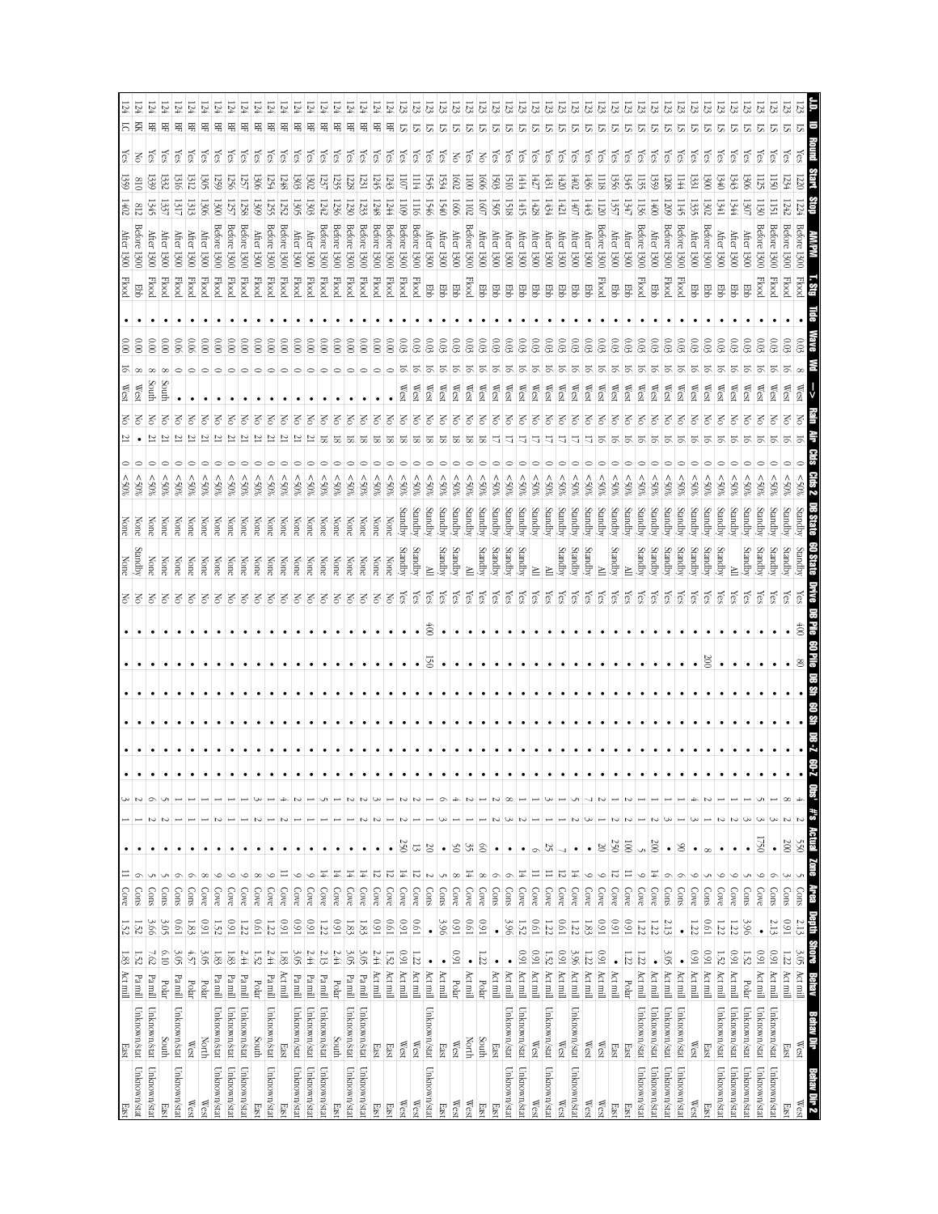| J.D. | ID | Round | Start | Stop | AM/PM | T. Stg | Tide | Wave | Wd | -> | Rain | Air | Clds | Clds 2 | DB State | 60 State | Drvie | DB Pile | 60 Pile | DB Sh | 60 Sh | DB-Z | 60-Z | Obs' | #s | Actual | Zone | Area | Depth | Shore | Behav | Behav Dir | Behav Dir 2 |
|---|---|---|---|---|---|---|---|---|---|---|---|---|---|---|---|---|---|---|---|---|---|---|---|---|---|---|---|---|---|---|---|---|---|
| 123 | LS | Yes | 1220 | 1224 | Before 1300 | Flood | • | 0.03 | 8 | West | No | 16 | 0 | <50% | Standby | Standby | Yes | 400 | 80 | • | • | • | • | 4 | 2 | 550 | 5 | Cons | 2.13 | 3.05 | Act mill | West | West |
| 123 | LS | Yes | 1234 | 1242 | Before 1300 | Flood | • | 0.03 | 16 | West | No | 16 | 0 | <50% | Standby | Standby | Yes | • | • | • | • | • | • | 8 | 2 | 200 | 3 | Cons | 0.91 | 1.22 | Act mill | East | East |
| 123 | LS | Yes | 1150 | 1151 | Before 1300 | Flood | • | 0.03 | 16 | West | No | 16 | 0 | <50% | Standby | Standby | Yes | • | • | • | • | • | • | 1 | 3 | • | 6 | Cons | 2.13 | 0.91 | Act mill | Unknown/stat | Unknown/stat |
| 123 | LS | Yes | 1125 | 1130 | Before 1300 | Flood | • | 0.03 | 16 | West | No | 16 | 0 | <50% | Standby | Standby | Yes | • | • | • | • | • | • | 5 | 3 | 1750 | 5 | Cove | • | 0.91 | Act mill | Unknown/stat | Unknown/stat |
| 123 | LS | Yes | 1306 | 1307 | After 1300 | Ebb | • | 0.03 | 16 | West | No | 16 | 0 | <50% | Standby | Standby | Yes | • | • | • | • | • | • | 1 | 3 | • | 9 | Cove | 3.96 | 1.52 | Polar | Unknown/stat | Unknown/stat |
| 123 | LS | Yes | 1343 | 1344 | After 1300 | Ebb | • | 0.03 | 16 | West | No | 16 | 0 | <50% | Standby | All | Yes | • | • | • | • | • | • | 1 | 1 | • | 9 | Cove | 1.22 | 0.91 | Act mill | Unknown/stat | Unknown/stat |
| 123 | LS | Yes | 1340 | 1341 | After 1300 | Ebb | • | 0.03 | 16 | West | No | 16 | 0 | <50% | Standby | Standby | Yes | • | • | • | • | • | • | 2 | 2 | • | 9 | Cove | 1.22 | 1.52 | Act mill | Unknown/stat | Unknown/stat |
| 123 | LS | Yes | 1300 | 1302 | Before 1300 | Ebb | • | 0.03 | 16 | West | No | 16 | 0 | <50% | Standby | Standby | Yes | • | 200 | • | • | • | • | 2 | 1 | 8 | 5 | Cons | 0.61 | 0.91 | Act mill | East | East |
| 123 | LS | Yes | 1331 | 1335 | After 1300 | Ebb | • | 0.03 | 16 | West | No | 16 | 0 | <50% | Standby | Standby | Yes | • | • | • | • | • | • | 4 | 3 | • | 9 | Cove | 1.22 | 0.91 | Act mill | West | West |
| 123 | LS | Yes | 1135 | 1136 | Before 1300 | Flood | • | 0.03 | 16 | West | No | 16 | 0 | <50% | Standby | Standby | Yes | • | • | • | • | • | • | 1 | 1 | 5 | 9 | Cove | 1.22 | 1.22 | Act mill | Unknown/stat | Unknown/stat |
| 123 | LS | Yes | 1359 | 1400 | After 1300 | Ebb | • | 0.03 | 16 | West | No | 16 | 0 | <50% | Standby | Standby | Yes | • | • | • | • | • | • | 2 | 2 | 200 | 14 | Cove | 1.22 | • | Act mill | Unknown/stat | Unknown/stat |
| 123 | LS | Yes | 1208 | 1209 | Before 1300 | Flood | • | 0.03 | 16 | West | No | 16 | 0 | <50% | Standby | Standby | Yes | • | • | • | • | • | • | 1 | 3 | • | 6 | Cons | • | 3.05 | Act mill | Unknown/stat | Unknown/stat |
| 123 | LS | Yes | 1144 | 1145 | Before 1300 | Flood | • | 0.03 | 16 | West | No | 16 | 0 | <50% | Standby | Standby | Yes | • | • | • | • | • | • | 1 | 1 | 90 | 6 | Cons | 2.13 | • | Act mill | Unknown/stat | Unknown/stat |
| 123 | LS | Yes | 1118 | 1120 | Before 1300 | Flood | • | 0.03 | 16 | West | No | 16 | 0 | <50% | Standby | All | Yes | • | • | • | • | • | • | 2 | 1 | 20 | 9 | Cove | 0.91 | 0.91 | Act mill | West | West |
| 123 | LS | Yes | 1356 | 1357 | After 1300 | Ebb | • | 0.03 | 16 | West | No | 16 | 0 | <50% | Standby | Standby | Yes | • | • | • | • | • | • | 1 | 2 | 250 | 12 | Cove | • | • | Act mill | East | East |
| 123 | LS | Yes | 1345 | 1347 | After 1300 | Ebb | • | 0.03 | 16 | West | No | 16 | 0 | <50% | Standby | All | Yes | • | • | • | • | • | • | 2 | 2 | 100 | 11 | Cove | 0.91 | 1.22 | Polar | East | East |
| 123 | LS | Yes | 1420 | 1421 | After 1300 | Ebb | • | 0.03 | 16 | West | No | 17 | 0 | <50% | Standby | Standby | Yes | • | • | • | • | • | • | 1 | 1 | 7 | 12 | Cove | 0.61 | 0.91 | Act mill | West | West |
| 123 | LS | Yes | 1431 | 1434 | After 1300 | Ebb | • | 0.03 | 16 | West | No | 17 | 0 | <50% | Standby | All | Yes | • | • | • | • | • | • | 3 | 1 | 25 | 12 | Cove | 1.22 | 1.52 | Act mill | Unknown/stat | Unknown/stat |
| 123 | LS | Yes | 1427 | 1428 | After 1300 | Ebb | • | 0.03 | 16 | West | No | 17 | 0 | <50% | Standby | All | Yes | • | • | • | • | • | • | 1 | 1 | 6 | 11 | Cove | 0.61 | 0.91 | Act mill | West | West |
| 123 | LS | Yes | 1414 | 1415 | After 1300 | Ebb | • | 0.03 | 16 | West | No | 17 | 0 | <50% | Standby | Standby | Yes | • | • | • | • | • | • | 1 | 2 | • | 14 | Cove | 1.52 | 0.91 | Act mill | Unknown/stat | Unknown/stat |
| 123 | LS | Yes | 1510 | 1518 | After 1300 | Ebb | • | 0.03 | 16 | West | No | 17 | 0 | <50% | Standby | Standby | Yes | • | • | • | • | • | • | 8 | 3 | • | 6 | Cons | 3.96 | • | Act mill | Unknown/stat | Unknown/stat |
| 123 | LS | Yes | 1505 | 1505 | After 1300 | Ebb | • | 0.03 | 16 | West | No | 17 | 0 | <50% | Standby | Standby | Yes | • | • | • | • | • | • | 2 | 2 | • | 6 | Cons | • | • | Act mill | East | East |
| 123 | LS | Yes | 1606 | 1607 | After 1300 | Ebb | • | 0.03 | 16 | West | No | 17 | 0 | <50% | Standby | Standby | Yes | • | • | • | • | • | • | 1 | 1 | 60 | 8 | Cove | 0.91 | 1.22 | Polar | South | East |
| 123 | LS | Yes | 1100 | 1102 | Before 1300 | Flood | • | 0.03 | 16 | West | No | 18 | 0 | <50% | Standby | Standby | Yes | • | • | • | • | • | • | 2 | 1 | 35 | 14 | Cove | 0.61 | • | Act mill | North | West |
| 123 | LS | No | 1602 | 1606 | After 1300 | Ebb | • | 0.03 | 16 | West | No | 18 | 0 | <50% | Standby | All | Yes | • | • | • | • | • | • | 4 | 1 | 50 | 8 | Cove | 0.91 | 0.91 | Polar | West | West |
| 123 | LS | Yes | 1534 | 1540 | After 1300 | Ebb | • | 0.03 | 16 | West | No | 18 | 0 | <50% | Standby | Standby | Yes | • | • | • | • | • | • | 6 | 3 | • | 5 | Cons | 3.96 | • | Act mill | East | East |
| 123 | LS | Yes | 1545 | 1546 | After 1300 | Ebb | • | 0.03 | 16 | West | No | 18 | 0 | <50% | Standby | All | Yes | 400 | 150 | • | • | • | • | 1 | 1 | 20 | 2 | Cons | • | 1.22 | Act mill | Unknown/stat | Unknown/stat |
| 123 | LS | Yes | 1114 | 1116 | Before 1300 | Flood | • | 0.03 | 16 | West | No | 18 | 0 | <50% | Standby | Standby | Yes | • | • | • | • | • | • | 2 | 1 | 13 | 12 | Cove | 0.61 | 0.91 | Act mill | West | West |
| 123 | LS | Yes | 1107 | 1109 | Before 1300 | Flood | • | 0.03 | 16 | West | No | 18 | 0 | <50% | Standby | Standby | Yes | • | • | • | • | • | • | 2 | 2 | 250 | 14 | Cove | 0.91 | 0.91 | Act mill | West | West |
| 124 | BF | Yes | 1243 | 1244 | Before 1300 | Flood | • | 0.00 | 0 | • | No | 18 | 0 | <50% | None | None | No | • | • | • | • | • | • | 1 | 1 | • | 12 | Cove | 0.61 | 1.52 | Act mill | East | East |
| 124 | BF | Yes | 1245 | 1248 | Before 1300 | Flood | • | 0.00 | 0 | • | No | 18 | 0 | <50% | None | None | No | • | • | • | • | • | • | 3 | 2 | • | 12 | Cove | 0.91 | 2.44 | Act mill | East | East |
| 124 | BF | Yes | 1231 | 1233 | Before 1300 | Flood | • | 0.00 | 0 | • | No | 18 | 0 | <50% | None | None | No | • | • | • | • | • | • | 2 | 2 | • | 14 | Cove | 1.83 | 3.05 | Pa mill | Unknown/stat | Unknown/stat |
| 124 | BF | Yes | 1228 | 1230 | Before 1300 | Flood | • | 0.00 | 0 | • | No | 18 | 0 | <50% | None | None | No | • | • | • | • | • | • | 1 | 1 | • | 14 | Cove | 1.83 | 3.05 | Pa mill | Unknown/stat | Unknown/stat |
| 124 | BF | Yes | 1235 | 1236 | Before 1300 | Flood | • | 0.00 | 0 | • | No | 18 | 0 | <50% | None | None | No | • | • | • | • | • | • | 1 | 1 | • | 14 | Cove | 0.91 | 2.44 | Polar | South | East |
| 124 | BF | Yes | 1237 | 1242 | Before 1300 | Flood | • | 0.00 | 0 | • | No | 18 | 0 | <50% | None | None | No | • | • | • | • | • | • | 5 | 1 | • | 14 | Cove | 1.22 | 2.13 | Pa mill | Unknown/stat | Unknown/stat |
| 124 | BF | Yes | 1302 | 1303 | After 1300 | Flood | • | 0.00 | 0 | • | No | 21 | 0 | <50% | None | None | No | • | • | • | • | • | • | 1 | 1 | • | 9 | Cove | 0.91 | 2.44 | Pa mill | Unknown/stat | Unknown/stat |
| 124 | BF | Yes | 1305 | 1305 | After 1300 | Flood | • | 0.00 | 0 | • | No | 21 | 0 | <50% | None | None | No | • | • | • | • | • | • | 2 | 1 | • | 9 | Cove | 0.91 | 3.05 | Pa mill | Unknown/stat | Unknown/stat |
| 124 | BF | Yes | 1248 | 1252 | Before 1300 | Flood | • | 0.00 | 0 | • | No | 21 | 0 | <50% | None | None | No | • | • | • | • | • | • | 4 | 2 | • | 11 | Cove | 0.91 | 1.83 | Act mill | East | East |
| 124 | BF | Yes | 1254 | 1255 | Before 1300 | Flood | • | 0.00 | 0 | • | No | 21 | 0 | <50% | None | None | No | • | • | • | • | • | • | 1 | 1 | • | 9 | Cove | 1.22 | 2.44 | Pa mill | Unknown/stat | Unknown/stat |
| 124 | BF | Yes | 1306 | 1309 | After 1300 | Flood | • | 0.00 | 0 | • | No | 21 | 0 | <50% | None | None | No | • | • | • | • | • | • | 3 | 2 | • | 8 | Cove | 0.61 | 1.52 | Polar | South | East |
| 124 | BF | Yes | 1257 | 1258 | Before 1300 | Flood | • | 0.00 | 0 | • | No | 21 | 0 | <50% | None | None | No | • | • | • | • | • | • | 1 | 1 | • | 9 | Cove | 1.22 | 2.44 | Pa mill | Unknown/stat | Unknown/stat |
| 124 | BF | Yes | 1256 | 1257 | Before 1300 | Flood | • | 0.00 | 0 | • | No | 21 | 0 | <50% | None | None | No | • | • | • | • | • | • | 1 | 1 | • | 9 | Cove | 0.91 | 1.83 | Pa mill | Unknown/stat | Unknown/stat |
| 124 | BF | Yes | 1259 | 1300 | Before 1300 | Flood | • | 0.00 | 0 | • | No | 21 | 0 | <50% | None | None | No | • | • | • | • | • | • | 1 | 2 | • | 9 | Cove | 1.52 | 1.83 | Pa mill | Unknown/stat | Unknown/stat |
| 124 | BF | Yes | 1305 | 1306 | After 1300 | Flood | • | 0.00 | 0 | • | No | 21 | 0 | <50% | None | None | No | • | • | • | • | • | • | 1 | 1 | • | 8 | Cove | 0.91 | 3.05 | Polar | North | West |
| 124 | BF | Yes | 1312 | 1315 | After 1300 | Flood | • | 0.06 | 0 | • | No | 21 | 0 | <50% | None | None | No | • | • | • | • | • | • | 1 | 1 | • | 6 | Cons | 1.83 | 4.57 | Polar | West | West |
| 124 | BF | Yes | 1316 | 1317 | After 1300 | Flood | • | 0.06 | 0 | • | No | 21 | 0 | <50% | None | None | No | • | • | • | • | • | • | 1 | 1 | • | 6 | Cons | 0.61 | 3.05 | Pa mill | Unknown/stat | Unknown/stat |
| 124 | BF | Yes | 1332 | 1337 | After 1300 | Flood | • | 0.00 | 8 | South | No | 21 | 0 | <50% | None | None | No | • | • | • | • | • | • | 5 | 2 | • | 5 | Cons | 3.05 | 6.10 | Polar | South | East |
| 124 | BF | Yes | 1339 | 1345 | After 1300 | Flood | • | 0.00 | 8 | South | No | 21 | 0 | <50% | None | None | No | • | • | • | • | • | • | 6 | 2 | • | 5 | Cons | 3.66 | 7.62 | Pa mill | Unknown/stat | Unknown/stat |
| 124 | KK | No | 810 | 812 | Before 1300 | Ebb | • | 0.00 | 8 | West | No | • | 0 | <50% | None | Standby | No | • | • | • | • | • | • | 2 | 1 | • | 6 | Cons | 1.52 | 1.52 | Pa mill | Unknown/stat | Unknown/stat |
| 124 | LC | Yes | 1359 | 1402 | After 1300 | Flood | • | 0.00 | 16 | West | No | 21 | 0 | <50% | None | None | No | • | • | • | • | • | • | 3 | 1 | • | 11 | Cove | 1.52 | 1.83 | Act mill | East | East |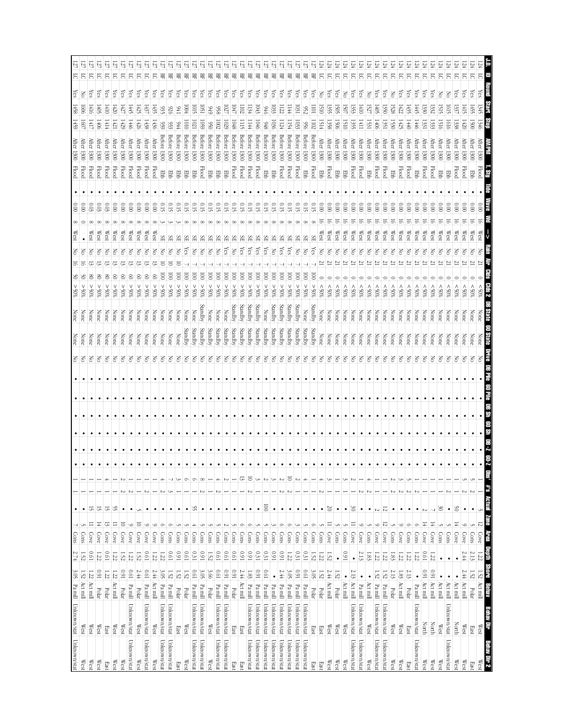| J.D. | ID | Round | Start | Stop | AM/PM | T. Stg | Tide | Wave | Wd | -> | Rain | Air | Clds | Clds 2 | DB State | 60 State | Drive | DB Pile | 60 Pile | DB Sh | 60 Sh | DB-Z | 60-Z | Obs' | #s | Actual | Zone | Area | Depth | Shore | Behav | Behav Dir | Behav Dir 2 |
|---|---|---|---|---|---|---|---|---|---|---|---|---|---|---|---|---|---|---|---|---|---|---|---|---|---|---|---|---|---|---|---|---|---|
| 124 | LC | Yes | 1345 | 1346 | After 1300 | Flood | • | 0.00 | 16 | West | No | 21 | 0 | <50% | None | None | No | • | • | • | • | • | • | 1 | 1 | 5 | 12 | Cove | 1.22 | 1.52 | Act mill | West | West |
| 124 | LC | Yes | 1455 | 1500 | After 1300 | Ebb | • | 0.00 | 16 | West | No | 21 | 0 | <50% | None | None | No | • | • | • | • | • | • | 5 | 2 | • | 5 | Cons | 2.13 | 1.52 | Polar | East | East |
| 124 | LC | Yes | 1415 | 1420 | After 1300 | Flood | • | 0.00 | 16 | West | No | 21 | 0 | <50% | None | None | No | • | • | • | • | • | • | 5 | 2 | • | 9 | Cove | 2.44 | 2.44 | Act mill | West | West |
| 124 | LC | Yes | 1337 | 1338 | After 1300 | Flood | • | 0.00 | 16 | West | No | 21 | 0 | <50% | None | None | No | • | • | • | • | • | • | 1 | 1 | 50 | 14 | Cove | • | • | Act mill | North | West |
| 124 | LC | No | 1615 | 1616 | After 1300 | Ebb | • | 0.00 | 16 | West | No | 21 | 0 | <50% | None | None | No | • | • | • | • | • | • | 1 | 2 | • | 5 | Cons | • | • | Act mill | Unknown/stat | Unknown/stat |
| 124 | LC | No | 1515 | 1516 | After 1300 | Ebb | • | 0.00 | 16 | West | No | 21 | 0 | <50% | None | None | No | • | • | • | • | • | • | 1 | 1 | 30 | 5 | Cons | • | • | Act mill | West | West |
| 124 | LC | Yes | 1332 | 1333 | After 1300 | Flood | • | 0.00 | 16 | West | No | 21 | 0 | <50% | None | None | No | • | • | • | • | • | • | 1 | 1 | 7 | 14 | Cove | 1.22 | 0.91 | Act mill | North | West |
| 124 | LC | Yes | 1330 | 1331 | After 1300 | Flood | • | 0.00 | 16 | West | No | 21 | 0 | <50% | None | None | No | • | • | • | • | • | • | 1 | 1 | 2 | 14 | Cove | 0.61 | 0.91 | Act mill | North | West |
| 124 | LC | Yes | 1445 | 1446 | After 1300 | Ebb | • | 0.00 | 16 | West | No | 21 | 0 | <50% | None | None | No | • | • | • | • | • | • | 1 | 2 | • | 6 | Cons | 1.22 | • | Pa mill | Unknown/stat | Unknown/stat |
| 124 | LC | Yes | 1435 | 1440 | After 1300 | Flood | • | 0.00 | 16 | West | No | 21 | 0 | <50% | None | None | No | • | • | • | • | • | • | 5 | 2 | • | 9 | Cove | 1.22 | 2.13 | Polar | East | East |
| 124 | LC | Yes | 1422 | 1425 | After 1300 | Flood | • | 0.00 | 16 | West | No | 21 | 0 | <50% | None | None | No | • | • | • | • | • | • | 3 | 2 | • | 9 | Cove | 1.22 | 1.83 | Act mill | West | West |
| 124 | LC | No | 1528 | 1530 | After 1300 | Ebb | • | 0.00 | 16 | West | No | 21 | 0 | <50% | None | None | No | • | • | • | • | • | • | 2 | 2 | • | 9 | Cove | 1.83 | 2.13 | Polar | West | West |
| 124 | LC | Yes | 1405 | 1406 | After 1300 | Flood | • | 0.00 | 16 | West | No | 21 | 0 | <50% | None | None | No | • | • | • | • | • | • | 1 | 1 | 12 | 12 | Cove | 1.22 | 1.52 | Pa mill | Unknown/stat | Unknown/stat |
| 124 | LC | Yes | 1350 | 1351 | After 1300 | Flood | • | 0.00 | 16 | West | No | 21 | 0 | <50% | None | None | No | • | • | • | • | • | • | 1 | 1 | 2 | 9 | Cove | 1.22 | • | Act mill | West | West |
| 124 | LC | No | 1527 | 1531 | After 1300 | Ebb | • | 0.00 | 16 | West | No | 21 | 0 | <50% | None | None | No | • | • | • | • | • | • | 4 | 2 | • | 5 | Cons | 1.83 | • | Act mill | West | West |
| 124 | LC | Yes | 1410 | 1411 | After 1300 | Flood | • | 0.00 | 16 | West | No | 21 | 0 | <50% | None | None | No | • | • | • | • | • | • | 1 | 2 | • | 9 | Cove | 2.13 | • | Pa mill | Unknown/stat | Unknown/stat |
| 124 | LC | Yes | 1353 | 1355 | After 1300 | Flood | • | 0.00 | 16 | West | No | 21 | 0 | <50% | None | None | No | • | • | • | • | • | • | 2 | 1 | 30 | 11 | Cove | • | 2.13 | Act mill | Unknown/stat | Unknown/stat |
| 124 | LC | No | 1507 | 1510 | After 1300 | Ebb | • | 0.00 | 16 | West | No | 21 | 0 | <50% | None | None | No | • | • | • | • | • | • | 3 | 1 | • | 5 | Cons | 0.91 | • | Act mill | West | West |
| 124 | LC | Yes | 1505 | 1506 | After 1300 | Ebb | • | 0.00 | 16 | West | No | 21 | 0 | <50% | None | None | No | • | • | • | • | • | • | 1 | 1 | • | 5 | Cons | • | 1.52 | Polar | West | West |
| 124 | LC | Yes | 1355 | 1358 | After 1300 | Flood | • | 0.00 | 16 | West | No | 21 | 0 | <50% | None | None | No | • | • | • | • | • | • | 3 | 1 | 20 | 11 | Cove | 1.52 | 2.44 | Act mill | West | West |
| 124 | LC | No | 1510 | 1514 | After 1300 | Ebb | • | 0.00 | 16 | West | No | 21 | 0 | <50% | None | None | No | • | • | • | • | • | • | 4 | 2 | • | 5 | Cons | 1.22 | 1.52 | Polar | East | East |
| 127 | BF | Yes | 1101 | 1102 | Before 1300 | Flood | • | 0.15 | 8 | SE | Yes | 7 | 100 | >50% | Standby | Standby | No | • | • | • | • | • | • | 1 | 1 | • | 6 | Cons | 1.52 | 3.05 | Polar | East | East |
| 127 | BF | Yes | 952 | 956 | Before 1300 | Ebb | • | 0.15 | 8 | SE | No | 7 | 100 | >50% | None | Standby | No | • | • | • | • | • | • | 4 | 1 | • | 5 | Cons | 0.31 | 0.61 | Pa mill | Unknown/stat | Unknown/stat |
| 127 | BF | Yes | 1031 | 1033 | Before 1300 | Flood | • | 0.15 | 8 | SE | No | 7 | 100 | >50% | Standby | Standby | No | • | • | • | • | • | • | 2 | 1 | • | 3 | Cons | 0.31 | 0.91 | Pa mill | Unknown/stat | Unknown/stat |
| 127 | BF | Yes | 1144 | 1151 | Before 1300 | Flood | • | 0.15 | 8 | SE | Yes | 7 | 100 | >50% | Standby | Standby | No | • | • | • | • | • | • | 10 | 2 | • | 6 | Cons | 1.22 | 3.05 | Pa mill | Unknown/stat | Unknown/stat |
| 127 | BF | Yes | 1122 | 1124 | Before 1300 | Flood | • | 0.15 | 8 | SE | Yes | 7 | 100 | >50% | Standby | Standby | No | • | • | • | • | • | • | 2 | 2 | • | 6 | Cons | 0.91 | 2.44 | Pa mill | Unknown/stat | Unknown/stat |
| 127 | BF | Yes | 1033 | 1036 | Before 1300 | Ebb | • | 0.15 | 8 | SE | No | 7 | 100 | >50% | Standby | Standby | No | • | • | • | • | • | • | 1 | 1 | • | 3 | Cons | 0.91 | • | Pa mill | Unknown/stat | Unknown/stat |
| 127 | BF | Yes | 946 | 948 | Before 1300 | Ebb | • | 0.15 | 8 | SE | Yes | 7 | 100 | >50% | Standby | Standby | No | • | • | • | • | • | • | 2 | 1 | 100 | 5 | Cons | 0.31 | 0.61 | Pa mill | Unknown/stat | Unknown/stat |
| 127 | BF | Yes | 1043 | 1046 | Before 1300 | Flood | • | 0.15 | 8 | SE | Yes | 7 | 100 | >50% | None | Standby | No | • | • | • | • | • | • | 3 | 1 | • | 5 | Cons | 0.31 | 0.91 | Pa mill | Unknown/stat | Unknown/stat |
| 127 | BF | Yes | 1134 | 1141 | Before 1300 | Flood | • | 0.15 | 8 | SE | Yes | 7 | 100 | >50% | Standby | Standby | No | • | • | • | • | • | • | 10 | 2 | • | 6 | Cons | 0.91 | 1.83 | Pa mill | Unknown/stat | Unknown/stat |
| 127 | BF | Yes | 1102 | 1115 | Before 1300 | Flood | • | 0.15 | 8 | SE | Yes | 7 | 100 | >50% | Standby | Standby | No | • | • | • | • | • | • | 13 | 1 | • | 6 | Cons | 0.91 | 2.44 | Act mill | East | East |
| 127 | BF | Yes | 1047 | 1048 | Before 1300 | Flood | • | 0.15 | 8 | SE | No | 7 | 100 | >50% | Standby | Standby | No | • | • | • | • | • | • | 1 | 1 | • | 5 | Cons | 0.61 | 0.91 | Polar | East | East |
| 127 | BF | Yes | 1027 | 1029 | Before 1300 | Ebb | • | 0.15 | 8 | SE | Yes | 7 | 100 | >50% | None | Standby | No | • | • | • | • | • | • | 2 | 1 | • | 2 | Cons | 0.61 | 0.91 | Pa mill | Unknown/stat | Unknown/stat |
| 127 | BF | Yes | 958 | 1002 | Before 1300 | Ebb | • | 0.15 | 8 | SE | No | 7 | 100 | >50% | None | Standby | No | • | • | • | • | • | • | 4 | 2 | • | 5 | Cons | 0.61 | 0.61 | Pa mill | Unknown/stat | Unknown/stat |
| 127 | BF | Yes | 949 | 950 | Before 1300 | Ebb | • | 0.15 | 8 | SE | No | 7 | 100 | >50% | None | Standby | No | • | • | • | • | • | • | 1 | 1 | • | 5 | Cons | 1.52 | 3.66 | Polar | West | West |
| 127 | BF | Yes | 1051 | 1059 | Before 1300 | Flood | • | 0.15 | 8 | SE | No | 7 | 100 | >50% | Standby | Standby | No | • | • | • | • | • | • | 8 | 2 | • | 5 | Cons | 0.91 | 3.05 | Pa mill | Unknown/stat | Unknown/stat |
| 127 | BF | Yes | 1015 | 1021 | Before 1300 | Ebb | • | 0.15 | 8 | SE | No | 7 | 100 | >50% | None | Standby | No | • | • | • | • | • | • | 6 | 1 | 55 | 4 | Cons | 0.31 | 0.61 | Pa mill | Unknown/stat | Unknown/stat |
| 127 | BF | Yes | 1004 | 1010 | Before 1300 | Ebb | • | 0.15 | 8 | SE | Yes | 7 | 100 | >50% | None | Standby | No | • | • | • | • | • | • | 6 | 1 | • | 5 | Cons | 0.61 | 1.52 | Polar | West | West |
| 127 | BF | Yes | 941 | 944 | Before 1300 | Ebb | • | 0.15 | 3 | SE | No | 10 | 100 | >50% | None | None | No | • | • | • | • | • | • | 3 | 1 | • | 5 | Cons | 0.91 | 1.52 | Polar | East | East |
| 127 | BF | Yes | 926 | 933 | Before 1300 | Ebb | • | 0.15 | 3 | SE | No | 10 | 100 | >50% | None | None | No | • | • | • | • | • | • | 7 | 3 | • | 6 | Cons | 1.22 | 1.52 | Pa mill | Unknown/stat | Unknown/stat |
| 127 | BF | Yes | 935 | 939 | Before 1300 | Ebb | • | 0.15 | 3 | SE | No | 10 | 100 | >50% | None | None | No | • | • | • | • | • | • | 4 | 2 | • | 6 | Cons | 1.22 | 3.05 | Pa mill | Unknown/stat | Unknown/stat |
| 127 | LC | Yes | 1435 | 1436 | After 1300 | Flood | • | 0.00 | 8 | West | No | 13 | 60 | >50% | None | None | No | • | • | • | • | • | • | 1 | 1 | • | 9 | Cove | 1.22 | 2.44 | Act mill | West | West |
| 127 | LC | Yes | 1437 | 1438 | After 1300 | Flood | • | 0.00 | 8 | West | No | 13 | 60 | >50% | None | None | No | • | • | • | • | • | • | 1 | 2 | • | 9 | Cove | 0.61 | 0.61 | Pa mill | Unknown/stat | Unknown/stat |
| 127 | LC | Yes | 1425 | 1426 | After 1300 | Flood | • | 0.00 | 8 | West | No | 13 | 60 | >50% | None | None | No | • | • | • | • | • | • | 1 | 1 | 5 | 10 | Cove | 1.52 | 2.44 | Polar | West | West |
| 127 | LC | Yes | 1445 | 1446 | After 1300 | Flood | • | 0.00 | 8 | West | No | 13 | 60 | >50% | None | None | No | • | • | • | • | • | • | 1 | 2 | • | 9 | Cove | 1.22 | 0.61 | Pa mill | Unknown/stat | Unknown/stat |
| 127 | LC | Yes | 1427 | 1429 | After 1300 | Flood | • | 0.00 | 8 | West | No | 13 | 60 | >50% | None | None | No | • | • | • | • | • | • | 2 | 2 | • | 10 | Cove | 1.52 | 0.91 | Polar | West | West |
| 127 | LC | Yes | 1420 | 1421 | After 1300 | Flood | • | 0.00 | 8 | West | No | 13 | 60 | >50% | None | None | No | • | • | • | • | • | • | 1 | 1 | 55 | 11 | Cove | 1.22 | 1.22 | Act mill | West | West |
| 127 | LC | Yes | 1410 | 1414 | After 1300 | Flood | • | 0.03 | 8 | West | No | 13 | 80 | >50% | None | None | No | • | • | • | • | • | • | 4 | 1 | 15 | 13 | Cove | 0.61 | 1.22 | Polar | East | East |
| 127 | LC | Yes | 1405 | 1406 | After 1300 | Flood | • | 0.03 | 8 | West | No | 13 | 80 | >50% | None | None | No | • | • | • | • | • | • | 1 | 1 | 15 | 14 | Cove | 1.22 | 0.91 | Polar | West | West |
| 127 | LC | Yes | 1416 | 1417 | After 1300 | Flood | • | 0.03 | 8 | West | No | 13 | 80 | >50% | None | None | No | • | • | • | • | • | • | 1 | 1 | 15 | 11 | Cove | 0.61 | 1.22 | Act mill | West | West |
| 127 | LC | No | 1606 | 1607 | After 1300 | Flood | • | 0.00 | 0 | • | No | 16 | 50 | >50% | None | None | No | • | • | • | • | • | • | 1 | 1 | • | 5 | Cons | 1.52 | 1.52 | Act mill | West | West |
| 127 | LC | Yes | 1458 | 1459 | After 1300 | Flood | • | 0.00 | 8 | West | No | 16 | 50 | >50% | None | None | No | • | • | • | • | • | • | 1 | 1 | • | 7 | Cons | 2.74 | 3.05 | Pa mill | Unknown/stat | Unknown/stat |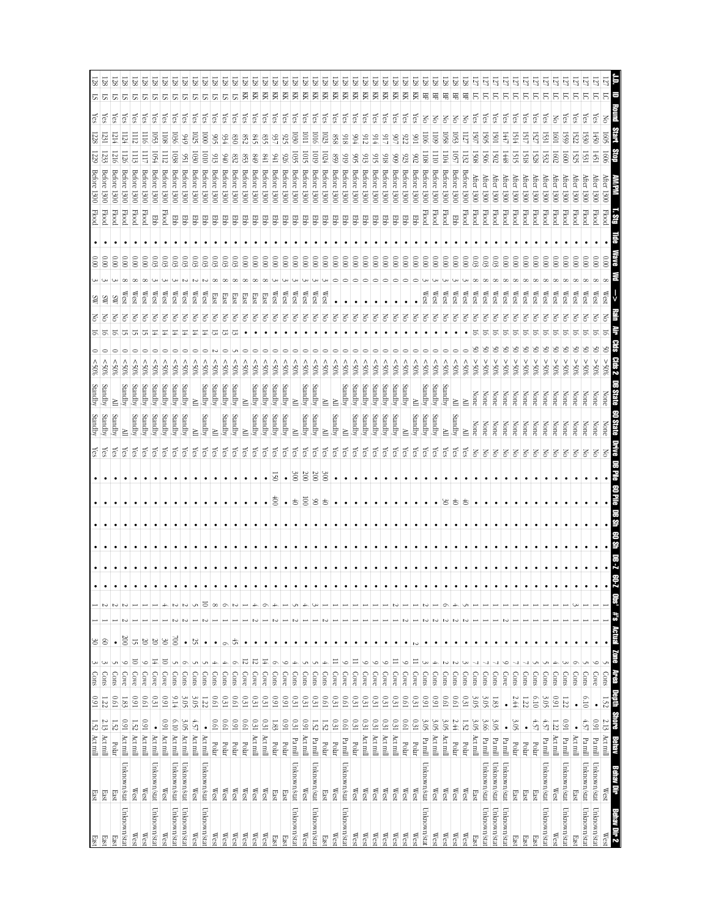| J.D. | ID | Round | Start | Stop | AM/PM | T. Stg | Tide | Wave | Wnd | -> | Rain | Air | Cdts | Cdts 2 | DB State | 60 State | Drvie | DB Pile | 60 Pile | DB Sh | 60 Sh | DB-Z | 60-Z | Obs' | #s | Actual | Zone | Area | Depth | Shore | Behav | Behav Dir | Behav Dir 2 |
|---|---|---|---|---|---|---|---|---|---|---|---|---|---|---|---|---|---|---|---|---|---|---|---|---|---|---|---|---|---|---|---|---|---|
| 127 | LC | No | 1605 | 1606 | After 1300 | Flood | • | 0.00 | 8 | West | No | 16 | 50 | >50% | None | None | No | • | • | • | • | • | • | 1 | 1 | • | 5 | Cons | 1.52 | 2.13 | Act mill | West | West |
| 127 | LC | Yes | 1450 | 1451 | After 1300 | Flood | • | 0.00 | 8 | West | No | 16 | 50 | >50% | None | None | No | • | • | • | • | • | • | 1 | 1 | • | 9 | Cove | • | 0.91 | Pa mill | Unknown/stat | Unknown/stat |
| 127 | LC | Yes | 1530 | 1531 | After 1300 | Flood | • | 0.00 | 8 | West | No | 16 | 50 | >50% | None | None | No | • | • | • | • | • | • | 1 | 1 | • | 5 | Cons | 6.10 | 4.57 | Pa mill | Unknown/stat | Unknown/stat |
| 127 | LC | Yes | 1522 | 1525 | After 1300 | Flood | • | 0.00 | 8 | West | No | 16 | 50 | >50% | None | None | No | • | • | • | • | • | • | 3 | 1 | • | 6 | Cons | • | • | Act mill | East | East |
| 127 | LC | Yes | 1559 | 1600 | After 1300 | Flood | • | 0.00 | 8 | West | No | 16 | 50 | >50% | None | None | No | • | • | • | • | • | • | 1 | 1 | • | 5 | Cons | 1.22 | 0.91 | Pa mill | Unknown/stat | Unknown/stat |
| 127 | LC | No | 1601 | 1602 | After 1300 | Flood | • | 0.00 | 8 | West | No | 16 | 50 | >50% | None | None | No | • | • | • | • | • | • | 1 | 1 | • | 4 | Cons | 0.91 | 1.22 | Act mill | West | West |
| 127 | LC | Yes | 1531 | 1532 | After 1300 | Flood | • | 0.00 | 8 | West | No | 16 | 50 | >50% | None | None | No | • | • | • | • | • | • | 1 | 1 | • | 5 | Cons | 3.05 | 4.57 | Pa mill | Unknown/stat | Unknown/stat |
| 127 | LC | Yes | 1527 | 1528 | After 1300 | Flood | • | 0.00 | 8 | West | No | 16 | 50 | >50% | None | None | No | • | • | • | • | • | • | 1 | 1 | • | 5 | Cons | 6.10 | 4.57 | Polar | East | East |
| 127 | LC | Yes | 1517 | 1518 | After 1300 | Flood | • | 0.00 | 8 | West | No | 16 | 50 | >50% | None | None | No | • | • | • | • | • | • | 1 | 1 | • | 7 | Cons | 1.22 | • | Polar | East | East |
| 127 | LC | Yes | 1514 | 1515 | After 1300 | Flood | • | 0.00 | 8 | West | No | 16 | 50 | >50% | None | None | No | • | • | • | • | • | • | 1 | 1 | • | 7 | Cons | 2.44 | 3.05 | Polar | East | East |
| 127 | LC | Yes | 1447 | 1448 | After 1300 | Flood | • | 0.00 | 8 | West | No | 16 | 50 | >50% | None | None | No | • | • | • | • | • | • | 1 | 2 | • | 9 | Cove | • | • | Pa mill | Unknown/stat | Unknown/stat |
| 127 | LC | Yes | 1501 | 1502 | After 1300 | Flood | • | 0.03 | 8 | West | No | 16 | 50 | >50% | None | None | No | • | • | • | • | • | • | 1 | 1 | • | 7 | Cove | 1.83 | 3.05 | Pa mill | Unknown/stat | Unknown/stat |
| 127 | LC | Yes | 1505 | 1506 | After 1300 | Flood | • | 0.03 | 8 | West | No | 16 | 50 | >50% | None | None | No | • | • | • | • | • | • | 1 | 1 | • | 7 | Cons | 3.05 | 3.66 | Pa mill | Unknown/stat | Unknown/stat |
| 127 | LC | Yes | 1507 | 1508 | After 1300 | Flood | • | 0.03 | 8 | West | No | 16 | 50 | >50% | None | None | No | • | • | • | • | • | • | 1 | 1 | • | 7 | Cons | 3.05 | 3.05 | Act mill | East | East |
| 128 | BF | No | 1127 | 1132 | Before 1300 | Flood | • | 0.00 | 3 | West | No | • | 0 | <50% | All | None | Yes | • | 40 | • | • | • | • | 5 | 2 | • | 3 | Cons | 0.31 | 1.52 | Polar | West | West |
| 128 | BF | Yes | 1053 | 1057 | Before 1300 | Ebb | • | 0.00 | 3 | West | No | • | 0 | <50% | All | Standby | Yes | • | 40 | • | • | • | • | 4 | 2 | • | 2 | Cons | 0.61 | 2.44 | Polar | West | West |
| 128 | BF | No | 1058 | 1104 | Before 1300 | Flood | • | 0.00 | 3 | West | No | • | 0 | <50% | All | All | Yes | • | 30 | • | • | • | • | 6 | 2 | • | 2 | Cons | 0.61 | 3.05 | Polar | West | West |
| 128 | BF | No | 1109 | 1110 | Before 1300 | Flood | • | 0.00 | 3 | West | No | • | 0 | <50% | Standby | Standby | Yes | • | • | • | • | • | • | 1 | 2 | • | 4 | Cons | 0.91 | 3.05 | Act mill | West | West |
| 128 | BF | No | 1106 | 1108 | Before 1300 | Flood | • | 0.00 | 3 | West | No | • | 0 | <50% | Standby | Standby | Yes | • | • | • | • | • | • | 2 | 2 | • | 3 | Cons | 0.91 | 3.05 | Pa mill | Unknown/stat | Unknown/stat |
| 128 | KK | Yes | 901 | 902 | Before 1300 | Ebb | • | 0.00 | 0 | • | No | • | 0 | <50% | All | Standby | Yes | • | • | • | • | • | • | 2 | 1 | 2 | 11 | Cove | 0.31 | 0.31 | Polar | West | West |
| 128 | KK | Yes | 922 | 923 | Before 1300 | Ebb | • | 0.00 | 0 | • | No | • | 0 | <50% | Standby | All | Yes | • | • | • | • | • | • | 1 | 2 | • | 9 | Cove | 0.61 | 0.61 | Polar | West | West |
| 128 | KK | Yes | 907 | 909 | Before 1300 | Ebb | • | 0.00 | 0 | • | No | • | 0 | <50% | Standby | Standby | Yes | • | • | • | • | • | • | 2 | 1 | • | 11 | Cove | 0.31 | 0.31 | Act mill | West | West |
| 128 | KK | Yes | 917 | 918 | Before 1300 | Ebb | • | 0.00 | 0 | • | No | • | 0 | <50% | Standby | Standby | Yes | • | • | • | • | • | • | 1 | 1 | • | 9 | Cove | 0.31 | 0.31 | Act mill | West | West |
| 128 | KK | Yes | 914 | 915 | Before 1300 | Ebb | • | 0.00 | 0 | • | No | • | 0 | <50% | Standby | Standby | Yes | • | • | • | • | • | • | 1 | 1 | • | 9 | Cove | 0.31 | 0.31 | Act mill | West | West |
| 128 | KK | Yes | 912 | 913 | Before 1300 | Ebb | • | 0.00 | 0 | • | No | • | 0 | <50% | Standby | Standby | Yes | • | • | • | • | • | • | 1 | 1 | • | 9 | Cove | 0.31 | 0.31 | Act mill | West | West |
| 128 | KK | Yes | 904 | 905 | Before 1300 | Ebb | • | 0.00 | 0 | • | No | • | 0 | <50% | Standby | Standby | Yes | • | • | • | • | • | • | 1 | 1 | • | 11 | Cove | 0.31 | 0.31 | Polar | West | West |
| 128 | KK | Yes | 918 | 919 | Before 1300 | Ebb | • | 0.00 | 0 | • | No | • | 0 | <50% | Standby | All | Yes | • | • | • | • | • | • | 1 | 1 | • | 9 | Cove | 0.61 | 0.61 | Pa mill | Unknown/stat | Unknown/stat |
| 128 | KK | Yes | 858 | 859 | Before 1300 | Ebb | • | 0.00 | 0 | • | No | • | 0 | <50% | All | Standby | Yes | • | • | • | • | • | • | 1 | 1 | • | 11 | Cove | 0.31 | 0.31 | Polar | West | West |
| 128 | KK | Yes | 1023 | 1024 | Before 1300 | Ebb | • | 0.00 | 3 | West | No | • | 0 | <50% | All | All | Yes | 300 | 40 | • | • | • | • | 1 | 2 | • | 4 | Cons | 0.61 | 1.52 | Polar | East | East |
| 128 | KK | Yes | 1016 | 1019 | Before 1300 | Ebb | • | 0.00 | 3 | West | No | • | 0 | <50% | Standby | Standby | Yes | 200 | 90 | • | • | • | • | 3 | 1 | • | 5 | Cons | 0.31 | 1.52 | Pa mill | Unknown/stat | Unknown/stat |
| 128 | KK | Yes | 1011 | 1015 | Before 1300 | Ebb | • | 0.00 | 3 | West | No | • | 0 | <50% | Standby | Standby | Yes | 200 | 100 | • | • | • | • | 4 | 1 | • | 5 | Cons | 0.31 | 0.91 | Act mill | West | West |
| 128 | KK | Yes | 1030 | 1035 | Before 1300 | Ebb | • | 0.00 | 3 | West | No | • | 0 | <50% | All | All | Yes | 300 | 40 | • | • | • | • | 5 | 2 | • | 4 | Cons | 0.31 | 0.31 | Pa mill | Unknown/stat | Unknown/stat |
| 128 | KK | Yes | 925 | 926 | Before 1300 | Ebb | • | 0.00 | 3 | West | No | • | 0 | <50% | Standby | Standby | Yes | • | • | • | • | • | • | 1 | 1 | • | 9 | Cove | 0.91 | 0.91 | Polar | East | East |
| 128 | KK | Yes | 937 | 941 | Before 1300 | Ebb | • | 0.00 | 8 | West | No | • | 0 | <50% | Standby | Standby | Yes | 150 | 400 | • | • | • | • | 4 | 2 | • | 6 | Cons | 0.91 | 1.83 | Polar | East | East |
| 128 | KK | Yes | 835 | 841 | Before 1300 | Ebb | • | 0.00 | 8 | East | No | • | 0 | <50% | Standby | Standby | Yes | • | • | • | • | • | • | 6 | 1 | • | 14 | Cove | 0.31 | 0.31 | Act mill | West | West |
| 128 | KK | Yes | 845 | 849 | Before 1300 | Ebb | • | 0.00 | 8 | East | No | • | 0 | <50% | Standby | Standby | Yes | • | • | • | • | • | • | 4 | 2 | • | 14 | Cove | 0.31 | 0.31 | Act mill | West | West |
| 128 | KK | Yes | 852 | 853 | Before 1300 | Ebb | • | 0.00 | 8 | East | No | • | 0 | <50% | All | All | Yes | • | • | • | • | • | • | 4 | 1 | • | 12 | Cove | 0.31 | 0.61 | Polar | West | West |
| 128 | LS | Yes | 830 | 832 | Before 1300 | Ebb | • | 0.03 | 8 | East | No | 13 | 5 | <50% | Standby | Standby | Yes | • | • | • | • | • | • | 2 | 1 | 45 | 6 | Cons | 0.61 | 0.91 | Polar | West | West |
| 128 | LS | Yes | 934 | 940 | Before 1300 | Ebb | • | 0.03 | 8 | East | No | 13 | 0 | <50% | Standby | Standby | Yes | • | • | • | • | • | • | 6 | 1 | 6 | 4 | Cons | 0.31 | 0.61 | Polar | West | West |
| 128 | LS | Yes | 905 | 913 | Before 1300 | Ebb | • | 0.03 | 8 | East | No | 13 | 2 | <50% | All | All | Yes | • | • | • | • | • | • | 8 | 1 | • | 4 | Cons | 0.61 | 0.61 | Polar | West | West |
| 128 | LS | Yes | 1000 | 1010 | Before 1300 | Ebb | • | 0.03 | 2 | West | No | 14 | 0 | <50% | Standby | Standby | Yes | • | • | • | • | • | • | 10 | 2 | • | 5 | Cons | 1.22 | • | Act mill | Unknown/stat | Unknown/stat |
| 128 | LS | Yes | 1025 | 1030 | Before 1300 | Ebb | • | 0.03 | 2 | West | No | 14 | 0 | <50% | All | All | Yes | • | • | • | • | • | • | 5 | 1 | 25 | 5 | Cons | 3.05 | 4.57 | Act mill | West | West |
| 128 | LS | Yes | 949 | 951 | Before 1300 | Ebb | • | 0.03 | 2 | West | No | 14 | 0 | <50% | Standby | Standby | Yes | • | • | • | • | • | • | 2 | 2 | • | 6 | Cons | 3.05 | 3.05 | Act mill | Unknown/stat | Unknown/stat |
| 128 | LS | Yes | 1036 | 1038 | Before 1300 | Ebb | • | 0.03 | 3 | West | No | 14 | 0 | <50% | Standby | Standby | Yes | • | • | • | • | • | • | 2 | 2 | 700 | 5 | Cons | 9.14 | 6.10 | Act mill | Unknown/stat | Unknown/stat |
| 128 | LS | Yes | 1108 | 1112 | Before 1300 | Flood | • | 0.03 | 3 | West | No | 14 | 0 | <50% | Standby | Standby | Yes | • | • | • | • | • | • | 4 | 1 | 30 | 10 | Cove | 0.91 | 0.91 | Act mill | West | West |
| 128 | LS | Yes | 1053 | 1054 | Before 1300 | Ebb | • | 0.03 | 3 | West | No | 14 | 0 | <50% | Standby | Standby | Yes | • | • | • | • | • | • | 1 | 1 | 20 | 14 | Cove | 0.31 | • | Act mill | Unknown/stat | Unknown/stat |
| 128 | LS | Yes | 1116 | 1117 | Before 1300 | Flood | • | 0.00 | 8 | West | No | 15 | 0 | <50% | Standby | Standby | Yes | • | • | • | • | • | • | 1 | 1 | 20 | 9 | Cove | 0.61 | 0.91 | Act mill | West | West |
| 128 | LS | Yes | 1112 | 1113 | Before 1300 | Flood | • | 0.00 | 8 | West | No | 15 | 0 | <50% | Standby | Standby | Yes | • | • | • | • | • | • | 1 | 1 | 15 | 10 | Cove | 0.91 | 1.52 | Act mill | West | West |
| 128 | LS | Yes | 1124 | 1126 | Before 1300 | Flood | • | 0.00 | 8 | West | No | 15 | 0 | <50% | Standby | All | Yes | • | • | • | • | • | • | 2 | 1 | 200 | 5 | Cove | 1.83 | 0.91 | Act mill | Unknown/stat | Unknown/stat |
| 128 | LS | Yes | 1214 | 1216 | Before 1300 | Flood | • | 0.00 | 3 | SW | No | 16 | 0 | <50% | All | Standby | Yes | • | • | • | • | • | • | 2 | 1 | • | 5 | Cons | 0.61 | 1.52 | Polar | East | East |
| 128 | LS | Yes | 1231 | 1233 | Before 1300 | Flood | • | 0.00 | 3 | SW | No | 16 | 0 | <50% | Standby | Standby | Yes | • | • | • | • | • | • | 2 | 1 | 60 | 3 | Cons | 1.22 | 2.13 | Act mill | East | East |
| 128 | LS | Yes | 1228 | 1229 | Before 1300 | Flood | • | 0.00 | 3 | SW | No | 16 | 0 | <50% | Standby | Standby | Yes | • | • | • | • | • | • | 1 | 1 | 30 | 3 | Cons | 0.91 | 1.52 | Act mill | East | East |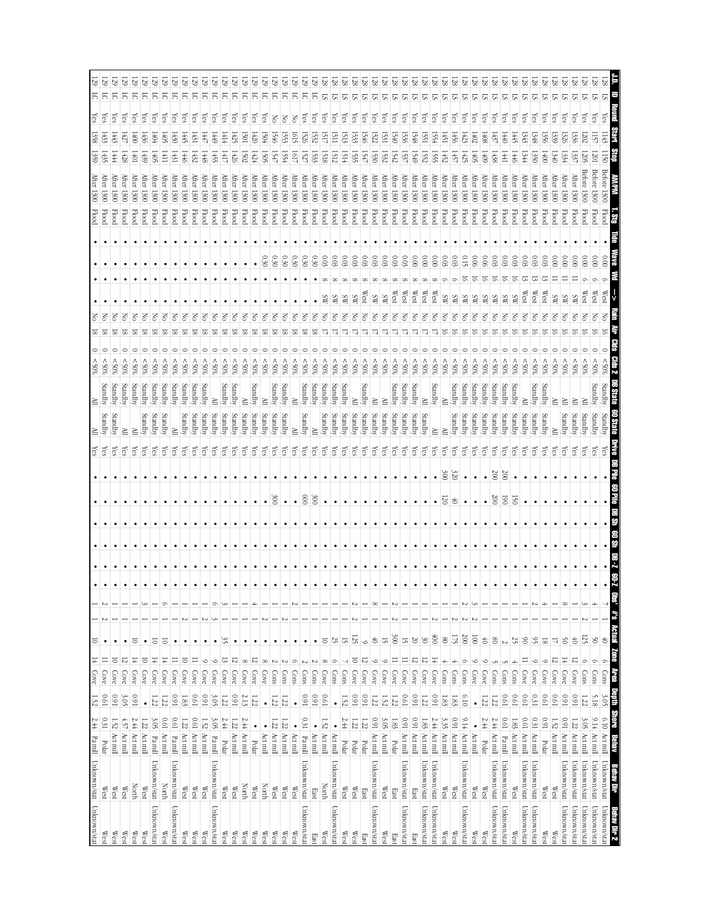| J.D. | ID | Round | Start | Stop | AM/PM | T. Stg | Tide | Wave | Wd | -> | Rain | Air | Clds | Clds 2 | DB State | 6D State | Drive | DB Pile | 6D Pile | DB Sh | 6D Sh | DB-Z | 6D-Z | Obs* | #s | Actual | Zone | Area | Depth | Shore | Behav | Behav Dir | Behav Dir 2 |
|---|---|---|---|---|---|---|---|---|---|---|---|---|---|---|---|---|---|---|---|---|---|---|---|---|---|---|---|---|---|---|---|---|---|
| 128 | LS | Yes | 1145 | 1150 | Before 1300 | Flood | • | 0.00 | 6 | West | No | 16 | 0 | <50% | Standby | Standby | Yes | • | • | • | • | • | • | 7 | 1 | 40 | 6 | Cons | 3.05 | 6.10 | Act mill | Unknown/stat | Unknown/stat |
| 128 | LS | Yes | 1157 | 1201 | Before 1300 | Flood | • | 0.00 | 6 | West | No | 16 | 0 | <50% | Standby | Standby | Yes | • | • | • | • | • | • | 4 | 1 | 50 | 6 | Cons | 5.18 | 9.14 | Act mill | Unknown/stat | Unknown/stat |
| 128 | LS | Yes | 1202 | 1205 | Before 1300 | Flood | • | 0.00 | 6 | West | No | 16 | 0 | <50% | All | Standby | Yes | • | • | • | • | • | • | 3 | 2 | 125 | 6 | Cons | 1.22 | 3.05 | Act mill | Unknown/stat | Unknown/stat |
| 128 | LS | Yes | 1336 | 1337 | After 1300 | Flood | • | 0.00 | 11 | SW | No | 16 | 0 | <50% | All | Standby | Yes | • | • | • | • | • | • | 1 | 1 | 40 | 12 | Cove | 0.91 | 1.22 | Act mill | Unknown/stat | Unknown/stat |
| 128 | LS | Yes | 1326 | 1334 | After 1300 | Flood | • | 0.00 | 11 | SW | No | 16 | 0 | <50% | All | Standby | Yes | • | • | • | • | • | • | 1 | 1 | 50 | 14 | Cove | 0.91 | 0.91 | Act mill | Unknown/stat | Unknown/stat |
| 128 | LS | Yes | 1339 | 1340 | After 1300 | Flood | • | 0.00 | 11 | SW | No | 16 | 0 | <50% | All | All | Yes | • | • | • | • | • | • | 8 | 1 | 17 | 12 | Cove | 0.61 | 1.52 | Act mill | West | West |
| 128 | LS | Yes | 1356 | 1400 | After 1300 | Flood | • | 0.03 | 13 | West | No | 16 | 0 | <50% | Standby | Standby | Yes | • | • | • | • | • | • | 1 | 1 | 18 | 9 | Cove | 0.61 | 0.91 | Polar | West | West |
| 128 | LS | Yes | 1348 | 1350 | After 1300 | Flood | • | 0.03 | 13 | West | No | 16 | 0 | <50% | Standby | Standby | Yes | • | • | • | • | • | • | 2 | 1 | 95 | 9 | Cove | 0.31 | 0.31 | Act mill | Unknown/stat | Unknown/stat |
| 128 | LS | Yes | 1343 | 1344 | After 1300 | Flood | • | 0.03 | 13 | West | No | 16 | 0 | <50% | All | Standby | Yes | • | • | • | • | • | • | 1 | 1 | 90 | 11 | Cove | 0.61 | 0.61 | Act mill | Unknown/stat | Unknown/stat |
| 128 | LS | Yes | 1445 | 1446 | After 1300 | Flood | • | 0.03 | 16 | SW | No | 16 | 0 | <50% | Standby | Standby | Yes | • | 150 | • | • | • | • | 1 | 1 | 25 | 4 | Cove | 0.61 | 1.83 | Act mill | West | West |
| 128 | LS | Yes | 1440 | 1441 | After 1300 | Flood | • | 0.03 | 16 | SW | No | 16 | 0 | <50% | Standby | Standby | Yes | 200 | 190 | • | • | • | • | 1 | 1 | 2 | 5 | Cove | 0.61 | 0.61 | Pa mill | Unknown/stat | Unknown/stat |
| 128 | LS | Yes | 1437 | 1438 | After 1300 | Flood | • | 0.03 | 16 | SW | No | 16 | 0 | <50% | Standby | Standby | Yes | 200 | 200 | • | • | • | • | 1 | 1 | 80 | 5 | Cons | 1.22 | 2.44 | Act mill | Unknown/stat | Unknown/stat |
| 128 | LS | Yes | 1408 | 1409 | After 1300 | Flood | • | 0.03 | 16 | SW | No | 16 | 0 | <50% | Standby | Standby | Yes | • | • | • | • | • | • | 1 | 1 | 40 | 9 | Cove | 1.22 | 2.44 | Polar | West | West |
| 128 | LS | Yes | 1402 | 1405 | After 1300 | Flood | • | 0.06 | 16 | SW | No | 16 | 0 | <50% | Standby | Standby | Yes | • | • | • | • | • | • | 3 | 2 | 100 | 9 | Cove | • | • | Act mill | West | West |
| 128 | LS | Yes | 1423 | 1425 | After 1300 | Flood | • | 0.15 | 16 | SW | No | 16 | 0 | <50% | Standby | Standby | Yes | • | • | • | • | • | • | 2 | 2 | 200 | 6 | Cons | 6.10 | 9.14 | Act mill | Unknown/stat | Unknown/stat |
| 128 | LS | Yes | 1456 | 1457 | After 1300 | Flood | • | 0.03 | 6 | SW | No | 16 | 0 | <50% | Standby | Standby | Yes | 320 | 40 | • | • | • | • | 1 | 2 | 175 | 4 | Cons | 1.83 | 0.91 | Act mill | West | West |
| 128 | LS | Yes | 1451 | 1452 | After 1300 | Flood | • | 0.03 | 6 | SW | No | 16 | 0 | <50% | All | All | Yes | 300 | 120 | • | • | • | • | 1 | 1 | 80 | 4 | Cons | 1.83 | 3.35 | Act mill | West | West |
| 128 | LS | Yes | 1554 | 1555 | After 1300 | Flood | • | 0.00 | 8 | West | No | 17 | 0 | <50% | Standby | All | Yes | • | • | • | • | • | • | 1 | 2 | 400 | 14 | Cove | 0.91 | 2.44 | Act mill | Unknown/stat | Unknown/stat |
| 128 | LS | Yes | 1551 | 1552 | After 1300 | Flood | • | 0.00 | 8 | West | No | 17 | 0 | <50% | All | Standby | Yes | • | • | • | • | • | • | 1 | 1 | 30 | 12 | Cove | 1.22 | 1.83 | Act mill | Unknown/stat | Unknown/stat |
| 128 | LS | Yes | 1548 | 1549 | After 1300 | Flood | • | 0.00 | 8 | West | No | 17 | 0 | <50% | Standby | Standby | Yes | • | • | • | • | • | • | 1 | 1 | 20 | 12 | Cove | 0.91 | 0.91 | Act mill | East | East |
| 128 | LS | Yes | 1536 | 1537 | After 1300 | Flood | • | 0.03 | 8 | West | No | 17 | 0 | <50% | Standby | Standby | Yes | • | • | • | • | • | • | 1 | 1 | 15 | 11 | Cove | 0.61 | 0.91 | Act mill | Unknown/stat | Unknown/stat |
| 128 | LS | Yes | 1540 | 1542 | After 1300 | Flood | • | 0.03 | 8 | West | No | 17 | 0 | <50% | Standby | Standby | Yes | • | • | • | • | • | • | 2 | 2 | 300 | 11 | Cove | 1.22 | 1.83 | Polar | East | East |
| 128 | LS | Yes | 1531 | 1532 | After 1300 | Flood | • | 0.03 | 8 | SW | No | 17 | 0 | <50% | All | Standby | Yes | • | • | • | • | • | • | 1 | 1 | 15 | 9 | Cove | 1.52 | 3.05 | Act mill | West | West |
| 128 | LS | Yes | 1522 | 1530 | After 1300 | Flood | • | 0.03 | 8 | SW | No | 17 | 0 | <50% | All | Standby | Yes | • | • | • | • | • | • | 8 | 1 | 40 | 9 | Cove | 1.22 | 0.91 | Act mill | Unknown/stat | Unknown/stat |
| 128 | LS | Yes | 1546 | 1547 | After 1300 | Flood | • | 0.03 | 8 | West | No | 17 | 0 | <50% | Standby | Standby | Yes | • | • | • | • | • | • | 1 | 1 | 9 | 12 | Cove | 0.91 | 1.22 | Polar | East | East |
| 128 | LS | Yes | 1533 | 1535 | After 1300 | Flood | • | 0.03 | 8 | SW | No | 17 | 0 | <50% | All | Standby | Yes | • | • | • | • | • | • | 2 | 2 | 125 | 10 | Cove | 0.91 | 1.22 | Polar | West | West |
| 128 | LS | Yes | 1513 | 1514 | After 1300 | Flood | • | 0.03 | 8 | SW | No | 17 | 0 | <50% | Standby | Standby | Yes | • | • | • | • | • | • | 1 | 1 | 15 | 7 | Cons | 1.52 | 2.44 | Polar | West | West |
| 128 | LS | Yes | 1511 | 1512 | After 1300 | Flood | • | 0.03 | 8 | SW | No | 17 | 0 | <50% | Standby | Standby | Yes | • | • | • | • | • | • | 1 | 1 | 25 | 6 | Cons | • | • | Act mill | Unknown/stat | Unknown/stat |
| 128 | LS | Yes | 1517 | 1518 | After 1300 | Flood | • | 0.03 | 8 | SW | No | 17 | 0 | <50% | Standby | Standby | Yes | • | • | • | • | • | • | 1 | 1 | 10 | 8 | Cons | 0.61 | 1.52 | Act mill | North | West |
| 129 | LC | Yes | 1532 | 1533 | After 1300 | Flood | • | 0.30 | • | • | No | 18 | 0 | <50% | Standby | All | Yes | • | 300 | • | • | • | • | 1 | 1 | • | 2 | Cons | 0.91 | • | Act mill | East | East |
| 129 | LC | Yes | 1526 | 1527 | After 1300 | Flood | • | 0.30 | • | • | No | 18 | 0 | <50% | Standby | Standby | Yes | • | 600 | • | • | • | • | 1 | 1 | • | 2 | Cons | 0.91 | 0.31 | Pa mill | Unknown/stat | Unknown/stat |
| 129 | LC | No | 1615 | 1617 | After 1300 | Flood | • | 0.30 | • | • | No | 18 | 0 | <50% | All | All | Yes | • | • | • | • | • | • | 2 | 1 | • | 6 | Cons | • | • | Act mill | West | West |
| 129 | LC | Yes | 1553 | 1554 | After 1300 | Flood | • | 0.30 | • | • | No | 18 | 0 | <50% | Standby | Standby | Yes | • | • | • | • | • | • | 1 | 2 | • | 2 | Cons | 1.22 | 1.22 | Act mill | West | West |
| 129 | LC | No | 1546 | 1547 | After 1300 | Flood | • | 0.30 | • | • | No | 18 | 0 | <50% | Standby | Standby | Yes | • | 300 | • | • | • | • | 1 | 1 | • | 2 | Cons | 1.22 | 1.22 | Act mill | West | West |
| 129 | LC | Yes | 1504 | 1505 | After 1300 | Flood | • | 0.30 | • | • | No | 18 | 0 | <50% | All | Standby | Yes | • | • | • | • | • | • | 1 | 2 | • | 8 | Cove | • | • | Act mill | North | West |
| 129 | LC | Yes | 1420 | 1424 | After 1300 | Flood | • | • | • | • | No | 18 | 0 | <50% | All | Standby | Yes | • | • | • | • | • | • | 4 | 1 | • | 12 | Cove | 1.22 | • | Polar | West | West |
| 129 | LC | Yes | 1501 | 1502 | After 1300 | Flood | • | • | • | • | No | 18 | 0 | <50% | All | Standby | Yes | • | • | • | • | • | • | 1 | 1 | • | 8 | Cove | 2.13 | 2.44 | Act mill | North | West |
| 129 | LC | Yes | 1425 | 1426 | After 1300 | Flood | • | • | • | • | No | 18 | 0 | <50% | Standby | Standby | Yes | • | • | • | • | • | • | 1 | 1 | • | 12 | Cove | 0.91 | 1.22 | Act mill | West | West |
| 129 | LC | Yes | 1414 | 1417 | After 1300 | Flood | • | • | • | • | No | 18 | 0 | <50% | Standby | Standby | Yes | • | • | • | • | • | • | 3 | 1 | 35 | 13 | Cove | 1.22 | 2.44 | Polar | West | West |
| 129 | LC | Yes | 1449 | 1455 | After 1300 | Flood | • | • | • | • | No | 18 | 0 | <50% | All | Standby | Yes | • | • | • | • | • | • | 6 | 3 | • | 9 | Cove | 3.05 | 3.05 | Pa mill | Unknown/stat | Unknown/stat |
| 129 | LC | Yes | 1447 | 1448 | After 1300 | Flood | • | • | • | • | No | 18 | 0 | <50% | Standby | Standby | Yes | • | • | • | • | • | • | 1 | 2 | • | 9 | Cove | 0.91 | 1.52 | Act mill | West | West |
| 129 | LC | Yes | 1431 | 1432 | After 1300 | Flood | • | • | • | • | No | 18 | 0 | <50% | Standby | Standby | Yes | • | • | • | • | • | • | 1 | 1 | • | 11 | Cove | 0.61 | 0.61 | Act mill | West | West |
| 129 | LC | Yes | 1445 | 1446 | After 1300 | Flood | • | • | • | • | No | 18 | 0 | <50% | Standby | Standby | Yes | • | • | • | • | • | • | 1 | 2 | • | 10 | Cove | 1.83 | 1.22 | Act mill | West | West |
| 129 | LC | Yes | 1430 | 1431 | After 1300 | Flood | • | • | • | • | No | 18 | 0 | <50% | Standby | All | Yes | • | • | • | • | • | • | 1 | 1 | • | 11 | Cove | 0.91 | 0.61 | Pa mill | Unknown/stat | Unknown/stat |
| 129 | LC | Yes | 1405 | 1411 | After 1300 | Flood | • | • | • | • | No | 18 | 0 | <50% | Standby | Standby | Yes | • | • | • | • | • | • | 6 | 1 | 10 | 14 | Cove | 1.22 | 0.61 | Act mill | North | West |
| 129 | LC | Yes | 1404 | 1405 | After 1300 | Flood | • | • | • | • | No | 18 | 0 | <50% | Standby | Standby | Yes | • | • | • | • | • | • | 1 | 1 | • | 14 | Cove | 1.22 | 3.05 | Pa mill | Unknown/stat | Unknown/stat |
| 129 | LC | Yes | 1436 | 1439 | After 1300 | Flood | • | • | • | • | No | 18 | 0 | <50% | Standby | Standby | Yes | • | • | • | • | • | • | 3 | 1 | • | 10 | Cove | • | 1.22 | Act mill | West | West |
| 129 | LC | Yes | 1400 | 1401 | After 1300 | Flood | • | • | • | • | No | 18 | 0 | <50% | Standby | All | Yes | • | • | • | • | • | • | 1 | 1 | 10 | 14 | Cove | 0.91 | 2.44 | Act mill | North | West |
| 129 | LC | Yes | 1427 | 1428 | After 1300 | Flood | • | • | • | • | No | 18 | 0 | <50% | Standby | All | Yes | • | • | • | • | • | • | 1 | 1 | • | 12 | Cove | 3.05 | 4.57 | Act mill | West | West |
| 129 | LC | Yes | 1443 | 1444 | After 1300 | Flood | • | • | • | • | No | 18 | 0 | <50% | Standby | Standby | Yes | • | • | • | • | • | • | 1 | 1 | • | 12 | Cove | 0.91 | 1.52 | Act mill | West | West |
| 129 | LC | Yes | 1433 | 1435 | After 1300 | Flood | • | • | • | • | No | 18 | 0 | <50% | Standby | Standby | Yes | • | • | • | • | • | • | 2 | 2 | • | 11 | Cove | 0.61 | 0.31 | Polar | West | West |
| 129 | LC | Yes | 1358 | 1359 | After 1300 | Flood | • | • | • | • | No | 18 | 0 | <50% | All | All | Yes | • | • | • | • | • | • | 1 | 1 | 10 | 14 | Cove | 1.52 | 2.44 | Pa mill | Unknown/stat | Unknown/stat |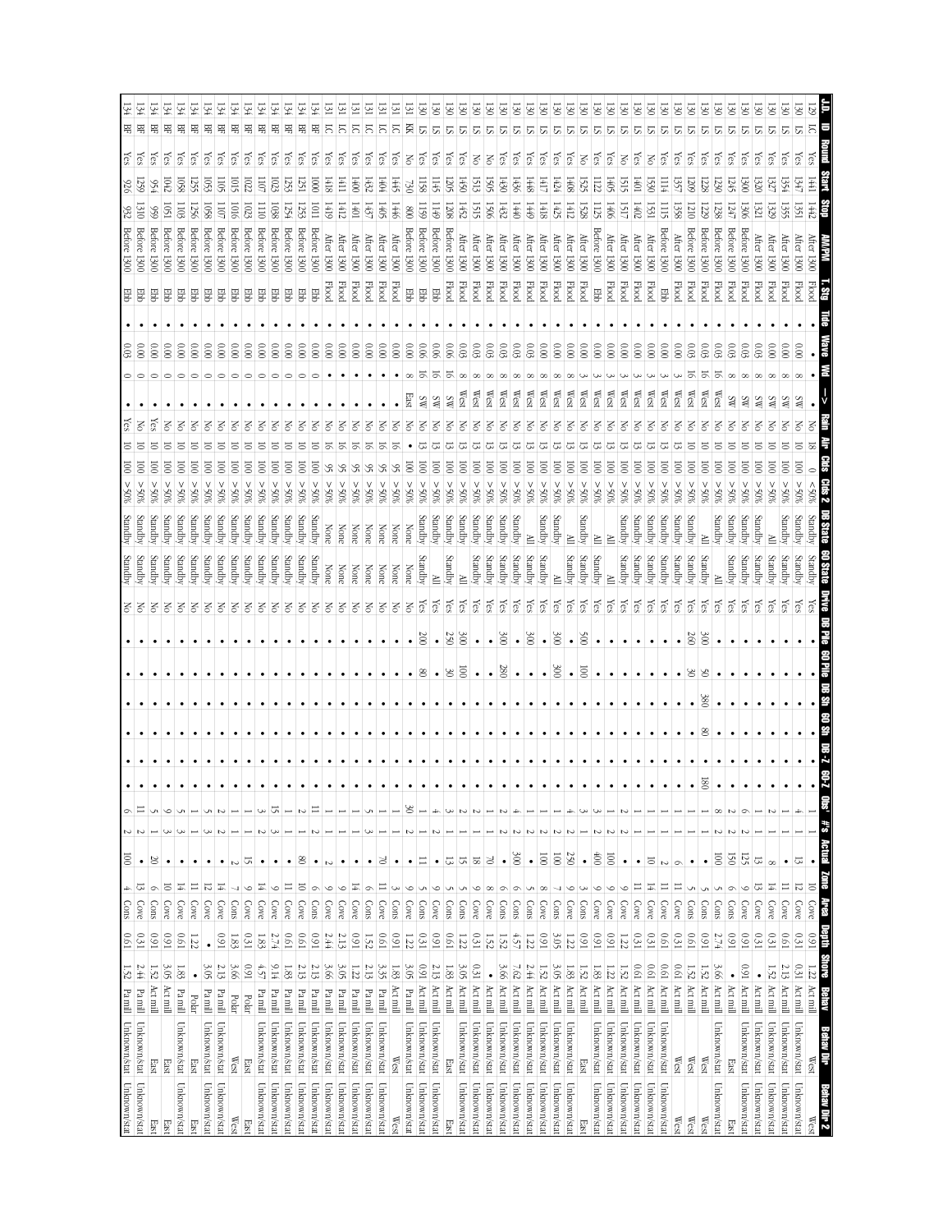| J.D. | ID | Round | Start | Stop | AM/PM | T. Stg | Tide | Wave | Wd | -> | Rain | Air | Clds | Clds 2 | DB State | 60 State | Drvie | DB Pile | 60 Pile | DB Sh | 60 Sh | DB -Z | 60-Z | Obs' | #'s | Actual | Zone | Area | Depth | Shore | Behav | Behav Dir | Behav Dir 2 |
|---|---|---|---|---|---|---|---|---|---|---|---|---|---|---|---|---|---|---|---|---|---|---|---|---|---|---|---|---|---|---|---|---|---|
| 129 | LC | Yes | 1441 | 1442 | After 1300 | Flood | • | • | • | • | No | 18 | 0 | <50% | Standby | Standby | Yes | • | • | • | • | • | • | 1 | 1 | • | 10 | Cove | 0.91 | 1.22 | Act mill | West | West |
| 130 | LS | Yes | 1347 | 1351 | After 1300 | Flood | • | 0.00 | 8 | SW | No | 10 | 100 | >50% | Standby | Standby | Yes | • | • | • | • | • | • | 4 | 1 | 13 | 12 | Cove | 0.31 | 0.31 | Act mill | Unknown/stat | Unknown/stat |
| 130 | LS | Yes | 1354 | 1355 | After 1300 | Flood | • | 0.00 | 8 | SW | No | 10 | 100 | >50% | Standby | Standby | Yes | • | • | • | • | • | • | 1 | 1 | • | 11 | Cove | 0.61 | 2.13 | Act mill | Unknown/stat | Unknown/stat |
| 130 | LS | Yes | 1327 | 1329 | After 1300 | Flood | • | 0.00 | 8 | SW | No | 10 | 100 | >50% | All | Standby | Yes | • | • | • | • | • | • | 2 | 1 | 8 | 14 | Cove | 0.31 | 1.52 | Act mill | Unknown/stat | Unknown/stat |
| 130 | LS | Yes | 1320 | 1321 | After 1300 | Flood | • | 0.03 | 8 | SW | No | 10 | 100 | >50% | Standby | Standby | Yes | • | • | • | • | • | • | 1 | 1 | 13 | 13 | Cove | 0.31 | • | Act mill | Unknown/stat | Unknown/stat |
| 130 | LS | Yes | 1300 | 1300 | Before 1300 | Flood | • | 0.03 | 8 | SW | No | 10 | 100 | >50% | Standby | Standby | Yes | • | • | • | • | • | • | 1 | 1 | 125 | 9 | Cove | 0.91 | 0.91 | Act mill | Unknown/stat | Unknown/stat |
| 130 | LS | Yes | 1245 | 1247 | Before 1300 | Flood | • | 0.03 | 8 | SW | No | 10 | 100 | >50% | Standby | Standby | Yes | • | • | • | • | • | • | 6 | 2 | 150 | 6 | Cove | 0.91 | • | Act mill | East | East |
| 130 | LS | Yes | 1230 | 1238 | Before 1300 | Flood | • | 0.03 | 16 | West | No | 10 | 100 | >50% | Standby | All | Yes | • | • | • | • | • | • | 8 | 2 | 100 | 6 | Cons | 2.74 | 3.66 | Act mill | Unknown/stat | Unknown/stat |
| 130 | LS | Yes | 1228 | 1229 | Before 1300 | Flood | • | 0.03 | 16 | West | No | 10 | 100 | >50% | All | Standby | Yes | 300 | 50 | 380 | 80 | • | 180 | 1 | 1 | • | 5 | Cons | 0.91 | 1.52 | Act mill | West | West |
| 130 | LS | Yes | 1209 | 1210 | Before 1300 | Flood | • | 0.03 | 16 | West | No | 10 | 100 | >50% | Standby | Standby | Yes | 260 | 30 | • | • | • | • | 1 | 1 | • | 5 | Cons | 0.61 | 1.52 | Act mill | West | West |
| 130 | LS | Yes | 1357 | 1358 | After 1300 | Flood | • | 0.00 | 3 | West | No | 13 | 100 | >50% | Standby | Standby | Yes | • | • | • | • | • | • | 1 | 1 | 6 | 11 | Cove | 0.31 | 0.61 | Act mill | West | West |
| 130 | LS | Yes | 1114 | 1115 | Before 1300 | Ebb | • | 0.00 | 3 | West | No | 13 | 100 | >50% | Standby | Standby | Yes | • | • | • | • | • | • | 1 | 1 | 2 | 11 | Cove | 0.61 | 0.61 | Act mill | Unknown/stat | Unknown/stat |
| 130 | LS | No | 1530 | 1531 | After 1300 | Flood | • | 0.00 | 3 | West | No | 13 | 100 | >50% | Standby | Standby | Yes | • | • | • | • | • | • | 1 | 1 | 10 | 14 | Cove | 0.31 | 0.61 | Act mill | Unknown/stat | Unknown/stat |
| 130 | LS | Yes | 1401 | 1402 | After 1300 | Flood | • | 0.00 | 3 | West | No | 13 | 100 | >50% | Standby | Standby | Yes | • | • | • | • | • | • | 1 | 1 | • | 11 | Cove | 0.31 | 0.61 | Act mill | Unknown/stat | Unknown/stat |
| 130 | LS | No | 1515 | 1517 | After 1300 | Flood | • | 0.00 | 3 | West | No | 13 | 100 | >50% | Standby | Standby | Yes | • | • | • | • | • | • | 2 | 2 | • | 6 | Cove | 1.22 | 1.52 | Act mill | Unknown/stat | Unknown/stat |
| 130 | LS | Yes | 1405 | 1406 | After 1300 | Flood | • | 0.00 | 3 | West | No | 13 | 100 | >50% | All | All | Yes | • | • | • | • | • | • | 1 | 2 | 100 | 9 | Cove | 0.91 | 1.22 | Act mill | Unknown/stat | Unknown/stat |
| 130 | LS | Yes | 1122 | 1125 | Before 1300 | Ebb | • | 0.00 | 3 | West | No | 13 | 100 | >50% | All | Standby | Yes | • | • | • | • | • | • | 3 | 2 | 400 | 9 | Cove | 0.91 | 1.83 | Act mill | Unknown/stat | Unknown/stat |
| 130 | LS | No | 1525 | 1528 | After 1300 | Flood | • | 0.00 | 3 | West | No | 13 | 100 | >50% | Standby | Standby | Yes | 500 | 100 | • | • | • | • | 3 | 1 | • | 3 | Cons | 0.91 | 1.52 | Act mill | East | East |
| 130 | LS | Yes | 1408 | 1412 | After 1300 | Flood | • | 0.00 | 8 | West | No | 13 | 100 | >50% | All | Standby | Yes | • | • | • | • | • | • | 4 | 2 | 250 | 9 | Cove | 1.22 | 1.83 | Act mill | Unknown/stat | Unknown/stat |
| 130 | LS | Yes | 1424 | 1425 | After 1300 | Flood | • | 0.00 | 8 | West | No | 13 | 100 | >50% | Standby | All | Yes | 300 | 300 | • | • | • | • | 1 | 2 | 100 | 7 | Cons | 3.05 | 3.05 | Act mill | Unknown/stat | Unknown/stat |
| 130 | LS | Yes | 1417 | 1418 | After 1300 | Flood | • | 0.00 | 8 | West | No | 13 | 100 | >50% | Standby | Standby | Yes | • | • | • | • | • | • | 1 | 2 | 100 | 8 | Cove | 0.91 | 1.52 | Act mill | Unknown/stat | Unknown/stat |
| 130 | LS | Yes | 1448 | 1449 | After 1300 | Flood | • | 0.03 | 8 | West | No | 13 | 100 | >50% | All | Standby | Yes | 300 | • | • | • | • | • | 1 | 2 | • | 5 | Cons | 1.22 | 2.44 | Act mill | Unknown/stat | Unknown/stat |
| 130 | LS | Yes | 1436 | 1440 | After 1300 | Flood | • | 0.00 | 8 | West | No | 13 | 100 | >50% | Standby | Standby | Yes | • | • | • | • | • | • | 2 | 2 | 300 | 6 | Cons | 4.57 | 7.62 | Act mill | Unknown/stat | Unknown/stat |
| 130 | LS | Yes | 1430 | 1432 | After 1300 | Flood | • | 0.03 | 8 | West | No | 13 | 100 | >50% | Standby | Standby | Yes | 300 | 280 | • | • | • | • | 4 | 2 | • | 6 | Cove | 0.91 | 3.66 | Act mill | Unknown/stat | Unknown/stat |
| 130 | LS | No | 1505 | 1506 | After 1300 | Flood | • | 0.03 | 8 | West | No | 13 | 100 | >50% | Standby | Standby | Yes | • | • | • | • | • | • | 1 | 1 | 70 | 8 | Cove | 1.52 | • | Act mill | Unknown/stat | Unknown/stat |
| 130 | LS | No | 1513 | 1515 | After 1300 | Flood | • | 0.03 | 8 | West | No | 13 | 100 | >50% | Standby | Standby | Yes | • | • | • | • | • | • | 2 | 1 | 18 | 9 | Cove | 0.31 | 0.31 | Act mill | Unknown/stat | Unknown/stat |
| 130 | LS | Yes | 1450 | 1452 | After 1300 | Flood | • | 0.03 | 8 | West | No | 13 | 100 | >50% | Standby | All | Yes | 300 | 100 | • | • | • | • | 2 | 1 | 15 | 6 | Cove | 1.22 | 3.05 | Act mill | Unknown/stat | Unknown/stat |
| 130 | LS | Yes | 1205 | 1208 | Before 1300 | Flood | • | 0.06 | 16 | SW | No | 13 | 100 | >50% | Standby | Standby | Yes | 250 | 30 | • | • | • | • | 3 | 1 | 13 | 5 | Cons | 0.61 | 1.83 | Act mill | East | East |
| 130 | LS | Yes | 1145 | 1149 | Before 1300 | Ebb | • | 0.06 | 16 | SW | No | 13 | 100 | >50% | Standby | All | Yes | • | • | • | • | • | • | 4 | 1 | • | 9 | Cove | 0.91 | 2.13 | Act mill | Unknown/stat | Unknown/stat |
| 130 | LS | Yes | 1158 | 1159 | Before 1300 | Ebb | • | 0.06 | 16 | SW | No | 13 | 100 | >50% | Standby | Standby | Yes | 200 | 80 | • | • | • | • | 1 | 1 | 11 | 5 | Cons | 0.31 | 0.91 | Act mill | Unknown/stat | Unknown/stat |
| 130 | KK | No | 730 | 800 | Before 1300 | Ebb | • | 0.00 | 8 | East | No | • | 100 | >50% | None | None | No | • | • | • | • | • | • | 30 | 2 | • | 9 | Cove | 1.22 | 3.05 | Pa mill | Unknown/stat | Unknown/stat |
| 131 | LC | Yes | 1445 | 1446 | After 1300 | Flood | • | 0.00 | • | • | No | 16 | 95 | >50% | None | None | No | • | • | • | • | • | • | 1 | 1 | • | 3 | Cons | 0.91 | 1.83 | Act mill | West | West |
| 131 | LC | Yes | 1404 | 1405 | After 1300 | Flood | • | 0.00 | • | • | No | 16 | 95 | >50% | None | None | No | • | • | • | • | • | • | 1 | 1 | 70 | 11 | Cove | 0.61 | 3.35 | Pa mill | Unknown/stat | Unknown/stat |
| 131 | LC | Yes | 1432 | 1437 | After 1300 | Flood | • | 0.00 | • | • | No | 16 | 95 | >50% | None | None | No | • | • | • | • | • | • | 5 | 3 | • | 6 | Cons | 1.52 | 2.13 | Pa mill | Unknown/stat | Unknown/stat |
| 131 | LC | Yes | 1400 | 1401 | After 1300 | Flood | • | 0.00 | • | • | No | 16 | 95 | >50% | None | None | No | • | • | • | • | • | • | 1 | 1 | • | 14 | Cove | 0.91 | 1.22 | Pa mill | Unknown/stat | Unknown/stat |
| 131 | LC | Yes | 1411 | 1412 | After 1300 | Flood | • | 0.00 | • | • | No | 16 | 95 | >50% | None | None | No | • | • | • | • | • | • | 1 | 1 | • | 9 | Cove | 2.13 | 3.05 | Pa mill | Unknown/stat | Unknown/stat |
| 131 | LC | Yes | 1418 | 1419 | After 1300 | Flood | • | 0.00 | • | • | No | 16 | 95 | >50% | None | None | No | • | • | • | • | • | • | 1 | 1 | 2 | 9 | Cove | 2.44 | 3.66 | Pa mill | Unknown/stat | Unknown/stat |
| 134 | BF | Yes | 1000 | 1011 | Before 1300 | Ebb | • | 0.00 | 0 | • | No | 10 | 100 | >50% | Standby | Standby | No | • | • | • | • | • | • | 11 | 2 | • | 9 | Cons | 0.91 | 2.13 | Pa mill | Unknown/stat | Unknown/stat |
| 134 | BF | Yes | 1251 | 1253 | Before 1300 | Ebb | • | 0.00 | 0 | • | No | 10 | 100 | >50% | Standby | Standby | No | • | • | • | • | • | • | 2 | 1 | 80 | 10 | Cove | 0.61 | 2.13 | Pa mill | Unknown/stat | Unknown/stat |
| 134 | BF | Yes | 1253 | 1254 | Before 1300 | Ebb | • | 0.00 | 0 | • | No | 10 | 100 | >50% | Standby | Standby | No | • | • | • | • | • | • | 1 | 1 | • | 11 | Cove | 0.61 | 1.83 | Pa mill | Unknown/stat | Unknown/stat |
| 134 | BF | Yes | 1023 | 1038 | Before 1300 | Ebb | • | 0.00 | 0 | • | No | 10 | 100 | >50% | Standby | Standby | No | • | • | • | • | • | • | 15 | 3 | • | 14 | Cove | 2.74 | 9.14 | Pa mill | Unknown/stat | Unknown/stat |
| 134 | BF | Yes | 1107 | 1110 | Before 1300 | Ebb | • | 0.00 | 0 | • | No | 10 | 100 | >50% | Standby | Standby | No | • | • | • | • | • | • | 3 | 2 | • | 14 | Cove | 1.83 | 4.57 | Pa mill | Unknown/stat | Unknown/stat |
| 134 | BF | Yes | 1022 | 1023 | Before 1300 | Ebb | • | 0.00 | 0 | • | No | 10 | 100 | >50% | Standby | Standby | No | • | • | • | • | • | • | 1 | 1 | 15 | 9 | Cove | 0.31 | 0.91 | Pa mill | East | East |
| 134 | BF | Yes | 1015 | 1016 | Before 1300 | Ebb | • | 0.00 | 0 | • | No | 10 | 100 | >50% | Standby | Standby | No | • | • | • | • | • | • | 1 | 2 | • | 7 | Cons | 1.83 | 3.66 | Polar | West | West |
| 134 | BF | Yes | 1105 | 1107 | Before 1300 | Ebb | • | 0.00 | 0 | • | No | 10 | 100 | >50% | Standby | Standby | No | • | • | • | • | • | • | 2 | 2 | • | 14 | Cove | • | 2.13 | Pa mill | Unknown/stat | Unknown/stat |
| 134 | BF | Yes | 1053 | 1058 | Before 1300 | Ebb | • | 0.00 | 0 | • | No | 10 | 100 | >50% | Standby | Standby | No | • | • | • | • | • | • | 5 | 3 | • | 12 | Cove | • | 3.05 | Pa mill | Unknown/stat | Unknown/stat |
| 134 | BF | Yes | 1255 | 1256 | Before 1300 | Ebb | • | 0.00 | 0 | • | No | 10 | 100 | >50% | Standby | Standby | No | • | • | • | • | • | • | 1 | 1 | • | 11 | Cove | 1.22 | • | Polar | East | East |
| 134 | BF | Yes | 1058 | 1103 | Before 1300 | Ebb | • | 0.00 | 0 | • | No | 10 | 100 | >50% | Standby | Standby | No | • | • | • | • | • | • | 5 | 1 | • | 14 | Cove | 0.61 | 1.83 | Pa mill | Unknown/stat | Unknown/stat |
| 134 | BF | Yes | 1042 | 1051 | Before 1300 | Ebb | • | 0.00 | 0 | • | No | 10 | 100 | >50% | Standby | Standby | No | • | • | • | • | • | • | 9 | 3 | • | 10 | Cove | 0.91 | 3.05 | Act mill | East | East |
| 134 | BF | Yes | 954 | 959 | Before 1300 | Ebb | • | 0.00 | 0 | • | Yes | 10 | 100 | >50% | Standby | Standby | No | • | • | • | • | • | • | 5 | 1 | 20 | 6 | Cons | 0.91 | 1.52 | Act mill | East | East |
| 134 | BF | Yes | 1259 | 1310 | Before 1300 | Ebb | • | 0.00 | 0 | • | No | 10 | 100 | >50% | Standby | Standby | No | • | • | • | • | • | • | 11 | 2 | • | 13 | Cove | 0.31 | 2.44 | Pa mill | Unknown/stat | Unknown/stat |
| 134 | BF | Yes | 926 | 932 | Before 1300 | Ebb | • | 0.03 | 0 | • | Yes | 10 | 100 | >50% | Standby | Standby | No | • | • | • | • | • | • | 6 | 2 | 100 | 4 | Cons | 0.61 | 1.52 | Pa mill | Unknown/stat | Unknown/stat |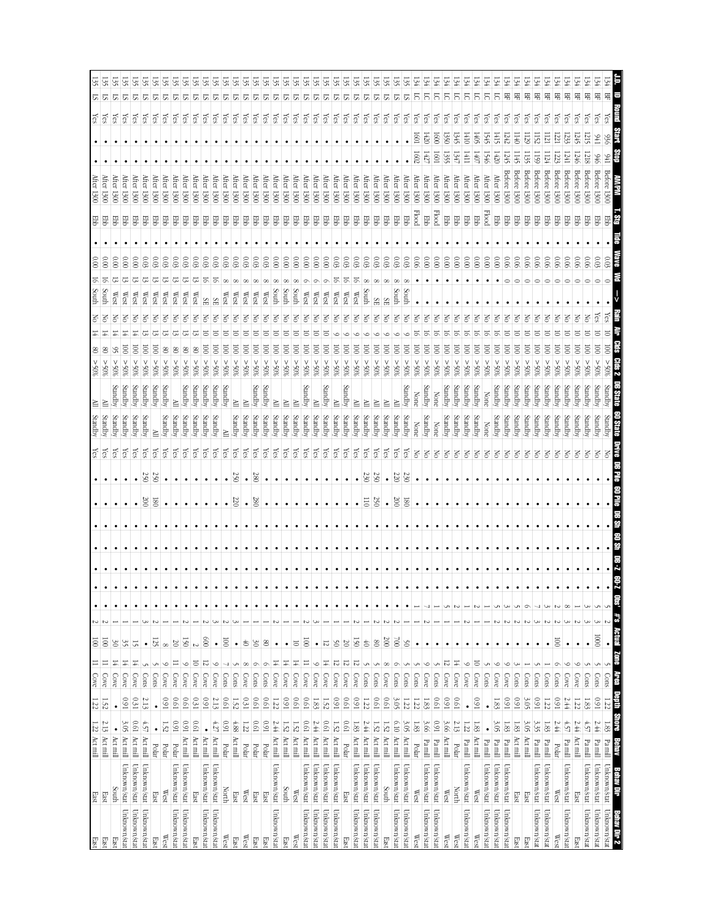| J.D. | ID | Round | Start | Stop | AM/PM | T. Stg | Tide | Wave | Wd | -> | Rain | Air | Clds | Clds 2 | DB State | 60 State | Drvw | DB Pile | 60 Pile | DB Sh | 60 Sh | DB-Z | 60-Z | Obs' | #s | Actual | Zone | Area | Depth | Shore | Behav | Behav Dir | Behav Dir 2 |
|---|---|---|---|---|---|---|---|---|---|---|---|---|---|---|---|---|---|---|---|---|---|---|---|---|---|---|---|---|---|---|---|---|---|
| 134 | BF | Yes | 936 | 941 | Before 1300 | Ebb | | 0.03 | 0 | • | Yes | 10 | 100 | >50% | Standby | Standby | No | • | • | • | • | • | • | 5 | 2 | • | 5 | Cons | 1.22 | 1.83 | Pa mill | Unknown/stat | Unknown/stat |
| 134 | BF | Yes | 941 | 946 | Before 1300 | Ebb | | 0.03 | 0 | • | Yes | 10 | 100 | >50% | Standby | Standby | No | • | • | • | • | • | • | 5 | 3 | 1000 | 5 | Cons | 0.91 | 2.44 | Pa mill | Unknown/stat | Unknown/stat |
| 134 | BF | Yes | 1215 | 1218 | Before 1300 | Ebb | | 0.06 | 0 | • | No | 10 | 100 | >50% | Standby | Standby | No | • | • | • | • | • | • | 3 | 3 | • | 5 | Cons | 1.83 | 4.57 | Pa mill | Unknown/stat | Unknown/stat |
| 134 | BF | Yes | 1245 | 1246 | Before 1300 | Ebb | | 0.06 | 0 | • | No | 10 | 100 | >50% | Standby | Standby | No | • | • | • | • | • | • | 1 | 2 | • | 9 | Cove | 1.22 | 2.44 | Act mill | East | East |
| 134 | BF | Yes | 1233 | 1241 | Before 1300 | Ebb | | 0.06 | 0 | • | No | 10 | 100 | >50% | Standby | Standby | No | • | • | • | • | • | • | 8 | 3 | • | 9 | Cove | 2.44 | 4.57 | Pa mill | Unknown/stat | Unknown/stat |
| 134 | BF | Yes | 1221 | 1223 | Before 1300 | Ebb | | 0.06 | 0 | • | No | 10 | 100 | >50% | Standby | Standby | No | • | • | • | • | • | • | 2 | 2 | 100 | 6 | Cons | 0.91 | 2.44 | Polar | West | West |
| 134 | BF | Yes | 1121 | 1124 | Before 1300 | Ebb | | 0.06 | 0 | • | No | 10 | 100 | >50% | Standby | Standby | No | • | • | • | • | • | • | 3 | 2 | • | 1 | Cons | 1.22 | 1.83 | Pa mill | Unknown/stat | Unknown/stat |
| 134 | BF | Yes | 1152 | 1159 | Before 1300 | Ebb | | 0.06 | 0 | • | No | 10 | 100 | >50% | Standby | Standby | No | • | • | • | • | • | • | 7 | 3 | • | 5 | Cons | 0.91 | 3.35 | Pa mill | Unknown/stat | Unknown/stat |
| 134 | BF | Yes | 1129 | 1135 | Before 1300 | Ebb | | 0.06 | 0 | • | No | 10 | 100 | >50% | Standby | Standby | No | • | • | • | • | • | • | 6 | 2 | • | 1 | Cons | 3.05 | 3.05 | Act mill | East | East |
| 134 | BF | Yes | 1140 | 1145 | Before 1300 | Ebb | | 0.06 | 0 | • | No | 10 | 100 | >50% | Standby | Standby | No | • | • | • | • | • | • | 5 | 2 | • | 6 | Cove | 0.91 | 1.83 | Act mill | East | East |
| 134 | BF | Yes | 1242 | 1245 | Before 1300 | Ebb | | 0.06 | 0 | • | No | 10 | 100 | >50% | Standby | Standby | No | • | • | • | • | • | • | 3 | 2 | • | 9 | Cove | 0.91 | 1.83 | Pa mill | Unknown/stat | Unknown/stat |
| 134 | LC | Yes | 1415 | 1420 | After 1300 | Ebb | | 0.00 | • | • | No | 16 | 100 | >50% | Standby | Standby | No | • | • | • | • | • | • | 5 | 2 | • | 9 | Cove | 1.83 | 3.05 | Pa mill | Unknown/stat | Unknown/stat |
| 134 | LC | Yes | 1545 | 1546 | After 1300 | Flood | | 0.00 | • | • | No | 16 | 100 | >50% | None | None | No | • | • | • | • | • | • | 1 | 1 | • | 5 | Cons | • | • | Pa mill | Unknown/stat | Unknown/stat |
| 134 | LC | Yes | 1405 | 1407 | After 1300 | Ebb | | 0.00 | • | • | No | 16 | 100 | >50% | Standby | Standby | No | • | • | • | • | • | • | 2 | 1 | • | 10 | Cove | 0.91 | 1.83 | Act mill | West | West |
| 134 | LC | Yes | 1410 | 1411 | After 1300 | Ebb | | 0.00 | • | • | No | 16 | 100 | >50% | Standby | Standby | No | • | • | • | • | • | • | 1 | 2 | • | 9 | Cove | • | 1.22 | Pa mill | Unknown/stat | Unknown/stat |
| 134 | LC | Yes | 1345 | 1347 | After 1300 | Ebb | | 0.00 | • | • | No | 16 | 100 | >50% | Standby | Standby | No | • | • | • | • | • | • | 2 | 1 | • | 14 | Cove | 0.61 | 2.13 | Polar | North | West |
| 134 | LC | Yes | 1350 | 1355 | After 1300 | Ebb | | 0.00 | • | • | No | 16 | 100 | >50% | Standby | Standby | No | • | • | • | • | • | • | 5 | 1 | • | 12 | Cove | 0.61 | 3.66 | Act mill | West | West |
| 134 | LC | Yes | 1600 | 1601 | After 1300 | Flood | | 0.00 | • | • | No | 16 | 100 | >50% | None | None | No | • | • | • | • | • | • | 1 | 1 | • | 5 | Cons | 0.61 | 0.91 | Pa mill | Unknown/stat | Unknown/stat |
| 134 | LC | Yes | 1420 | 1427 | After 1300 | Ebb | | 0.00 | • | • | No | 16 | 100 | >50% | Standby | Standby | No | • | • | • | • | • | • | 7 | 2 | • | 9 | Cove | 1.83 | 3.66 | Pa mill | Unknown/stat | Unknown/stat |
| 134 | LC | Yes | 1601 | 1602 | After 1300 | Flood | | 0.06 | • | • | No | 16 | 100 | >50% | None | None | No | • | • | • | • | • | • | • | 1 | • | 5 | Cons | 1.22 | 1.83 | Polar | West | West |
| 135 | LS | Yes | • | • | After 1300 | Ebb | | 0.03 | 9 | South | No | 9 | 100 | >50% | Standby | Standby | Yes | 230 | 180 | • | • | • | • | • | 1 | 50 | 5 | Cons | 1.22 | 3.05 | Act mill | Unknown/stat | Unknown/stat |
| 135 | LS | Yes | • | • | After 1300 | Ebb | | 0.03 | 9 | South | No | 9 | 100 | >50% | All | Standby | Yes | 220 | 200 | • | • | • | • | • | 2 | 700 | 6 | Cons | 3.05 | 6.10 | Act mill | Unknown/stat | Unknown/stat |
| 135 | LS | Yes | • | • | After 1300 | Ebb | | 0.03 | 8 | SE | No | 9 | 100 | >50% | Standby | Standby | Yes | • | • | • | • | • | • | • | 2 | 200 | 8 | Cove | 0.61 | 1.52 | Act mill | South | East |
| 135 | LS | Yes | • | • | After 1300 | Ebb | | 0.03 | 8 | SE | No | 9 | 100 | >50% | All | Standby | Yes | 250 | 250 | • | • | • | • | • | 2 | 80 | 5 | Cons | 0.61 | 1.52 | Act mill | Unknown/stat | Unknown/stat |
| 135 | LS | Yes | • | • | After 1300 | Ebb | | 0.03 | 8 | South | No | 9 | 100 | >50% | All | Standby | Yes | 230 | 110 | • | • | • | • | • | 1 | 40 | 5 | Cons | 1.22 | 2.44 | Act mill | Unknown/stat | Unknown/stat |
| 135 | LS | Yes | • | • | After 1300 | Ebb | | 0.03 | 16 | West | No | 9 | 100 | >50% | All | Standby | Yes | • | • | • | • | • | • | • | 2 | 150 | 12 | Cove | 0.91 | 1.83 | Act mill | Unknown/stat | Unknown/stat |
| 135 | LS | Yes | • | • | After 1300 | Ebb | | 0.03 | 16 | West | No | 9 | 100 | >50% | Standby | Standby | Yes | • | • | • | • | • | • | • | 1 | 20 | 12 | Cove | 0.61 | 0.61 | Polar | East | East |
| 135 | LS | Yes | • | • | After 1300 | Ebb | | 0.03 | 16 | West | No | 9 | 100 | >50% | All | Standby | Yes | • | • | • | • | • | • | • | 1 | 50 | 12 | Cove | 0.91 | 1.52 | Act mill | Unknown/stat | Unknown/stat |
| 135 | LS | Yes | • | • | After 1300 | Ebb | | 0.00 | 6 | West | No | 10 | 100 | >50% | All | Standby | Yes | • | • | • | • | • | • | • | 1 | 12 | 14 | Cove | 1.52 | 0.61 | Act mill | Unknown/stat | Unknown/stat |
| 135 | LS | Yes | • | • | After 1300 | Ebb | | 0.00 | 6 | West | No | 10 | 100 | >50% | Standby | Standby | Yes | • | • | • | • | • | • | • | 3 | • | 9 | Cove | 1.83 | 2.44 | Act mill | Unknown/stat | Unknown/stat |
| 135 | LS | Yes | • | • | After 1300 | Ebb | | 0.00 | 6 | West | No | 10 | 100 | >50% | Standby | Standby | Yes | • | • | • | • | • | • | • | 2 | 100 | 11 | Cove | 0.61 | 0.61 | Act mill | Unknown/stat | Unknown/stat |
| 135 | LS | Yes | • | • | After 1300 | Ebb | | 0.00 | 8 | South | No | 10 | 100 | >50% | All | Standby | Yes | • | • | • | • | • | • | • | 1 | 10 | 14 | Cove | 0.61 | 1.52 | Act mill | West | West |
| 135 | LS | Yes | • | • | After 1300 | Ebb | | 0.00 | 8 | South | No | 10 | 100 | >50% | All | Standby | Yes | • | • | • | • | • | • | • | 1 | • | 14 | Cove | 0.91 | 1.52 | Act mill | South | East |
| 135 | LS | Yes | • | • | After 1300 | Ebb | | 0.00 | 8 | South | No | 10 | 100 | >50% | All | Standby | Yes | • | • | • | • | • | • | • | 1 | • | 14 | Cove | 1.22 | 2.44 | Act mill | Unknown/stat | Unknown/stat |
| 135 | LS | Yes | • | • | After 1300 | Ebb | | 0.03 | 8 | South | No | 10 | 100 | >50% | Standby | Standby | Yes | • | • | • | • | • | • | • | 2 | 80 | 6 | Cons | 0.61 | 0.91 | Polar | East | East |
| 135 | LS | Yes | • | • | After 1300 | Ebb | | 0.03 | 8 | West | No | 10 | 100 | >50% | Standby | Standby | Yes | 280 | 280 | • | • | • | • | • | 1 | 30 | 6 | Cons | 0.61 | 0.61 | Polar | East | East |
| 135 | LS | Yes | • | • | After 1300 | Ebb | | 0.03 | 8 | West | No | 10 | 100 | >50% | All | Standby | Yes | • | • | • | • | • | • | • | 1 | 40 | 8 | Cove | 0.31 | 1.22 | Polar | West | West |
| 135 | LS | Yes | • | • | After 1300 | Ebb | | 0.03 | 8 | West | No | 10 | 100 | >50% | All | Standby | Yes | 250 | 220 | • | • | • | • | • | 3 | • | 5 | Cons | 1.52 | 4.88 | Act mill | East | East |
| 135 | LS | Yes | • | • | After 1300 | Ebb | | 0.03 | 8 | West | No | 10 | 100 | >50% | Standby | All | Yes | • | • | • | • | • | • | • | 2 | 100 | 7 | Cons | 0.61 | 0.91 | Polar | North | West |
| 135 | LS | Yes | • | • | After 1300 | Ebb | | 0.03 | 16 | SE | No | 10 | 100 | >50% | Standby | Standby | Yes | • | • | • | • | • | • | • | 3 | • | 9 | Cove | 2.13 | 4.27 | Act mill | Unknown/stat | Unknown/stat |
| 135 | LS | Yes | • | • | After 1300 | Ebb | | 0.03 | 16 | West | No | 10 | 100 | >50% | Standby | Standby | Yes | • | • | • | • | • | • | • | 3 | 600 | 9 | Cove | 2.13 | • | Act mill | Unknown/stat | Unknown/stat |
| 135 | LS | Yes | • | • | After 1300 | Ebb | | 0.03 | 13 | West | No | 13 | 80 | >50% | Standby | Standby | Yes | • | • | • | • | • | • | • | 1 | 2 | 10 | Cove | 0.31 | 0.61 | Act mill | East | East |
| 135 | LS | Yes | • | • | After 1300 | Ebb | | 0.03 | 13 | West | No | 13 | 80 | >50% | Standby | Standby | Yes | • | • | • | • | • | • | • | 2 | 150 | 9 | Cove | 0.61 | 0.91 | Act mill | Unknown/stat | Unknown/stat |
| 135 | LS | Yes | • | • | After 1300 | Ebb | | 0.03 | 13 | West | No | 13 | 80 | >50% | All | Standby | Yes | • | • | • | • | • | • | • | 1 | 20 | 11 | Cove | 0.61 | 0.91 | Polar | Unknown/stat | Unknown/stat |
| 135 | LS | Yes | • | • | After 1300 | Ebb | | 0.03 | 13 | West | No | 13 | 80 | >50% | Standby | All | Yes | 250 | 180 | • | • | • | • | • | 2 | 125 | 5 | Cons | • | 1.52 | Polar | East | East |
| 135 | LS | Yes | • | • | After 1300 | Ebb | | 0.03 | 13 | West | No | 13 | 80 | >50% | Standby | Standby | Yes | • | • | • | • | • | • | • | 1 | 8 | 9 | Cove | 0.91 | 1.52 | Polar | West | West |
| 135 | LS | Yes | • | • | After 1300 | Ebb | | 0.00 | 13 | West | No | 13 | 100 | >50% | Standby | Standby | Yes | 250 | 200 | • | • | • | • | • | 3 | • | 5 | Cons | 2.13 | 4.57 | Act mill | Unknown/stat | Unknown/stat |
| 135 | LS | Yes | • | • | After 1300 | Ebb | | 0.00 | 13 | West | No | 14 | 100 | >50% | Standby | Standby | Yes | • | • | • | • | • | • | • | 1 | 15 | 14 | Cove | 0.31 | 0.61 | Act mill | Unknown/stat | Unknown/stat |
| 135 | LS | Yes | • | • | After 1300 | Ebb | | 0.00 | 13 | West | No | 14 | 95 | >50% | Standby | Standby | Yes | • | • | • | • | • | • | • | 1 | 35 | 14 | Cove | 0.91 | 3.05 | Act mill | Unknown/stat | Unknown/stat |
| 135 | LS | Yes | • | • | After 1300 | Ebb | | 0.00 | 16 | South | No | 14 | 80 | >50% | All | Standby | Yes | • | • | • | • | • | • | • | 1 | 30 | 14 | Cove | • | • | Act mill | South | East |
| 135 | LS | Yes | • | • | After 1300 | Ebb | | 0.00 | 16 | South | No | 14 | 80 | >50% | All | Standby | Yes | • | • | • | • | • | • | • | 2 | 100 | 11 | Cove | 1.52 | 2.13 | Act mill | East | East |
| 135 | LS | Yes | • | • | After 1300 | Ebb | | 0.00 | 16 | South | No | 14 | 80 | >50% | All | Standby | Yes | • | • | • | • | • | • | • | 2 | 100 | 11 | Cove | 1.22 | 1.22 | Act mill | East | East |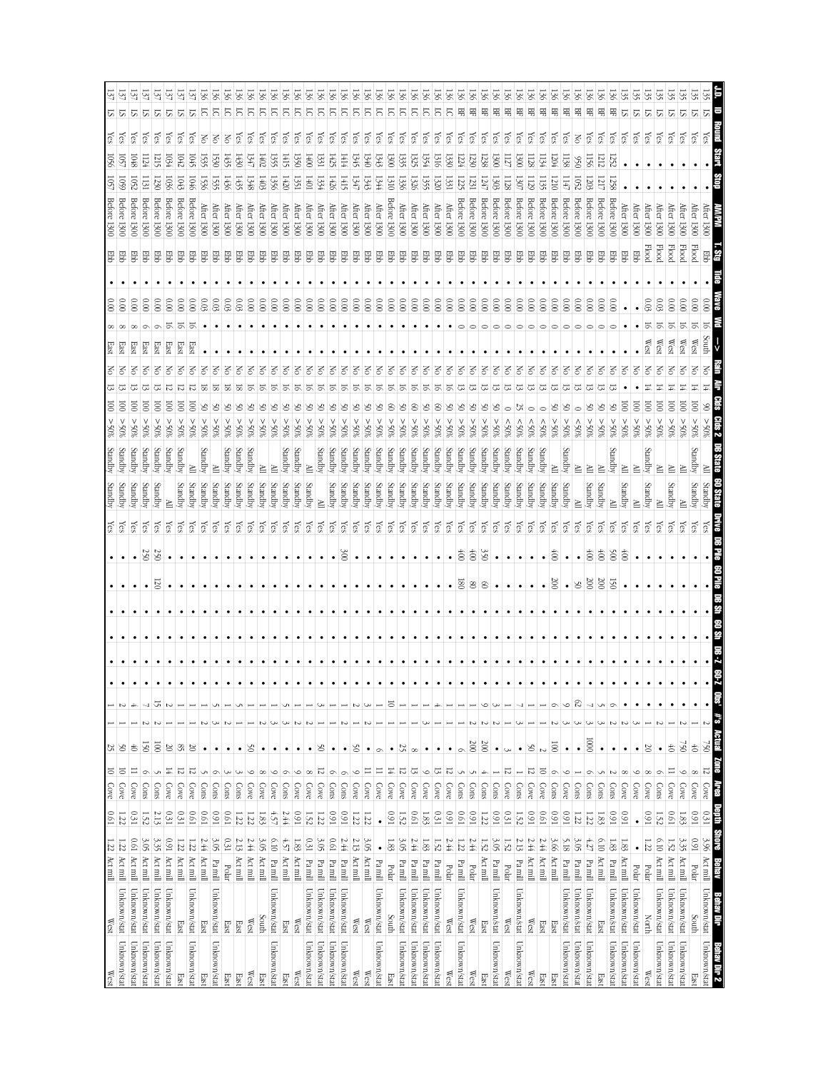| J.D. | ID | Round | Start | Stop | AM/PM | T. Stg | Tide | Wave | Wd | -> | Rain | Air | Clds | Clds 2 | DB State | 60 State | Drive | DB Pile | 60 Pile | DB Sh | 60 Sh | DB-Z | 60-Z | Obs' | #'s | Actual | Zone | Area | Depth | Shore | Behav | Behav Dir | Behav Dir 2 |
|---|---|---|---|---|---|---|---|---|---|---|---|---|---|---|---|---|---|---|---|---|---|---|---|---|---|---|---|---|---|---|---|---|---|
| 135 | LS | Yes | • | • | After 1300 | Ebb | • | 0.00 | 16 | South | No | 14 | 90 | >50% | All | Standby | Yes | • | • | • | • | • | • | 2 | 1 | 750 | 12 | Cove | 0.31 | 3.96 | Act mill | Unknown/stat | Unknown/stat |
| 135 | LS | Yes | • | • | After 1300 | Flood | • | 0.00 | 16 | West | No | 14 | 100 | >50% | Standby | Standby | Yes | • | • | • | • | • | • | • | 1 | 40 | 8 | Cove | 0.91 | 0.91 | Polar | South | East |
| 135 | LS | Yes | • | • | After 1300 | Flood | • | 0.00 | 16 | West | No | 14 | 100 | >50% | All | All | Yes | • | • | • | • | • | • | 2 | 1 | 750 | 9 | Cove | 1.83 | 3.35 | Act mill | Unknown/stat | Unknown/stat |
| 135 | LS | Yes | • | • | After 1300 | Flood | • | 0.00 | 16 | West | No | 14 | 100 | >50% | All | All | Yes | • | • | • | • | • | • | • | 1 | 40 | 11 | Cove | 0.61 | 1.52 | Act mill | Unknown/stat | Unknown/stat |
| 135 | LS | Yes | • | • | After 1300 | Flood | • | 0.03 | 16 | West | No | 14 | 100 | >50% | All | Standby | Yes | • | • | • | • | • | • | 2 | • | • | 6 | Cons | 1.52 | 6.10 | Act mill | Unknown/stat | Unknown/stat |
| 135 | LS | Yes | • | • | After 1300 | Flood | • | 0.03 | 16 | West | No | 14 | 100 | >50% | Standby | Standby | Yes | • | • | • | • | • | • | 1 | 1 | 20 | 8 | Cove | 0.91 | 1.22 | Polar | North | West |
| 135 | LS | Yes | • | • | After 1300 | Ebb | • | • | • | • | No | • | 100 | >50% | All | All | Yes | • | • | • | • | • | • | 3 | • | • | 9 | Cove | • | • | Polar | Unknown/stat | Unknown/stat |
| 135 | LS | Yes | • | • | After 1300 | Ebb | • | • | • | • | No | • | 100 | >50% | All | Standby | Yes | 400 | • | • | • | • | • | 2 | 1 | • | 8 | Cove | 0.91 | 1.83 | Act mill | Unknown/stat | Unknown/stat |
| 136 | BF | Yes | 1252 | 1258 | Before 1300 | Ebb | • | 0.00 | 0 | • | No | 13 | 50 | >50% | Standby | All | Yes | 500 | 150 | • | • | • | • | 2 | 2 | • | 2 | Cons | 0.91 | 1.83 | Pa mill | Unknown/stat | Unknown/stat |
| 136 | BF | Yes | 1212 | 1217 | Before 1300 | Ebb | • | 0.00 | 0 | • | No | 13 | 50 | >50% | All | Standby | Yes | 400 | 200 | • | • | • | • | 3 | 5 | • | 5 | Cove | 1.83 | 6.10 | Act mill | East | East |
| 136 | BF | Yes | 1156 | 1205 | Before 1300 | Ebb | • | 0.00 | 0 | • | No | 13 | 50 | >50% | All | Standby | Yes | 400 | 200 | • | • | • | • | 3 | 7 | 1000 | 6 | Cons | 1.22 | 4.27 | Pa mill | Unknown/stat | Unknown/stat |
| 136 | BF | No | 950 | 1052 | Before 1300 | Ebb | • | 0.00 | 0 | • | No | 13 | 0 | <50% | All | All | Yes | • | 50 | • | • | • | • | 62 | 3 | • | 1 | Cove | 1.22 | 3.05 | Pa mill | Unknown/stat | Unknown/stat |
| 136 | BF | Yes | 1138 | 1147 | Before 1300 | Ebb | • | 0.00 | 0 | • | No | 13 | 50 | >50% | Standby | Standby | Yes | • | • | • | • | • | • | 9 | 3 | • | 9 | Cove | 0.91 | 5.18 | Pa mill | Unknown/stat | Unknown/stat |
| 136 | BF | Yes | 1204 | 1210 | Before 1300 | Ebb | • | 0.00 | 0 | • | No | 13 | 50 | >50% | All | Standby | Yes | 400 | 200 | • | • | • | • | 6 | 2 | 100 | 6 | Cons | 0.91 | 3.66 | Act mill | East | East |
| 136 | BF | Yes | 1134 | 1135 | Before 1300 | Ebb | • | 0.00 | 0 | • | No | 13 | 0 | <50% | Standby | Standby | Yes | • | • | • | • | • | • | 1 | 1 | 2 | 10 | Cove | 0.61 | 2.44 | Act mill | East | East |
| 136 | BF | Yes | 1128 | 1129 | Before 1300 | Ebb | • | 0.00 | 0 | • | No | 13 | 0 | <50% | Standby | Standby | Yes | • | • | • | • | • | • | 1 | 1 | 50 | 12 | Cove | 0.91 | 2.44 | Act mill | West | West |
| 136 | BF | Yes | 1300 | 1307 | Before 1300 | Ebb | • | 0.00 | 0 | • | No | 13 | 25 | <50% | Standby | Standby | Yes | • | • | • | • | • | • | 7 | 3 | • | 1 | Cons | 1.52 | 2.13 | Pa mill | Unknown/stat | Unknown/stat |
| 136 | BF | Yes | 1127 | 1128 | Before 1300 | Ebb | • | 0.00 | 0 | • | No | 13 | 0 | <50% | Standby | Standby | Yes | • | • | • | • | • | • | 1 | • | 3 | 12 | Cove | 0.31 | 1.52 | Polar | West | West |
| 136 | BF | Yes | 1300 | 1303 | Before 1300 | Ebb | • | 0.00 | 0 | • | No | 13 | 50 | >50% | Standby | Standby | Yes | • | • | • | • | • | • | 3 | 2 | • | 9 | Cove | 0.91 | 3.05 | Pa mill | Unknown/stat | Unknown/stat |
| 136 | BF | Yes | 1238 | 1247 | Before 1300 | Ebb | • | 0.00 | 0 | • | No | 13 | 50 | >50% | Standby | Standby | Yes | 350 | 60 | • | • | • | • | 9 | 2 | 200 | 4 | Cons | 1.22 | 1.52 | Pa mill | East | East |
| 136 | BF | Yes | 1230 | 1231 | Before 1300 | Ebb | • | 0.00 | 0 | • | No | 13 | 50 | >50% | Standby | Standby | Yes | 400 | 80 | • | • | • | • | 1 | 2 | 200 | 5 | Cons | 0.91 | 2.44 | Polar | West | West |
| 136 | BF | Yes | 1224 | 1225 | Before 1300 | Ebb | • | 0.00 | 0 | • | No | 13 | 50 | >50% | Standby | Standby | Yes | 400 | 180 | • | • | • | • | 1 | 1 | 6 | 5 | Cons | 0.61 | 1.22 | Pa mill | Unknown/stat | Unknown/stat |
| 136 | LC | Yes | 1330 | 1331 | After 1300 | Ebb | • | 0.00 | • | • | No | 16 | 50 | >50% | Standby | Standby | Yes | • | • | • | • | • | • | 1 | 1 | • | 12 | Cove | 0.91 | 2.44 | Polar | West | West |
| 136 | LC | Yes | 1316 | 1320 | After 1300 | Ebb | • | 0.00 | • | • | No | 16 | 60 | >50% | Standby | Standby | Yes | • | • | • | • | • | • | 4 | 1 | • | 13 | Cove | 0.91 | 1.52 | Pa mill | Unknown/stat | Unknown/stat |
| 136 | LC | Yes | 1354 | 1355 | After 1300 | Ebb | • | 0.00 | • | • | No | 16 | 50 | >50% | Standby | Standby | Yes | • | • | • | • | • | • | 3 | 1 | • | 9 | Cove | 1.83 | 1.83 | Pa mill | Unknown/stat | Unknown/stat |
| 136 | LC | Yes | 1325 | 1326 | After 1300 | Ebb | • | 0.00 | • | • | No | 16 | 60 | >50% | Standby | Standby | Yes | • | • | • | • | • | • | 1 | 1 | 8 | 13 | Cove | 0.61 | 2.44 | Pa mill | Unknown/stat | Unknown/stat |
| 136 | LC | Yes | 1335 | 1336 | After 1300 | Ebb | • | 0.00 | • | • | No | 16 | 60 | >50% | Standby | Standby | Yes | • | • | • | • | • | • | 1 | 1 | 25 | 12 | Cove | 1.52 | 3.05 | Pa mill | Unknown/stat | Unknown/stat |
| 136 | LC | Yes | 1300 | 1310 | Before 1300 | Ebb | • | 0.00 | • | • | No | 16 | 60 | >50% | Standby | Standby | Yes | • | • | • | • | • | • | 10 | 1 | • | 14 | Cove | 0.91 | 1.83 | Polar | South | East |
| 136 | LC | Yes | 1343 | 1344 | After 1300 | Ebb | • | 0.00 | • | • | No | 16 | 50 | >50% | Standby | Standby | Yes | • | • | • | • | • | • | 1 | • | 6 | 11 | Cove | 1.22 | • | Pa mill | Unknown/stat | Unknown/stat |
| 136 | LC | Yes | 1340 | 1343 | After 1300 | Ebb | • | 0.00 | • | • | No | 16 | 50 | >50% | Standby | Standby | Yes | • | • | • | • | • | • | 3 | 2 | • | 11 | Cove | 1.22 | 3.05 | Act mill | West | West |
| 136 | LC | Yes | 1345 | 1347 | After 1300 | Ebb | • | 0.00 | • | • | No | 16 | 50 | >50% | Standby | Standby | Yes | • | • | • | • | • | • | 2 | 1 | 50 | 9 | Cove | 1.22 | 2.13 | Act mill | West | West |
| 136 | LC | Yes | 1414 | 1415 | After 1300 | Ebb | • | 0.00 | • | • | No | 16 | 50 | >50% | Standby | Standby | Yes | 300 | • | • | • | • | • | 1 | 2 | • | 6 | Cons | 0.91 | 2.44 | Pa mill | Unknown/stat | Unknown/stat |
| 136 | LC | Yes | 1425 | 1426 | After 1300 | Ebb | • | 0.00 | • | • | No | 16 | 50 | >50% | Standby | Standby | Yes | • | • | • | • | • | • | 1 | 1 | • | 6 | Cons | 0.91 | 0.61 | Pa mill | Unknown/stat | Unknown/stat |
| 136 | LC | Yes | 1331 | 1334 | After 1300 | Ebb | • | 0.00 | • | • | No | 16 | 50 | >50% | Standby | All | Yes | • | • | • | • | • | • | 3 | 1 | • | 9 | Cove | 1.22 | 3.05 | Pa mill | Unknown/stat | Unknown/stat |
| 136 | LC | Yes | 1400 | 1401 | After 1300 | Ebb | • | 0.00 | • | • | No | 16 | 50 | >50% | All | Standby | Yes | • | • | • | • | • | • | 1 | 2 | 50 | 8 | Cove | 1.52 | 0.31 | Pa mill | Unknown/stat | Unknown/stat |
| 136 | LC | Yes | 1350 | 1351 | After 1300 | Ebb | • | 0.00 | • | • | No | 16 | 50 | >50% | Standby | Standby | Yes | • | • | • | • | • | • | 9 | 2 | • | 9 | Cove | 0.91 | 1.83 | Act mill | West | West |
| 136 | LC | Yes | 1415 | 1420 | After 1300 | Ebb | • | 0.00 | • | • | No | 16 | 50 | >50% | Standby | Standby | Yes | • | • | • | • | • | • | 5 | 3 | • | 6 | Cons | 2.44 | 4.57 | Act mill | East | East |
| 136 | LC | Yes | 1355 | 1356 | After 1300 | Ebb | • | 0.00 | • | • | No | 16 | 50 | >50% | All | Standby | Yes | • | • | • | • | • | • | 1 | 3 | • | 9 | Cove | 4.57 | 6.10 | Pa mill | Unknown/stat | Unknown/stat |
| 136 | LC | Yes | 1402 | 1403 | After 1300 | Ebb | • | 0.00 | • | • | No | 16 | 50 | >50% | Standby | All | Yes | • | • | • | • | • | • | 1 | 2 | • | 8 | Cove | 1.83 | 3.05 | Act mill | South | East |
| 136 | LC | Yes | 1347 | 1348 | After 1300 | Ebb | • | 0.00 | • | • | No | 16 | 50 | >50% | Standby | Standby | Yes | • | • | • | • | • | • | 1 | 1 | 50 | 9 | Cove | 1.22 | 2.44 | Act mill | West | West |
| 136 | LC | Yes | 1430 | 1435 | After 1300 | Ebb | • | 0.03 | • | • | No | 18 | 50 | >50% | Standby | Standby | Yes | • | • | • | • | • | • | 5 | 1 | • | 3 | Cons | 1.22 | 2.13 | Act mill | East | East |
| 136 | LC | No | 1435 | 1436 | After 1300 | Ebb | • | 0.03 | • | • | No | 18 | 50 | >50% | Standby | Standby | Yes | • | • | • | • | • | • | 1 | 2 | • | 3 | Cons | 0.61 | 0.31 | Polar | East | East |
| 136 | LC | No | 1530 | 1535 | After 1300 | Ebb | • | 0.03 | • | • | No | 18 | 50 | >50% | All | Standby | Yes | • | • | • | • | • | • | 5 | 3 | • | 6 | Cons | 0.91 | 3.05 | Pa mill | Unknown/stat | Unknown/stat |
| 136 | LC | No | 1535 | 1536 | After 1300 | Ebb | • | 0.03 | • | • | No | 18 | 50 | >50% | Standby | Standby | Yes | • | • | • | • | • | • | 1 | 2 | • | 5 | Cons | 0.61 | 2.44 | Act mill | East | East |
| 137 | LS | Yes | 1045 | 1046 | Before 1300 | Ebb | • | 0.00 | 16 | East | No | 12 | 100 | >50% | All | Standby | Yes | • | • | • | • | • | • | 1 | 1 | 20 | 12 | Cove | 0.61 | 1.22 | Act mill | Unknown/stat | Unknown/stat |
| 137 | LS | Yes | 1042 | 1043 | Before 1300 | Ebb | • | 0.00 | 16 | East | No | 12 | 100 | >50% | Standby | All | Yes | • | • | • | • | • | • | 1 | 1 | 85 | 12 | Cove | 0.31 | 1.22 | Act mill | East | East |
| 137 | LS | Yes | 1034 | 1036 | Before 1300 | Ebb | • | 0.00 | 16 | East | No | 12 | 100 | >50% | Standby | Standby | Yes | • | • | • | • | • | • | 2 | 1 | 20 | 14 | Cove | 0.31 | 0.91 | Act mill | Unknown/stat | Unknown/stat |
| 137 | LS | Yes | 1215 | 1230 | Before 1300 | Ebb | • | 0.00 | 6 | East | No | 13 | 100 | >50% | Standby | Standby | Yes | 250 | 120 | • | • | • | • | 15 | 2 | 100 | 5 | Cons | 2.13 | 3.35 | Act mill | Unknown/stat | Unknown/stat |
| 137 | LS | Yes | 1124 | 1131 | Before 1300 | Ebb | • | 0.00 | 6 | East | No | 13 | 100 | >50% | Standby | Standby | Yes | 250 | • | • | • | • | • | 7 | 2 | 150 | 6 | Cons | 1.52 | 3.05 | Act mill | Unknown/stat | Unknown/stat |
| 137 | LS | Yes | 1048 | 1052 | Before 1300 | Ebb | • | 0.00 | 8 | East | No | 13 | 100 | >50% | Standby | Standby | Yes | • | • | • | • | • | • | 4 | 1 | 40 | 11 | Cove | 0.31 | 0.61 | Act mill | Unknown/stat | Unknown/stat |
| 137 | LS | Yes | 1057 | 1059 | Before 1300 | Ebb | • | 0.00 | 8 | East | No | 13 | 100 | >50% | Standby | Standby | Yes | • | • | • | • | • | • | 2 | 1 | 50 | 10 | Cove | 1.22 | 1.22 | Act mill | Unknown/stat | Unknown/stat |
| 137 | LS | Yes | 1056 | 1057 | Before 1300 | Ebb | • | 0.00 | 8 | East | No | 13 | 100 | >50% | Standby | Standby | Yes | • | • | • | • | • | • | 1 | 1 | 25 | 10 | Cove | 0.61 | 1.22 | Act mill | West | West |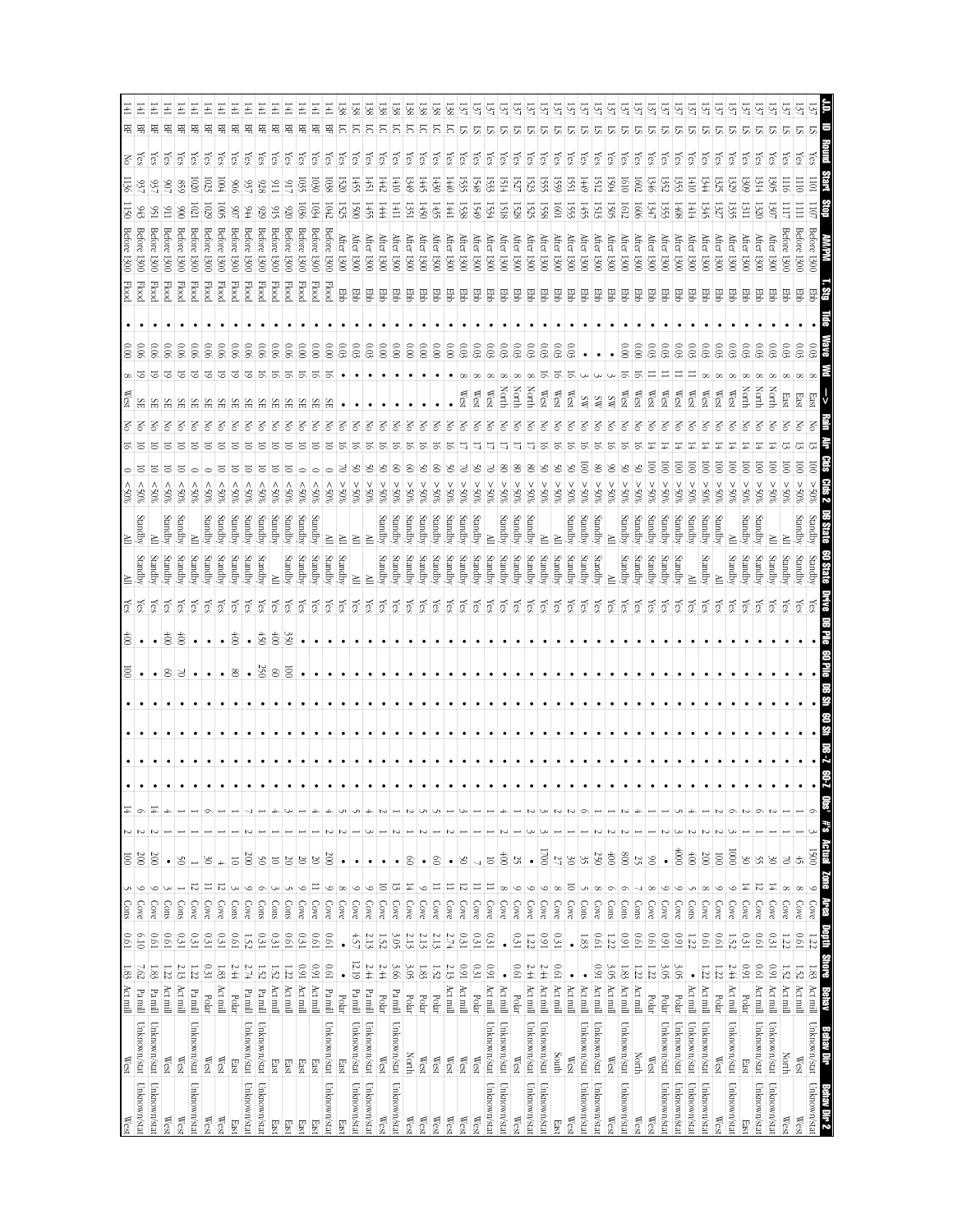| J.D. | ID | Round | Start | Stop | AM/PM | T. Stg | Tide | Wave | Wd | -> | Rain | Air | Clds | Clds 2 | DB State | 60 State | Dryve | DB Pile | 60 Pile | DB Sh | 60 Sh | DB-Z | 60-Z | Obs' | #s | Actual | Zone | Area | Depth | Shore | Behav | Behav Dir | Behav Dir 2 |
|---|---|---|---|---|---|---|---|---|---|---|---|---|---|---|---|---|---|---|---|---|---|---|---|---|---|---|---|---|---|---|---|---|---|
| 137 | LS | Yes | 1101 | 1107 | Before 1300 | Ebb | • | 0.03 | 8 | East | No | 13 | 100 | >50% | Standby | Standby | Yes | • | • | • | • | • | • | 6 | 3 | 1500 | 9 | Cove | 1.22 | 1.83 | Act mill | Unknown/stat | Unknown/stat |
| 137 | LS | Yes | 1110 | 1111 | Before 1300 | Ebb | • | 0.03 | 8 | East | No | 13 | 100 | >50% | Standby | Standby | Yes | • | • | • | • | • | • | 1 | 1 | 45 | 8 | Cove | 0.61 | 1.52 | Act mill | West | West |
| 137 | LS | Yes | 1116 | 1117 | Before 1300 | Ebb | • | 0.03 | 8 | East | No | 13 | 100 | >50% | All | Standby | Yes | • | • | • | • | • | • | 1 | 1 | 70 | 8 | Cove | 1.22 | 1.52 | Act mill | North | West |
| 137 | LS | Yes | 1305 | 1307 | After 1300 | Ebb | • | 0.03 | 8 | North | No | 14 | 100 | >50% | Standby | Standby | Yes | • | • | • | • | • | • | 2 | 1 | 30 | 14 | Cove | 0.61 | 0.91 | Act mill | Unknown/stat | Unknown/stat |
| 137 | LS | Yes | 1314 | 1320 | After 1300 | Ebb | • | 0.03 | 8 | North | No | 14 | 100 | >50% | All | Standby | Yes | • | • | • | • | • | • | 6 | 1 | 55 | 12 | Cove | 0.61 | 0.61 | Act mill | Unknown/stat | Unknown/stat |
| 137 | LS | Yes | 1309 | 1311 | After 1300 | Ebb | • | 0.03 | 8 | North | No | 14 | 100 | >50% | Standby | Standby | Yes | • | • | • | • | • | • | 2 | 1 | 30 | 14 | Cove | 0.31 | 0.91 | Polar | East | East |
| 137 | LS | Yes | 1325 | 1327 | After 1300 | Ebb | • | 0.03 | 8 | West | No | 14 | 100 | >50% | Standby | All | Yes | • | • | • | • | • | • | 2 | 2 | 100 | 9 | Cove | 0.61 | 1.22 | Polar | West | West |
| 137 | LS | Yes | 1329 | 1335 | After 1300 | Ebb | • | 0.03 | 8 | West | No | 14 | 100 | >50% | All | Standby | Yes | • | • | • | • | • | • | 6 | 3 | 1000 | 9 | Cove | 1.52 | 2.44 | Act mill | Unknown/stat | Unknown/stat |
| 137 | LS | Yes | 1344 | 1345 | After 1300 | Ebb | • | 0.03 | 8 | West | No | 14 | 100 | >50% | Standby | Standby | Yes | • | • | • | • | • | • | 1 | 2 | 200 | 8 | Cove | 0.61 | 1.22 | Act mill | Unknown/stat | Unknown/stat |
| 137 | LS | Yes | 1410 | 1414 | After 1300 | Ebb | • | 0.03 | 8 | West | No | 14 | 100 | >50% | Standby | All | Yes | • | • | • | • | • | • | 4 | 2 | 400 | 5 | Cons | 1.22 | • | Act mill | Unknown/stat | Unknown/stat |
| 137 | LS | Yes | 1353 | 1408 | After 1300 | Ebb | • | 0.03 | 11 | West | No | 14 | 100 | >50% | Standby | Standby | Yes | • | • | • | • | • | • | 5 | 3 | 4000 | 9 | Cove | 0.91 | 3.05 | Polar | Unknown/stat | Unknown/stat |
| 137 | LS | Yes | 1352 | 1353 | After 1300 | Ebb | • | 0.03 | 11 | West | No | 14 | 100 | >50% | Standby | Standby | Yes | • | • | • | • | • | • | 1 | 2 | • | 9 | Cove | 0.91 | 3.05 | Polar | Unknown/stat | Unknown/stat |
| 137 | LS | Yes | 1346 | 1347 | After 1300 | Ebb | • | 0.03 | 11 | West | No | 14 | 100 | >50% | Standby | Standby | Yes | • | • | • | • | • | • | 1 | 1 | 90 | 8 | Cove | 0.61 | 1.22 | Polar | West | West |
| 137 | LS | Yes | 1602 | 1606 | After 1300 | Ebb | • | 0.00 | 16 | West | No | 16 | 50 | >50% | Standby | Standby | Yes | • | • | • | • | • | • | 4 | 1 | 25 | 7 | Cons | 0.61 | 1.22 | Act mill | North | West |
| 137 | LS | Yes | 1610 | 1612 | After 1300 | Ebb | • | 0.00 | 16 | West | No | 16 | 50 | >50% | Standby | Standby | Yes | • | • | • | • | • | • | 2 | 2 | 800 | 6 | Cons | 0.91 | 1.83 | Act mill | Unknown/stat | Unknown/stat |
| 137 | LS | Yes | 1559 | 1601 | After 1300 | Ebb | • | 0.03 | 16 | West | No | 16 | 50 | >50% | All | Standby | Yes | • | • | • | • | • | • | 2 | 1 | 27 | 8 | Cove | 0.31 | 0.61 | Act mill | South | East |
| 137 | LS | Yes | 1551 | 1553 | After 1300 | Ebb | • | 0.03 | 16 | West | No | 16 | 50 | >50% | Standby | Standby | Yes | • | • | • | • | • | • | 2 | 1 | 30 | 10 | Cove | • | • | Act mill | West | West |
| 137 | LS | Yes | 1449 | 1455 | After 1300 | Ebb | • | • | 3 | SW | No | 16 | 80 | >50% | Standby | Standby | Yes | • | • | • | • | • | • | 6 | 1 | 35 | 5 | Cons | 1.83 | • | Act mill | Unknown/stat | Unknown/stat |
| 137 | LS | Yes | 1512 | 1515 | After 1300 | Ebb | • | • | 3 | SW | No | 16 | 90 | >50% | Standby | Standby | Yes | • | • | • | • | • | • | 1 | 2 | 250 | 8 | Cove | 0.61 | 0.91 | Act mill | Unknown/stat | Unknown/stat |
| 137 | LS | Yes | 1504 | 1505 | After 1300 | Ebb | • | • | 3 | SW | No | 16 | 90 | >50% | All | All | Yes | • | • | • | • | • | • | 1 | 2 | 400 | 6 | Cons | 1.22 | 3.05 | Act mill | West | West |
| 137 | LS | Yes | 1555 | 1558 | After 1300 | Ebb | • | 0.03 | 16 | West | No | 16 | 50 | >50% | All | Standby | Yes | • | • | • | • | • | • | 3 | 3 | 1700 | 9 | Cove | 0.91 | 2.44 | Act mill | Unknown/stat | Unknown/stat |
| 137 | LS | Yes | 1523 | 1525 | After 1300 | Ebb | • | 0.03 | 16 | North | No | 17 | 80 | >50% | Standby | Standby | Yes | • | • | • | • | • | • | 3 | 2 | • | 9 | Cove | 1.22 | 2.44 | Act mill | Unknown/stat | Unknown/stat |
| 137 | LS | Yes | 1527 | 1528 | After 1300 | Ebb | • | 0.03 | 8 | North | No | 17 | 80 | >50% | Standby | Standby | Yes | • | • | • | • | • | • | 1 | 1 | 25 | 9 | Cove | 0.31 | 0.61 | Polar | West | West |
| 137 | LS | Yes | 1514 | 1518 | After 1300 | Ebb | • | 0.03 | 8 | North | No | 17 | 80 | >50% | Standby | Standby | Yes | • | • | • | • | • | • | 4 | 2 | 400 | 8 | Cove | • | • | Act mill | Unknown/stat | Unknown/stat |
| 137 | LS | Yes | 1533 | 1534 | After 1300 | Ebb | • | 0.03 | 8 | West | No | 17 | 70 | >50% | All | Standby | Yes | • | • | • | • | • | • | 1 | 1 | • | 11 | Cove | 0.31 | 0.91 | Act mill | Unknown/stat | Unknown/stat |
| 137 | LS | Yes | 1548 | 1549 | After 1300 | Ebb | • | 0.03 | 8 | West | No | 17 | 50 | >50% | Standby | Standby | Yes | • | • | • | • | • | • | 1 | 1 | 7 | 11 | Cove | 0.31 | 0.31 | Polar | West | West |
| 137 | LS | Yes | 1535 | 1538 | After 1300 | Ebb | • | 0.03 | 8 | West | No | 17 | 70 | >50% | Standby | Standby | Yes | • | • | • | • | • | • | 3 | 1 | 50 | 12 | Cove | 0.31 | 0.91 | Act mill | West | West |
| 138 | LC | Yes | 1440 | 1441 | After 1300 | Ebb | • | 0.00 | • | • | No | 16 | 50 | >50% | Standby | Standby | Yes | • | • | • | • | • | • | 1 | 1 | • | 11 | Cove | 2.74 | 2.13 | Act mill | West | West |
| 138 | LC | Yes | 1430 | 1435 | After 1300 | Ebb | • | 0.00 | • | • | No | 16 | 60 | >50% | Standby | Standby | Yes | • | • | • | • | • | • | 1 | 2 | 60 | 11 | Cove | 2.13 | 1.52 | Polar | West | West |
| 138 | LC | Yes | 1445 | 1450 | After 1300 | Ebb | • | 0.00 | • | • | No | 16 | 50 | >50% | Standby | Standby | Yes | • | • | • | • | • | • | 5 | 2 | • | 9 | Cove | 2.13 | 1.83 | Polar | West | West |
| 138 | LC | Yes | 1349 | 1351 | After 1300 | Ebb | • | 0.00 | • | • | No | 16 | 60 | >50% | Standby | Standby | Yes | • | • | • | • | • | • | 2 | 1 | 60 | 14 | Cove | 2.13 | 3.05 | Polar | North | West |
| 138 | LC | Yes | 1410 | 1411 | After 1300 | Ebb | • | 0.00 | • | • | No | 16 | 60 | >50% | Standby | Standby | Yes | • | • | • | • | • | • | 1 | 2 | • | 13 | Cove | 3.05 | 3.66 | Pa mill | Unknown/stat | Unknown/stat |
| 138 | LC | Yes | 1442 | 1444 | After 1300 | Ebb | • | 0.00 | • | • | No | 16 | 50 | >50% | Standby | Standby | Yes | • | • | • | • | • | • | 2 | 1 | • | 10 | Cove | 1.52 | 2.44 | Polar | West | West |
| 138 | LC | Yes | 1451 | 1455 | After 1300 | Ebb | • | 0.03 | • | • | No | 16 | 50 | >50% | All | All | Yes | • | • | • | • | • | • | 4 | 3 | • | 9 | Cove | 2.13 | 2.44 | Pa mill | Unknown/stat | Unknown/stat |
| 138 | LC | Yes | 1455 | 1500 | After 1300 | Ebb | • | 0.03 | • | • | No | 16 | 50 | >50% | All | All | Yes | • | • | • | • | • | • | 5 | 1 | • | 9 | Cove | 4.57 | 12.19 | Pa mill | Unknown/stat | Unknown/stat |
| 138 | LC | Yes | 1520 | 1525 | After 1300 | Ebb | • | 0.03 | • | • | No | 16 | 70 | >50% | Standby | Standby | Yes | • | • | • | • | • | • | 5 | 2 | • | 8 | Cove | • | • | Polar | East | East |
| 138 | BF | Yes | 1038 | 1042 | Before 1300 | Flood | • | 0.00 | 16 | SE | No | 10 | 0 | <50% | All | Standby | Yes | • | • | • | • | • | • | 4 | 2 | 200 | 9 | Cove | 0.61 | 0.61 | Pa mill | Unknown/stat | Unknown/stat |
| 141 | BF | Yes | 1030 | 1034 | Before 1300 | Flood | • | 0.00 | 16 | SE | No | 10 | 0 | <50% | Standby | Standby | Yes | • | • | • | • | • | • | 4 | 1 | 20 | 11 | Cove | 0.61 | 0.91 | Act mill | East | East |
| 141 | BF | Yes | 1035 | 1036 | Before 1300 | Flood | • | 0.00 | 16 | SE | No | 10 | 0 | <50% | Standby | Standby | Yes | • | • | • | • | • | • | 1 | 1 | 20 | 9 | Cove | 0.31 | 0.91 | Act mill | East | East |
| 141 | BF | Yes | 917 | 920 | Before 1300 | Flood | • | 0.06 | 16 | SE | No | 10 | 0 | <50% | Standby | Standby | Yes | 350 | 100 | • | • | • | • | 3 | 1 | 20 | 5 | Cons | 0.61 | 1.22 | Act mill | East | East |
| 141 | BF | Yes | 911 | 915 | Before 1300 | Flood | • | 0.06 | 16 | SE | No | 10 | 10 | <50% | Standby | Standby | Yes | 400 | 60 | • | • | • | • | 4 | 1 | 10 | 8 | Cons | 0.61 | 1.52 | Act mill | East | East |
| 141 | BF | Yes | 928 | 929 | Before 1300 | Flood | • | 0.06 | 16 | SE | No | 10 | 10 | <50% | Standby | All | Yes | 450 | 250 | • | • | • | • | 1 | 1 | 50 | 6 | Cons | 0.31 | 1.52 | Pa mill | Unknown/stat | Unknown/stat |
| 141 | BF | Yes | 937 | 944 | Before 1300 | Flood | • | 0.06 | 19 | SE | No | 10 | 10 | <50% | Standby | Standby | Yes | • | • | • | • | • | • | 7 | 2 | 200 | 9 | Cove | 1.52 | 2.74 | Pa mill | Unknown/stat | Unknown/stat |
| 141 | BF | Yes | 906 | 907 | Before 1300 | Flood | • | 0.06 | 19 | SE | No | 10 | 10 | <50% | Standby | Standby | Yes | 400 | 80 | • | • | • | • | 1 | 1 | 10 | 3 | Cons | 0.61 | 2.44 | Polar | East | East |
| 141 | BF | Yes | 1004 | 1005 | Before 1300 | Flood | • | 0.06 | 19 | SE | No | 10 | 10 | <50% | Standby | Standby | Yes | • | • | • | • | • | • | 1 | 1 | 4 | 12 | Cove | 0.31 | 1.83 | Act mill | West | West |
| 141 | BF | Yes | 1023 | 1029 | Before 1300 | Flood | • | 0.06 | 19 | SE | No | 10 | 10 | <50% | Standby | Standby | Yes | • | • | • | • | • | • | 6 | 1 | 30 | 12 | Cove | 0.31 | 0.31 | Polar | West | West |
| 141 | BF | Yes | 1020 | 1021 | Before 1300 | Flood | • | 0.06 | 19 | SE | No | 10 | 0 | <50% | All | Standby | Yes | • | • | • | • | • | • | 1 | 1 | 1 | 12 | Cove | 0.31 | 1.22 | Pa mill | Unknown/stat | Unknown/stat |
| 141 | BF | Yes | 859 | 900 | Before 1300 | Flood | • | 0.06 | 19 | SE | No | 10 | 10 | <50% | Standby | Standby | Yes | 400 | 70 | • | • | • | • | 1 | 1 | 50 | 1 | Cons | 0.61 | 2.13 | Act mill | West | West |
| 141 | BF | Yes | 907 | 911 | Before 1300 | Flood | • | 0.06 | 19 | SE | No | 10 | 10 | <50% | Standby | Standby | Yes | 400 | 60 | • | • | • | • | 4 | 1 | • | 3 | Cons | 0.61 | 1.22 | Act mill | West | West |
| 141 | BF | Yes | 937 | 951 | Before 1300 | Flood | • | 0.06 | 19 | SE | No | 10 | 10 | <50% | All | Standby | Yes | • | • | • | • | • | • | 14 | 2 | 200 | 9 | Cove | 0.61 | 1.83 | Pa mill | Unknown/stat | Unknown/stat |
| 141 | BF | Yes | 937 | 943 | Before 1300 | Flood | • | 0.06 | 19 | SE | No | 10 | 10 | <50% | Standby | Standby | Yes | • | • | • | • | • | • | 6 | 2 | 200 | 9 | Cove | 6.10 | 7.62 | Pa mill | Unknown/stat | Unknown/stat |
| 141 | BF | No | 1136 | 1150 | Before 1300 | Flood | • | 0.00 | 8 | West | No | 16 | 0 | <50% | All | All | Yes | 400 | 100 | • | • | • | • | 14 | 2 | 100 | 5 | Cons | 0.61 | 1.83 | Act mill | West | West |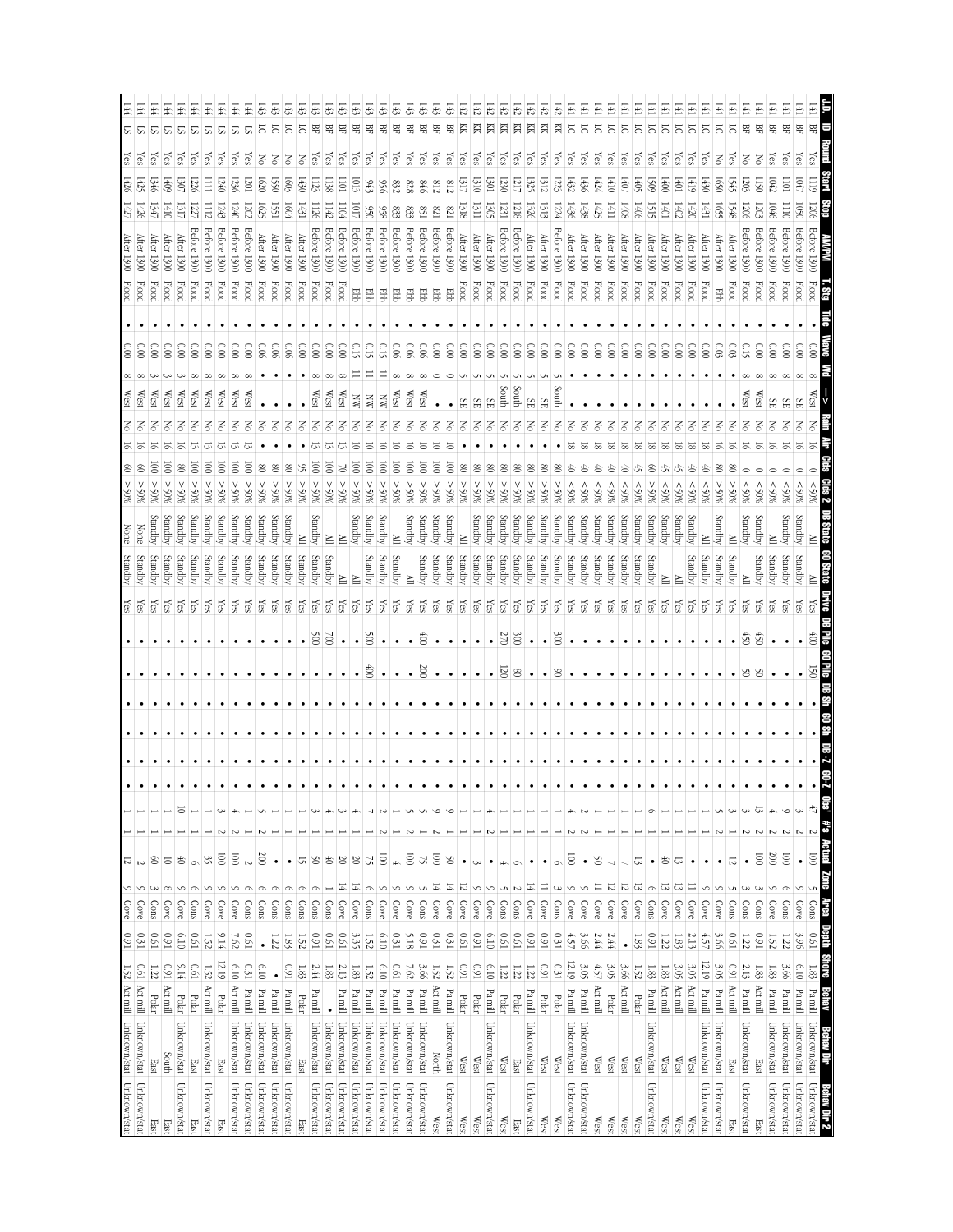| J.D. | ID | Round | Start | Stop | AM/PM | T. Stg | Tide | Wave | Wnd | -> | Rain | Air | Clds | Clds 2 | DB State | 60 State | Drive | DB Pile | 60 Pile | DB Sh | 60 Sh | DB-Z | 60-Z | Obs' | #s | Actual | Zone | Area | Depth | Shore | Behav | Behav Dir | Behav Dir 2 |
|---|---|---|---|---|---|---|---|---|---|---|---|---|---|---|---|---|---|---|---|---|---|---|---|---|---|---|---|---|---|---|---|---|---|
| 141 | BF | Yes | 1119 | 1206 | Before 1300 | Flood | • | 0.00 | 8 | West | No | 16 | 0 | <50% | All | All | Yes | 400 | 150 | • | • | • | • | 47 | 2 | 100 | 5 | Cons | 0.61 | 1.83 | Pa mill | Unknown/stat | Unknown/stat |
| 141 | BF | Yes | 1047 | 1050 | Before 1300 | Flood | • | 0.00 | 8 | SE | No | 16 | 0 | <50% | Standby | Standby | Yes | • | • | • | • | • | • | 3 | 2 | • | 9 | Cove | 3.96 | 6.10 | Pa mill | Unknown/stat | Unknown/stat |
| 141 | BF | Yes | 1101 | 1110 | Before 1300 | Flood | • | 0.00 | 8 | SE | No | 16 | 0 | <50% | Standby | Standby | Yes | • | • | • | • | • | • | 9 | 2 | 100 | 6 | Cons | 1.22 | 3.66 | Pa mill | Unknown/stat | Unknown/stat |
| 141 | BF | Yes | 1042 | 1046 | Before 1300 | Flood | • | 0.00 | 8 | SE | No | 16 | 0 | <50% | All | Standby | Yes | • | • | • | • | • | • | 4 | 2 | 200 | 9 | Cove | 1.52 | 1.83 | Pa mill | Unknown/stat | Unknown/stat |
| 141 | BF | No | 1150 | 1205 | Before 1300 | Flood | • | 0.00 | 8 | West | No | 16 | 0 | <50% | Standby | Standby | Yes | 450 | 50 | • | • | • | • | 13 | 2 | 100 | 3 | Cons | 0.91 | 1.83 | Pa mill | Unknown/stat | Unknown/stat |
| 141 | BF | No | 1203 | 1206 | Before 1300 | Flood | • | 0.15 | 8 | West | No | 16 | 0 | <50% | Standby | All | Yes | 450 | 50 | • | • | • | • | 3 | 2 | • | 3 | Cons | 0.61 | 1.83 | Act mill | East | East |
| 141 | LC | Yes | 1545 | 1548 | After 1300 | Flood | • | 0.03 | • | • | No | 16 | 80 | >50% | All | All | Yes | • | • | • | • | • | • | 3 | 1 | 12 | 3 | Cons | 1.22 | 2.13 | Pa mill | Unknown/stat | Unknown/stat |
| 141 | LC | No | 1650 | 1655 | After 1300 | Ebb | • | 0.03 | • | • | No | 16 | 80 | >50% | Standby | Standby | Yes | • | • | • | • | • | • | 5 | 2 | • | 9 | Cove | 3.66 | 3.05 | Pa mill | Unknown/stat | Unknown/stat |
| 141 | LC | Yes | 1430 | 1431 | After 1300 | Flood | • | 0.00 | • | • | No | 18 | 40 | <50% | All | Standby | Yes | • | • | • | • | • | • | 1 | 1 | • | 9 | Cove | 4.57 | 12.19 | Pa mill | Unknown/stat | Unknown/stat |
| 141 | LC | Yes | 1419 | 1420 | After 1300 | Flood | • | 0.00 | • | • | No | 18 | 40 | <50% | Standby | Standby | Yes | • | • | • | • | • | • | 1 | 1 | • | 11 | Cove | 2.13 | 3.05 | Act mill | West | West |
| 141 | LC | Yes | 1401 | 1402 | After 1300 | Flood | • | 0.00 | • | • | No | 18 | 45 | <50% | Standby | All | Yes | • | • | • | • | • | • | 1 | 1 | 13 | 13 | Cove | 1.83 | 3.05 | Act mill | West | West |
| 141 | LC | Yes | 1400 | 1401 | After 1300 | Flood | • | 0.00 | • | • | No | 18 | 40 | <50% | Standby | All | Yes | • | • | • | • | • | • | 1 | 1 | 40 | 5 | Cove | 1.22 | 1.83 | Act mill | West | West |
| 141 | LC | Yes | 1509 | 1515 | After 1300 | Flood | • | 0.00 | • | • | No | 18 | 60 | >50% | Standby | Standby | Yes | • | • | • | • | • | • | 6 | 1 | • | 6 | Cons | 0.91 | 1.83 | Pa mill | Unknown/stat | Unknown/stat |
| 141 | LC | Yes | 1405 | 1406 | After 1300 | Flood | • | 0.00 | • | • | No | 18 | 45 | <50% | Standby | Standby | Yes | • | • | • | • | • | • | 1 | 1 | 13 | 13 | Cove | 1.83 | 1.52 | Polar | West | West |
| 141 | LC | Yes | 1407 | 1408 | After 1300 | Flood | • | 0.00 | • | • | No | 18 | 40 | <50% | Standby | Standby | Yes | • | • | • | • | • | • | 1 | 1 | 7 | 12 | Cove | • | 3.66 | Act mill | West | West |
| 141 | LC | Yes | 1410 | 1411 | After 1300 | Flood | • | 0.00 | • | • | No | 18 | 40 | <50% | Standby | Standby | Yes | • | • | • | • | • | • | 1 | 1 | • | 12 | Cove | 2.44 | 3.05 | Polar | West | West |
| 141 | LC | Yes | 1424 | 1425 | After 1300 | Flood | • | 0.00 | • | • | No | 18 | 40 | <50% | Standby | Standby | Yes | • | • | • | • | • | • | 1 | 1 | 50 | 11 | Cove | 2.44 | 4.57 | Act mill | West | West |
| 141 | LC | Yes | 1436 | 1438 | After 1300 | Flood | • | 0.00 | • | • | No | 18 | 40 | <50% | Standby | Standby | Yes | • | • | • | • | • | • | 2 | 2 | • | 9 | Cove | 3.66 | 3.05 | Pa mill | Unknown/stat | Unknown/stat |
| 142 | KK | Yes | 1432 | 1436 | After 1300 | Flood | • | 0.00 | • | • | No | 18 | 40 | <50% | Standby | Standby | Yes | • | • | • | • | • | • | 4 | 2 | 100 | 9 | Cove | 4.57 | 12.19 | Pa mill | Unknown/stat | Unknown/stat |
| 142 | KK | Yes | 1223 | 1224 | Before 1300 | Flood | • | 0.00 | 5 | South | No | 8 | 80 | >50% | Standby | Standby | Yes | 300 | 90 | • | • | • | • | 1 | 1 | • | 3 | Cons | 0.31 | 0.31 | Polar | West | West |
| 142 | KK | Yes | 1312 | 1313 | After 1300 | Flood | • | 0.00 | 5 | SE | No | 8 | 80 | >50% | Standby | Standby | Yes | • | • | • | • | • | • | 1 | 1 | • | 11 | Cove | 0.91 | 0.91 | Polar | West | West |
| 142 | KK | Yes | 1325 | 1326 | After 1300 | Flood | • | 0.00 | 5 | SE | No | 8 | 80 | >50% | Standby | Standby | Yes | • | • | • | • | • | • | 1 | 1 | • | 14 | Cove | 0.91 | 1.22 | Pa mill | Unknown/stat | Unknown/stat |
| 142 | KK | Yes | 1217 | 1218 | Before 1300 | Flood | • | 0.00 | 5 | South | No | 8 | 80 | >50% | Standby | Standby | Yes | 300 | 80 | • | • | • | • | 1 | 1 | 6 | 2 | Cons | 0.61 | 1.22 | Polar | East | East |
| 142 | KK | Yes | 1250 | 1251 | Before 1300 | Flood | • | 0.00 | 5 | South | No | 8 | 80 | >50% | Standby | Standby | Yes | 270 | 120 | • | • | • | • | 1 | 1 | 4 | 5 | Cons | 0.61 | 1.22 | Polar | West | West |
| 142 | KK | Yes | 1301 | 1305 | After 1300 | Flood | • | 0.00 | 5 | • | No | 8 | 80 | >50% | Standby | Standby | Yes | • | • | • | • | • | • | 4 | 2 | • | 9 | Cove | 6.10 | 6.10 | Pa mill | Unknown/stat | Unknown/stat |
| 142 | KK | Yes | 1310 | 1311 | After 1300 | Flood | • | 0.00 | 5 | SE | No | 8 | 80 | >50% | Standby | Standby | Yes | • | • | • | • | • | • | 1 | 1 | 3 | 9 | Cove | 0.91 | 0.91 | Polar | West | West |
| 142 | KK | Yes | 1317 | 1318 | After 1300 | Flood | • | 0.00 | 5 | • | No | 8 | 80 | >50% | All | Standby | Yes | • | • | • | • | • | • | 1 | 1 | • | 12 | Cove | 0.61 | 0.91 | Polar | West | West |
| 143 | BF | Yes | 812 | 821 | Before 1300 | Ebb | • | 0.00 | 0 | • | No | 10 | 100 | >50% | Standby | Standby | Yes | • | • | • | • | • | • | 9 | 1 | 50 | 14 | Cove | 0.31 | 1.52 | Pa mill | Unknown/stat | Unknown/stat |
| 143 | BF | Yes | 812 | 821 | Before 1300 | Ebb | • | 0.00 | 0 | • | No | 10 | 100 | >50% | Standby | Standby | Yes | • | • | • | • | • | • | 9 | 2 | 100 | 14 | Cove | 0.31 | 1.52 | Act mill | North | West |
| 143 | BF | Yes | 846 | 851 | Before 1300 | Ebb | • | 0.06 | 8 | West | No | 10 | 100 | >50% | Standby | Standby | Yes | • | • | • | • | • | • | 5 | 1 | 75 | 5 | Cons | 0.91 | 3.66 | Pa mill | Unknown/stat | Unknown/stat |
| 143 | BF | Yes | 828 | 833 | Before 1300 | Ebb | • | 0.06 | 8 | West | No | 10 | 100 | >50% | All | Standby | Yes | 400 | 200 | • | • | • | • | 5 | 2 | 100 | 9 | Cove | 5.18 | 7.62 | Pa mill | Unknown/stat | Unknown/stat |
| 143 | BF | Yes | 832 | 833 | Before 1300 | Ebb | • | 0.06 | 8 | West | No | 10 | 100 | >50% | All | Standby | Yes | • | • | • | • | • | • | 1 | 1 | 4 | 9 | Cove | 0.31 | 0.61 | Pa mill | Unknown/stat | Unknown/stat |
| 143 | BF | Yes | 956 | 958 | Before 1300 | Ebb | • | 0.15 | 11 | NW | No | 10 | 100 | >50% | Standby | Standby | Yes | • | • | • | • | • | • | 2 | 2 | 100 | 9 | Cove | 6.10 | 6.10 | Pa mill | Unknown/stat | Unknown/stat |
| 143 | BF | Yes | 943 | 950 | Before 1300 | Ebb | • | 0.15 | 11 | NW | No | 10 | 100 | >50% | Standby | Standby | Yes | 500 | 400 | • | • | • | • | 7 | 1 | 75 | 6 | Cons | 1.52 | 1.52 | Pa mill | Unknown/stat | Unknown/stat |
| 143 | BF | Yes | 1013 | 1017 | Before 1300 | Ebb | • | 0.15 | 11 | NW | No | 10 | 100 | >50% | Standby | Standby | Yes | • | • | • | • | • | • | 4 | 1 | 20 | 14 | Cove | 3.35 | 1.83 | Pa mill | Unknown/stat | Unknown/stat |
| 143 | BF | Yes | 1101 | 1104 | Before 1300 | Flood | • | 0.00 | 8 | West | No | 13 | 100 | >50% | All | All | Yes | • | • | • | • | • | • | 3 | 1 | 20 | 14 | Cove | 0.61 | 2.13 | Pa mill | Unknown/stat | Unknown/stat |
| 143 | BF | Yes | 1138 | 1142 | Before 1300 | Flood | • | 0.00 | 8 | West | No | 13 | 70 | >50% | All | Standby | Yes | 700 | • | • | • | • | • | 4 | 1 | 40 | 1 | Cons | 0.61 | 1.83 | • | Unknown/stat | Unknown/stat |
| 143 | BF | Yes | 1123 | 1126 | Before 1300 | Flood | • | 0.00 | 8 | West | No | 13 | 100 | >50% | Standby | Standby | Yes | 500 | • | • | • | • | • | 3 | 1 | 50 | 6 | Cons | 0.91 | 2.44 | Pa mill | Unknown/stat | Unknown/stat |
| 143 | LC | No | 1430 | 1431 | After 1300 | Flood | • | 0.00 | • | • | No | 13 | 95 | >50% | All | Standby | Yes | • | • | • | • | • | • | 1 | 1 | 15 | 5 | Cons | 1.52 | 1.83 | Polar | East | East |
| 143 | LC | No | 1603 | 1604 | After 1300 | Flood | • | 0.06 | • | • | No | • | 80 | >50% | Standby | Standby | Yes | • | • | • | • | • | • | 1 | 1 | • | 6 | Cons | 1.83 | 0.91 | Pa mill | Unknown/stat | Unknown/stat |
| 143 | LC | Yes | 1550 | 1551 | After 1300 | Flood | • | 0.06 | • | • | No | • | 80 | >50% | Standby | Standby | Yes | • | • | • | • | • | • | 1 | 1 | • | 6 | Cons | 1.22 | • | Pa mill | Unknown/stat | Unknown/stat |
| 143 | LC | No | 1620 | 1625 | After 1300 | Flood | • | 0.06 | • | • | No | • | 80 | >50% | Standby | Standby | Yes | • | • | • | • | • | • | 5 | 2 | 200 | 6 | Cons | • | 6.10 | Pa mill | Unknown/stat | Unknown/stat |
| 144 | LS | Yes | 1201 | 1202 | Before 1300 | Flood | • | 0.00 | 8 | West | No | 13 | 100 | >50% | Standby | Standby | Yes | • | • | • | • | • | • | 1 | 1 | 2 | 6 | Cons | 0.61 | 0.31 | Pa mill | Unknown/stat | Unknown/stat |
| 144 | LS | Yes | 1236 | 1240 | Before 1300 | Flood | • | 0.00 | 8 | • | No | 13 | 100 | >50% | Standby | Standby | Yes | • | • | • | • | • | • | 4 | 2 | 100 | 9 | Cove | 7.62 | 6.10 | Act mill | Unknown/stat | Unknown/stat |
| 144 | LS | Yes | 1240 | 1243 | Before 1300 | Flood | • | 0.00 | 8 | West | No | 13 | 100 | >50% | Standby | Standby | Yes | • | • | • | • | • | • | 3 | 2 | 100 | 9 | Cove | 9.14 | 12.19 | Polar | East | East |
| 144 | LS | Yes | 1111 | 1112 | Before 1300 | Flood | • | 0.00 | 8 | West | No | 13 | 100 | >50% | Standby | Standby | Yes | • | • | • | • | • | • | 1 | 1 | 35 | 9 | Cove | 1.52 | 1.52 | Act mill | Unknown/stat | Unknown/stat |
| 144 | LS | Yes | 1226 | 1227 | Before 1300 | Flood | • | 0.00 | 8 | West | No | 13 | 100 | >50% | Standby | Standby | Yes | • | • | • | • | • | • | 1 | 1 | 6 | 6 | Cons | 0.61 | 0.61 | Polar | East | East |
| 144 | LS | Yes | 1307 | 1317 | After 1300 | Flood | • | 0.00 | 3 | West | No | 16 | 80 | >50% | Standby | Standby | Yes | • | • | • | • | • | • | 10 | 1 | 40 | 9 | Cove | 6.10 | 9.14 | Polar | Unknown/stat | Unknown/stat |
| 144 | LS | Yes | 1409 | 1410 | After 1300 | Flood | • | 0.00 | 3 | West | No | 16 | 100 | >50% | Standby | Standby | Yes | • | • | • | • | • | • | 1 | 1 | 10 | 8 | Cove | 0.91 | 0.91 | Act mill | South | East |
| 144 | LS | Yes | 1346 | 1347 | After 1300 | Flood | • | 0.00 | 3 | West | No | 16 | 100 | >50% | Standby | Standby | Yes | • | • | • | • | • | • | 1 | 1 | 60 | 3 | Cons | 0.61 | 1.22 | Polar | East | East |
| 144 | LS | Yes | 1425 | 1426 | After 1300 | Flood | • | 0.00 | 8 | West | No | 16 | 60 | >50% | None | Standby | Yes | • | • | • | • | • | • | 1 | 1 | 2 | 9 | Cove | 0.31 | 0.61 | Act mill | Unknown/stat | Unknown/stat |
| 144 | LS | Yes | 1426 | 1427 | After 1300 | Flood | • | 0.00 | 8 | West | No | 16 | 60 | >50% | None | Standby | Yes | • | • | • | • | • | • | 1 | 1 | 12 | 9 | Cove | 0.91 | 1.52 | Act mill | Unknown/stat | Unknown/stat |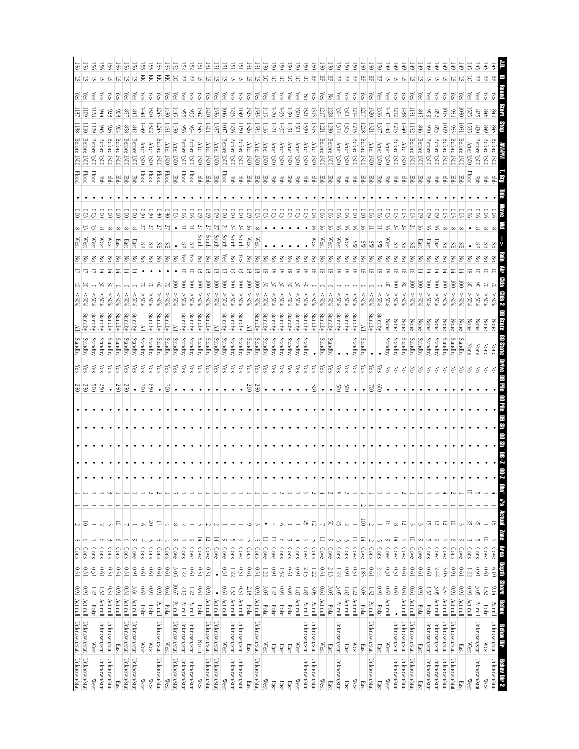| J.D. | ID | Round | Start | Stop | AM/PM | T. Stg | Tide | Wave | Wd | -> | Rain | Air | Clds | Clds 2 | DB State | 60 State | Drvd | DB Pile | 60 Pile | DB Sh | 60 Sh | DB-Z | 60-Z | Obs' | #s | Actual | Zone | Area | Depth | Shore | Behav | Behav Dir | Behav Dir 2 |
|---|---|---|---|---|---|---|---|---|---|---|---|---|---|---|---|---|---|---|---|---|---|---|---|---|---|---|---|---|---|---|---|---|---|
| 145 | BF | Yes | 841 | 845 | Before 1300 | Ebb | • | 0.06 | 8 | SE | No | 10 | 70 | >50% | None | None | No | • | • | • | • | • | • | 4 | 1 | 15 | 9 | Cove | 6.10 | 9.14 | Pa mill | Unknown/stat | Unknown/stat |
| 145 | BF | Yes | 848 | 849 | Before 1300 | Ebb | • | 0.06 | 8 | SE | No | 10 | 70 | >50% | None | None | No | • | • | • | • | • | • | 1 | 1 | 1 | 10 | Cove | 0.61 | 1.52 | Polar | West | West |
| 145 | BF | Yes | 825 | 830 | Before 1300 | Ebb | • | 0.06 | 8 | SE | No | 10 | 90 | >50% | None | None | No | • | • | • | • | • | • | 5 | 1 | 25 | 5 | Cons | 0.91 | 3.05 | Pa mill | Unknown/stat | Unknown/stat |
| 145 | LC | Yes | 1525 | 1535 | After 1300 | Flood | • | 0.06 | • | • | No | 18 | 80 | >50% | None | None | No | • | • | • | • | • | • | 10 | 1 | 25 | 3 | Cons | 1.22 | 0.91 | Act mill | West | West |
| 149 | LS | Yes | 1050 | 1051 | Before 1300 | Ebb | • | 0.03 | 8 | SE | No | 14 | 100 | >50% | None | Standby | No | • | • | • | • | • | • | 1 | 1 | 3 | 9 | Cove | 0.61 | 0.91 | Act mill | East | East |
| 149 | LS | Yes | 951 | 953 | Before 1300 | Ebb | • | 0.03 | 8 | SE | No | 14 | 100 | >50% | None | Standby | No | • | • | • | • | • | • | 2 | 1 | 10 | 6 | Cons | 0.91 | 0.91 | Act mill | Unknown/stat | Unknown/stat |
| 149 | LS | Yes | 1015 | 1019 | Before 1300 | Ebb | • | 0.03 | 8 | SE | No | 14 | 100 | >50% | None | Standby | No | • | • | • | • | • | • | 4 | 1 | 12 | 9 | Cove | 3.05 | 4.57 | Act mill | Unknown/stat | Unknown/stat |
| 149 | LS | Yes | 852 | 853 | Before 1300 | Ebb | • | 0.09 | 16 | East | No | 14 | 100 | >50% | None | Standby | No | • | • | • | • | • | • | 1 | 1 | 12 | 9 | Cove | 2.44 | 3.05 | Pa mill | Unknown/stat | Unknown/stat |
| 149 | LS | Yes | 909 | 910 | Before 1300 | Ebb | • | 0.09 | 16 | East | No | 14 | 100 | >50% | None | Standby | No | • | • | • | • | • | • | 1 | 1 | 15 | 5 | Cons | 0.61 | 1.52 | Polar | Unknown/stat | Unknown/stat |
| 149 | LS | Yes | 845 | 846 | Before 1300 | Ebb | • | 0.09 | 16 | East | No | 14 | 100 | >50% | None | Standby | No | • | • | • | • | • | • | 1 | 1 | 3 | 9 | Cove | 0.61 | 0.91 | Polar | East | East |
| 149 | LS | Yes | 1151 | 1152 | Before 1300 | Ebb | • | 0.03 | 24 | SE | No | 16 | 100 | >50% | None | Standby | No | • | • | • | • | • | • | 1 | 1 | 3 | 10 | Cove | 0.61 | 0.61 | Act mill | Unknown/stat | Unknown/stat |
| 149 | LS | Yes | 1438 | 1440 | After 1300 | Ebb | • | 0.03 | 24 | SE | No | 16 | 80 | >50% | None | Standby | No | • | • | • | • | • | • | 2 | 1 | 12 | 9 | Cove | 0.61 | 0.61 | Act mill | Unknown/stat | Unknown/stat |
| 149 | LS | Yes | 1212 | 1213 | Before 1300 | Ebb | • | 0.03 | 24 | SE | No | 16 | 100 | >50% | None | Standby | No | • | • | • | • | • | • | 1 | 1 | 8 | 14 | Cove | 0.31 | 0.61 | • | Unknown/stat | Unknown/stat |
| 149 | LS | Yes | 1447 | 1448 | After 1300 | Ebb | • | 0.03 | 16 | West | No | 18 | 80 | >50% | None | Standby | Yes | • | • | • | • | • | • | 1 | 1 | 16 | 9 | Cove | 0.31 | 0.61 | Act mill | West | West |
| 150 | BF | Yes | 1316 | 1317 | After 1300 | Ebb | • | 0.06 | 11 | SW | No | 18 | 0 | <50% | Standby | • | Yes | 600 | • | • | • | • | • | 1 | 1 | 1 | 5 | Cons | 2.44 | 0.91 | Polar | East | East |
| 150 | BF | Yes | 1320 | 1321 | After 1300 | Ebb | • | 0.06 | 11 | SW | No | 18 | 0 | <50% | Standby | • | Yes | 700 | • | • | • | • | • | 1 | 1 | 2 | 2 | Cons | 0.61 | 1.52 | Pa mill | Unknown/stat | Unknown/stat |
| 150 | BF | Yes | 1207 | 1208 | Before 1300 | Ebb | • | 0.00 | 16 | SW | No | 18 | 0 | <50% | All | Standby | Yes | • | • | • | • | • | • | 2 | 1 | 100 | 14 | Cove | 1.83 | 3.05 | Pa mill | East | East |
| 150 | BF | Yes | 1214 | 1215 | Before 1300 | Ebb | • | 0.00 | 16 | SW | No | 18 | 0 | <50% | Standby | Standby | Yes | • | • | • | • | • | • | 1 | 1 | 11 | 4 | Cove | 0.31 | 1.22 | Act mill | West | West |
| 150 | BF | Yes | 1301 | 1303 | After 1300 | Ebb | • | 0.06 | 16 | West | No | 18 | 0 | <50% | Standby | • | Yes | 500 | • | • | • | • | • | 2 | 1 | 2 | 5 | Cons | 0.91 | 1.83 | Act mill | East | East |
| 150 | BF | Yes | 1304 | 1312 | After 1300 | Ebb | • | 0.06 | 16 | West | No | 18 | 0 | <50% | Standby | • | Yes | 500 | • | • | • | • | • | 8 | 1 | 25 | 5 | Cons | 1.22 | 3.05 | Pa mill | Unknown/stat | Unknown/stat |
| 150 | BF | No | 1228 | 1230 | Before 1300 | Ebb | • | 0.06 | 16 | West | No | 18 | 0 | <50% | Standby | Standby | Yes | • | • | • | • | • | • | 2 | 1 | 50 | 9 | Cove | 2.13 | 3.05 | Polar | East | East |
| 150 | BF | Yes | 1217 | 1221 | Before 1300 | Ebb | • | 0.06 | 16 | West | No | 18 | 0 | <50% | Standby | Standby | Yes | • | • | • | • | • | • | 4 | 1 | 7 | 11 | Cove | 0.31 | 0.61 | Act mill | West | West |
| 150 | BF | Yes | 1313 | 1315 | After 1300 | Ebb | • | 0.06 | 16 | West | No | 18 | 0 | <50% | Standby | • | Yes | 500 | • | • | • | • | • | 2 | 1 | 12 | 5 | Cons | 1.22 | 3.05 | Pa mill | Unknown/stat | Unknown/stat |
| 150 | LC | No | 1521 | 1530 | After 1300 | Ebb | • | 0.03 | • | • | No | 18 | 40 | <50% | Standby | Standby | Yes | • | • | • | • | • | • | 9 | 1 | 25 | 9 | Cove | 2.13 | 1.83 | Pa mill | Unknown/stat | Unknown/stat |
| 150 | LC | Yes | 1500 | 1501 | After 1300 | Ebb | • | 0.03 | • | • | No | 18 | 30 | <50% | Standby | Standby | Yes | • | • | • | • | • | • | 1 | 1 | 1 | 4 | Cons | 0.91 | 1.83 | Act mill | West | West |
| 150 | LC | Yes | 1450 | 1451 | After 1300 | Ebb | • | 0.03 | • | • | No | 18 | 30 | <50% | Standby | Standby | Yes | • | • | • | • | • | • | 1 | 1 | 1 | 5 | Cons | 0.61 | 0.91 | Polar | East | East |
| 150 | LC | Yes | 1435 | 1437 | After 1300 | Ebb | • | 0.03 | • | • | No | 18 | 30 | <50% | Standby | Standby | Yes | • | • | • | • | • | • | 2 | 1 | 6 | 6 | Cons | 1.52 | 0.91 | Polar | East | East |
| 150 | LC | Yes | 1420 | 1421 | After 1300 | Ebb | • | 0.03 | • | • | No | 18 | 30 | <50% | Standby | Standby | Yes | • | • | • | • | • | • | 1 | 1 | 4 | 11 | Cove | 0.91 | 1.22 | Polar | East | East |
| 150 | LS | Yes | 1415 | 1416 | After 1300 | Ebb | • | 0.03 | • | • | No | 18 | 30 | <50% | Standby | Standby | Yes | • | • | • | • | • | • | 1 | 1 | • | 11 | Cove | 1.22 | 3.05 | Polar | West | West |
| 151 | LS | Yes | 1533 | 1534 | After 1300 | Ebb | • | 0.03 | 8 | West | No | 13 | 100 | >50% | Standby | Standby | Yes | 250 | • | • | • | • | • | 1 | 1 | 3 | 5 | Cons | 0.31 | 0.91 | Act mill | Unknown/stat | Unknown/stat |
| 151 | LS | Yes | 1525 | 1526 | After 1300 | Ebb | • | 0.09 | 16 | West | No | 13 | 100 | >50% | All | Standby | Yes | 200 | • | • | • | • | • | 1 | 1 | 9 | 5 | Cons | 0.61 | 2.13 | Polar | East | East |
| 151 | LS | Yes | 1149 | 1150 | Before 1300 | Ebb | • | 0.00 | 24 | South | Yes | 13 | 100 | >50% | Standby | Standby | Yes | • | • | • | • | • | • | 1 | 1 | 1 | 9 | Cove | 0.31 | 0.31 | Act mill | Unknown/stat | Unknown/stat |
| 151 | LS | Yes | 1235 | 1236 | Before 1300 | Ebb | • | 0.00 | 24 | South | No | 13 | 100 | >50% | Standby | Standby | Yes | • | • | • | • | • | • | 1 | 1 | 1 | 5 | Cons | 1.22 | 1.52 | Act mill | Unknown/stat | Unknown/stat |
| 151 | LS | Yes | 1046 | 1047 | Before 1300 | Flood | • | 0.00 | 24 | South | No | 13 | 100 | >50% | Standby | Standby | Yes | • | • | • | • | • | • | 1 | 1 | 1 | 9 | Cove | 0.31 | 0.61 | Act mill | West | West |
| 151 | LS | Yes | 1336 | 1337 | After 1300 | Ebb | • | 0.09 | 27 | South | No | 13 | 100 | >50% | All | Standby | Yes | • | • | • | • | • | • | 1 | 1 | 2 | 14 | Cove | • | • | Act mill | Unknown/stat | Unknown/stat |
| 151 | LS | Yes | 1400 | 1401 | After 1300 | Ebb | • | 0.09 | 27 | South | No | 13 | 100 | >50% | Standby | Standby | Yes | • | • | • | • | • | • | 1 | 1 | 2 | 12 | Cove | 0.31 | 0.91 | Act mill | Unknown/stat | Unknown/stat |
| 151 | LS | Yes | 1342 | 1343 | After 1300 | Ebb | • | 0.09 | 27 | South | No | 13 | 100 | >50% | Standby | Standby | Yes | • | • | • | • | • | • | 1 | 1 | 3 | 14 | Cove | 0.31 | 0.61 | Polar | North | West |
| 152 | BF | Yes | 933 | 934 | Before 1300 | Flood | • | 0.06 | 11 | SE | No | 10 | 100 | >50% | Standby | Standby | Yes | • | • | • | • | • | • | 1 | 1 | 1 | 9 | Cove | 0.61 | 1.22 | Pa mill | Unknown/stat | Unknown/stat |
| 152 | BF | Yes | 955 | 956 | Before 1300 | Flood | • | 0.06 | 11 | SE | Yes | 10 | 100 | >50% | Standby | Standby | Yes | • | • | • | • | • | • | 1 | 1 | 2 | 1 | Cons | 1.22 | 2.13 | Pa mill | Unknown/stat | Unknown/stat |
| 152 | LC | Yes | 1445 | 1450 | After 1300 | Ebb | • | 0.03 | • | • | Yes | 10 | 100 | >50% | All | Standby | Yes | • | • | • | • | • | • | 5 | 1 | 8 | 9 | Cove | 3.05 | 10.67 | Pa mill | Unknown/stat | Unknown/stat |
| 155 | KK | Yes | 1450 | 1451 | After 1300 | Flood | • | 0.30 | 27 | SE | No | • | 70 | >50% | Standby | Standby | Yes | 700 | • | • | • | • | • | 1 | 1 | 4 | 5 | Cons | 0.61 | 0.61 | Polar | West | West |
| 155 | KK | Yes | 1243 | 1245 | Before 1300 | Flood | • | 0.30 | 27 | SE | No | • | 60 | >50% | Standby | Standby | Yes | • | • | • | • | • | • | 2 | 1 | 17 | 5 | Cons | 0.61 | 0.91 | Pa mill | Unknown/stat | Unknown/stat |
| 155 | KK | Yes | 1500 | 1502 | After 1300 | Flood | • | 0.30 | 27 | SE | No | • | 70 | >50% | Standby | Standby | Yes | 650 | • | • | • | • | • | 2 | 1 | 20 | 5 | Cons | 0.61 | 0.91 | Polar | West | West |
| 155 | KK | Yes | 1448 | 1449 | After 1300 | Flood | • | 0.30 | 27 | SE | No | • | 70 | >50% | All | Standby | Yes | 700 | • | • | • | • | • | 1 | 1 | 6 | 4 | Cons | 0.61 | 0.61 | Polar | West | West |
| 156 | LS | Yes | 841 | 842 | Before 1300 | Ebb | • | 0.00 | 8 | East | No | 14 | 0 | <50% | Standby | Standby | Yes | • | • | • | • | • | • | 1 | 1 | 1 | 6 | Cove | 0.91 | 3.66 | Act mill | Unknown/stat | Unknown/stat |
| 156 | LS | Yes | 857 | 858 | Before 1300 | Ebb | • | 0.00 | 8 | East | No | 14 | 0 | <50% | Standby | Standby | Yes | 250 | • | • | • | • | • | 1 | 1 | 7 | 6 | Cons | 0.31 | 0.31 | Act mill | Unknown/stat | Unknown/stat |
| 156 | LS | Yes | 903 | 904 | Before 1300 | Ebb | • | 0.00 | 8 | East | No | 14 | 0 | <50% | Standby | Standby | Yes | 250 | • | • | • | • | • | 1 | 1 | 10 | 6 | Cons | 0.31 | 0.91 | Act mill | East | East |
| 156 | LS | Yes | 923 | 926 | Before 1300 | Ebb | • | 0.00 | 8 | West | No | 14 | 30 | <50% | Standby | Standby | Yes | • | • | • | • | • | • | 3 | 1 | 3 | 6 | Cons | 0.61 | 0.31 | Act mill | Unknown/stat | Unknown/stat |
| 156 | LS | Yes | 944 | 945 | Before 1300 | Ebb | • | 0.00 | 8 | West | No | 14 | 30 | <50% | Standby | Standby | Yes | 250 | • | • | • | • | • | 1 | 1 | 2 | 6 | Cons | 0.61 | 1.52 | Act mill | Unknown/stat | Unknown/stat |
| 156 | LS | Yes | 1128 | 1129 | Before 1300 | Flood | • | 0.03 | 13 | West | No | 17 | 0 | <50% | Standby | Standby | Yes | 500 | • | • | • | • | • | 1 | 1 | 1 | 1 | Cons | 0.31 | 1.22 | Polar | West | West |
| 156 | LS | Yes | 1109 | 1110 | Before 1300 | Flood | • | 0.03 | 13 | West | No | 17 | 20 | <50% | Standby | Standby | Yes | 250 | • | • | • | • | • | 1 | 1 | 10 | 6 | Cons | 0.31 | 0.91 | Act mill | Unknown/stat | Unknown/stat |
| 156 | LS | Yes | 1137 | 1138 | Before 1300 | Flood | • | 0.00 | 8 | West | No | 17 | 40 | <50% | All | Standby | Yes | 250 | • | • | • | • | • | 1 | 1 | 2 | 5 | Cons | 0.31 | 0.91 | Act mill | Unknown/stat | Unknown/stat |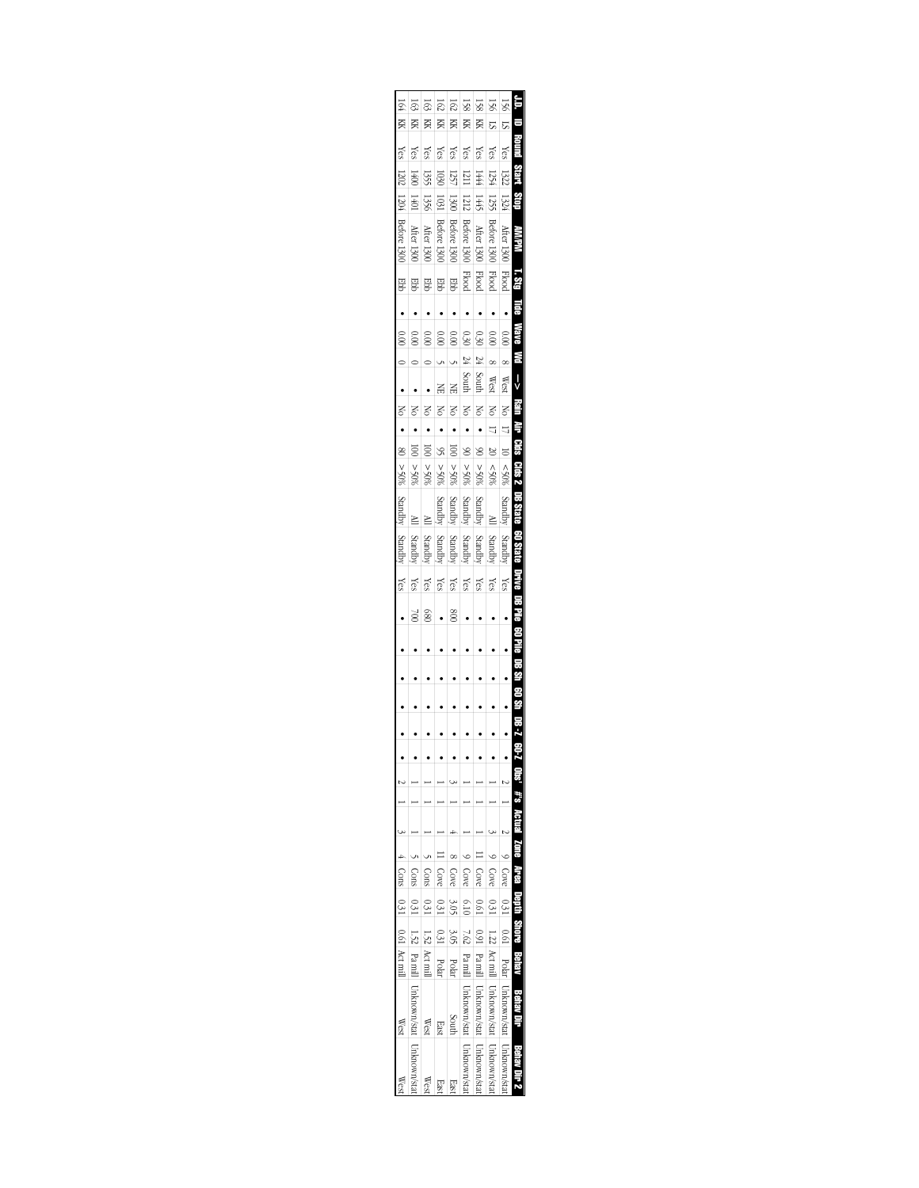| J.D. | ID | Round | Start | Stop | AM/PM | T. Stg | Tide | Wave | Wnd | --> | Rain | Air | Clds | Clds 2 | DB State | 60 State | Drive | DB Pile | 60 Pile | DB Sh | 60 Sh | DB - Z | 60-Z | Obs' #'s | Actual | Zone | Area | Depth | Shore | Behav | Behav Dir | Behav Dir 2 |
|---|---|---|---|---|---|---|---|---|---|---|---|---|---|---|---|---|---|---|---|---|---|---|---|---|---|---|---|---|---|---|---|---|
| 156 | LS | Yes | 1322 | 1324 | After 1300 | Flood | • | 0.00 | 8 | West | No | 17 | 10 | < 50% | Standby | Standby | Yes | • | • | • | • | • | • | 2 | 2 | 9 | Cove | 0.31 | 0.61 | Polar | Unknown/stat | Unknown/stat |
| 156 | LS | Yes | 1254 | 1255 | Before 1300 | Flood | • | 0.00 | 8 | West | No | 17 | 20 | < 50% | All | Standby | Yes | • | • | • | • | • | • | 1 | 3 | 9 | Cove | 0.31 | 1.22 | Act mill | Unknown/stat | Unknown/stat |
| 158 | KK | Yes | 1444 | 1445 | After 1300 | Flood | • | 0.30 | 24 | South | No | • | 90 | > 50% | Standby | Standby | Yes | • | • | • | • | • | • | 1 | 1 | 11 | Cove | 0.61 | 0.91 | Pa mill | Unknown/stat | Unknown/stat |
| 158 | KK | Yes | 1211 | 1212 | Before 1300 | Flood | • | 0.30 | 24 | South | No | • | 90 | > 50% | Standby | Standby | Yes | • | • | • | • | • | • | 1 | 1 | 9 | Cove | 6.10 | 7.62 | Pa mill | Unknown/stat | Unknown/stat |
| 162 | KK | Yes | 1257 | 1300 | Before 1300 | Ebb | • | 0.00 | 5 | NE | No | • | 100 | > 50% | Standby | Standby | Yes | 800 | • | • | • | • | • | 3 | 4 | 8 | Cove | 3.05 | 3.05 | Polar | South | East |
| 162 | KK | Yes | 1030 | 1031 | Before 1300 | Ebb | • | 0.00 | 5 | NE | No | • | 95 | > 50% | Standby | Standby | Yes | • | • | • | • | • | • | 1 | 1 | 11 | Cove | 0.31 | 0.31 | Polar | East | East |
| 163 | KK | Yes | 1355 | 1356 | After 1300 | Ebb | • | 0.00 | 0 | • | No | • | 100 | > 50% | All | Standby | Yes | 680 | • | • | • | • | • | 1 | 1 | 5 | Cons | 0.31 | 1.52 | Act mill | West | West |
| 163 | KK | Yes | 1400 | 1401 | After 1300 | Ebb | • | 0.00 | 0 | • | No | • | 100 | > 50% | All | Standby | Yes | 700 | • | • | • | • | • | 1 | 1 | 5 | Cons | 0.31 | 1.52 | Pa mill | Unknown/stat | Unknown/stat |
| 164 | KK | Yes | 1202 | 1204 | Before 1300 | Ebb | • | 0.00 | 0 | • | No | • | 80 | > 50% | Standby | Standby | Yes | • | • | • | • | • | • | 2 | 3 | 4 | Cons | 0.31 | 0.61 | Act mill | West | West |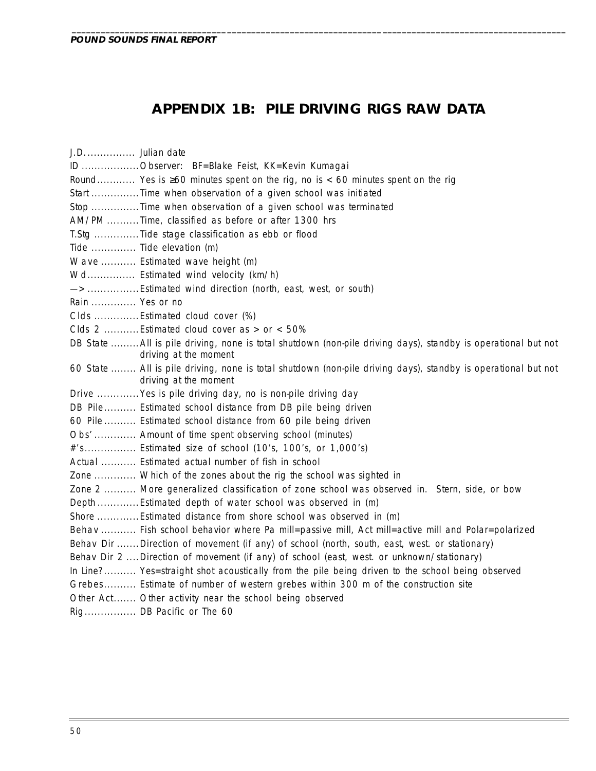# APPENDIX 1B: PILE DRIVING RIGS RAW DATA

J.D................ Julian date

ID .................. Observer: BF=Blake Feist, KK=Kevin Kumagai

Round............ Yes is ≥60 minutes spent on the rig, no is < 60 minutes spent on the rig

Start ............... Time when observation of a given school was initiated

Stop ............... Time when observation of a given school was terminated

AM/PM .......... Time, classified as before or after 1300 hrs

T.Stg .............. Tide stage classification as ebb or flood

Tide .............. Tide elevation (m)

Wave ........... Estimated wave height (m)

Wd............... Estimated wind velocity (km/h)

—> ................ Estimated wind direction (north, east, west, or south)

Rain .............. Yes or no

Clds .............. Estimated cloud cover (%)

Clds 2 ........... Estimated cloud cover as > or < 50%

DB State ......... All is pile driving, none is total shutdown (non-pile driving days), standby is operational but not driving at the moment

60 State ........ All is pile driving, none is total shutdown (non-pile driving days), standby is operational but not driving at the moment

Drive ............. Yes is pile driving day, no is non-pile driving day

DB Pile.......... Estimated school distance from DB pile being driven

60 Pile .......... Estimated school distance from 60 pile being driven

Obs' ............ Amount of time spent observing school (minutes)

#'s................ Estimated size of school (10's, 100's, or 1,000's)

Actual ........... Estimated actual number of fish in school

Zone ............. Which of the zones about the rig the school was sighted in

Zone 2 .......... More generalized classification of zone school was observed in. Stern, side, or bow

Depth ............. Estimated depth of water school was observed in (m)

Shore ............. Estimated distance from shore school was observed in (m)

Behav ........... Fish school behavior where Pa mill=passive mill, Act mill=active mill and Polar=polarized

Behav Dir ....... Direction of movement (if any) of school (north, south, east, west. or stationary)

Behav Dir 2 .... Direction of movement (if any) of school (east, west. or unknown/stationary)

In Line?.......... Yes=straight shot acoustically from the pile being driven to the school being observed

Grebes.......... Estimate of number of western grebes within 300 m of the construction site

Other Act....... Other activity near the school being observed

Rig................ DB Pacific or The 60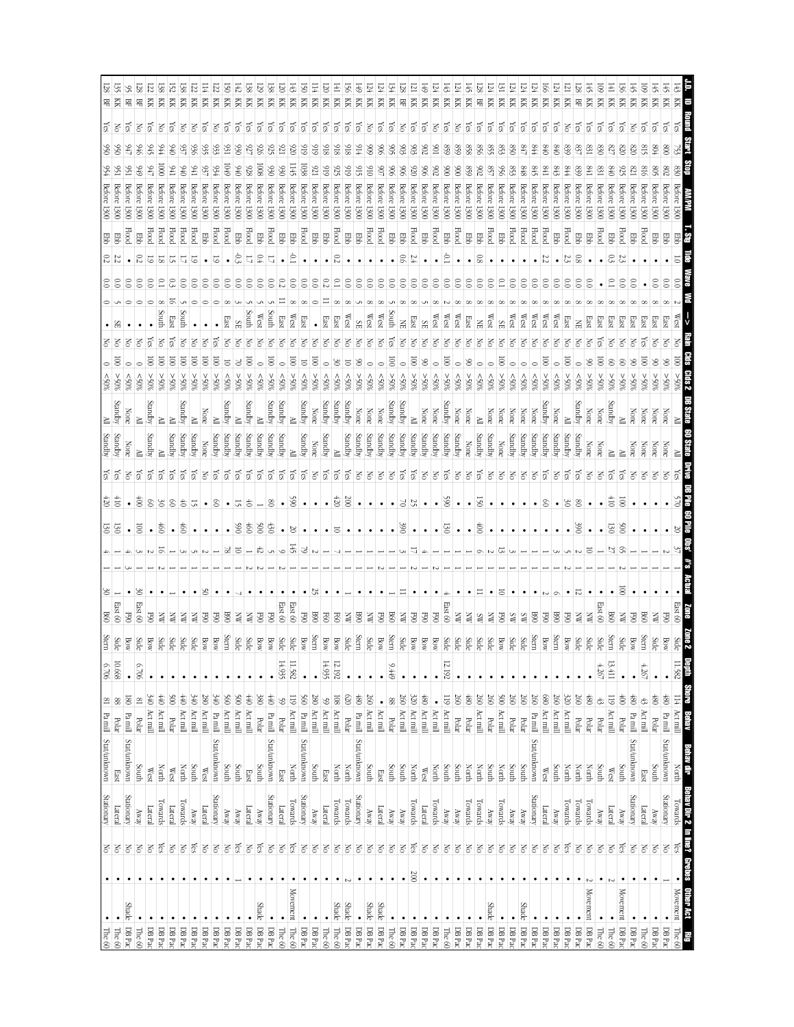| J.D. | ID | Round | Start | Stop | AM/PM | T. Stg | Tide | Wave | Wd | --> | Rain | Clds | Clds 2 | DB State | 60 State | Drive | DB Pile | 60 Pile | Obs' | #'s | Actual | Zone | Zone 2 | Depth | Shore | Behav | Behav dir | Behav Dir 2 | In line? | Grebes | Other Act | Rig |
|---|---|---|---|---|---|---|---|---|---|---|---|---|---|---|---|---|---|---|---|---|---|---|---|---|---|---|---|---|---|---|---|---|
| 143 | KK | Yes | 753 | 830 | Before 1300 | Ebb | 1.0 | 0.0 | 2 | West | No | 100 | >50% | All | All | Yes | 570 | 20 | 37 | 1 | • | East 60 | Side | 11,582 | 114 | Act mill | North | Towards | Yes | • | Movement | The 60 |
| 145 | KK | Yes | 800 | 802 | Before 1300 | Ebb | • | 0.0 | 0 | East | No | 90 | >50% | None | None | No | • | • | 2 | 1 | • | P90 | Bow | • | 480 | Pa mill | Stat/unknown | Stationary | No | 1 | • | DB Pac |
| 145 | KK | Yes | 804 | 805 | Before 1300 | Ebb | • | 0.0 | 8 | East | No | 90 | >50% | None | None | No | • | • | 1 | 1 | • | NW | Side | • | 480 | Polar | South | Away | No | • | • | DB Pac |
| 109 | KK | Yes | 815 | 816 | Before 1300 | Flood | • | • | 8 | East | Yes | 100 | >50% | None | None | No | • | • | 1 | 1 | • | B60 | Stern | 4,267 | 43 | Act mill | East | Lateral | No | • | • | The 60 |
| 145 | KK | No | 820 | 821 | Before 1300 | Ebb | • | 0.0 | 8 | East | No | 90 | >50% | None | None | No | • | • | 1 | 1 | • | P90 | Bow | • | 480 | Pa mill | Stat/unknown | Stationary | No | • | • | DB Pac |
| 136 | KK | Yes | 820 | 925 | Before 1300 | Flood | 2.3 | 0.0 | 8 | East | No | 60 | >50% | All | All | Yes | 100 | 500 | 65 | 2 | 100 | NW | Side | 13,411 | 400 | Polar | South | Away | Yes | • | Movement | DB Pac |
| 141 | KK | Yes | 827 | 840 | Before 1300 | Ebb | 0.3 | 0.0 | 8 | East | No | 60 | >50% | All | All | Yes | 410 | 130 | 27 | 1 | • | B60 | Stern | • | 119 | Act mill | West | Lateral | No | 2 | • | The 60 |
| 109 | KK | Yes | 830 | 831 | Before 1300 | Flood | • | 0.1 | 8 | East | Yes | 100 | >50% | Standby | None | No | • | • | 1 | 1 | • | East 60 | Side | 4,267 | 43 | Polar | South | Away | No | • | • | The 60 |
| 145 | KK | Yes | 831 | 841 | Before 1300 | Ebb | • | 0.0 | 8 | East | No | 90 | >50% | None | None | No | • | • | 10 | 1 | • | NW | Side | • | 480 | Polar | North | Away | No | 2 | Movement | DB Pac |
| 128 | BF | Yes | 837 | 839 | Before 1300 | Ebb | 0.8 | 0.0 | 8 | NE | No | 0 | <50% | Standby | Standby | Yes | 80 | 390 | 2 | 1 | 12 | NW | Side | • | 260 | Polar | North | Towards | No | • | • | DB Pac |
| 121 | KK | No | 839 | 844 | Before 1300 | Flood | 2.3 | 0.0 | 8 | East | No | 0 | <50% | All | Standby | Yes | 30 | • | 5 | 2 | • | P90 | Bow | • | 320 | Act mill | North | Towards | Yes | • | • | DB Pac |
| 124 | KK | Yes | 840 | 843 | Before 1300 | Ebb | • | 0.0 | 8 | West | No | 0 | <50% | None | Standby | No | • | • | 3 | 1 | 6 | B90 | Stern | • | 260 | Act mill | South | Away | No | • | • | DB Pac |
| 166 | KK | Yes | 840 | 841 | Before 1300 | Ebb | • | 0.0 | 8 | West | No | 100 | >50% | Standby | Standby | Yes | 60 | • | 1 | 1 | • | P90 | Bow | • | 680 | Act mill | West | Lateral | No | • | • | DB Pac |
| 124 | KK | Yes | 844 | 845 | Before 1300 | Flood | 2.2 | 0.0 | 8 | West | No | 100 | >50% | None | Standby | No | • | • | 1 | 1 | 2 | B90 | Stern | • | 260 | Pa mill | Stat/unknown | Stationary | No | • | • | DB Pac |
| 121 | KK | Yes | 847 | 848 | Before 1300 | Flood | • | 0.0 | 8 | West | No | 0 | <50% | None | Standby | No | • | • | 1 | 1 | • | SW | Side | • | 260 | Polar | South | Away | No | • | Shade | DB Pac |
| 124 | KK | Yes | 850 | 853 | Before 1300 | Flood | • | 0.0 | 8 | West | No | 0 | <50% | None | Standby | No | • | • | 3 | 1 | • | SW | Side | • | 260 | Polar | South | Away | No | • | • | DB Pac |
| 131 | KK | Yes | 853 | 956 | Before 1300 | Ebb | • | 0.1 | 8 | SE | No | 100 | >50% | None | None | No | • | • | 13 | 1 | 10 | P90 | Bow | • | 500 | Act mill | North | Towards | No | • | • | DB Pac |
| 124 | KK | Yes | 855 | 857 | Before 1300 | Flood | • | 0.0 | 8 | West | No | 0 | <50% | None | Standby | No | • | • | 1 | 1 | • | NW | Side | • | 260 | Polar | South | Away | No | • | • | DB Pac |
| 128 | BF | Yes | 856 | 902 | Before 1300 | Ebb | 0.8 | 0.0 | 8 | NE | No | 0 | <50% | All | Standby | Yes | 150 | • | 2 | 1 | • | NW | Side | • | 260 | Act mill | North | Towards | No | • | Shade | DB Pac |
| 145 | KK | Yes | 858 | 859 | Before 1300 | Ebb | • | 0.0 | 8 | East | No | 90 | >50% | None | None | No | • | 400 | 6 | 1 | 11 | SW | Side | • | 480 | Polar | North | Towards | No | • | • | DB Pac |
| 124 | KK | No | 859 | 900 | Before 1300 | Flood | • | 0.0 | 8 | West | No | 0 | <50% | None | Standby | No | • | • | 1 | 1 | • | NW | Side | • | 260 | Polar | South | Away | No | • | • | DB Pac |
| 143 | KK | Yes | 859 | 900 | Before 1300 | Ebb | -0.1 | 0.0 | 2 | West | No | 100 | >50% | Standby | Standby | Yes | 590 | 130 | 1 | 1 | 4 | East 60 | Side | 12,192 | 119 | Act mill | South | Away | No | • | • | The 60 |
| 124 | KK | No | 902 | 903 | Before 1300 | Flood | • | 0.0 | 8 | West | No | 0 | <50% | None | Standby | No | • | • | 1 | 2 | • | P90 | Bow | • | • | Act mill | North | Towards | No | • | • | DB Pac |
| 149 | KK | Yes | 902 | 906 | Before 1300 | Ebb | • | 0.0 | 5 | SE | No | 90 | >50% | None | Standby | No | • | • | 4 | 1 | • | P90 | Bow | • | 480 | Act mill | West | Lateral | No | • | • | DB Pac |
| 121 | KK | Yes | 903 | 920 | Before 1300 | Flood | 2.4 | 0.0 | 8 | East | No | 100 | >50% | All | Standby | Yes | 25 | • | 17 | 2 | • | P90 | Bow | • | 320 | Act mill | North | Towards | Yes | 200 | • | DB Pac |
| 128 | BF | No | 903 | 906 | Before 1300 | Ebb | • | 0.0 | 8 | NE | No | 0 | <50% | Standby | Standby | Yes | 70 | 390 | 3 | 1 | 11 | NW | Side | • | 260 | Act mill | South | Away | No | • | • | DB Pac |
| 134 | KK | Yes | 905 | 906 | Before 1300 | Ebb | 0.6 | 0.0 | 5 | South | Yes | 100 | >50% | Standby | Standby | No | • | • | 1 | 1 | 1 | B60 | Stern | 9,449 | 88 | Polar | South | Away | No | • | • | The 60 |
| 124 | KK | Yes | 907 | 907 | Before 1300 | Flood | • | 0.0 | 8 | West | No | 0 | <50% | None | Standby | No | • | • | 1 | 2 | • | P90 | Bow | • | • | Act mill | East | Lateral | No | • | Shade | DB Pac |
| 124 | KK | No | 909 | 910 | Before 1300 | Flood | • | 0.0 | 8 | West | No | 0 | <50% | None | Standby | No | • | • | 1 | 1 | • | NW | Side | • | 260 | Act mill | South | Away | No | • | Shade | DB Pac |
| 149 | KK | Yes | 914 | 915 | Before 1300 | Ebb | • | 0.0 | 5 | SE | No | 90 | >50% | None | Standby | No | • | • | 1 | 1 | • | B90 | Stern | • | 480 | Pa mill | Stat/unknown | Stationary | No | • | • | DB Pac |
| 156 | KK | Yes | 918 | 919 | Before 1300 | Ebb | • | 0.0 | 8 | West | No | 10 | <50% | Standby | Standby | Yes | 200 | • | 1 | 1 | 1 | NW | Side | • | 620 | Polar | North | Towards | No | 2 | Shade | DB Pac |
| 141 | KK | Yes | 918 | 925 | Before 1300 | Flood | 0.2 | 0.1 | 8 | East | No | 30 | <50% | Standby | All | Yes | 420 | 10 | 7 | 1 | • | F60 | Bow | 12,192 | 108 | Act mill | North | Towards | No | • | Shade | The 60 |
| 120 | KK | Yes | 918 | 919 | Before 1300 | Flood | • | 0.2 | 11 | East | No | 100 | >50% | Standby | Standby | Yes | • | • | 1 | 1 | • | F60 | Bow | 14,935 | 59 | Act mill | East | Lateral | No | • | • | The 60 |
| 114 | KK | Yes | 919 | 921 | Before 1300 | Ebb | • | 0.0 | 0 | • | No | 100 | >50% | None | None | No | • | • | 2 | 1 | • | B90 | Stern | • | 280 | Act mill | South | Away | No | • | • | DB Pac |
| 150 | KK | Yes | 919 | 1038 | Before 1300 | Flood | • | 0.0 | 8 | East | No | 0 | <50% | Standby | Standby | No | • | • | 79 | 1 | 25 | P90 | Bow | • | 560 | Pa mill | Stat/unknown | Stationary | No | • | • | DB Pac |
| 143 | KK | Yes | 920 | 1145 | Before 1300 | Ebb | -0.1 | 0.0 | 8 | West | No | 10 | >50% | All | All | Yes | 590 | 20 | 145 | 1 | • | East 60 | Side | 11,582 | 119 | Act mill | North | Towards | Yes | • | Movement | The 60 |
| 120 | KK | Yes | 921 | 930 | Before 1300 | Ebb | • | 0.2 | 11 | East | No | 100 | <50% | Standby | Standby | Yes | • | • | 9 | 2 | • | East 60 | Side | 14,935 | 59 | Polar | East | Lateral | No | • | • | The 60 |
| 138 | KK | Yes | 925 | 930 | Before 1300 | Flood | 1.7 | 0.0 | 5 | South | No | 100 | >50% | Standby | Standby | Yes | 80 | 430 | 5 | 1 | • | P90 | Bow | • | 440 | Pa mill | Stat/unknown | Stationary | No | • | • | DB Pac |
| 129 | KK | Yes | 926 | 1008 | Before 1300 | Ebb | 0.4 | 0.0 | 5 | West | No | 0 | <50% | All | Standby | Yes | 1 | 500 | 42 | 2 | • | P90 | Bow | • | 380 | Polar | South | Away | Yes | • | Shade | DB Pac |
| 138 | KK | Yes | 927 | 928 | Before 1300 | Flood | 1.7 | 0.0 | 5 | South | No | 0 | <50% | Standby | Standby | Yes | 40 | 460 | 2 | 2 | • | P90 | Bow | • | 440 | Act mill | East | Lateral | No | • | • | DB Pac |
| 142 | KK | Yes | 930 | 940 | Before 1300 | Ebb | -0.3 | 0.0 | 3 | SE | No | 70 | >50% | All | Standby | Yes | 15 | 590 | 10 | 1 | 7 | NW | Side | • | 500 | Act mill | South | Away | Yes | • | • | DB Pac |
| 150 | KK | Yes | 931 | 1049 | Before 1300 | Flood | • | 0.0 | 8 | East | No | 10 | <50% | Standby | Standby | Yes | • | • | 78 | 1 | • | B90 | Stern | • | 560 | Act mill | South | Away | No | 1 | • | DB Pac |
| 122 | KK | No | 933 | 934 | Before 1300 | Flood | 1.9 | 0.0 | 8 | East | Yes | 100 | >50% | All | Standby | Yes | 60 | • | 1 | 1 | • | P90 | Bow | • | 340 | Pa mill | Stat/unknown | Stationary | No | • | • | DB Pac |
| 114 | KK | Yes | 935 | 937 | Before 1300 | Ebb | • | 0.0 | 0 | • | No | 100 | >50% | None | None | No | • | • | 2 | 1 | 50 | P90 | Bow | • | 280 | Act mill | West | Lateral | No | • | • | DB Pac |
| 122 | KK | No | 936 | 941 | Before 1300 | Flood | 1.9 | 0.0 | 0 | • | No | 100 | >50% | All | Standby | Yes | 15 | • | 5 | 1 | • | NW | Side | • | 340 | Act mill | South | Away | Yes | • | • | DB Pac |
| 138 | KK | No | 937 | 940 | Before 1300 | Ebb | • | 0.0 | 5 | South | No | 100 | >50% | Standby | Standby | Yes | 40 | 460 | 3 | 1 | • | NW | Side | • | 440 | Act mill | North | Towards | No | • | • | DB Pac |
| 152 | KK | Yes | 940 | 941 | Before 1300 | Flood | 1.5 | 0.3 | 16 | East | Yes | 100 | >50% | All | Standby | Yes | 60 | • | 16 | 2 | 1 | NW | Side | • | 500 | Polar | West | Lateral | No | • | • | DB Pac |
| 138 | KK | No | 940 | 1000 | Before 1300 | Flood | 1.8 | 0.1 | 8 | South | No | 100 | >50% | All | All | Yes | 30 | 460 | 16 | 2 | • | NW | Side | • | 440 | Act mill | North | Towards | Yes | • | • | DB Pac |
| 122 | KK | Yes | 944 | 947 | Before 1300 | Flood | 1.9 | 0.0 | 0 | • | No | 100 | >50% | Standby | All | Yes | 60 | • | 2 | 1 | • | NW | Side | • | 440 | Act mill | West | Lateral | No | • | • | DB Pac |
| 128 | BF | Yes | 945 | 949 | Before 1300 | Ebb | 0.2 | 0.0 | 0 | • | No | 100 | <50% | All | All | Yes | 400 | 100 | 3 | 1 | 30 | East 60 | Bow | 6,706 | 81 | Polar | West | Lateral | No | • | • | DB Pac |
| 95 | BF | Yes | 947 | 951 | Before 1300 | Flood | • | 0.0 | 5 | SE | No | 100 | >50% | None | None | Yes | • | • | 4 | 3 | • | P90 | Bow | • | 180 | Pa mill | Stat/unknown | Stationary | No | • | Shade | DB Pac |
| 135 | KK | No | 950 | 951 | Before 1300 | Ebb | 2.2 | 0.0 | 5 | SE | No | 100 | >50% | Standby | Standby | Yes | 410 | 130 | 4 | 1 | 1 | East 60 | Side | 10,668 | 88 | Polar | East | Lateral | No | • | • | The 60 |
| 128 | BF | Yes | 950 | 954 | Before 1300 | Ebb | 0.2 | 0.0 | 0 | • | No | 0 | <50% | All | Standby | Yes | 420 | 130 | 4 | 1 | 30 | B60 | Stern | 6,706 | 81 | Pa mill | Stat/unknown | Stationary | No | • | • | The 60 |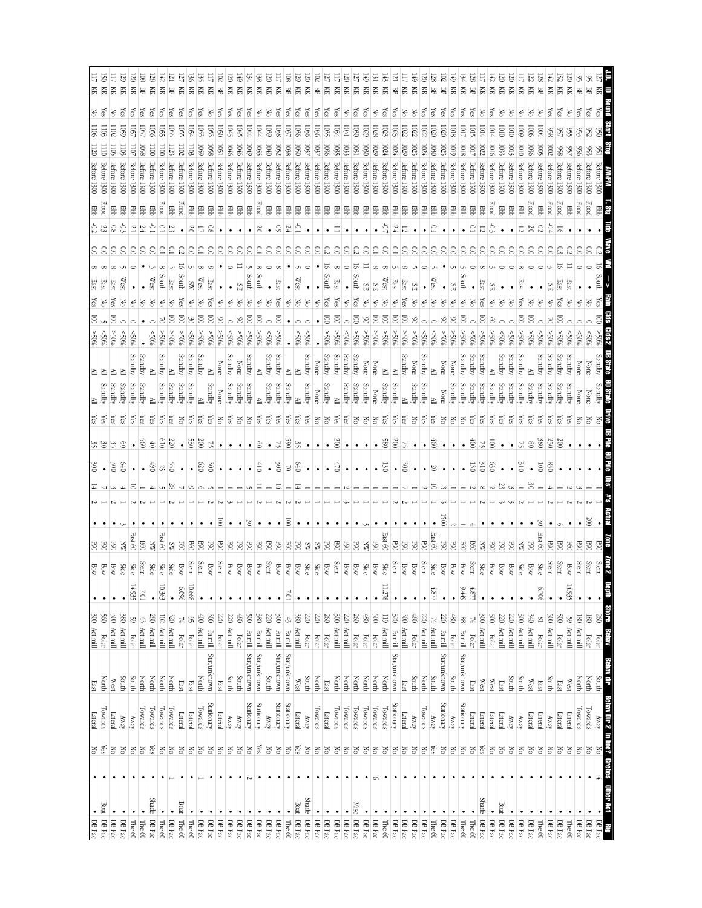| J.D. | ID | Round | Start | Stop | AM/PM | T. Stg | Tide | Wave | Wd | --> | Rain | Clds | Clds 2 | DB State | 60 State | Drive | DB Pile | 60 Pile | Obs' | #'s | Actual | Zone | Zone 2 | Depth | Shore | Behav | Behav dir | Behav Dir 2 | In line? | Grebes | Other Act | Rig |
|---|---|---|---|---|---|---|---|---|---|---|---|---|---|---|---|---|---|---|---|---|---|---|---|---|---|---|---|---|---|---|---|---|
| 127 | KK | Yes | 950 | 951 | Before 1300 | Ebb | • | 0.2 | 16 | South | Yes | 100 | >50% | Standby | Standby | No | • | • | 1 | 1 | • | B90 | Stern | • | 260 | Polar | South | Away | No | 4 | • | DB Pac |
| 95 | BF | Yes | 952 | 953 | Before 1300 | Flood | • | 0.0 | 0 | • | No | 0 | <50% | None | None | No | • | • | 1 | 2 | 200 | B90 | Stern | • | 180 | Polar | North | Towards | No | • | • | DB Pac |
| 95 | BF | Yes | 953 | 956 | Before 1300 | Flood | • | 0.0 | 0 | • | No | 0 | <50% | None | None | No | • | • | 3 | 2 | • | B90 | Stern | • | 180 | Act mill | North | Towards | No | • | • | DB Pac |
| 120 | KK | No | 955 | 957 | Before 1300 | Ebb | • | 0.2 | 11 | East | Yes | 100 | <50% | Standby | Standby | Yes | • | • | 2 | 2 | • | F60 | Bow | 14,935 | 59 | Act mill | West | Lateral | No | • | • | The 60 |
| 152 | KK | Yes | 957 | 958 | Before 1300 | Flood | 1.6 | 0.3 | 16 | East | Yes | 100 | >50% | Standby | Standby | Yes | 200 | • | 1 | 1 | 6 | F60 | Bow | • | 500 | Polar | East | Lateral | No | • | • | DB Pac |
| 142 | KK | Yes | 958 | 1002 | Before 1300 | Flood | -0.4 | 0.0 | 3 | SE | No | 70 | >50% | Standby | Standby | Yes | 250 | 830 | 4 | 2 | • | B90 | Stern | • | 500 | Act mill | South | Away | No | • | • | DB Pac |
| 128 | BF | No | 1004 | 1005 | Before 1300 | Ebb | 0.2 | 0.0 | 0 | • | No | 0 | <50% | Standby | Standby | Yes | 380 | 100 | 1 | 1 | 30 | East 60 | Side | 6,706 | 81 | Polar | East | Lateral | No | • | • | The 60 |
| 122 | KK | No | 1006 | 1036 | Before 1300 | Flood | 2.0 | 0.0 | 0 | • | No | 100 | >50% | All | Standby | Yes | 80 | • | 30 | 1 | • | F90 | Bow | • | 340 | Act mill | West | Lateral | No | • | • | DB Pac |
| 117 | KK | No | 1009 | 1010 | Before 1300 | Ebb | 1.2 | 0.0 | 8 | East | Yes | 100 | >50% | Standby | Standby | Yes | 75 | 310 | 1 | 1 | • | NW | Side | • | 300 | Act mill | South | Away | No | • | • | DB Pac |
| 120 | KK | No | 1010 | 1013 | Before 1300 | Ebb | • | 0.0 | 0 | • | No | 0 | <50% | Standby | Standby | Yes | • | • | 3 | 3 | • | F90 | Bow | • | 220 | Act mill | South | Away | No | • | • | DB Pac |
| 120 | KK | No | 1010 | 1033 | Before 1300 | Ebb | • | 0.0 | 3 | SE | No | 60 | <50% | Standby | Standby | Yes | • | • | 23 | 3 | • | F90 | Bow | • | 220 | Act mill | East | Lateral | No | • | Boat | DB Pac |
| 142 | KK | Yes | 1010 | 1016 | Before 1300 | Flood | -0.3 | 0.0 | 3 | SE | No | 60 | >50% | All | Standby | Yes | 100 | 630 | 2 | 1 | • | F90 | Bow | • | 500 | Polar | West | Lateral | No | • | • | DB Pac |
| 117 | KK | No | 1014 | 1022 | Before 1300 | Ebb | 1.2 | 0.0 | 8 | East | Yes | 100 | >50% | Standby | Standby | Yes | 75 | 310 | 8 | 2 | • | NW | Side | • | 300 | Act mill | West | Lateral | Yes | • | Shade | DB Pac |
| 128 | BF | Yes | 1015 | 1017 | Before 1300 | Ebb | 0.1 | 0.0 | 0 | • | No | 100 | <50% | Standby | Standby | Yes | • | • | 2 | 1 | • | B60 | Stern | 4,877 | 74 | Polar | East | Lateral | No | • | • | DB Pac |
| 134 | KK | Yes | 1017 | 1018 | Before 1300 | Ebb | 0.1 | 0.0 | 5 | South | No | 100 | >50% | Standby | Standby | No | 400 | 150 | 1 | 1 | 4 | B60 | Bow | 9,449 | 88 | Pa mill | Stat/unknown | Stationary | No | • | • | The 60 |
| 149 | KK | Yes | 1018 | 1019 | Before 1300 | Ebb | • | 0.0 | 5 | SE | No | 90 | >50% | None | Standby | No | • | • | 1 | 1 | • | F90 | Bow | • | 480 | Polar | South | Away | No | • | • | DB Pac |
| 102 | BF | Yes | 1020 | 1023 | Before 1300 | Ebb | • | 0.0 | • | • | No | 90 | >50% | None | None | No | • | • | 3 | 3 | 1500 | F90 | Bow | • | 220 | Pa mill | Stat/unknown | Stationary | No | • | • | DB Pac |
| 128 | BF | Yes | 1020 | 1030 | Before 1300 | Ebb | 0.1 | 0.0 | 3 | West | No | 0 | <50% | All | All | Yes | 460 | 20 | 10 | 1 | • | East 60 | Side | 4,877 | 74 | Act mill | South | Away | Yes | • | • | The 60 |
| 149 | KK | Yes | 1020 | 1024 | Before 1300 | Ebb | • | 0.0 | 0 | • | No | 0 | <50% | Standby | None | Yes | • | • | 2 | 1 | • | B90 | Stern | • | 220 | Act mill | North | Towards | No | • | • | DB Pac |
| 117 | KK | No | 1022 | 1023 | Before 1300 | Ebb | • | 0.0 | 5 | SE | No | 90 | >50% | None | Standby | No | • | • | 1 | 1 | • | B90 | Stern | • | 480 | Polar | South | Away | No | • | • | DB Pac |
| 149 | KK | No | 1022 | 1029 | Before 1300 | Ebb | 1.2 | 0.0 | 8 | East | Yes | 100 | >50% | All | All | Yes | 75 | 300 | 1 | 1 | • | F90 | Bow | • | 300 | Act mill | East | Lateral | No | • | • | DB Pac |
| 121 | BF | Yes | 1023 | 1024 | Before 1300 | Ebb | 2.4 | 0.1 | 3 | East | No | 100 | >50% | Standby | Standby | Yes | 200 | • | 1 | 2 | • | B90 | Stern | • | 320 | Pa mill | Stat/unknown | Stationary | No | • | • | DB Pac |
| 143 | KK | Yes | 1023 | 1024 | Before 1300 | Ebb | -0.7 | 0.0 | 8 | West | No | 100 | >50% | All | Standby | Yes | 580 | 130 | 1 | 1 | • | East 60 | Side | 11,278 | 119 | Act mill | North | Towards | No | • | • | The 60 |
| 131 | KK | No | 1028 | 1029 | Before 1300 | Ebb | • | 0.1 | 8 | SE | No | 100 | >50% | None | None | Yes | • | • | 1 | 1 | • | F90 | Bow | • | 500 | Polar | North | Towards | No | 6 | • | The 60 |
| 149 | KK | Yes | 1029 | 1030 | Before 1300 | Ebb | • | 0.0 | 11 | SE | No | 90 | >50% | None | Standby | No | • | • | 1 | 1 | 5 | NW | Side | • | 480 | Polar | North | Towards | No | • | • | DB Pac |
| 127 | KK | Yes | 1030 | 1031 | Before 1300 | Ebb | • | 0.2 | 16 | South | Yes | 100 | >50% | Standby | Standby | No | • | • | 1 | 1 | • | F90 | Bow | • | 260 | Polar | North | Towards | No | • | Misc | DB Pac |
| 120 | KK | No | 1031 | 1033 | Before 1300 | Ebb | • | 0.0 | 0 | • | No | 0 | <50% | Standby | Standby | Yes | • | • | 2 | 3 | • | B90 | Stern | • | 220 | Act mill | North | Towards | No | • | • | DB Pac |
| 117 | KK | Yes | 1034 | 1035 | Before 1300 | Ebb | 1.1 | 0.0 | 8 | East | Yes | 100 | >50% | All | All | Yes | 200 | 470 | 1 | 1 | • | B90 | Stern | • | 300 | Act mill | North | Towards | No | • | • | DB Pac |
| 127 | KK | Yes | 1035 | 1036 | Before 1300 | Ebb | • | 0.2 | 16 | South | Yes | 100 | >50% | Standby | Standby | No | • | • | 1 | 1 | • | F90 | Bow | • | 260 | Polar | East | Lateral | No | • | • | DB Pac |
| 102 | BF | Yes | 1036 | 1037 | Before 1300 | Ebb | • | 0.0 | • | • | No | • | • | None | None | No | • | • | 1 | 1 | • | SW | Side | • | 220 | Polar | North | Towards | No | • | • | DB Pac |
| 120 | KK | Yes | 1036 | 1037 | Before 1300 | Ebb | -0.1 | 0.0 | 0 | • | No | 0 | <50% | Standby | Standby | Yes | • | • | 1 | 1 | • | SW | Side | • | 220 | Polar | South | Away | No | • | Shade | DB Pac |
| 129 | KK | Yes | 1036 | 1050 | Before 1300 | Ebb | -0.1 | 0.0 | 8 | West | No | 0 | <50% | All | All | Yes | 35 | 640 | 14 | 2 | • | F90 | Bow | • | 380 | Act mill | West | Lateral | Yes | • | Boat | DB Pac |
| 108 | BF | Yes | 1037 | 1038 | Before 1300 | Ebb | 2.4 | 0.0 | • | • | No | • | • | All | Standby | Yes | 590 | 70 | 1 | 1 | 100 | F60 | Bow | 7.01 | 43 | Pa mill | Stat/unknown | Stationary | No | • | • | The 60 |
| 117 | KK | Yes | 1038 | 1052 | Before 1300 | Ebb | 0.9 | 0.0 | 8 | East | Yes | 100 | >50% | Standby | Standby | Yes | 75 | 300 | 14 | 2 | • | F90 | Bow | • | 300 | Pa mill | Stat/unknown | Stationary | No | • | • | DB Pac |
| 120 | KK | No | 1039 | 1040 | Before 1300 | Ebb | • | 0.0 | 0 | • | No | 0 | <50% | Standby | Standby | Yes | • | • | 1 | 1 | • | B90 | Stern | • | 220 | Act mill | South | Away | No | • | • | DB Pac |
| 138 | KK | No | 1044 | 1055 | Before 1300 | Flood | 2.0 | 0.1 | 8 | South | No | 100 | >50% | All | All | Yes | 60 | 410 | 11 | 2 | • | F90 | Bow | • | 380 | Pa mill | Stat/unknown | Stationary | Yes | • | • | DB Pac |
| 134 | KK | Yes | 1044 | 1049 | Before 1300 | Ebb | • | 0.0 | 5 | South | No | 100 | >50% | Standby | Standby | No | • | • | 5 | 1 | 30 | F90 | Bow | • | 500 | Pa mill | Stat/unknown | Stationary | No | 2 | • | DB Pac |
| 149 | KK | Yes | 1045 | 1046 | Before 1300 | Ebb | • | 0.0 | 11 | SE | No | 90 | >50% | None | Standby | No | • | • | 1 | 1 | • | F90 | Bow | • | 480 | Polar | South | Away | No | • | • | DB Pac |
| 120 | KK | Yes | 1045 | 1046 | Before 1300 | Ebb | • | 0.0 | 0 | • | No | 0 | <50% | Standby | Standby | Yes | • | • | 1 | 3 | • | F90 | Bow | • | 220 | Act mill | South | Away | No | • | • | DB Pac |
| 102 | BF | Yes | 1050 | 1051 | Before 1300 | Ebb | • | 0.0 | • | • | No | 90 | >50% | None | None | No | • | • | 1 | 1 | 100 | B90 | Bow | • | 220 | Polar | East | Lateral | No | • | • | DB Pac |
| 117 | KK | No | 1053 | 1058 | Before 1300 | Ebb | 0.8 | 0.0 | 8 | East | Yes | 100 | >50% | Standby | Standby | Yes | 75 | 300 | 5 | 2 | • | F90 | Bow | • | 300 | Pa mill | Stat/unknown | Stationary | No | • | • | DB Pac |
| 135 | KK | Yes | 1053 | 1059 | Before 1300 | Ebb | 1.7 | 0.1 | 8 | West | No | 100 | >50% | Standby | All | Yes | 200 | 620 | 6 | 1 | • | B90 | Stern | • | 400 | Act mill | North | Towards | No | 1 | • | The 60 |
| 136 | KK | Yes | 1054 | 1103 | Before 1300 | Ebb | 2.0 | 0.0 | 3 | SW | No | 30 | <50% | Standby | Standby | Yes | 530 | • | 9 | 1 | • | B60 | Stern | 10,668 | 95 | Polar | East | Lateral | No | • | • | The 60 |
| 127 | KK | Yes | 1055 | 1102 | Before 1300 | Flood | • | 0.2 | 16 | South | Yes | 100 | >50% | All | Standby | No | • | • | 7 | 1 | • | F60 | Bow | 6,096 | 74 | Polar | East | Lateral | No | • | Boat | The 60 |
| 121 | BF | Yes | 1055 | 1123 | Before 1300 | Ebb | 2.3 | 0.1 | 3 | East | No | 100 | >50% | Standby | Standby | Yes | 220 | 550 | 28 | 2 | • | SW | Side | • | 320 | Act mill | North | Towards | No | 1 | • | DB Pac |
| 142 | KK | Yes | 1056 | 1100 | Before 1300 | Flood | 0.1 | 0.1 | 8 | South | No | 70 | >50% | All | Standby | Yes | 610 | 25 | 5 | 1 | • | East 60 | Side | 10,363 | 102 | Act mill | North | Towards | No | • | • | DB Pac |
| 128 | BF | Yes | 1056 | 1100 | Before 1300 | Ebb | -0.1 | 0.0 | 3 | West | No | 0 | <50% | Standby | All | Yes | 40 | 490 | 4 | 1 | • | NW | Side | • | 280 | Act mill | North | Towards | Yes | • | Shade | DB Pac |
| 108 | BF | Yes | 1057 | 1058 | Before 1300 | Ebb | 2.4 | 0.0 | • | • | No | • | • | Standby | Standby | Yes | 560 | • | 1 | 2 | • | B60 | Stern | 7.01 | 43 | Act mill | North | Towards | No | • | • | The 60 |
| 120 | KK | Yes | 1057 | 1107 | Before 1300 | Ebb | 2.1 | 0.0 | 0 | • | No | 0 | <50% | Standby | Standby | Yes | • | • | 10 | 2 | • | East 60 | Side | 14,935 | 59 | Polar | South | Away | No | • | • | The 60 |
| 129 | KK | Yes | 1059 | 1103 | Before 1300 | Ebb | -0.3 | 0.0 | 5 | West | No | 0 | <50% | All | Standby | Yes | 60 | 640 | 4 | 1 | 3 | NW | Side | • | 380 | Act mill | South | Away | No | • | • | DB Pac |
| 117 | KK | No | 1102 | 1105 | Before 1300 | Ebb | 0.8 | 0.0 | 8 | East | Yes | 100 | >50% | All | Standby | Yes | 35 | 300 | 3 | 2 | • | F90 | Bow | • | 300 | Act mill | West | Lateral | No | • | • | DB Pac |
| 150 | KK | Yes | 1103 | 1110 | Before 1300 | Flood | 2.3 | 0.0 | 8 | East | No | 5 | <50% | All | Standby | Yes | 30 | • | 7 | 1 | • | F90 | Bow | • | 560 | Polar | North | Towards | Yes | • | Boat | DB Pac |
| 117 | KK | No | 1106 | 1120 | Before 1300 | Ebb | -0.2 | 0.0 | 8 | East | Yes | 100 | >50% | All | All | Yes | 35 | 300 | 14 | 2 | • | F90 | Bow | • | 300 | Act mill | East | Lateral | No | • | • | DB Pac |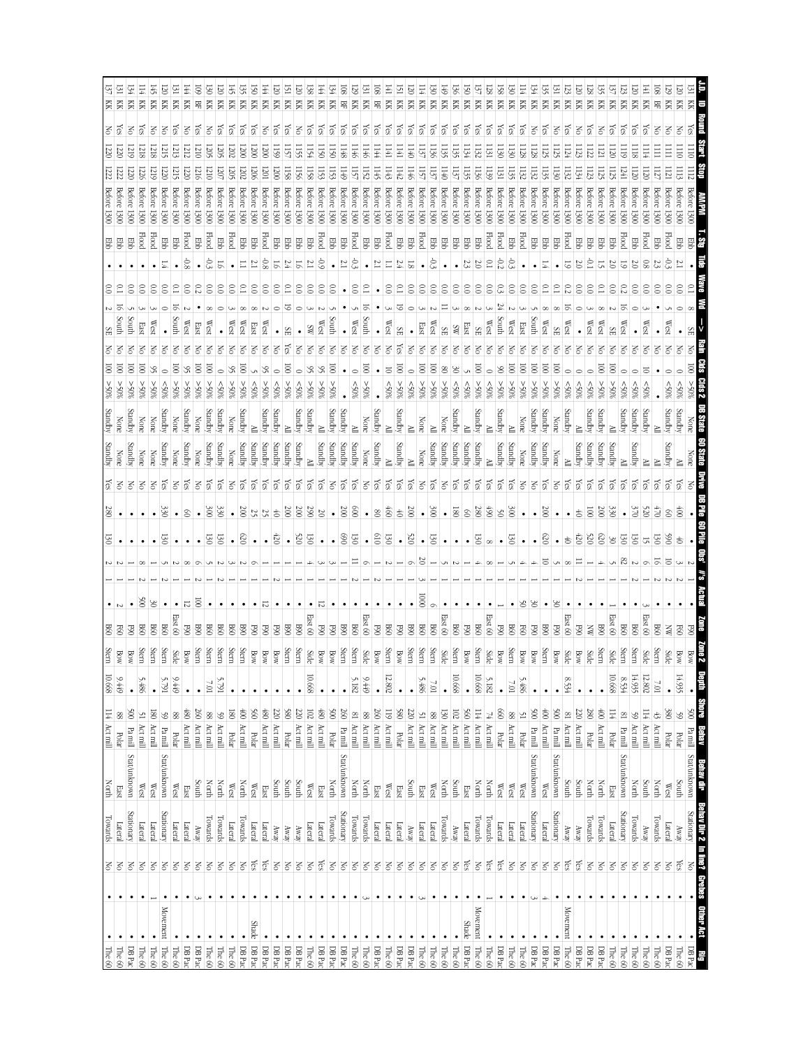| J.D. | ID | Round | Start | Stop | AM/PM | T. Stg | Tide | Wave | Wd | —> | Rain | Clds | Clds 2 | DB State | 60 State | Drive | DB Pile | 60 Pile | Obs' | #'s | Actual | Zone | Zone 2 | Depth | Shore | Behav | Behav dir | Behav Dir 2 | In line? | Grebes | Other Act | Rig |
|---|---|---|---|---|---|---|---|---|---|---|---|---|---|---|---|---|---|---|---|---|---|---|---|---|---|---|---|---|---|---|---|---|
| 131 | KK | Yes | 1110 | 1112 | Before 1300 | Ebb | • | 0.1 | 8 | SE | No | 100 | >50% | None | None | No | • | • | 2 | 1 | • | F90 | Bow | • | 500 | Pa mill | Stat/unknown | Stationary | No | • | • | DB Pac |
| 120 | KK | No | 1110 | 1113 | Before 1300 | Ebb | 2.1 | 0.0 | 0 | • | No | 0 | <50% | Standby | All | Yes | 400 | 40 | 3 | 2 | • | F60 | Bow | 14.935 | 59 | Polar | South | Away | Yes | • | • | The 60 |
| 129 | KK | No | 1111 | 1121 | Before 1300 | Flood | -0.3 | 0.0 | 5 | West | No | 0 | <50% | Standby | Standby | Yes | 60 | 590 | 10 | 2 | • | F60 | Bow | • | 380 | Polar | West | Lateral | No | • | • | DB Pac |
| 108 | BF | No | 1111 | 1127 | Before 1300 | Ebb | 2.3 | 0.0 | • | • | No | • | <50% | All | All | Yes | 470 | 130 | 16 | 2 | • | NW | Side | 7.01 | 43 | Act mill | North | Towards | No | • | • | The 60 |
| 141 | KK | Yes | 1114 | 1127 | Before 1300 | Flood | 0.8 | 0.0 | 3 | West | No | 10 | <50% | All | All | Yes | 520 | 15 | 6 | 1 | 3 | East 60 | Side | 12.802 | 114 | Act mill | South | Away | No | • | • | The 60 |
| 120 | KK | Yes | 1118 | 1120 | Before 1300 | Ebb | 2.0 | 0.0 | 0 | • | No | 0 | <50% | Standby | Standby | Yes | 370 | 130 | 1 | 1 | • | B60 | Stern | 14.935 | 59 | Act mill | North | Towards | No | • | • | The 60 |
| 123 | KK | Yes | 1119 | 1241 | Before 1300 | Flood | 1.9 | 0.2 | 16 | West | No | 0 | <50% | Standby | All | Yes | • | 130 | 2 | 2 | • | B60 | Stern | 8.534 | 81 | Pa mill | Stat/unknown | Stationary | No | • | • | The 60 |
| 137 | KK | Yes | 1120 | 1125 | Before 1300 | Flood | 2.0 | 0.2 | 0 | • | No | 100 | >50% | All | All | Yes | 330 | 30 | 82 | 2 | 1 | East 60 | Side | 10.668 | 114 | Polar | East | Lateral | No | • | • | The 60 |
| 120 | KK | Yes | 1120 | 1125 | Before 1300 | Ebb | 2.0 | 0.1 | 2 | SE | No | 100 | >50% | Standby | Standby | Yes | 200 | 620 | 5 | 1 | • | B90 | Stern | • | 400 | Act mill | North | Towards | No | • | • | DB Pac |
| 135 | KK | No | 1121 | 1125 | Before 1300 | Ebb | 1.5 | 0.1 | • | West | No | 100 | >50% | Standby | Standby | Yes | 200 | 620 | 4 | 1 | • | B90 | Stern | • | 400 | Act mill | North | Towards | No | • | • | The 60 |
| 128 | KK | Yes | 1122 | 1123 | Before 1300 | Ebb | -0.1 | 0.0 | 3 | West | No | 0 | <50% | Standby | Standby | Yes | 100 | 520 | 1 | 1 | • | NW | Side | • | 280 | Polar | North | Towards | No | • | • | DB Pac |
| 120 | KK | No | 1123 | 1134 | Before 1300 | Ebb | 2.0 | 0.0 | 0 | • | No | 0 | <50% | All | All | Yes | 40 | 420 | 11 | 2 | • | F90 | Bow | • | 220 | Act mill | South | Away | Yes | • | • | DB Pac |
| 123 | KK | Yes | 1124 | 1132 | Before 1300 | Flood | 1.9 | 0.2 | 16 | West | No | 0 | <50% | Standby | All | Yes | 40 | 40 | 8 | 1 | • | F90 | Bow | 8.534 | 81 | Act mill | South | Away | Yes | • | • | DB Pac |
| 131 | KK | No | 1125 | 1130 | Before 1300 | Ebb | • | 0.1 | 8 | SE | No | 100 | >50% | Standby | All | Yes | • | • | 5 | 1 | • | East 60 | Bow | • | 500 | Pa mill | Stat/unknown | Stationary | No | • | Movement | DB Pac |
| 135 | KK | Yes | 1125 | 1135 | Before 1300 | Ebb | 1.4 | 0.1 | 8 | West | No | 100 | >50% | None | None | No | • | 620 | 5 | 1 | 30 | F90 | Bow | • | 500 | Pa mill | Stat/unknown | Stationary | No | • | • | DB Pac |
| 134 | KK | No | 1128 | 1132 | Before 1300 | Ebb | • | 0.0 | 5 | South | No | 100 | >50% | Standby | Standby | No | 200 | • | 10 | 1 | • | B90 | Stern | • | 400 | Act mill | West | Lateral | No | 4 | • | The 60 |
| 114 | KK | Yes | 1128 | 1132 | Before 1300 | Flood | • | 0.0 | 3 | East | No | 100 | >50% | Standby | Standby | No | • | • | 4 | 1 | 30 | F90 | Bow | • | 500 | Pa mill | Stat/unknown | Stationary | No | 3 | • | DB Pac |
| 114 | KK | No | 1130 | 1135 | Before 1300 | Ebb | -0.3 | 0.0 | 2 | West | No | 100 | >50% | None | None | Yes | • | • | 4 | 1 | 50 | F60 | Bow | 5.486 | 51 | Polar | West | Lateral | No | • | • | The 60 |
| 130 | KK | Yes | 1130 | 1135 | Before 1300 | Ebb | • | 0.0 | 2 | West | No | 100 | >50% | All | Standby | Yes | 300 | 130 | 5 | 1 | • | B60 | Stern | 7.01 | 88 | Act mill | West | Lateral | No | • | • | The 60 |
| 126 | KK | Yes | 1131 | 1140 | Before 1300 | Flood | -0.2 | 0.3 | 24 | South | No | 90 | >50% | Standby | None | Yes | • | • | 1 | 1 | • | F90 | Bow | • | 660 | Polar | West | Lateral | Yes | • | • | DB Pac |
| 158 | KK | Yes | 1131 | 1139 | Before 1300 | Flood | 0.1 | 0.0 | 3 | West | No | 0 | <50% | All | All | Yes | 50 | • | 1 | 1 | 1 | F90 | Bow | 5.182 | • | Polar | West | Lateral | Yes | • | • | DB Pac |
| 137 | KK | Yes | 1132 | 1136 | Before 1300 | Ebb | 2.0 | 0.0 | 2 | SE | No | 100 | >50% | All | All | Yes | 490 | 8 | 8 | 1 | • | East 60 | Side | • | • | Act mill | North | Towards | Yes | 1 | • | The 60 |
| 150 | KK | Yes | 1134 | 1135 | Before 1300 | Ebb | 2.3 | 0.0 | 5 | East | No | 100 | >50% | Standby | Standby | Yes | 280 | 130 | 4 | 1 | • | B60 | Stern | 10.668 | 74 | Act mill | North | Towards | No | • | Movement | The 60 |
| 136 | KK | Yes | 1135 | 1157 | Before 1300 | Ebb | • | 0.0 | 3 | SW | No | 30 | <50% | All | Standby | Yes | 60 | • | 1 | 1 | • | F90 | Bow | • | 560 | Act mill | East | Lateral | Yes | • | Shade | DB Pac |
| 149 | KK | Yes | 1135 | 1157 | Before 1300 | Ebb | • | 0.0 | 11 | SE | No | 80 | >50% | None | Standby | Yes | 180 | • | 2 | 1 | • | B60 | Stern | 10.668 | 102 | Act mill | South | Away | No | • | • | The 60 |
| 130 | KK | Yes | 1136 | 1140 | Before 1300 | Ebb | • | 0.0 | 2 | West | No | 100 | >50% | All | Standby | Yes | • | • | 5 | 1 | • | East 60 | Side | • | 130 | Act mill | North | Towards | No | • | • | The 60 |
| 114 | KK | No | 1137 | 1157 | Before 1300 | Flood | -0.3 | 0.0 | 3 | East | No | 100 | >50% | All | Standby | Yes | 300 | 130 | 1 | 1 | 6 | B60 | Stern | 7.01 | 88 | Act mill | West | Lateral | No | • | • | The 60 |
| 120 | KK | Yes | 1140 | 1146 | Before 1300 | Flood | • | 0.0 | 0 | • | No | 0 | <50% | None | None | Yes | • | • | 20 | 3 | 1000 | B60 | Stern | 5.486 | 51 | Act mill | East | Lateral | No | 3 | • | The 60 |
| 151 | KK | Yes | 1140 | 1146 | Before 1300 | Ebb | 1.8 | 0.0 | 6 | • | No | 0 | <50% | All | All | Yes | 200 | 520 | 6 | 1 | • | B90 | Stern | • | 220 | Act mill | South | Away | No | • | • | DB Pac |
| 141 | KK | Yes | 1141 | 1142 | Before 1300 | Ebb | 2.4 | 0.1 | 19 | SE | Yes | 100 | >50% | Standby | Standby | Yes | 40 | • | 2 | 1 | • | F90 | Bow | • | 580 | Polar | East | Lateral | No | • | • | DB Pac |
| 108 | BF | Yes | 1143 | 1143 | Before 1300 | Ebb | 0.0 | 0.0 | 3 | West | No | 10 | >50% | All | All | Yes | 460 | 130 | 1 | 1 | • | B60 | Stern | 12.802 | 119 | Act mill | West | Lateral | No | • | • | The 60 |
| 141 | KK | Yes | 1144 | 1145 | Before 1300 | Flood | 2.1 | • | • | • | No | • | >50% | Standby | Standby | Yes | 80 | 610 | 2 | 2 | • | F90 | Bow | • | 260 | Act mill | West | Lateral | No | • | • | DB Pac |
| 131 | KK | Yes | 1146 | 1152 | Before 1300 | Ebb | • | 0.1 | 16 | South | No | 100 | >50% | None | None | Yes | • | 6 | 1 | 1 | • | East 60 | Side | 9.449 | 88 | Act mill | North | Towards | No | 3 | • | The 60 |
| 129 | KK | Yes | 1146 | 1157 | Before 1300 | Flood | -0.3 | 0.0 | 5 | West | No | 100 | <50% | Standby | Standby | Yes | • | 130 | 11 | 2 | • | B60 | Stern | 5.182 | 81 | Act mill | North | Towards | No | • | • | The 60 |
| 108 | BF | Yes | 1148 | 1149 | Before 1300 | Ebb | 2.1 | • | • | • | No | • | • | All | Standby | Yes | 600 | 690 | 1 | 1 | • | B90 | Stern | • | 260 | Pa mill | Stat/unknown | Stationary | No | • | • | DB Pac |
| 134 | KK | Yes | 1150 | 1153 | Before 1300 | Ebb | • | 0.0 | 5 | South | No | 100 | >50% | Standby | Standby | Yes | 200 | • | 1 | 1 | • | F90 | Bow | • | 500 | Polar | North | Towards | No | • | • | DB Pac |
| 144 | KK | Yes | 1150 | 1153 | Before 1300 | Flood | -0.9 | 0.0 | 2 | West | No | 95 | >50% | All | Standby | No | 20 | • | 3 | 1 | • | F90 | Bow | • | 480 | Act mill | East | Lateral | Yes | • | • | DB Pac |
| 138 | KK | Yes | 1154 | 1158 | Before 1300 | Ebb | 2.1 | 0.0 | 3 | SW | No | 95 | >50% | Standby | All | Yes | 290 | 130 | 4 | 1 | 12 | East 60 | Side | 10.668 | 102 | Act mill | West | Lateral | No | • | • | The 60 |
| 126 | KK | No | 1155 | 1156 | Before 1300 | Ebb | 1.6 | 0.0 | 0 | • | No | 0 | <50% | Standby | All | Yes | 200 | 520 | 1 | 1 | • | B90 | Stern | • | 220 | Act mill | South | Away | No | • | • | DB Pac |
| 151 | KK | Yes | 1157 | 1158 | Before 1300 | Ebb | 2.4 | 0.1 | 19 | SE | Yes | 100 | >50% | All | Standby | Yes | 200 | • | 1 | 1 | • | B90 | Stern | • | 580 | Polar | South | Away | No | • | • | DB Pac |
| 120 | KK | Yes | 1159 | 1200 | Before 1300 | Ebb | 1.6 | 0.0 | 0 | • | No | 0 | <50% | Standby | Standby | Yes | 40 | 420 | 1 | 2 | • | F90 | Bow | • | 220 | Act mill | South | Away | No | • | • | DB Pac |
| 144 | KK | No | 1200 | 1201 | Before 1300 | Flood | -0.8 | 0.0 | 2 | West | No | 95 | >50% | Standby | Standby | Yes | 25 | • | 1 | 1 | 12 | F90 | Bow | • | 480 | Act mill | East | Lateral | Yes | • | • | DB Pac |
| 150 | KK | Yes | 1200 | 1206 | Before 1300 | Ebb | 2.1 | 0.0 | 8 | East | No | 5 | <50% | All | Standby | Yes | 25 | • | 6 | 1 | • | F90 | Bow | • | 560 | Polar | West | Lateral | Yes | • | Shade | DB Pac |
| 135 | KK | Yes | 1200 | 1202 | Before 1300 | Ebb | 1.1 | 0.1 | 8 | West | No | 100 | >50% | Standby | Standby | Yes | 200 | 620 | 2 | 1 | • | B90 | Stern | • | 400 | Act mill | North | Towards | No | • | • | DB Pac |
| 145 | KK | Yes | 1202 | 1205 | Before 1300 | Flood | • | 0.0 | 3 | West | No | 95 | >50% | None | None | No | • | • | 5 | 1 | • | B60 | Stern | • | 180 | Polar | West | Lateral | No | • | • | The 60 |
| 120 | KK | Yes | 1205 | 1207 | Before 1300 | Ebb | 1.6 | 0.0 | 0 | • | No | 0 | <50% | Standby | Standby | Yes | 330 | 130 | 2 | 2 | • | B60 | Stern | 5.791 | 59 | Act mill | North | Towards | No | • | • | The 60 |
| 109 | BF | Yes | 1205 | 1210 | Before 1300 | Flood | • | 0.2 | • | East | No | 100 | >50% | Standby | Standby | Yes | 300 | 130 | 2 | 2 | • | B60 | Stern | • | 88 | Act mill | North | Towards | No | • | • | The 60 |
| 130 | KK | No | 1205 | 1210 | Before 1300 | Flood | -0.3 | 0.0 | 8 | West | No | 100 | >50% | Standby | Standby | Yes | • | • | 5 | 1 | • | B60 | Stern | 7.01 | 88 | Act mill | North | Towards | No | • | • | The 60 |
| 144 | KK | Yes | 1210 | 1216 | Before 1300 | Flood | -0.8 | 0.2 | 2 | West | No | 95 | >50% | None | None | No | • | • | 6 | 1 | 100 | B90 | Stern | • | 260 | Act mill | South | Away | No | 3 | • | DB Pac |
| 131 | KK | No | 1212 | 1220 | Before 1300 | Flood | • | 0.1 | 2 | West | No | 100 | >50% | Standby | Standby | Yes | 60 | • | 8 | 1 | 12 | F90 | Bow | 9.449 | 480 | Act mill | East | Lateral | No | • | • | DB Pac |
| 120 | KK | No | 1215 | 1215 | Before 1300 | Ebb | • | 0.1 | 16 | South | No | 100 | >50% | None | None | Yes | • | • | 1 | 1 | • | East 60 | Side | 9.449 | 88 | Polar | West | Lateral | No | • | • | The 60 |
| 145 | KK | No | 1215 | 1220 | Before 1300 | Ebb | 1.4 | 0.0 | 0 | • | No | 0 | <50% | Standby | Standby | Yes | 330 | 130 | 5 | 2 | • | B60 | Stern | 5.791 | 59 | Pa mill | Stat/unknown | Stationary | No | • | Movement | The 60 |
| 114 | KK | Yes | 1218 | 1219 | Before 1300 | Flood | • | 0.0 | 3 | West | No | 95 | >50% | None | None | Yes | • | • | 5 | 1 | • | B60 | Stern | • | 180 | Act mill | West | Lateral | No | 1 | • | The 60 |
| 134 | KK | Yes | 1218 | 1226 | Before 1300 | Flood | • | 0.0 | 3 | East | No | 100 | >50% | None | None | No | • | • | 8 | 2 | 500 | B60 | Stern | 5.486 | 51 | Act mill | West | Lateral | No | • | • | The 60 |
| 131 | KK | No | 1219 | 1220 | Before 1300 | Ebb | • | 0.0 | 5 | South | No | 100 | >50% | None | None | No | • | • | 1 | 1 | • | F90 | Bow | • | 500 | Pa mill | Stat/unknown | Stationary | No | • | • | DB Pac |
| 131 | KK | Yes | 1220 | 1222 | Before 1300 | Ebb | • | 0.1 | 16 | South | No | 100 | >50% | None | None | No | • | • | 2 | 1 | 2 | F60 | Bow | 9.449 | 88 | Polar | East | Lateral | No | • | • | DB Pac |
| 137 | KK | No | 1220 | 1222 | Before 1300 | Ebb | • | 0.0 | 2 | SE | No | 100 | >50% | Standby | Standby | Yes | 280 | 130 | 2 | 1 | • | B60 | Stern | 10.668 | 114 | Act mill | North | Towards | No | • | • | The 60 |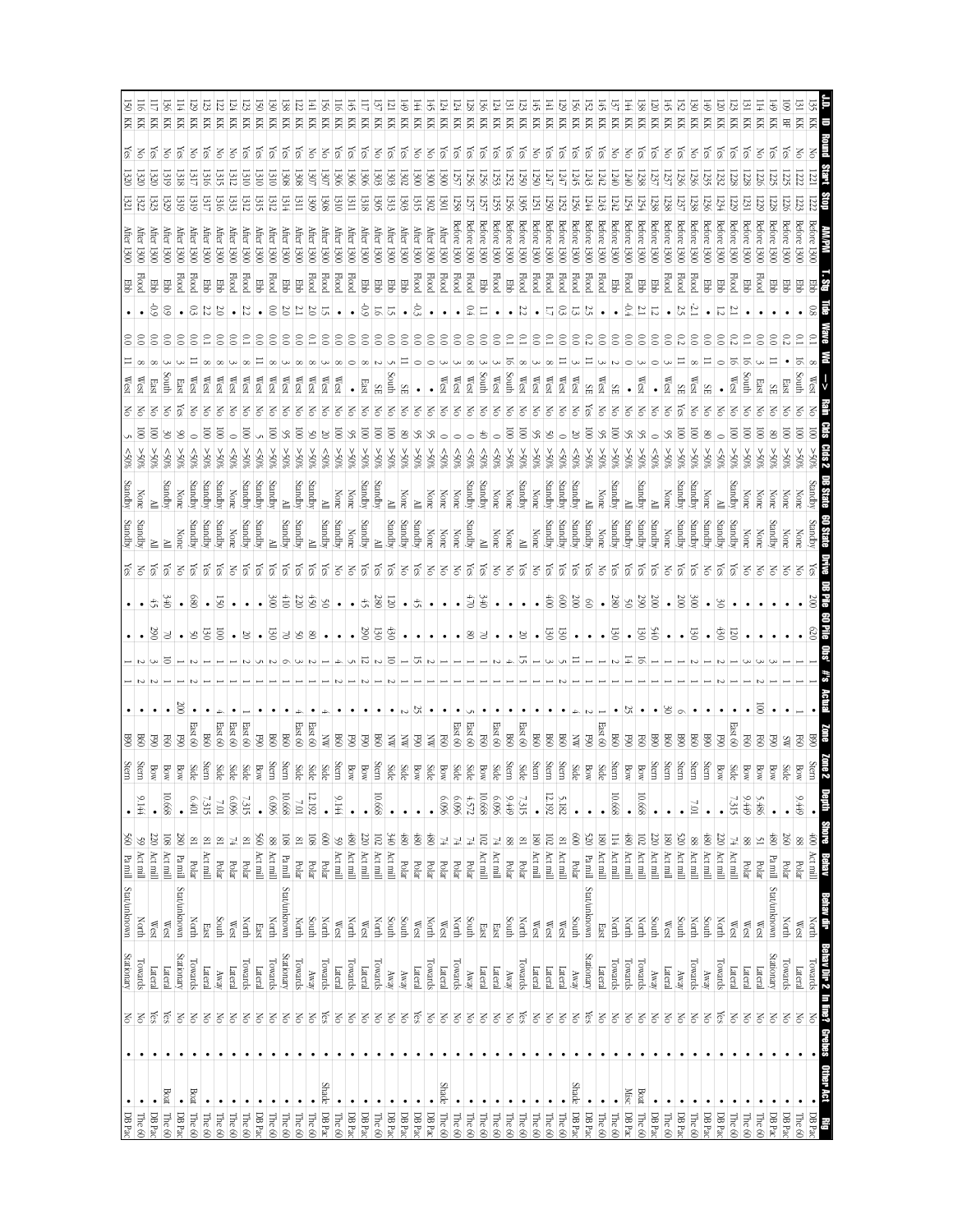| J.D. | ID | Round | Start | Stop | AM/PM | T. Stg | Tide | Wave | Wd | --> | Rain | Clds | Clds 2 | DB State | 60 State | Drive | DB Pile | 60 Pile | Obs' | #'s | Actual | Zone | Zone 2 | Depth | Shore | Behav | Behav dir | Behav Dir 2 | In line? | Grebes | Other Act | Rig |
|---|---|---|---|---|---|---|---|---|---|---|---|---|---|---|---|---|---|---|---|---|---|---|---|---|---|---|---|---|---|---|---|---|
| 135 | KK | No | 1221 | 1222 | Before 1300 | Ebb | 0.8 | 0.1 | 8 | West | No | 100 | >50% | Standby | Standby | Yes | 200 | 620 | 1 | 1 | • | B90 | Stern | • | 400 | Act mill | North | Towards | No | • | • | DB Pac |
| 131 | KK | No | 1222 | 1223 | Before 1300 | Ebb | • | 0.0 | 16 | South | No | 100 | >50% | None | None | No | • | • | 1 | 1 | 1 | F60 | Bow | 9.449 | 88 | Polar | West | Lateral | No | • | • | The 60 |
| 109 | BF | Yes | 1225 | 1226 | Before 1300 | Ebb | • | 0.2 | • | East | No | 100 | >50% | None | None | No | • | • | 1 | 1 | • | SW | Side | • | 260 | Polar | North | Towards | No | • | • | DB Pac |
| 149 | KK | Yes | 1225 | 1226 | Before 1300 | Ebb | • | 0.0 | 11 | SE | No | 80 | >50% | None | Standby | No | • | • | 3 | 1 | • | P90 | Bow | • | 480 | Pa mill | Stat/unknown | Stationary | No | • | • | DB Pac |
| 114 | KK | No | 1226 | 1229 | Before 1300 | Flood | • | 0.0 | 3 | East | No | 100 | >50% | None | Standby | No | • | • | 3 | 2 | 100 | F60 | Bow | 5.486 | 51 | Polar | West | Lateral | No | • | • | DB Pac |
| 131 | KK | Yes | 1228 | 1231 | Before 1300 | Ebb | • | 0.1 | 16 | South | No | 100 | >50% | None | None | No | • | • | 1 | 1 | • | F60 | Bow | 9.449 | 88 | Polar | West | Lateral | No | • | • | The 60 |
| 123 | KK | Yes | 1228 | 1229 | Before 1300 | Flood | 2.1 | 0.2 | 16 | West | No | 100 | >50% | Standby | None | No | • | 120 | 3 | 1 | • | East 60 | Side | 7.315 | 74 | Act mill | North | Lateral | No | • | • | The 60 |
| 120 | KK | Yes | 1232 | 1234 | Before 1300 | Ebb | 1.2 | 0.0 | 0 | • | No | 0 | <50% | All | Standby | Yes | 30 | 450 | 2 | 2 | • | P90 | Bow | • | 220 | Act mill | North | Towards | Yes | • | • | DB Pac |
| 149 | KK | Yes | 1235 | 1236 | Before 1300 | Ebb | • | 0.0 | 11 | SE | No | 80 | >50% | None | None | No | • | • | 1 | 1 | • | B90 | Stern | • | 480 | Act mill | South | Away | No | • | • | DB Pac |
| 130 | KK | No | 1236 | 1238 | Before 1300 | Flood | -2.1 | 0.0 | 8 | West | No | 100 | >50% | Standby | Standby | Yes | 300 | 130 | 2 | 1 | • | B60 | Stern | 7.01 | 88 | Act mill | North | Towards | No | • | • | The 60 |
| 152 | KK | Yes | 1236 | 1237 | Before 1300 | Flood | 2.5 | 0.2 | 11 | SE | Yes | 100 | >50% | Standby | Standby | Yes | 200 | • | 1 | 1 | 6 | B90 | Stern | • | 520 | Act mill | South | Away | No | • | • | DB Pac |
| 145 | KK | No | 1237 | 1238 | Before 1300 | Flood | • | 0.0 | 3 | West | No | 95 | >50% | None | None | No | • | • | 1 | 1 | 30 | B60 | Stern | • | 180 | Act mill | West | Lateral | No | • | • | The 60 |
| 120 | KK | Yes | 1237 | 1238 | Before 1300 | Ebb | 1.2 | 0.0 | 0 | • | No | 0 | <50% | All | Standby | Yes | 200 | 540 | 1 | 1 | • | B90 | Stern | • | 220 | Act mill | South | Away | No | • | • | DB Pac |
| 138 | KK | Yes | 1238 | 1254 | Before 1300 | Ebb | 2.1 | 0.0 | 3 | West | No | 95 | >50% | Standby | Standby | Yes | 290 | 150 | 16 | 1 | • | F60 | Bow | 10.668 | 102 | Act mill | North | Towards | No | • | Boat | DB Pac |
| 144 | KK | No | 1240 | 1254 | Before 1300 | Flood | -0.4 | 0.0 | 0 | • | No | 95 | >50% | All | Standby | Yes | 50 | • | 14 | 1 | 25 | P90 | Bow | • | 480 | Act mill | North | Towards | No | • | Misc. | DB Pac |
| 137 | KK | No | 1240 | 1242 | Before 1300 | Ebb | • | 0.0 | 2 | SE | No | 100 | >50% | Standby | Standby | Yes | 280 | 130 | 2 | 1 | • | B60 | Stern | 10.668 | 114 | Act mill | North | Towards | No | • | • | The 60 |
| 145 | KK | Yes | 1242 | 1243 | Before 1300 | Flood | • | 0.0 | 3 | West | No | 95 | >50% | None | None | No | • | • | 1 | 1 | 1 | East 60 | Side | • | 180 | Act mill | East | Lateral | No | • | • | The 60 |
| 156 | KK | Yes | 1243 | 1244 | Before 1300 | Flood | 2.5 | 0.2 | 11 | SE | Yes | 100 | >50% | All | Standby | Yes | 60 | • | 1 | 1 | 2 | P90 | Bow | • | 520 | Pa mill | Stat/unknown | Stationary | Yes | • | • | DB Pac |
| 156 | KK | Yes | 1245 | 1256 | Before 1300 | Flood | 1.3 | 0.0 | 3 | West | No | 20 | <50% | All | Standby | Yes | 200 | • | 11 | 1 | 4 | NW | Side | • | 600 | Polar | South | Away | No | • | Shade | DB Pac |
| 129 | KK | Yes | 1247 | 1252 | Before 1300 | Flood | 0.3 | 0.0 | 11 | West | No | 0 | <50% | Standby | Standby | Yes | 600 | 130 | 5 | 2 | • | B60 | Stern | 5.182 | 81 | Act mill | West | Lateral | No | • | • | The 60 |
| 141 | KK | Yes | 1247 | 1250 | Before 1300 | Flood | 1.7 | 0.0 | 8 | West | No | 50 | <50% | Standby | Standby | Yes | 400 | 130 | 3 | 1 | • | B60 | Stern | 12.192 | 102 | Act mill | West | Lateral | No | • | • | The 60 |
| 145 | KK | No | 1250 | 1251 | Before 1300 | Flood | • | 0.1 | 3 | West | No | 95 | >50% | None | None | No | • | • | 1 | 1 | • | B60 | Stern | • | 180 | Act mill | West | Lateral | No | • | • | The 60 |
| 123 | KK | Yes | 1250 | 1305 | Before 1300 | Flood | 2.2 | 0.0 | 8 | West | No | 100 | >50% | Standby | All | Yes | • | 20 | 15 | 1 | • | East 60 | Side | 7.315 | 81 | Polar | North | Towards | Yes | • | • | The 60 |
| 131 | KK | Yes | 1252 | 1256 | Before 1300 | Ebb | • | 0.1 | 16 | South | No | 100 | >50% | None | None | No | • | • | 4 | 1 | • | B60 | Stern | 9.449 | 88 | Polar | South | Away | No | • | • | The 60 |
| 124 | KK | Yes | 1253 | 1255 | Before 1300 | Flood | • | 0.0 | 3 | West | No | 0 | <50% | None | None | No | • | • | 2 | 1 | • | East 60 | Side | 6.096 | 74 | Act mill | East | Lateral | No | • | • | The 60 |
| 136 | KK | Yes | 1256 | 1257 | Before 1300 | Ebb | 1.1 | 0.0 | 3 | South | No | 40 | <50% | Standby | All | Yes | 340 | 70 | 1 | 1 | • | F60 | Bow | 10.668 | 102 | Act mill | South | Away | No | • | • | The 60 |
| 128 | KK | Yes | 1256 | 1257 | Before 1300 | Flood | 0.4 | 0.0 | 8 | West | No | 0 | <50% | Standby | Standby | Yes | 470 | 80 | 1 | 1 | 5 | East 60 | Side | 4.572 | 74 | Polar | East | Lateral | No | • | • | The 60 |
| 124 | KK | Yes | 1257 | 1258 | Before 1300 | Flood | • | 0.0 | 3 | West | No | 0 | <50% | None | None | No | • | • | 1 | 1 | • | East 60 | Side | 6.096 | 74 | Polar | North | Towards | No | • | Shade | The 60 |
| 124 | KK | Yes | 1300 | 1301 | After 1300 | Flood | • | 0.0 | 3 | West | No | 0 | <50% | None | None | No | • | • | 1 | 1 | • | F60 | Side | 6.096 | 74 | Polar | West | Lateral | No | • | • | The 60 |
| 145 | KK | No | 1300 | 1302 | After 1300 | Flood | • | 0.0 | 0 | • | No | 95 | >50% | None | None | No | • | • | 2 | 1 | • | NW | Side | • | 480 | Polar | North | Towards | No | • | • | DB Pac |
| 144 | KK | No | 1300 | 1315 | After 1300 | Flood | -0.3 | 0.0 | 0 | • | No | 95 | >50% | All | Standby | Yes | 45 | • | 15 | 1 | 25 | P90 | Bow | • | 480 | Polar | West | Lateral | Yes | • | • | DB Pac |
| 149 | KK | Yes | 1302 | 1303 | After 1300 | Ebb | • | 0.0 | 11 | SE | No | 80 | >50% | None | Standby | No | • | • | 1 | 1 | 2 | NW | Side | • | 480 | Polar | South | Away | No | • | • | DB Pac |
| 121 | KK | Yes | 1303 | 1313 | After 1300 | Ebb | 1.5 | 0.0 | 5 | South | No | 100 | >50% | All | Standby | Yes | 120 | 430 | 10 | 2 | • | NW | Side | • | 340 | Act mill | South | Away | No | • | • | DB Pac |
| 137 | KK | No | 1303 | 1305 | After 1300 | Ebb | 1.6 | 0.0 | 2 | SE | No | 100 | >50% | Standby | All | Yes | 280 | 130 | 2 | 1 | • | B60 | Stern | 10.668 | 102 | Act mill | North | Towards | No | • | • | The 60 |
| 117 | KK | Yes | 1306 | 1318 | After 1300 | Ebb | -0.9 | 0.0 | 8 | East | No | 100 | >50% | Standby | Standby | Yes | 45 | 290 | 12 | 2 | • | P90 | Bow | • | 220 | Act mill | West | Lateral | No | • | • | DB Pac |
| 145 | KK | Yes | 1306 | 1311 | After 1300 | Flood | • | 0.0 | 0 | • | No | 95 | >50% | None | None | No | • | • | 5 | 1 | • | P90 | Bow | • | 480 | Act mill | North | Towards | No | • | • | DB Pac |
| 156 | KK | No | 1306 | 1310 | After 1300 | Flood | • | 0.0 | 3 | West | No | 100 | >50% | None | Standby | No | • | • | 4 | 2 | • | B60 | Stern | 9.144 | 59 | Act mill | West | Lateral | No | • | • | The 60 |
| 156 | KK | No | 1307 | 1308 | After 1300 | Flood | 1.5 | 0.0 | 3 | West | No | 20 | <50% | All | Standby | Yes | 50 | • | 1 | 1 | 4 | NW | Side | • | 600 | Polar | North | Towards | Yes | • | Shade | DB Pac |
| 141 | KK | No | 1307 | 1309 | After 1300 | Flood | 2.0 | 0.1 | 8 | West | No | 50 | <50% | Standby | All | Yes | 450 | 80 | 2 | 1 | • | East 60 | Side | 12.192 | 108 | Polar | South | Away | No | • | • | The 60 |
| 122 | KK | Yes | 1308 | 1311 | After 1300 | Flood | 2.1 | 0.0 | 8 | West | No | 100 | >50% | Standby | Standby | Yes | 220 | 50 | 3 | 1 | • | East 60 | Side | 7.01 | 81 | Polar | North | Towards | No | • | • | The 60 |
| 138 | KK | Yes | 1308 | 1314 | After 1300 | Ebb | 2.0 | 0.0 | 3 | West | No | 95 | >50% | All | Standby | Yes | 410 | 70 | 6 | 1 | 4 | B60 | Stern | 10.668 | 108 | Pa mill | Stat/unknown | Stationary | No | • | • | The 60 |
| 130 | KK | Yes | 1310 | 1312 | After 1300 | Flood | 0.0 | 0.0 | 8 | West | No | 100 | >50% | Standby | All | Yes | 300 | 130 | 2 | 1 | • | B60 | Stern | 6.096 | 88 | Act mill | North | Towards | No | • | • | The 60 |
| 150 | KK | Yes | 1310 | 1315 | After 1300 | Ebb | • | 0.0 | 11 | West | No | 5 | <50% | Standby | Standby | Yes | • | • | 5 | 1 | • | P90 | Bow | • | 560 | Act mill | East | Lateral | No | • | • | DB Pac |
| 125 | KK | Yes | 1310 | 1312 | After 1300 | Flood | 2.2 | 0.0 | 8 | West | No | 100 | >50% | Standby | Standby | Yes | • | 20 | 2 | 1 | 1 | East 60 | Side | 7.315 | 81 | Polar | North | Towards | No | • | • | The 60 |
| 124 | KK | No | 1312 | 1313 | After 1300 | Flood | • | 0.0 | 3 | West | No | 0 | <50% | None | None | No | • | • | 1 | 1 | • | East 60 | Side | 6.096 | 74 | Polar | West | Lateral | No | • | • | The 60 |
| 122 | KK | No | 1315 | 1316 | After 1300 | Ebb | 2.0 | 0.0 | 8 | West | No | 100 | >50% | Standby | Standby | Yes | 150 | 100 | 1 | 1 | 4 | East 60 | Side | 7.01 | 81 | Polar | South | Away | No | • | • | The 60 |
| 123 | KK | Yes | 1316 | 1317 | After 1300 | Ebb | 2.2 | 0.1 | 8 | West | No | 100 | >50% | Standby | Standby | Yes | • | 130 | 1 | 1 | • | B60 | Stern | 7.315 | 81 | Act mill | East | Lateral | No | • | • | The 60 |
| 129 | KK | No | 1317 | 1319 | After 1300 | Flood | 0.3 | 0.0 | 11 | West | No | 0 | <50% | Standby | Standby | Yes | 680 | 50 | 2 | 2 | • | East 60 | Side | 6.401 | 81 | Polar | North | Towards | No | • | Boat | The 60 |
| 114 | KK | Yes | 1318 | 1319 | After 1300 | Flood | • | 0.0 | 3 | East | Yes | 90 | >50% | None | None | No | • | • | 1 | 1 | 200 | P90 | Bow | • | 280 | Pa mill | Stat/unknown | Stationary | No | • | • | DB Pac |
| 136 | KK | No | 1319 | 1329 | After 1300 | Ebb | 0.9 | 0.0 | 3 | South | No | 30 | <50% | Standby | All | Yes | 340 | 70 | 10 | 1 | • | F60 | Bow | 10.668 | 108 | Act mill | West | Lateral | Yes | • | Boat | The 60 |
| 117 | KK | Yes | 1320 | 1323 | After 1300 | Ebb | -0.9 | 0.0 | 8 | East | No | 100 | >50% | All | All | Yes | 45 | 290 | 3 | 2 | • | P90 | Bow | • | 220 | Act mill | West | Lateral | Yes | • | • | DB Pac |
| 116 | KK | No | 1320 | 1322 | After 1300 | Flood | • | 0.0 | 8 | West | No | 100 | >50% | None | Standby | No | • | • | 2 | 2 | • | B60 | Stern | 9.144 | 59 | Act mill | North | Towards | No | • | • | The 60 |
| 150 | KK | Yes | 1320 | 1321 | After 1300 | Ebb | • | 0.0 | 11 | West | No | 5 | <50% | Standby | Standby | Yes | • | • | 1 | 1 | • | B90 | Stern | • | 560 | Pa mill | Stat/unknown | Stationary | No | • | • | DB Pac |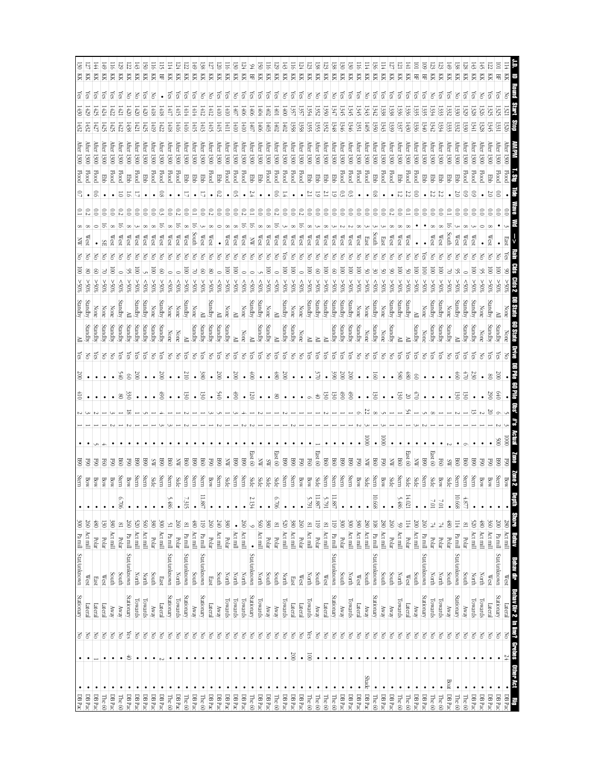| J.D. | ID | Round | Start | Stop | AM/PM | T. Stg | Tide | Wave | Wd | --> | Rain | Clds | Clds 2 | DB State | 60 State | Drive | DB Pile | 60 Pile | Obs' | #'s | Actual | Zone | Zone 2 | Depth | Shore | Behav | Behav dir | Behav Dir 2 | In line? | Grebes | Other Act | Rig |
|---|---|---|---|---|---|---|---|---|---|---|---|---|---|---|---|---|---|---|---|---|---|---|---|---|---|---|---|---|---|---|---|---|
| 114 | KK | No | 1321 | 1326 | After 1300 | Flood | • | 0.0 | 3 | East | Yes | 90 | >50% | None | None | No | • | • | 5 | 3 | 1000 | F90 | Bow | • | 280 | Act mill | West | Lateral | No | 24 | • | DB Pac |
| 101 | BF | Yes | 1325 | 1331 | After 1300 | Flood | 0.0 | 0.0 | • | • | Yes | 100 | >50% | All | Standby | Yes | 200 | 640 | 6 | 2 | 500 | B90 | Stern | • | 200 | Pa mill | Stat/unknown | Stationary | No | • | • | DB Pac |
| 122 | KK | Yes | 1325 | 1345 | After 1300 | Ebb | 2.0 | 0.0 | 8 | West | No | 100 | >50% | Standby | Standby | Yes | 80 | 290 | 20 | 1 | • | F90 | Bow | • | 360 | Act mill | West | Lateral | No | • | • | DB Pac |
| 145 | KK | No | 1326 | 1328 | After 1300 | Flood | • | 0.0 | 0 | • | No | 95 | >50% | None | None | No | • | • | 2 | 1 | • | F90 | Bow | • | 480 | Act mill | North | Towards | No | • | • | DB Pac |
| 143 | KK | Yes | 1328 | 1341 | After 1300 | Flood | 0.9 | 0.0 | 3 | West | No | 100 | >50% | Standby | Standby | Yes | 230 | • | 13 | 1 | • | B90 | Bow | • | 520 | Act mill | North | Towards | No | • | • | DB Pac |
| 128 | KK | Yes | 1329 | 1330 | After 1300 | Flood | 0.9 | 0.0 | 8 | West | No | 0 | <50% | Standby | Standby | Yes | 470 | 130 | 1 | 1 | 6 | B60 | Stern | 4.877 | 81 | Polar | South | Away | No | • | • | The 60 |
| 138 | KK | Yes | 1330 | 1332 | After 1300 | Ebb | 2.0 | 0.0 | 3 | West | No | 95 | >50% | Standby | All | Yes | 460 | 130 | 2 | 1 | • | B60 | Stern | 10.668 | 114 | Pa mill | Stat/unknown | Stationary | No | • | • | The 60 |
| 149 | KK | Yes | 1332 | 1333 | After 1300 | Ebb | • | 0.1 | 16 | South | No | 70 | >50% | None | Standby | No | • | • | 1 | 1 | 2 | SW | Side | • | 480 | Polar | South | Away | No | • | Boat | DB Pac |
| 123 | KK | Yes | 1333 | 1334 | After 1300 | Ebb | 2.2 | 0.0 | 8 | West | No | 100 | >50% | Standby | Standby | Yes | • | • | 1 | 1 | • | F60 | Bow | 7.01 | 74 | Polar | North | Towards | No | • | • | The 60 |
| 123 | KK | No | 1334 | 1342 | After 1300 | Ebb | 2.2 | 0.0 | 8 | West | No | 100 | >50% | Standby | Standby | Yes | • | • | 8 | 1 | • | East 60 | Side | 7.01 | 74 | Polar | North | Towards | No | • | • | The 60 |
| 109 | BF | Yes | 1335 | 1340 | After 1300 | Ebb | • | 0.0 | • | • | Yes | 100 | >50% | None | None | No | • | • | 5 | 2 | • | B90 | Stern | • | 260 | Pa mill | Stat/unknown | Stationary | No | • | • | DB Pac |
| 101 | BF | Yes | 1335 | 1336 | After 1300 | Flood | 0.0 | 0.0 | • | • | No | 100 | >50% | All | Standby | Yes | 60 | 470 | 2 | 3 | • | NW | Side | • | 200 | Act mill | South | Away | No | • | • | DB Pac |
| 141 | BF | Yes | 1336 | 1340 | After 1300 | Flood | 2.2 | 0.1 | 8 | West | No | 50 | >50% | Standby | All | Yes | 480 | 20 | 54 | 1 | • | East 60 | Side | 14.021 | 114 | Polar | West | Lateral | No | • | • | The 60 |
| 127 | KK | Yes | 1336 | 1337 | After 1300 | Ebb | 1.2 | 0.0 | 8 | West | No | 50 | >50% | Standby | All | Yes | 580 | 130 | 1 | 1 | • | B60 | Stern | 5.486 | 59 | Act mill | North | Towards | No | • | • | The 60 |
| 121 | KK | Yes | 1338 | 1339 | After 1300 | Flood | • | 0.2 | 8 | West | No | 90 | >50% | Standby | Standby | No | • | • | 1 | 1 | • | NW | Side | • | 260 | Polar | South | Away | No | • | • | DB Pac |
| 114 | KK | Yes | 1338 | 1343 | After 1300 | Flood | • | 0.0 | 3 | East | No | 50 | >50% | None | None | No | • | • | 5 | 3 | 1000 | F90 | Bow | • | 280 | Act mill | South | Away | No | • | • | DB Pac |
| 136 | KK | Yes | 1342 | 1350 | After 1300 | Ebb | 0.8 | 0.0 | 3 | South | No | 30 | <50% | Standby | Standby | Yes | 160 | 130 | 8 | 1 | • | B60 | Stern | 10.668 | 108 | Pa mill | Stat/unknown | Stationary | No | • | • | The 60 |
| 116 | KK | No | 1343 | 1405 | After 1300 | Flood | • | 0.0 | 3 | East | No | 50 | >50% | None | None | No | • | • | 22 | 3 | 1000 | NW | Side | • | 280 | Act mill | South | Away | No | • | Shade | DB Pac |
| 114 | KK | Yes | 1345 | 1351 | After 1300 | Flood | • | 0.0 | 8 | West | No | 100 | >50% | None | Standby | No | • | • | 6 | 2 | • | F90 | Bow | • | 380 | Act mill | West | Lateral | No | • | • | DB Pac |
| 130 | KK | Yes | 1345 | 1346 | After 1300 | Flood | 0.3 | 0.0 | 2 | West | No | 100 | >50% | Standby | Standby | Yes | 200 | 490 | 1 | 1 | • | B90 | Stern | • | 300 | Act mill | North | Towards | No | • | • | DB Pac |
| 130 | KK | Yes | 1345 | 1346 | After 1300 | Flood | • | 0.0 | 8 | West | No | 100 | >50% | Standby | Standby | Yes | 200 | 490 | 1 | 1 | • | B90 | Stern | • | 300 | Polar | South | Away | No | • | • | DB Pac |
| 138 | KK | No | 1347 | 1348 | After 1300 | Ebb | 1.9 | 0.0 | 3 | West | No | 60 | >50% | Standby | Standby | Yes | 390 | 130 | 1 | 1 | • | B60 | Stern | 11.887 | 119 | Pa mill | Stat/unknown | Stationary | No | • | • | The 60 |
| 123 | KK | Yes | 1350 | 1352 | After 1300 | Ebb | 2.1 | 0.0 | 8 | West | No | 100 | >50% | Standby | Standby | Yes | • | • | 2 | 1 | • | B60 | Stern | 5.791 | 81 | Act mill | West | Lateral | No | • | • | The 60 |
| 138 | KK | No | 1352 | 1353 | After 1300 | Ebb | 1.9 | 0.0 | 3 | West | No | 60 | >50% | Standby | Standby | Yes | 370 | 40 | 1 | 1 | 1 | East 60 | Side | 11.887 | 119 | Polar | South | Away | No | • | • | The 60 |
| 125 | KK | No | 1354 | 1355 | After 1300 | Ebb | 2.1 | 0.0 | 8 | West | No | 100 | >50% | Standby | All | Yes | • | 6 | 1 | 1 | • | F60 | Bow | 5.791 | 81 | Act mill | North | Towards | Yes | 100 | • | The 60 |
| 116 | KK | Yes | 1357 | 1358 | After 1300 | Flood | • | 0.2 | 16 | West | No | 0 | <50% | Standby | None | No | • | • | 1 | 1 | • | F90 | Bow | • | 260 | Polar | West | Lateral | No | • | • | DB Pac |
| 116 | KK | Yes | 1357 | 1358 | After 1300 | Flood | • | 0.0 | 8 | West | No | 100 | >50% | None | Standby | No | • | • | 1 | 2 | • | B90 | Stern | • | 380 | Act mill | East | Lateral | No | 200 | • | DB Pac |
| 143 | KK | No | 1400 | 1402 | After 1300 | Flood | 1.4 | 0.0 | 3 | West | Yes | 100 | >50% | Standby | Standby | Yes | 200 | • | 2 | 1 | • | B90 | Stern | • | 520 | Act mill | North | Towards | No | • | • | DB Pac |
| 129 | KK | Yes | 1401 | 1402 | After 1300 | Flood | 0.6 | 0.2 | 16 | West | No | 0 | <50% | All | All | Yes | 480 | 80 | 1 | 1 | • | East 60 | Side | 6.706 | 81 | Polar | South | Away | No | • | • | The 60 |
| 116 | KK | Yes | 1402 | 1403 | After 1300 | Flood | • | 0.0 | 8 | West | No | 100 | >50% | None | Standby | No | • | • | 1 | 1 | • | SW | Side | • | 380 | Polar | South | Away | No | • | • | DB Pac |
| 150 | KK | Yes | 1404 | 1406 | After 1300 | Ebb | • | 0.0 | 8 | West | No | 5 | <50% | None | Standby | Yes | • | • | 2 | 1 | • | NW | Side | • | 560 | Act mill | North | Towards | No | • | • | DB Pac |
| 94 | BF | Yes | 1406 | 1407 | After 1300 | Ebb | 2.4 | 0.1 | 16 | NW | No | 0 | <50% | Standby | All | Yes | 400 | 120 | 1 | 2 | • | East 60 | Side | 2.134 | 9 | • | Stat/unknown | Stationary | No | • | • | The 60 |
| 124 | KK | Yes | 1406 | 1410 | After 1300 | Flood | • | 0.2 | 16 | West | No | 0 | <50% | None | None | No | • | • | 4 | 2 | • | B90 | Stern | • | • | Act mill | North | Towards | No | • | • | DB Pac |
| 130 | KK | No | 1407 | 1410 | After 1300 | Flood | 0.5 | 0.0 | 8 | West | No | 100 | >50% | All | All | Yes | 200 | 490 | 3 | 1 | • | B90 | Stern | • | 260 | Act mill | North | Towards | No | • | • | DB Pac |
| 116 | KK | Yes | 1410 | 1411 | After 1300 | Flood | • | 0.0 | 8 | West | No | 100 | >50% | None | Standby | No | • | • | 1 | 1 | • | NW | Side | • | 380 | Polar | North | Towards | No | • | • | DB Pac |
| 130 | KK | Yes | 1410 | 1415 | After 1300 | Ebb | 0.0 | 0.0 | 0 | • | No | 0 | <50% | All | Standby | Yes | 200 | 540 | 5 | 2 | • | B90 | Stern | • | 380 | Act mill | South | Away | No | • | • | DB Pac |
| 120 | KK | Yes | 1410 | 1415 | After 1300 | Ebb | 0.2 | 0.0 | 0 | • | No | 0 | <50% | All | Standby | Yes | • | • | 3 | 1 | • | F90 | Bow | • | 240 | Act mill | South | Away | No | • | • | DB Pac |
| 127 | KK | No | 1412 | 1415 | After 1300 | Flood | 0.2 | 0.0 | 8 | West | No | 80 | >50% | Standby | Standby | Yes | • | • | 3 | 1 | • | F90 | Bow | • | 260 | Polar | East | Lateral | No | • | • | DB Pac |
| 138 | KK | No | 1412 | 1413 | After 1300 | Ebb | 1.7 | 0.0 | 3 | West | No | 60 | >50% | All | Standby | Yes | 380 | 130 | 1 | 1 | • | B60 | Stern | 11.887 | 119 | Pa mill | Stat/unknown | Stationary | No | • | • | The 60 |
| 149 | KK | Yes | 1414 | 1415 | After 1300 | Ebb | • | 0.1 | 16 | South | No | 70 | >50% | None | Standby | No | • | • | 1 | 1 | • | B90 | Stern | • | 480 | Act mill | South | Away | No | • | • | DB Pac |
| 124 | KK | Yes | 1415 | 1416 | After 1300 | Ebb | 1.7 | 0.0 | 8 | West | No | 100 | >50% | Standby | All | Yes | 210 | 130 | 2 | 2 | • | B60 | Stern | 7.315 | 81 | Pa mill | Stat/unknown | Stationary | No | • | • | The 60 |
| 124 | KK | Yes | 1415 | 1416 | After 1300 | Flood | • | 0.2 | 16 | West | No | 0 | <50% | None | None | No | • | • | 1 | 1 | • | NW | Side | • | 260 | Polar | North | Towards | No | • | • | DB Pac |
| 114 | KK | Yes | 1417 | 1418 | After 1300 | Flood | • | 0.0 | 8 | West | No | 0 | <50% | None | None | No | • | • | 1 | 3 | • | B60 | Stern | 5.486 | 51 | Pa mill | Stat/unknown | Stationary | No | • | • | DB Pac |
| 115 | BF | • | 1418 | 1422 | After 1300 | Flood | 0.8 | 0.3 | 16 | West | No | 60 | >50% | Standby | Standby | Yes | 200 | 490 | 4 | 3 | • | B90 | Stern | • | 300 | Act mill | East | Lateral | No | 2 | • | DB Pac |
| 116 | KK | No | 1418 | 1419 | After 1300 | Flood | • | 0.0 | 8 | West | No | 100 | >50% | None | Standby | No | • | • | 1 | 1 | • | SW | Side | • | 380 | Polar | South | Away | No | • | • | DB Pac |
| 116 | KK | No | 1418 | 1419 | After 1300 | Flood | • | 0.0 | 8 | West | No | 100 | >50% | None | Standby | No | • | • | 1 | 1 | • | SW | Side | • | 380 | Polar | South | Away | No | • | • | DB Pac |
| 150 | KK | Yes | 1420 | 1425 | After 1300 | Ebb | • | 0.0 | 8 | West | No | 5 | <50% | Standby | Standby | Yes | 200 | • | 5 | 1 | • | B90 | Stern | • | 560 | Act mill | North | Towards | No | • | • | DB Pac |
| 143 | KK | No | 1420 | 1421 | After 1300 | Flood | 1.7 | 0.0 | 3 | West | No | 100 | >50% | Standby | Standby | Yes | 200 | • | 1 | 1 | • | B90 | Stern | • | 520 | Act mill | North | Towards | No | • | • | DB Pac |
| 122 | KK | Yes | 1420 | 1438 | After 1300 | Ebb | 1.6 | 0.0 | 8 | West | No | 95 | >50% | All | Standby | Yes | 60 | 330 | 18 | 2 | • | F90 | Bow | • | 260 | Pa mill | Stat/unknown | Stationary | Yes | 40 | • | The 60 |
| 129 | KK | Yes | 1421 | 1422 | After 1300 | Flood | 1.0 | 0.2 | 16 | West | No | 0 | <50% | Standby | Standby | Yes | 540 | 80 | 1 | 1 | • | B60 | Stern | 6.706 | 81 | Polar | South | Away | No | • | • | The 60 |
| 116 | KK | Yes | 1422 | 1425 | After 1300 | Flood | • | 0.0 | 8 | West | No | 100 | >50% | None | Standby | No | • | • | 3 | 2 | • | F90 | Bow | • | 380 | Act mill | South | Away | No | • | • | DB Pac |
| 149 | KK | Yes | 1424 | 1425 | After 1300 | Ebb | • | 0.0 | 16 | SE | No | 70 | >50% | None | Standby | No | • | • | 1 | • | 4 | F60 | Bow | • | 130 | Polar | West | Lateral | No | • | • | The 60 |
| 144 | KK | Yes | 1425 | 1427 | After 1300 | Flood | 0.6 | 0.0 | 0 | • | No | 60 | >50% | None | Standby | Yes | • | • | 1 | 1 | 5 | F90 | Bow | • | 480 | Polar | East | Lateral | No | 1 | • | The 60 |
| 127 | KK | Yes | 1429 | 1432 | After 1300 | Flood | • | 0.2 | 8 | West | No | 80 | >50% | Standby | Standby | No | • | • | 3 | 1 | • | F90 | Bow | • | 260 | Act mill | West | Lateral | No | • | • | DB Pac |
| 130 | KK | Yes | 1430 | 1432 | After 1300 | Flood | 0.7 | 0.1 | 8 | West | No | 100 | >50% | Standby | All | Yes | 200 | 410 | 2 | 1 | • | B90 | Stern | • | 300 | Pa mill | Stat/unknown | Stationary | No | • | • | DB Pac |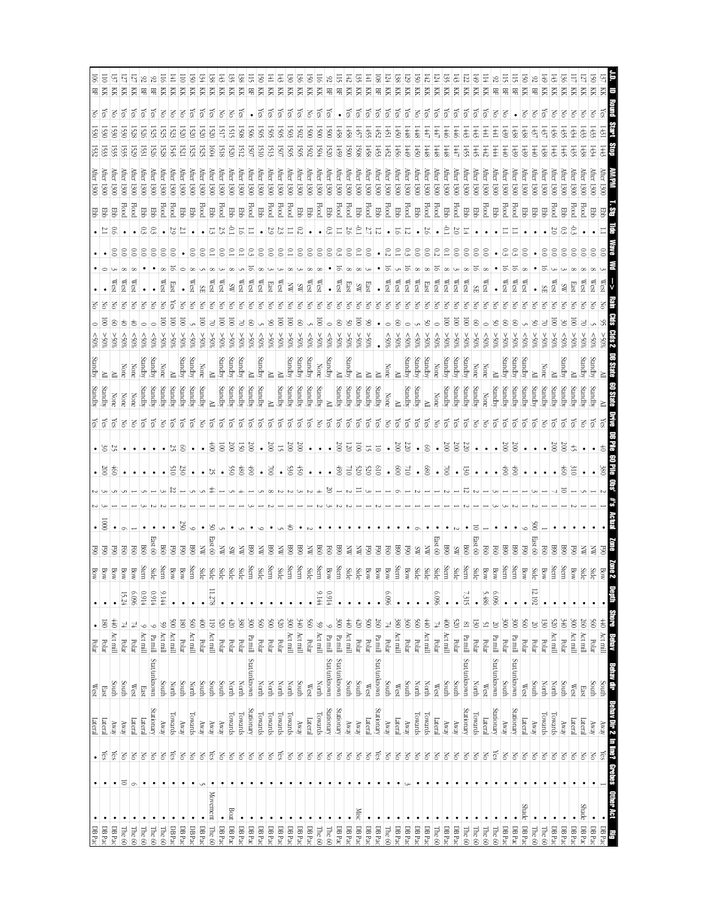| J.D. | ID | Round | Start | Stop | AM/PM | T. Stg | Tide | Wave | Wd | --> | Rain | Clds | Clds 2 | DB State | 60 State | Drive | DB Pile | 60 Pile | Obs' | #'s | Actual | Zone | Zone 2 | Depth | Shore | Behav | Behav dir | Behav Dir 2 | In line? | Grebes | Other Act | Rig |
|---|---|---|---|---|---|---|---|---|---|---|---|---|---|---|---|---|---|---|---|---|---|---|---|---|---|---|---|---|---|---|---|---|
| 137 | KK | Yes | 1431 | 1443 | After 1300 | Ebb | 1.1 | 0.0 | 3 | West | No | 95 | >50% | All | All | Yes | 40 | 380 | 2 | 1 | • | F90 | Bow | • | 440 | Act mill | South | Away | Yes | 1 | • | DB Pac |
| 150 | KK | No | 1431 | 1434 | After 1300 | Ebb | • | 0.0 | 8 | West | No | 5 | <50% | Standby | Standby | Yes | • | • | 1 | 1 | • | NW | Side | • | 560 | Polar | South | Away | No | • | • | DB Pac |
| 127 | KK | No | 1433 | 1438 | After 1300 | Flood | • | 0.0 | 8 | West | No | 70 | >50% | Standby | Standby | No | • | • | 5 | 1 | • | F90 | Bow | • | 260 | Act mill | East | Lateral | No | • | Shade | DB Pac |
| 117 | KK | No | 1434 | 1435 | After 1300 | Flood | -0.3 | 0.0 | 8 | East | No | 100 | >50% | All | Standby | Yes | 45 | 310 | 1 | 2 | • | F90 | Bow | • | 300 | Act mill | West | Lateral | No | • | • | DB Pac |
| 136 | KK | No | 1435 | 1445 | After 1300 | Ebb | 0.3 | 0.0 | 3 | SW | No | 30 | <50% | Standby | Standby | Yes | 200 | 460 | 10 | 1 | • | B90 | Stern | • | 340 | Polar | South | Away | No | • | • | DB Pac |
| 143 | KK | No | 1436 | 1443 | After 1300 | Flood | 2.0 | 0.0 | 3 | West | No | 100 | >50% | All | Standby | Yes | 200 | • | 7 | 1 | • | B90 | Stern | • | 520 | Act mill | South | Away | No | • | • | DB Pac |
| 149 | KK | Yes | 1437 | 1438 | After 1300 | Ebb | • | 0.0 | 16 | SE | No | 70 | >50% | All | Standby | No | • | • | 1 | 1 | • | F60 | Bow | • | 130 | Polar | North | Towards | No | • | • | The 60 |
| 92 | BF | No | 1437 | 1440 | After 1300 | Ebb | • | • | 8 | West | No | 50 | >50% | All | Standby | Yes | • | • | 3 | 2 | 500 | East 60 | Side | 12.192 | 20 | Polar | South | Away | No | • | • | The 60 |
| 150 | KK | No | 1438 | 1439 | After 1300 | Ebb | • | 0.0 | 8 | West | No | 50 | <50% | Standby | Standby | Yes | • | • | 1 | 1 | 9 | F90 | Bow | • | 560 | Polar | West | Lateral | No | • | Shade | DB Pac |
| 115 | BF | • | 1438 | 1439 | After 1300 | Flood | 1.1 | 0.3 | 16 | West | No | 60 | >50% | Standby | Standby | Yes | • | • | 1 | 2 | • | B90 | Stern | • | 300 | Pa mill | Stat/unknown | Stationary | No | • | • | DB Pac |
| 115 | BF | No | 1439 | 1440 | After 1300 | Flood | 1.1 | 0.3 | 16 | West | No | 60 | >50% | Standby | Standby | Yes | 200 | 490 | 1 | 1 | • | B90 | Stern | • | 300 | Polar | South | Away | No | • | • | DB Pac |
| 92 | BF | No | 1439 | 1441 | After 1300 | Ebb | • | • | • | • | No | 50 | >50% | All | Standby | Yes | • | • | 3 | 3 | • | F60 | Bow | 6.096 | 20 | Pa mill | Stat/unknown | Stationary | Yes | • | • | DB Pac |
| 114 | KK | Yes | 1441 | 1442 | After 1300 | Flood | • | 0.0 | 8 | West | No | 0 | <50% | None | None | No | • | • | 2 | 1 | • | F60 | Bow | 5.486 | 51 | Polar | West | Lateral | No | • | • | The 60 |
| 149 | KK | Yes | 1443 | 1445 | After 1300 | Ebb | • | 0.0 | 16 | SE | No | 60 | >50% | None | Standby | Yes | • | • | 2 | 1 | 1 | F60 | Side | • | 130 | Polar | North | Towards | No | • | • | The 60 |
| 122 | KK | Yes | 1443 | 1455 | After 1300 | Ebb | 1.4 | 0.0 | 8 | West | No | 100 | >50% | Standby | Standby | Yes | 220 | 130 | 12 | 2 | 10 | East 60 | Stern | 7.315 | 81 | Pa mill | Stat/unknown | Stationary | No | • | • | The 60 |
| 143 | KK | Yes | 1446 | 1447 | After 1300 | Flood | 2.0 | 0.0 | 3 | West | No | 100 | >50% | Standby | Standby | Yes | 200 | • | 1 | 1 | 2 | SW | Side | • | 520 | Polar | South | Away | No | • | • | DB Pac |
| 135 | KK | Yes | 1446 | 1448 | After 1300 | Ebb | -0.1 | 0.1 | 8 | West | No | 100 | >50% | Standby | Standby | Yes | 200 | 700 | 2 | 1 | • | B90 | Stern | • | 400 | Act mill | South | Away | No | • | • | DB Pac |
| 124 | KK | Yes | 1447 | 1448 | After 1300 | Flood | • | 0.2 | 16 | West | No | 0 | <50% | None | None | No | • | • | 1 | 1 | • | East 60 | Side | 6.096 | 74 | Polar | West | Lateral | No | • | • | The 60 |
| 142 | KK | Yes | 1447 | 1448 | After 1300 | Flood | 2.6 | • | 16 | West | No | 0 | >50% | None | All | Yes | 60 | 680 | 1 | 1 | • | NW | Side | • | 440 | Act mill | North | Towards | No | • | • | DB Pac |
| 150 | KK | No | 1448 | 1450 | After 1300 | Ebb | • | 0.0 | 8 | East | No | 50 | >50% | Standby | Standby | Yes | • | • | 1 | 1 | 6 | SW | Side | • | 560 | Polar | North | Towards | No | • | • | DB Pac |
| 130 | KK | No | 1448 | 1450 | After 1300 | Ebb | • | 0.0 | 8 | West | No | 5 | <50% | Standby | Standby | Yes | • | • | 2 | 1 | • | F90 | Bow | • | 560 | Polar | North | Towards | No | • | • | DB Pac |
| 129 | KK | Yes | 1449 | 1449 | After 1300 | Flood | 1.2 | 0.3 | 8 | West | No | 0 | <50% | Standby | Standby | Yes | 220 | 710 | 1 | 1 | • | F90 | Bow | • | 360 | Polar | South | Away | No | 3 | • | DB Pac |
| 138 | KK | Yes | 1450 | 1456 | After 1300 | Ebb | 1.6 | 0.1 | 5 | West | No | 60 | >50% | All | All | Yes | 200 | 600 | 6 | 1 | • | B90 | Stern | • | 380 | Act mill | West | Lateral | No | • | • | DB Pac |
| 124 | KK | Yes | 1451 | 1452 | After 1300 | Flood | • | 0.2 | 16 | West | No | • | <50% | None | None | Yes | • | • | 1 | 1 | • | F60 | Bow | 6.096 | 74 | Polar | South | Away | No | • | • | The 60 |
| 108 | BF | Yes | 1452 | 1453 | After 1300 | Ebb | 1.2 | • | • | • | No | • | • | All | Standby | Yes | 10 | 610 | 1 | 2 | • | F90 | Bow | • | 260 | Pa mill | Stat/unknown | Stationary | Yes | • | • | The 60 |
| 141 | KK | Yes | 1455 | 1458 | After 1300 | Flood | • | 0.0 | 3 | East | No | 90 | >50% | All | Standby | Yes | 15 | 520 | 3 | 1 | • | F90 | Bow | • | 500 | Polar | West | Lateral | No | • | • | DB Pac |
| 135 | KK | Yes | 1457 | 1508 | After 1300 | Ebb | -0.1 | 0.1 | 8 | SW | No | 100 | >50% | All | Standby | Yes | 100 | 520 | 11 | 1 | • | NW | Side | • | 420 | Polar | South | Away | No | • | Misc | DB Pac |
| 142 | KK | Yes | 1458 | 1500 | After 1300 | Flood | 2.6 | 0.0 | 8 | East | No | 50 | >50% | Standby | Standby | Yes | 120 | 710 | 2 | 1 | • | F90 | Bow | • | 440 | Act mill | South | Away | No | • | • | DB Pac |
| 115 | BF | • | 1458 | 1459 | After 1300 | Flood | 1.1 | 0.3 | 16 | West | No | 60 | >50% | All | Standby | Yes | 200 | 490 | 2 | 2 | • | B90 | Stern | • | 300 | Pa mill | Stat/unknown | Stationary | No | • | • | DB Pac |
| 92 | BF | No | 1500 | 1520 | After 1300 | Ebb | 0.3 | 0.0 | 8 | West | No | 0 | <50% | Standby | All | Yes | • | • | 20 | 3 | • | F60 | Bow | 0.914 | 9 | Pa mill | Stat/unknown | Stationary | No | • | • | The 60 |
| 116 | KK | No | 1500 | 1504 | After 1300 | Flood | • | 0.0 | 8 | West | No | 5 | <50% | None | Standby | No | • | • | 4 | 2 | • | B60 | Stern | 9.144 | 59 | Act mill | North | Towards | No | • | • | The 60 |
| 150 | KK | No | 1500 | 1502 | After 1300 | Flood | • | 0.0 | 8 | West | No | 5 | <50% | Standby | Standby | Yes | • | • | 2 | 1 | 2 | NW | Side | • | 560 | Polar | West | Lateral | No | • | • | DB Pac |
| 136 | KK | No | 1503 | 1505 | After 1300 | Ebb | 0.2 | 0.0 | 3 | SW | No | 60 | >50% | Standby | Standby | Yes | 200 | 450 | 3 | 1 | • | B90 | Stern | • | 340 | Act mill | South | Away | No | • | • | DB Pac |
| 130 | KK | Yes | 1503 | 1505 | After 1300 | Ebb | 1.1 | 0.1 | 8 | NW | No | 100 | >50% | Standby | Standby | Yes | 200 | 530 | 1 | 1 | 40 | B90 | Stern | • | 300 | Act mill | North | Towards | No | • | • | DB Pac |
| 143 | KK | Yes | 1505 | 1507 | After 1300 | Flood | 2.3 | 0.0 | 3 | West | No | 100 | >50% | All | Standby | Yes | 15 | • | 2 | 1 | • | NW | Side | • | 520 | Polar | North | Towards | Yes | • | • | DB Pac |
| 141 | KK | Yes | 1505 | 1513 | After 1300 | Flood | 2.9 | 0.0 | 3 | East | No | 90 | >50% | All | All | Yes | 200 | 700 | 8 | 2 | 5 | B90 | Stern | • | 500 | Polar | North | Towards | No | • | • | DB Pac |
| 150 | KK | Yes | 1505 | 1510 | After 1300 | Ebb | • | 0.0 | 8 | West | No | 5 | <50% | Standby | Standby | Yes | • | • | 1 | 1 | 9 | NW | Side | • | 560 | Polar | North | Towards | No | • | • | DB Pac |
| 115 | BF | • | 1506 | 1507 | After 1300 | Flood | 1.1 | 0.3 | 16 | West | No | 60 | >50% | All | Standby | Yes | 200 | 490 | 1 | 3 | • | B90 | Stern | • | 300 | Pa mill | Stat/unknown | Stationary | No | • | • | DB Pac |
| 138 | KK | Yes | 1508 | 1512 | After 1300 | Ebb | 1.6 | 0.1 | 5 | West | No | 70 | >50% | Standby | Standby | Yes | 150 | 480 | 4 | 1 | 5 | NW | Side | • | 380 | Polar | North | Towards | No | • | • | DB Pac |
| 135 | KK | No | 1515 | 1520 | After 1300 | Ebb | -0.1 | 0.1 | 8 | SW | No | 100 | >50% | Standby | Standby | Yes | 200 | 550 | 5 | 1 | • | SW | Side | • | 420 | Polar | North | Towards | No | • | Boat | DB Pac |
| 143 | KK | No | 1517 | 1518 | After 1300 | Flood | 2.5 | 0.0 | 3 | West | No | 100 | >50% | Standby | Standby | Yes | 100 | • | 1 | 1 | 5 | NW | Side | • | 520 | Polar | South | Away | No | • | • | DB Pac |
| 138 | KK | Yes | 1520 | 1604 | After 1300 | Ebb | 1.3 | 0.1 | 8 | West | No | 70 | >50% | All | All | Yes | 400 | 25 | 44 | 1 | 50 | East 60 | Side | 11.278 | 119 | Act mill | South | Away | Yes | • | Movement | The 60 |
| 134 | KK | Yes | 1520 | 1525 | After 1300 | Flood | • | 0.0 | 5 | SE | No | 100 | >50% | None | Standby | No | • | • | 1 | 1 | • | NW | Side | • | 400 | Polar | South | Away | No | 5 | • | DB Pac |
| 150 | KK | Yes | 1520 | 1525 | After 1300 | Ebb | • | 0.0 | 8 | West | No | 5 | <50% | Standby | Standby | Yes | • | • | 5 | 1 | 9 | B90 | Stern | • | 560 | Act mill | North | Towards | No | • | • | DB Pac |
| 110 | KK | No | 1521 | 1521 | After 1300 | Ebb | 2.1 | • | • | • | No | 100 | >50% | Standby | Standby | Yes | 60 | 230 | 1 | 2 | 250 | F90 | Bow | • | 180 | Polar | South | Away | No | • | • | DB Pac |
| 141 | KK | No | 1523 | 1545 | After 1300 | Flood | 2.9 | 0.0 | 16 | East | Yes | 100 | >50% | All | Standby | Yes | 25 | 510 | 22 | 1 | • | F90 | Bow | • | 500 | Act mill | North | Towards | Yes | • | • | DB Pac |
| 116 | KK | No | 1525 | 1528 | After 1300 | Flood | • | 0.0 | 8 | West | No | 100 | <50% | None | Standby | No | • | • | 1 | 1 | • | B60 | Stern | 9.144 | 59 | Act mill | South | Away | No | • | • | The 60 |
| 92 | BF | Yes | 1525 | 1526 | After 1300 | Ebb | 0.3 | 0.0 | • | • | No | 0 | <50% | Standby | Standby | Yes | • | • | 3 | 2 | • | East 60 | Side | 0.914 | 9 | Pa mill | Stat/unknown | Stationary | No | • | • | The 60 |
| 92 | BF | Yes | 1526 | 1531 | After 1300 | Ebb | 0.3 | 0.0 | • | • | No | 0 | <50% | Standby | Standby | Yes | • | • | 5 | 3 | • | B60 | Stern | 0.914 | 9 | Act mill | East | Lateral | No | • | • | The 60 |
| 127 | KK | Yes | 1528 | 1529 | After 1300 | Flood | • | 0.0 | 8 | West | No | 40 | <50% | None | None | No | • | • | 1 | 1 | • | F60 | Bow | 6.096 | 74 | Polar | West | Lateral | No | 6 | • | The 60 |
| 127 | KK | Yes | 1530 | 1535 | After 1300 | Flood | • | 0.0 | 8 | West | No | 40 | <50% | None | None | No | • | • | 5 | 1 | 6 | F60 | Bow | 15.24 | 74 | Polar | South | Away | No | 10 | • | The 60 |
| 137 | KK | No | 1530 | 1535 | After 1300 | Ebb | 0.6 | • | 3 | West | No | 60 | >50% | All | None | Yes | 25 | 460 | 5 | 1 | • | F90 | Bow | • | 440 | Polar | South | Away | Yes | • | • | DB Pac |
| 110 | KK | Yes | 1530 | 1533 | After 1300 | Ebb | 2.1 | • | 0 | • | No | 100 | >50% | All | Standby | Yes | 30 | 200 | 3 | 3 | 1000 | F90 | Bow | • | 180 | Polar | East | Lateral | Yes | • | • | DB Pac |
| 106 | BF | No | 1530 | 1532 | After 1300 | Ebb | • | • | • | • | No | 0 | <50% | Standby | Standby | Yes | • | • | 2 | 2 | • | F90 | Bow | • | • | Polar | West | Lateral | • | • | • | DB Pac |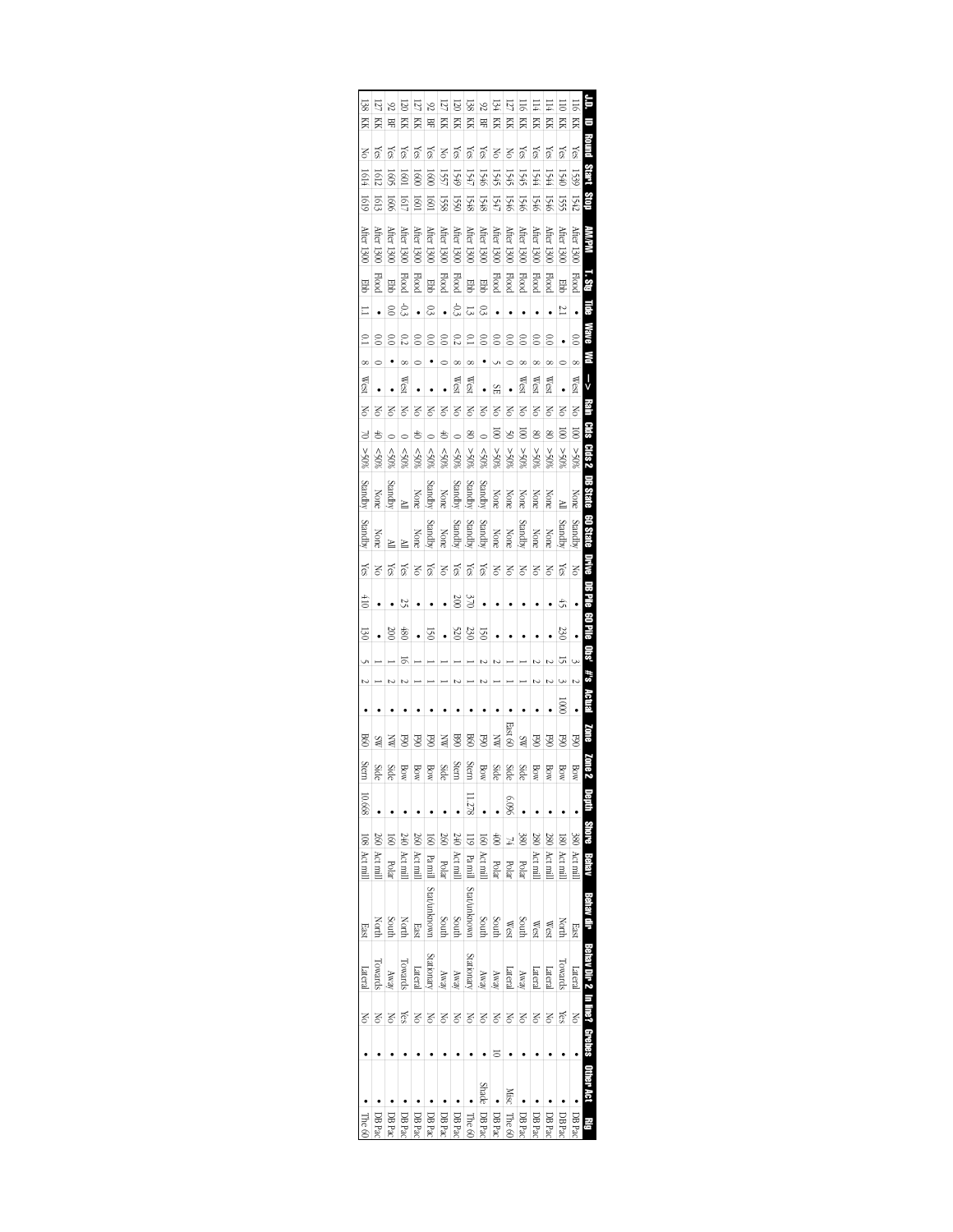| J.D. | ID | Round | Start | Stop | AM/PM | T. Stg | Tide | Wave | Wd | --> | Rain | Clds | Clds 2 | DB State | 60 State | Drive | DB Pile | 60 Pile | Obs' | #'s | Actual | Zone | Zone 2 | Depth | Shore | Behav | Behav dir | Behav Dir 2 | In line? | Grebes | Other Act | Rig |
|---|---|---|---|---|---|---|---|---|---|---|---|---|---|---|---|---|---|---|---|---|---|---|---|---|---|---|---|---|---|---|---|---|
| 116 | KK | Yes | 1539 | 1542 | After 1300 | Flood | • | 0.0 | 8 | West | No | 100 | >50% | None | Standby | No | • | • | 3 | 2 | • | B90 | Bow | • | 380 | Act mill | East | Lateral | No | • | • | DB Pac |
| 110 | KK | Yes | 1540 | 1555 | After 1300 | Ebb | 2.1 | • | 0 | • | No | 100 | >50% | All | Standby | Yes | 45 | 230 | 15 | 3 | 1000 | B90 | Bow | • | 180 | Act mill | North | Towards | Yes | • | • | DB Pac |
| 114 | KK | Yes | 1544 | 1546 | After 1300 | Flood | • | 0.0 | 8 | West | No | 80 | >50% | None | None | No | • | • | 2 | 2 | • | B90 | Bow | • | 280 | Act mill | West | Lateral | No | • | • | DB Pac |
| 114 | KK | Yes | 1544 | 1546 | After 1300 | Flood | • | 0.0 | 8 | West | No | 80 | >50% | None | None | No | • | • | 2 | 2 | • | B90 | Bow | • | 280 | Act mill | West | Lateral | No | • | • | DB Pac |
| 116 | KK | Yes | 1545 | 1546 | After 1300 | Flood | • | 0.0 | 8 | West | No | 100 | >50% | None | Standby | No | • | • | 1 | 1 | • | SW | Side | • | 380 | Polar | South | Away | No | • | • | DB Pac |
| 127 | KK | No | 1545 | 1546 | After 1300 | Flood | • | 0.0 | 0 | • | No | 50 | >50% | None | None | No | • | • | 1 | 1 | • | East 60 | Side | 6,096 | 74 | Polar | West | Lateral | No | • | Misc | The 60 |
| 134 | KK | No | 1545 | 1547 | After 1300 | Flood | • | 0.0 | 5 | SE | No | 100 | >50% | None | None | No | • | • | 2 | 1 | • | NW | Side | • | 400 | Polar | South | Away | No | 10 | • | DB Pac |
| 92 | BF | Yes | 1546 | 1548 | After 1300 | Ebb | 0.3 | 0.0 | • | • | No | 0 | <50% | Standby | Standby | Yes | • | 150 | 2 | 2 | • | B90 | Bow | • | 160 | Act mill | South | Away | No | • | Shade | DB Pac |
| 138 | KK | Yes | 1547 | 1548 | After 1300 | Ebb | 1.3 | 0.1 | 8 | West | No | 80 | >50% | Standby | Standby | Yes | 370 | 230 | 1 | 1 | • | B60 | Stern | 11,278 | 119 | Pa mill | Stat/unknown | Stationary | No | • | • | The 60 |
| 120 | KK | Yes | 1549 | 1550 | After 1300 | Flood | -0.3 | 0.2 | 8 | West | No | 0 | <50% | Standby | Standby | Yes | 200 | 520 | 1 | 2 | • | B90 | Stern | • | 240 | Act mill | South | Away | No | • | • | DB Pac |
| 127 | KK | No | 1557 | 1558 | After 1300 | Flood | • | 0.0 | 0 | • | No | 40 | <50% | None | None | No | • | • | 1 | 1 | • | NW | Side | • | 260 | Polar | South | Away | No | • | • | DB Pac |
| 92 | BF | Yes | 1600 | 1601 | After 1300 | Ebb | 0.3 | 0.0 | • | • | No | 0 | <50% | Standby | Standby | Yes | • | 150 | 1 | 1 | • | B90 | Bow | • | 160 | Pa mill | Stat/unknown | Stationary | No | • | • | DB Pac |
| 127 | KK | Yes | 1600 | 1601 | After 1300 | Flood | • | 0.0 | 0 | • | No | 40 | <50% | None | None | No | • | • | 1 | 1 | • | B90 | Bow | • | 260 | Act mill | East | Lateral | No | • | • | DB Pac |
| 120 | KK | Yes | 1601 | 1617 | After 1300 | Flood | -0.3 | 0.2 | 8 | West | No | 0 | <50% | All | All | Yes | 25 | 480 | 16 | 2 | • | B90 | Bow | • | 240 | Act mill | North | Towards | Yes | • | • | DB Pac |
| 92 | BF | Yes | 1605 | 1606 | After 1300 | Ebb | 0.0 | 0.0 | • | • | No | 0 | <50% | Standby | All | Yes | • | 200 | 1 | 2 | • | NW | Side | • | 160 | Polar | South | Away | No | • | • | DB Pac |
| 127 | KK | Yes | 1612 | 1613 | After 1300 | Flood | • | 0.0 | 0 | • | No | 40 | <50% | None | None | No | • | • | 1 | 1 | • | SW | Side | • | 260 | Act mill | North | Towards | No | • | • | DB Pac |
| 138 | KK | No | 1614 | 1619 | After 1300 | Ebb | 1.1 | 0.1 | 8 | West | No | 70 | >50% | Standby | Standby | Yes | 410 | 130 | 5 | 2 | • | B60 | Stern | 10,668 | 108 | Act mill | East | Lateral | No | • | • | The 60 |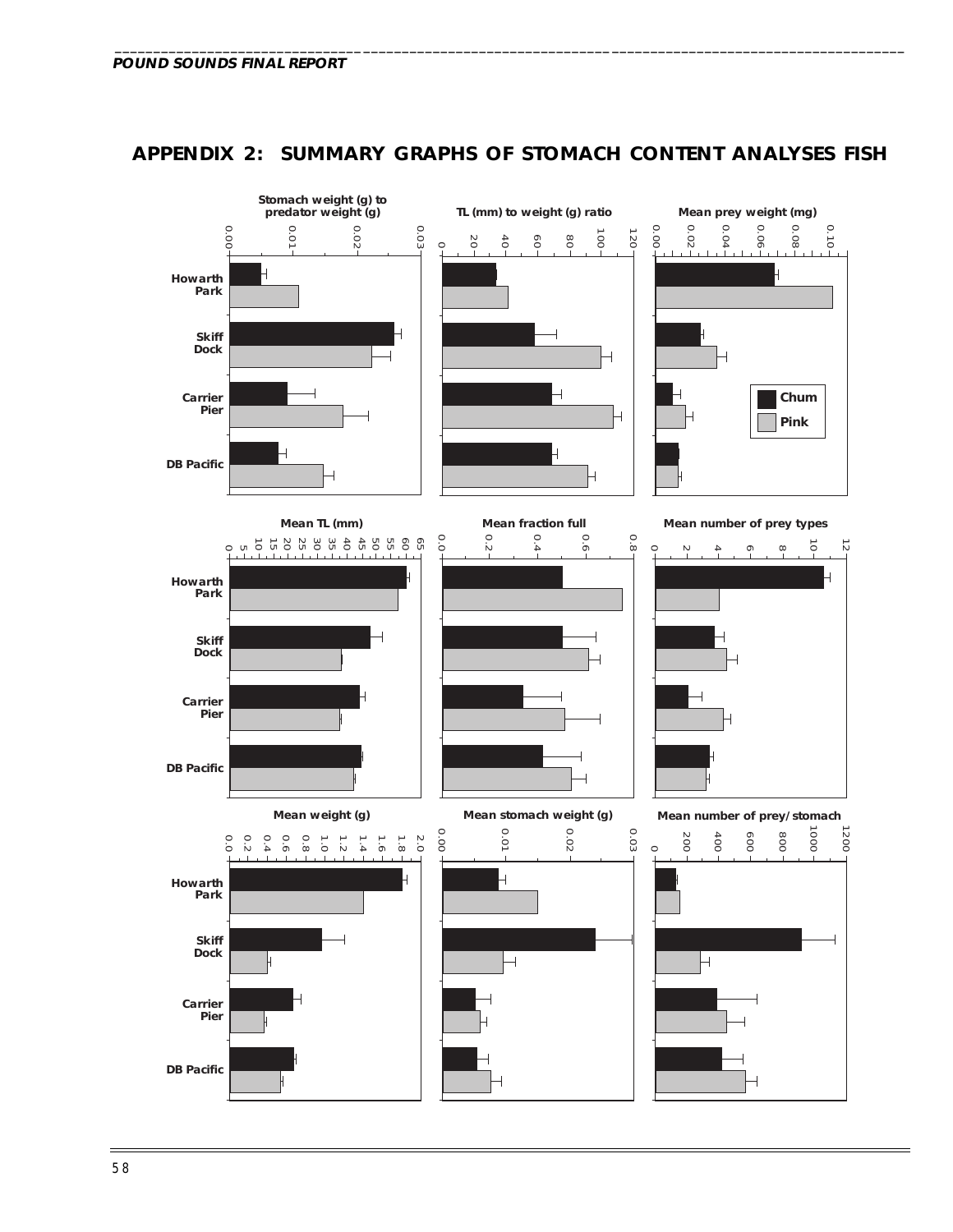# APPENDIX 2: SUMMARY GRAPHS OF STOMACH CONTENT ANALYSES FISH

Stomach weight (g) to predator weight (g)

0.00 0.01 0.02 0.03

TL (mm) to weight (g) ratio

0 20 40 60 80 100 120

Mean prey weight (mg)

0.00 0.02 0.04 0.06 0.08 0.10

Howarth Park

Skiff Dock

Carrier Pier

DB Pacific

Chum

Pink

Mean TL (mm)

0 5 10 15 20 25 30 35 40 45 50 55 60 65

Mean fraction full

0.0 0.2 0.4 0.6 0.8

Mean number of prey types

0 2 4 6 8 10 12

Howarth Park

Skiff Dock

Carrier Pier

DB Pacific

Mean weight (g)

0.0 0.2 0.4 0.6 0.8 1.0 1.2 1.4 1.6 1.8 2.0

Mean stomach weight (g)

0.00 0.01 0.02 0.03

Mean number of prey/stomach

0 200 400 600 800 1000 1200

Howarth Park

Skiff Dock

Carrier Pier

DB Pacific